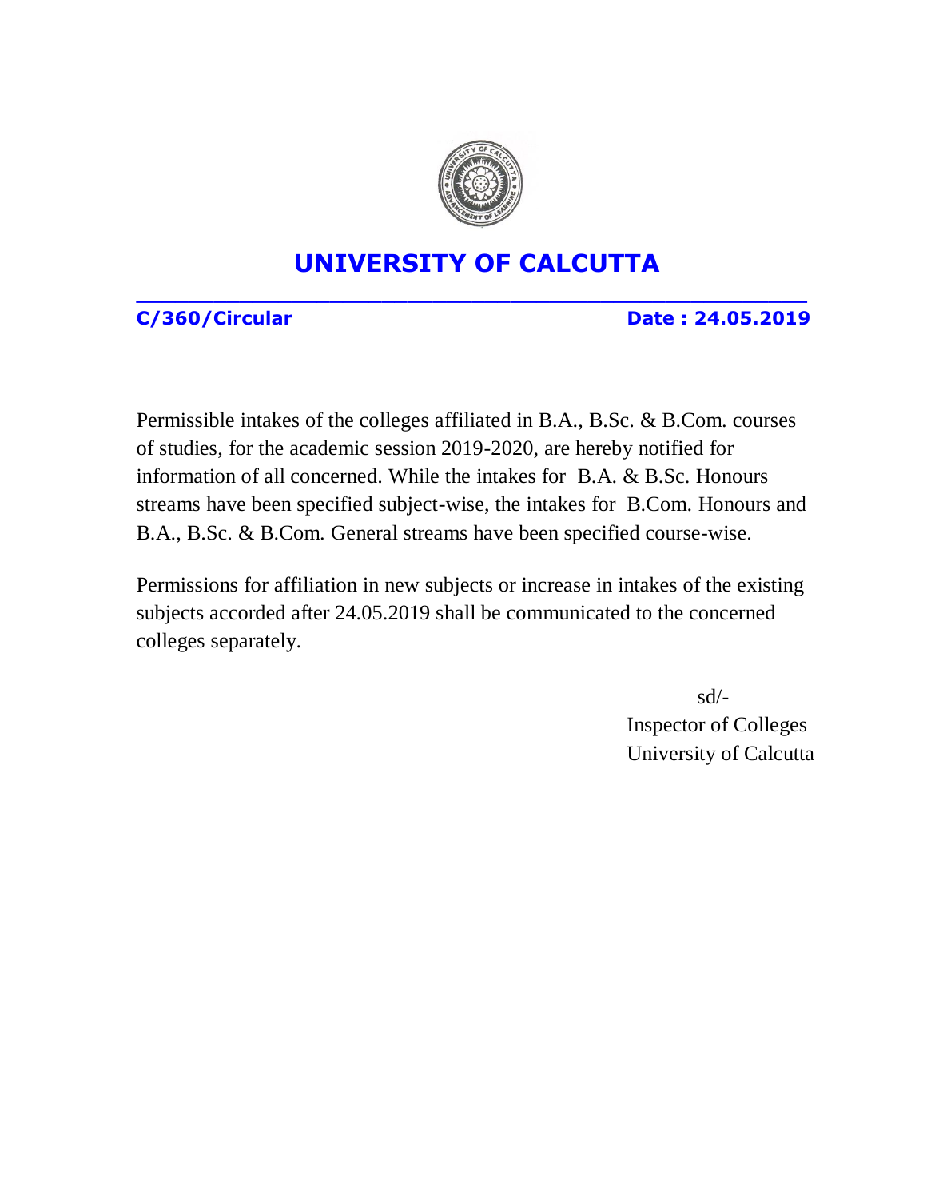# UNIVERSITY OF CALCUTTA

**C/360/Circular** **Date : 24.05.2019**

Permissible intakes of the colleges affiliated in B.A., B.Sc. & B.Com. courses of studies, for the academic session 2019-2020, are hereby notified for information of all concerned. While the intakes for B.A. & B.Sc. Honours streams have been specified subject-wise, the intakes for B.Com. Honours and B.A., B.Sc. & B.Com. General streams have been specified course-wise.

Permissions for affiliation in new subjects or increase in intakes of the existing subjects accorded after 24.05.2019 shall be communicated to the concerned colleges separately.

sd/-
Inspector of Colleges
University of Calcutta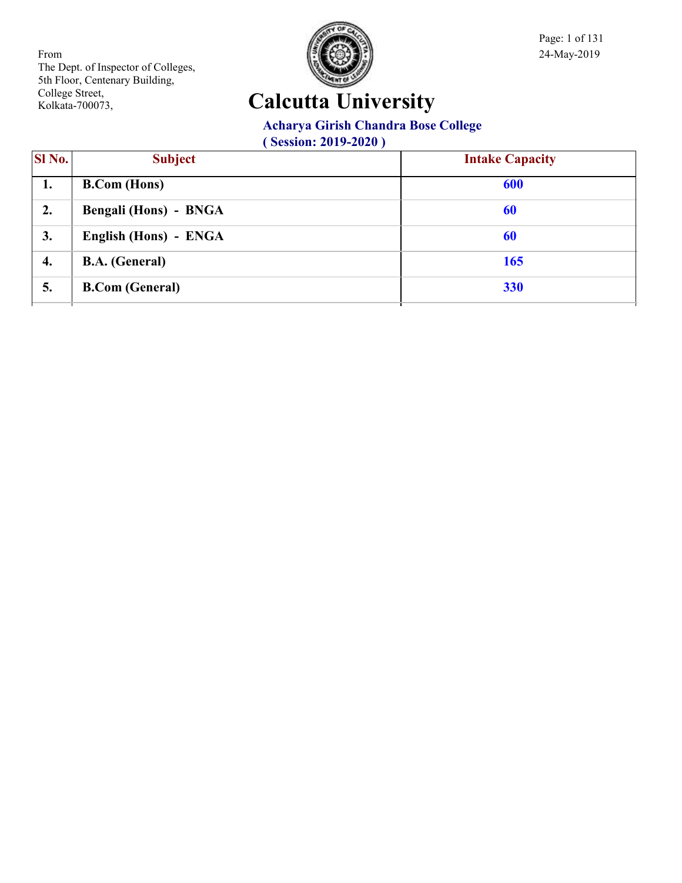From
The Dept. of Inspector of Colleges,
5th Floor, Centenary Building,
College Street,
Kolkata-700073,

24-May-2019

# Calcutta University

## Acharya Girish Chandra Bose College

**( Session: 2019-2020 )**

| Sl No. | Subject | Intake Capacity |
|---|---|---|
| 1. | B.Com (Hons) | 600 |
| 2. | Bengali (Hons) - BNGA | 60 |
| 3. | English (Hons) - ENGA | 60 |
| 4. | B.A. (General) | 165 |
| 5. | B.Com (General) | 330 |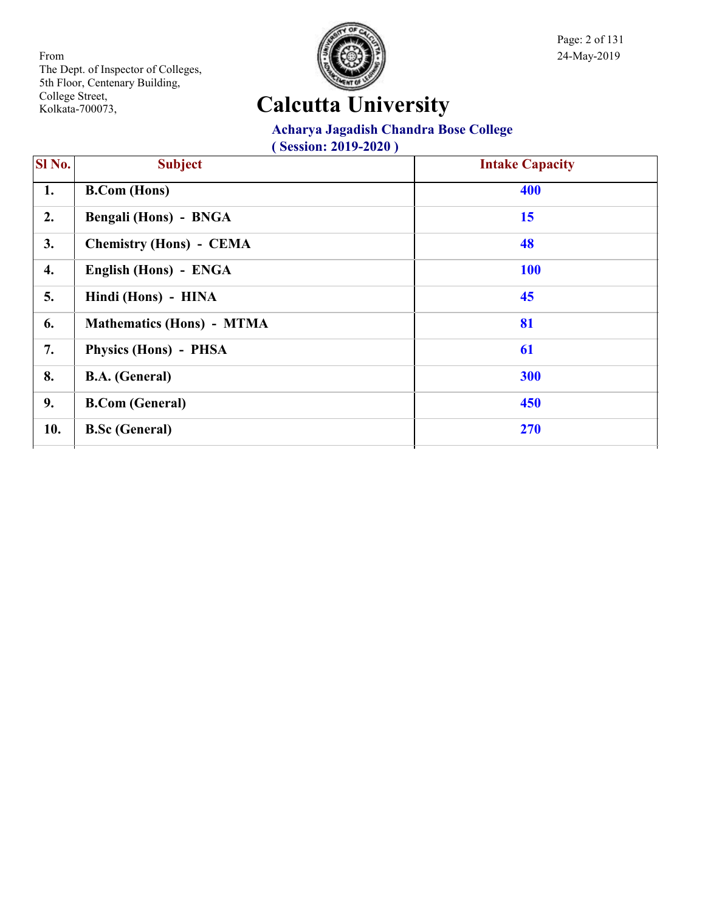From
The Dept. of Inspector of Colleges,
5th Floor, Centenary Building,
College Street,
Kolkata-700073,

24-May-2019

# Calcutta University

## Acharya Jagadish Chandra Bose College

**( Session: 2019-2020 )**

| Sl No. | Subject | Intake Capacity |
|---|---|---|
| 1. | B.Com (Hons) | 400 |
| 2. | Bengali (Hons) - BNGA | 15 |
| 3. | Chemistry (Hons) - CEMA | 48 |
| 4. | English (Hons) - ENGA | 100 |
| 5. | Hindi (Hons) - HINA | 45 |
| 6. | Mathematics (Hons) - MTMA | 81 |
| 7. | Physics (Hons) - PHSA | 61 |
| 8. | B.A. (General) | 300 |
| 9. | B.Com (General) | 450 |
| 10. | B.Sc (General) | 270 |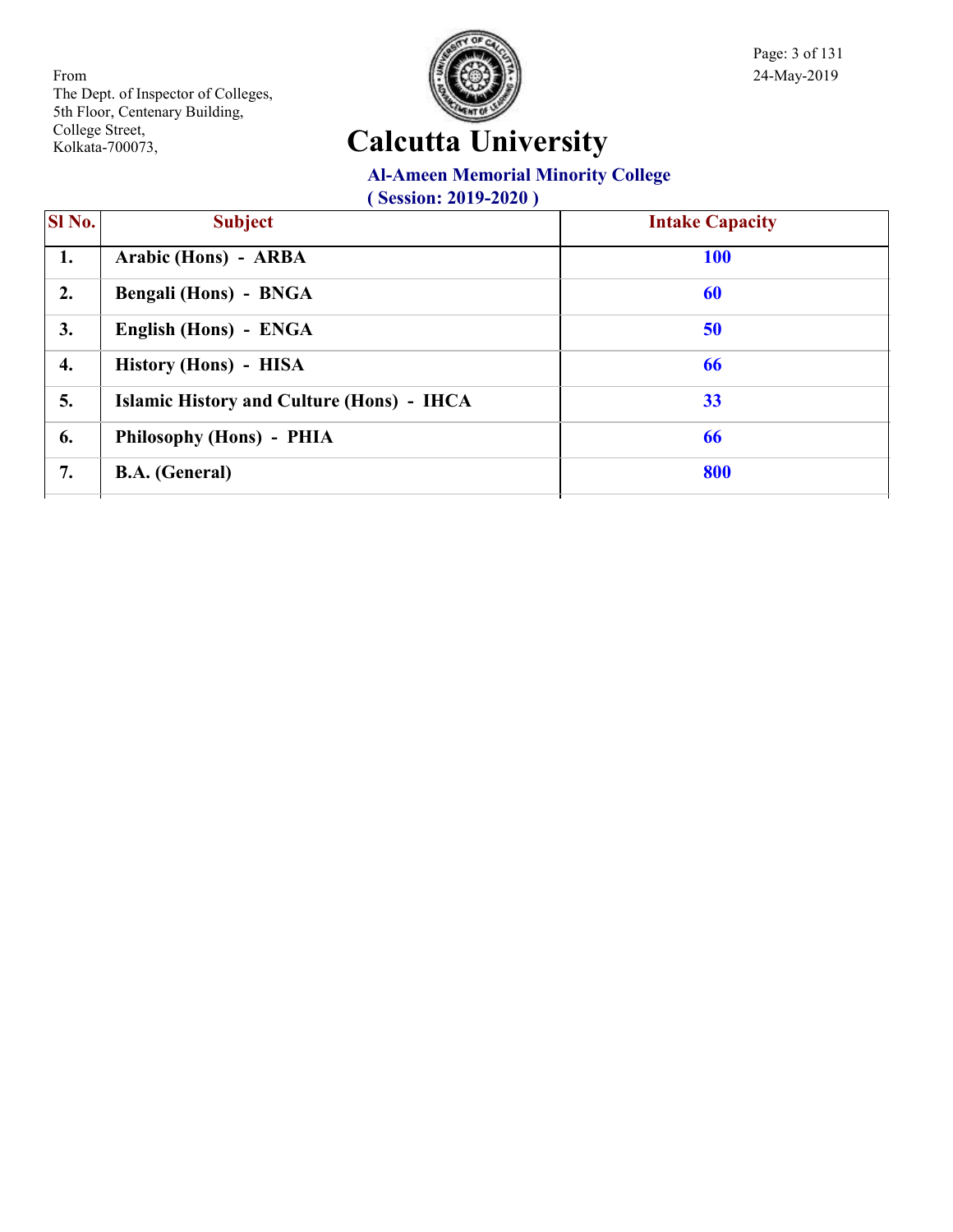From
The Dept. of Inspector of Colleges,
5th Floor, Centenary Building,
College Street,
Kolkata-700073,

24-May-2019

# Calcutta University

## Al-Ameen Memorial Minority College

### ( Session: 2019-2020 )

| Sl No. | Subject | Intake Capacity |
|---|---|---|
| 1. | Arabic (Hons) - ARBA | 100 |
| 2. | Bengali (Hons) - BNGA | 60 |
| 3. | English (Hons) - ENGA | 50 |
| 4. | History (Hons) - HISA | 66 |
| 5. | Islamic History and Culture (Hons) - IHCA | 33 |
| 6. | Philosophy (Hons) - PHIA | 66 |
| 7. | B.A. (General) | 800 |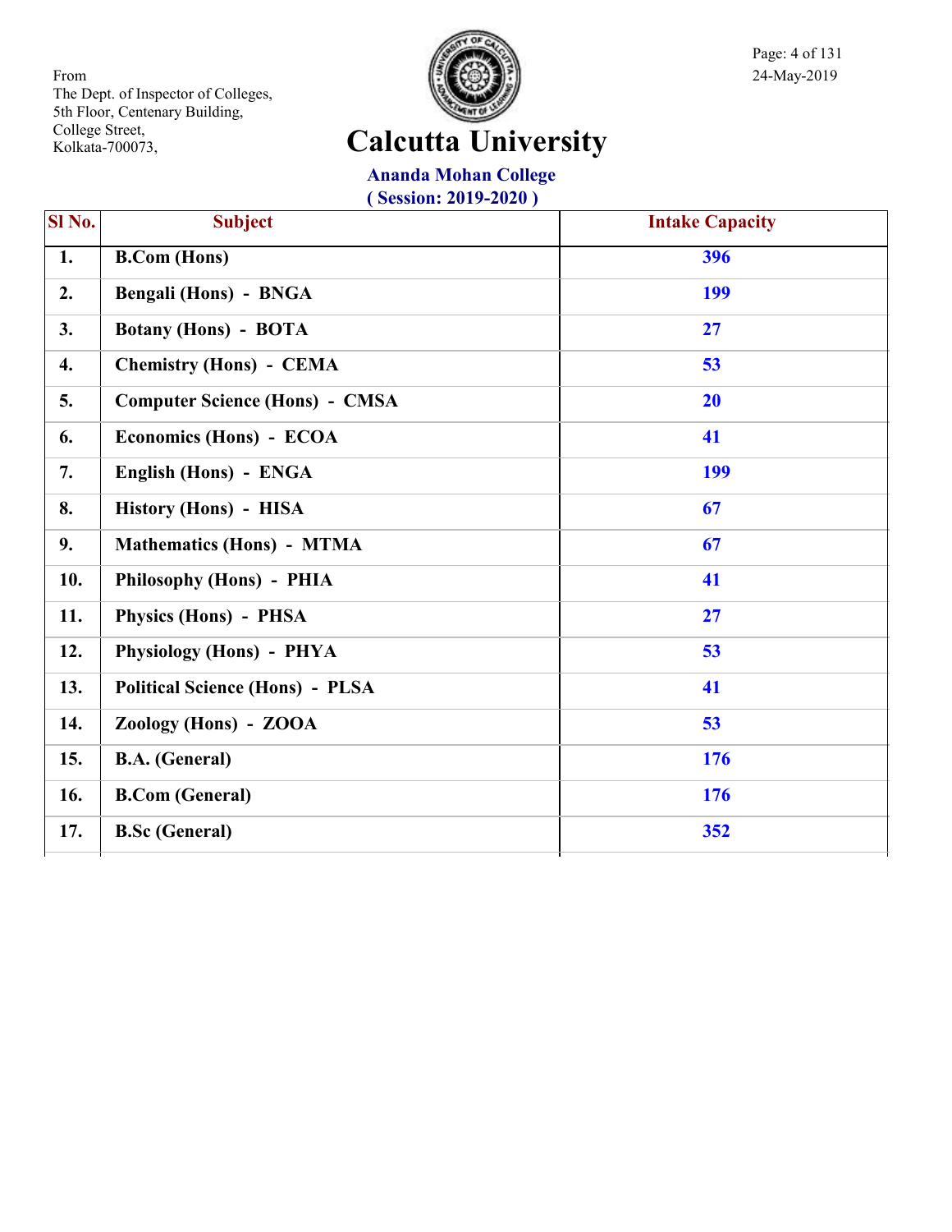From
The Dept. of Inspector of Colleges,
5th Floor, Centenary Building,
College Street,
Kolkata-700073,

24-May-2019

# Calcutta University

## Ananda Mohan College

### ( Session: 2019-2020 )

| Sl No. | Subject | Intake Capacity |
|---|---|---|
| 1. | B.Com (Hons) | 396 |
| 2. | Bengali (Hons) - BNGA | 199 |
| 3. | Botany (Hons) - BOTA | 27 |
| 4. | Chemistry (Hons) - CEMA | 53 |
| 5. | Computer Science (Hons) - CMSA | 20 |
| 6. | Economics (Hons) - ECOA | 41 |
| 7. | English (Hons) - ENGA | 199 |
| 8. | History (Hons) - HISA | 67 |
| 9. | Mathematics (Hons) - MTMA | 67 |
| 10. | Philosophy (Hons) - PHIA | 41 |
| 11. | Physics (Hons) - PHSA | 27 |
| 12. | Physiology (Hons) - PHYA | 53 |
| 13. | Political Science (Hons) - PLSA | 41 |
| 14. | Zoology (Hons) - ZOOA | 53 |
| 15. | B.A. (General) | 176 |
| 16. | B.Com (General) | 176 |
| 17. | B.Sc (General) | 352 |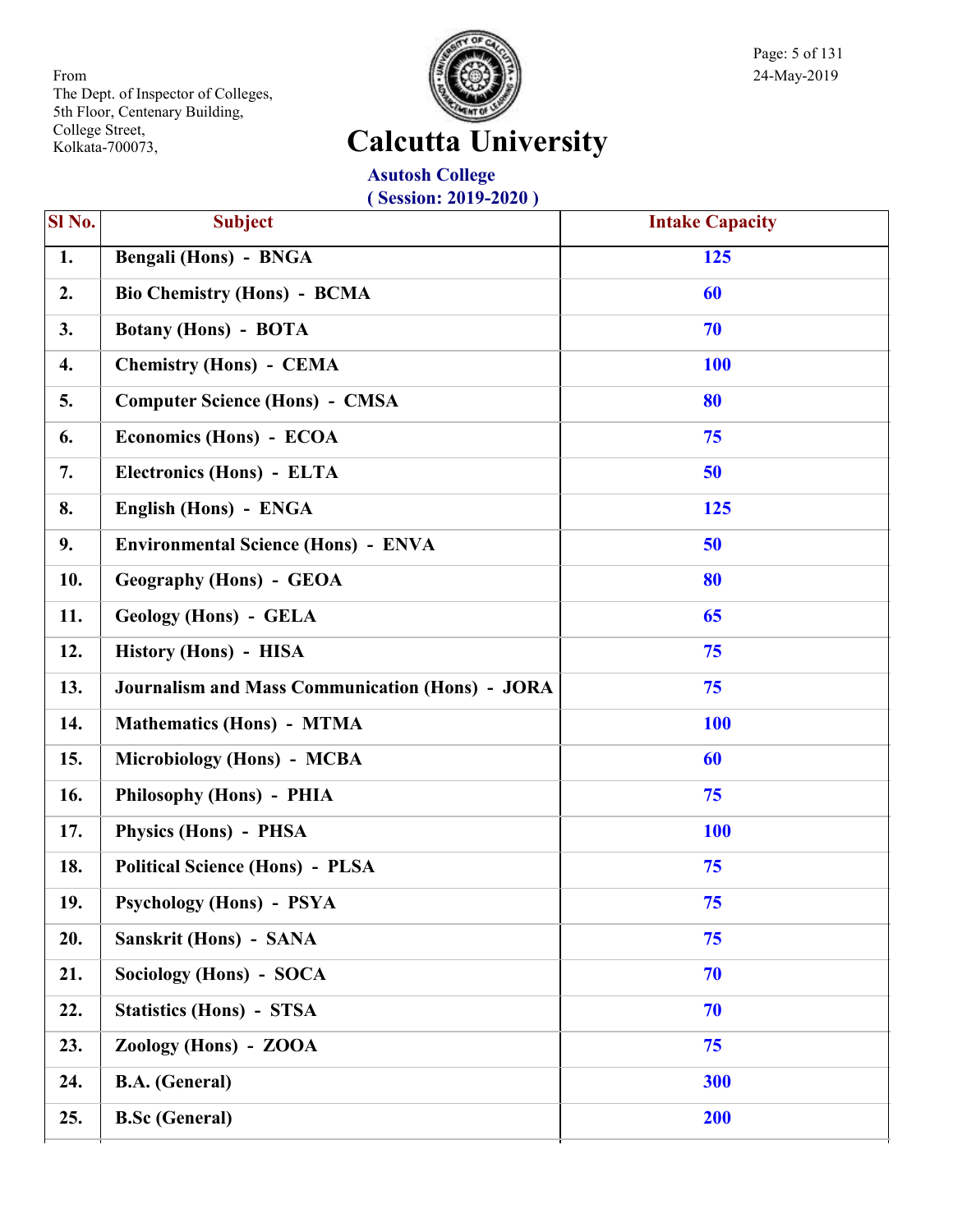From
The Dept. of Inspector of Colleges,
5th Floor, Centenary Building,
College Street,
Kolkata-700073,

24-May-2019

# Calcutta University

## Asutosh College

### ( Session: 2019-2020 )

| Sl No. | Subject | Intake Capacity |
|---|---|---|
| 1. | Bengali (Hons) - BNGA | 125 |
| 2. | Bio Chemistry (Hons) - BCMA | 60 |
| 3. | Botany (Hons) - BOTA | 70 |
| 4. | Chemistry (Hons) - CEMA | 100 |
| 5. | Computer Science (Hons) - CMSA | 80 |
| 6. | Economics (Hons) - ECOA | 75 |
| 7. | Electronics (Hons) - ELTA | 50 |
| 8. | English (Hons) - ENGA | 125 |
| 9. | Environmental Science (Hons) - ENVA | 50 |
| 10. | Geography (Hons) - GEOA | 80 |
| 11. | Geology (Hons) - GELA | 65 |
| 12. | History (Hons) - HISA | 75 |
| 13. | Journalism and Mass Communication (Hons) - JORA | 75 |
| 14. | Mathematics (Hons) - MTMA | 100 |
| 15. | Microbiology (Hons) - MCBA | 60 |
| 16. | Philosophy (Hons) - PHIA | 75 |
| 17. | Physics (Hons) - PHSA | 100 |
| 18. | Political Science (Hons) - PLSA | 75 |
| 19. | Psychology (Hons) - PSYA | 75 |
| 20. | Sanskrit (Hons) - SANA | 75 |
| 21. | Sociology (Hons) - SOCA | 70 |
| 22. | Statistics (Hons) - STSA | 70 |
| 23. | Zoology (Hons) - ZOOA | 75 |
| 24. | B.A. (General) | 300 |
| 25. | B.Sc (General) | 200 |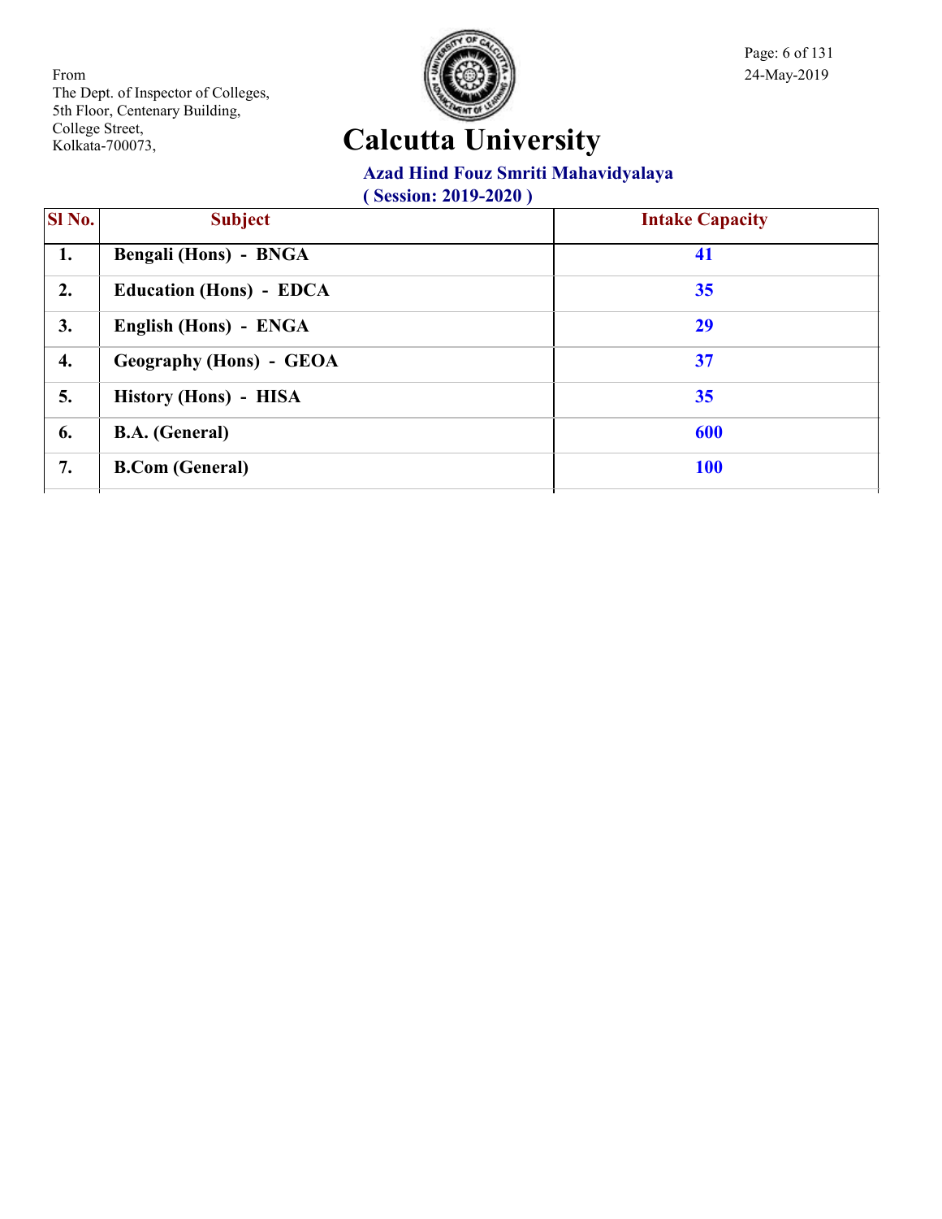From
The Dept. of Inspector of Colleges,
5th Floor, Centenary Building,
College Street,
Kolkata-700073,

24-May-2019

# Calcutta University

## Azad Hind Fouz Smriti Mahavidyalaya

**( Session: 2019-2020 )**

| Sl No. | Subject | Intake Capacity |
|---|---|---|
| 1. | Bengali (Hons) - BNGA | 41 |
| 2. | Education (Hons) - EDCA | 35 |
| 3. | English (Hons) - ENGA | 29 |
| 4. | Geography (Hons) - GEOA | 37 |
| 5. | History (Hons) - HISA | 35 |
| 6. | B.A. (General) | 600 |
| 7. | B.Com (General) | 100 |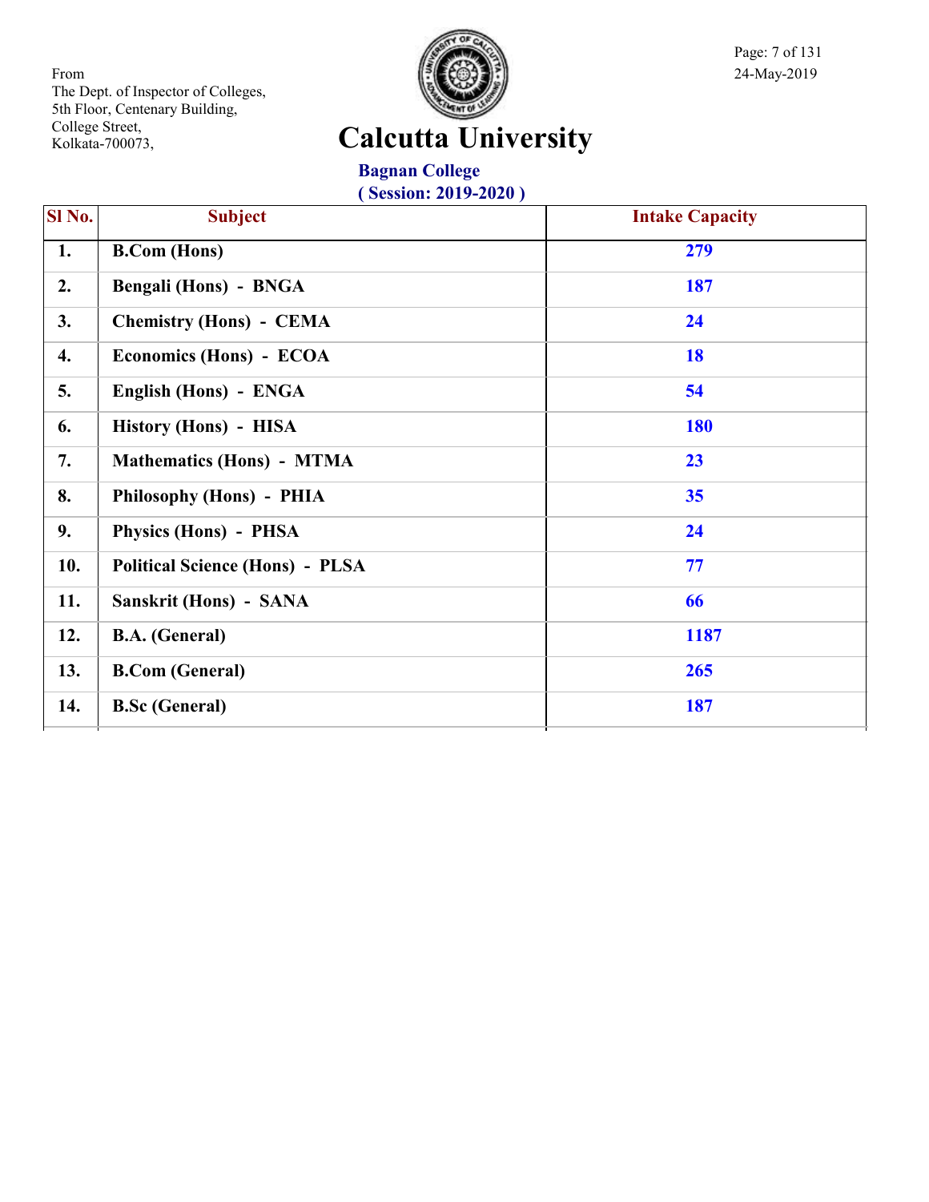From
The Dept. of Inspector of Colleges,
5th Floor, Centenary Building,
College Street,
Kolkata-700073,

24-May-2019

# Calcutta University

## Bagnan College
### ( Session: 2019-2020 )

| Sl No. | Subject | Intake Capacity |
|---|---|---|
| 1. | B.Com (Hons) | 279 |
| 2. | Bengali (Hons) - BNGA | 187 |
| 3. | Chemistry (Hons) - CEMA | 24 |
| 4. | Economics (Hons) - ECOA | 18 |
| 5. | English (Hons) - ENGA | 54 |
| 6. | History (Hons) - HISA | 180 |
| 7. | Mathematics (Hons) - MTMA | 23 |
| 8. | Philosophy (Hons) - PHIA | 35 |
| 9. | Physics (Hons) - PHSA | 24 |
| 10. | Political Science (Hons) - PLSA | 77 |
| 11. | Sanskrit (Hons) - SANA | 66 |
| 12. | B.A. (General) | 1187 |
| 13. | B.Com (General) | 265 |
| 14. | B.Sc (General) | 187 |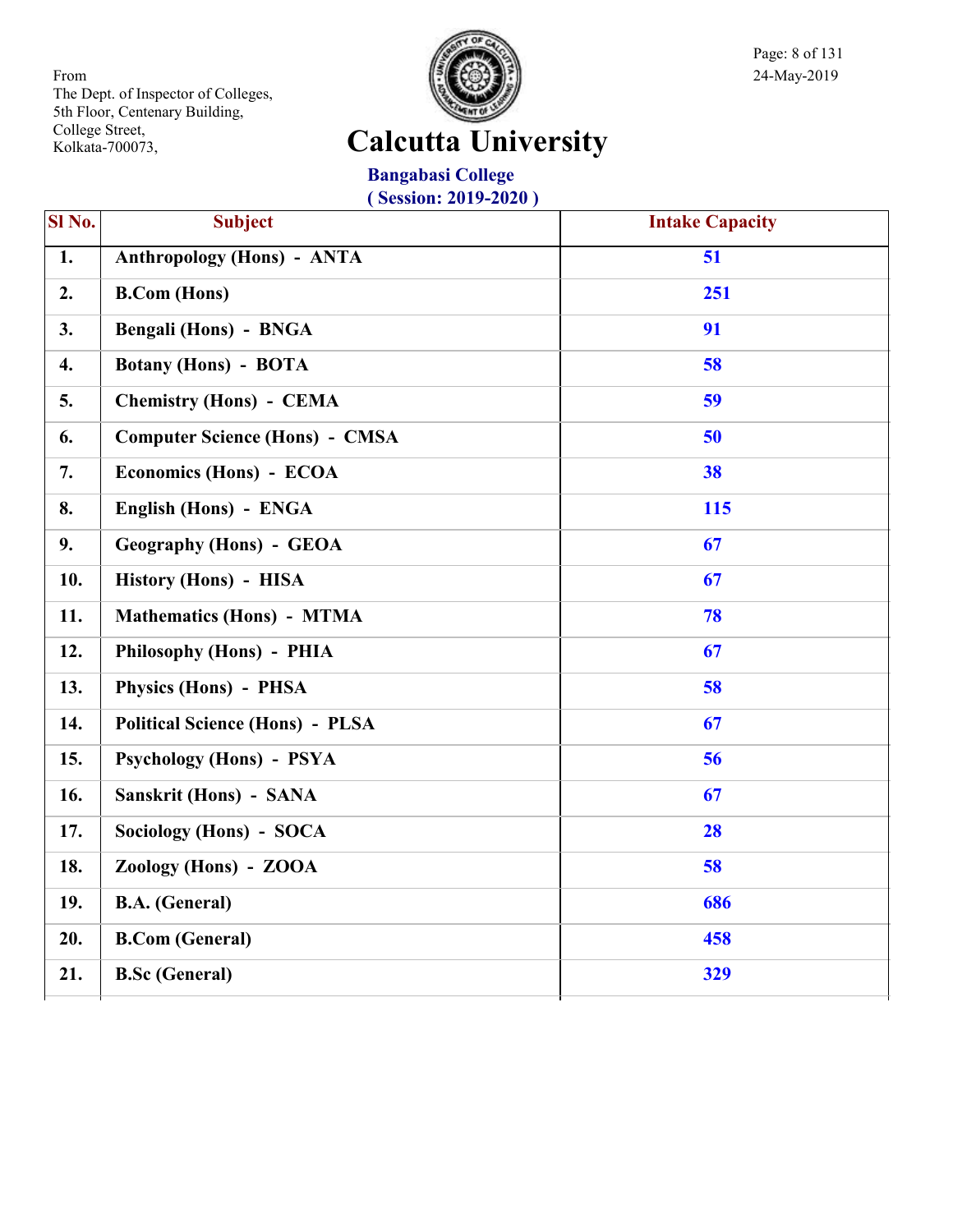From
The Dept. of Inspector of Colleges,
5th Floor, Centenary Building,
College Street,
Kolkata-700073,

24-May-2019

# Calcutta University

## Bangabasi College
### ( Session: 2019-2020 )

| Sl No. | Subject | Intake Capacity |
|---|---|---|
| 1. | Anthropology (Hons) - ANTA | 51 |
| 2. | B.Com (Hons) | 251 |
| 3. | Bengali (Hons) - BNGA | 91 |
| 4. | Botany (Hons) - BOTA | 58 |
| 5. | Chemistry (Hons) - CEMA | 59 |
| 6. | Computer Science (Hons) - CMSA | 50 |
| 7. | Economics (Hons) - ECOA | 38 |
| 8. | English (Hons) - ENGA | 115 |
| 9. | Geography (Hons) - GEOA | 67 |
| 10. | History (Hons) - HISA | 67 |
| 11. | Mathematics (Hons) - MTMA | 78 |
| 12. | Philosophy (Hons) - PHIA | 67 |
| 13. | Physics (Hons) - PHSA | 58 |
| 14. | Political Science (Hons) - PLSA | 67 |
| 15. | Psychology (Hons) - PSYA | 56 |
| 16. | Sanskrit (Hons) - SANA | 67 |
| 17. | Sociology (Hons) - SOCA | 28 |
| 18. | Zoology (Hons) - ZOOA | 58 |
| 19. | B.A. (General) | 686 |
| 20. | B.Com (General) | 458 |
| 21. | B.Sc (General) | 329 |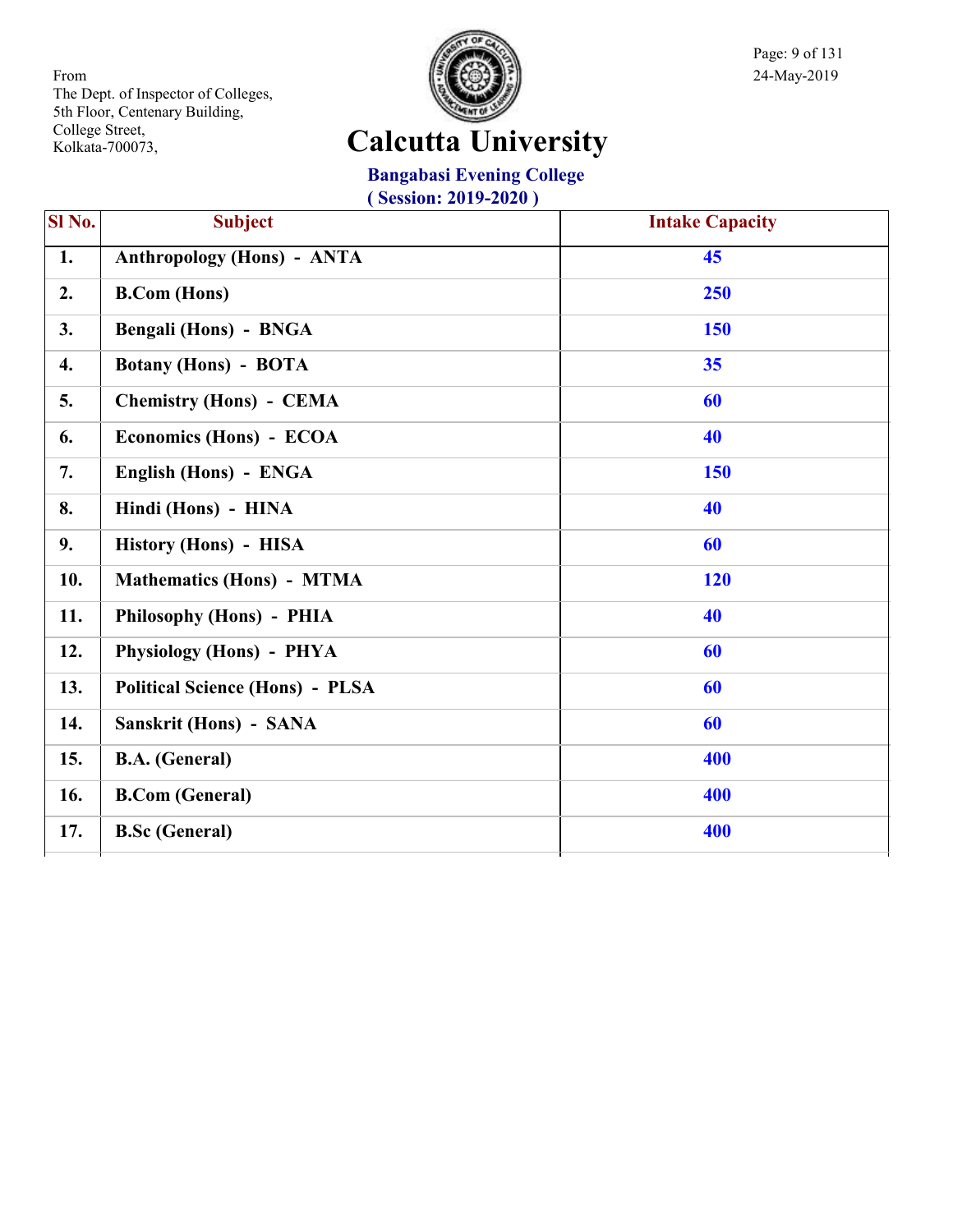From
The Dept. of Inspector of Colleges,
5th Floor, Centenary Building,
College Street,
Kolkata-700073,

24-May-2019

# Calcutta University

## Bangabasi Evening College

### ( Session: 2019-2020 )

| Sl No. | Subject | Intake Capacity |
|---|---|---|
| 1. | Anthropology (Hons) - ANTA | 45 |
| 2. | B.Com (Hons) | 250 |
| 3. | Bengali (Hons) - BNGA | 150 |
| 4. | Botany (Hons) - BOTA | 35 |
| 5. | Chemistry (Hons) - CEMA | 60 |
| 6. | Economics (Hons) - ECOA | 40 |
| 7. | English (Hons) - ENGA | 150 |
| 8. | Hindi (Hons) - HINA | 40 |
| 9. | History (Hons) - HISA | 60 |
| 10. | Mathematics (Hons) - MTMA | 120 |
| 11. | Philosophy (Hons) - PHIA | 40 |
| 12. | Physiology (Hons) - PHYA | 60 |
| 13. | Political Science (Hons) - PLSA | 60 |
| 14. | Sanskrit (Hons) - SANA | 60 |
| 15. | B.A. (General) | 400 |
| 16. | B.Com (General) | 400 |
| 17. | B.Sc (General) | 400 |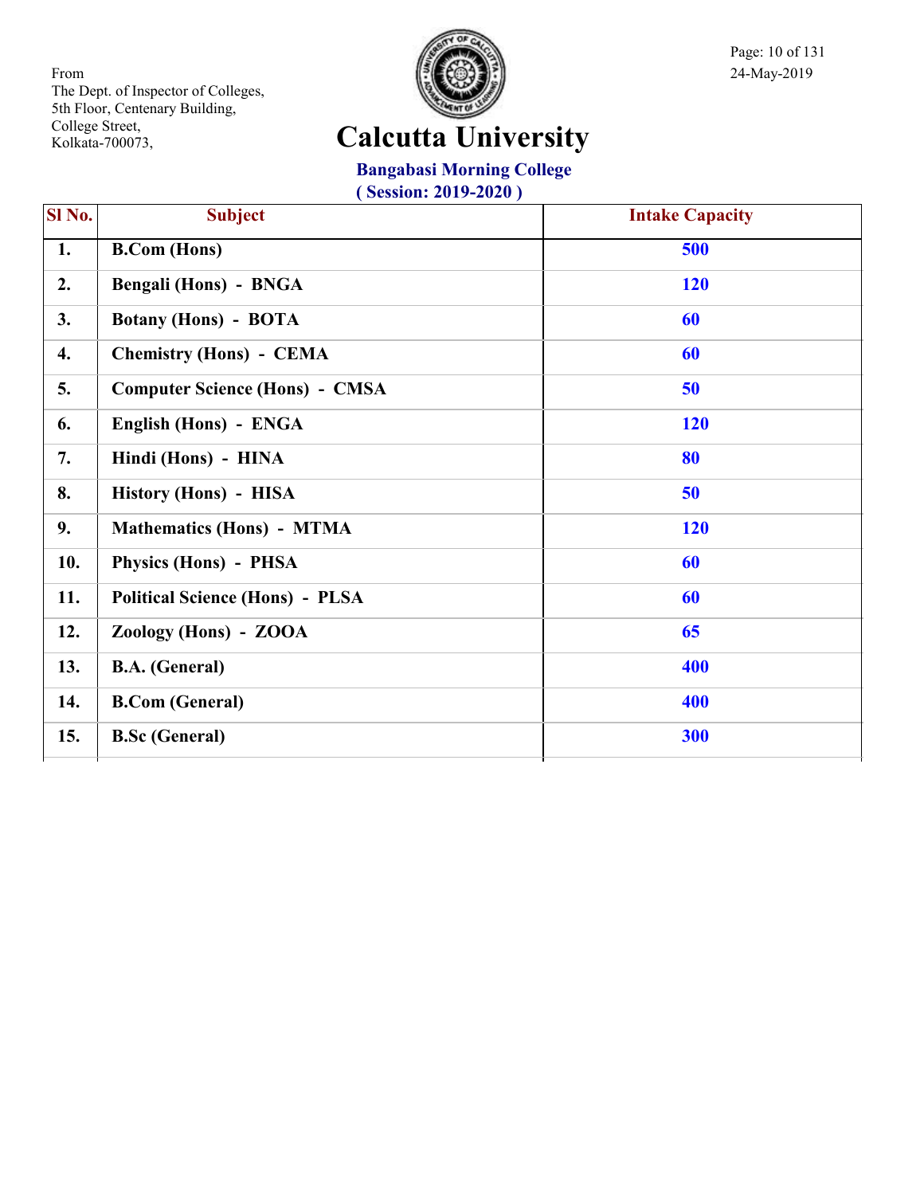From
The Dept. of Inspector of Colleges,
5th Floor, Centenary Building,
College Street,
Kolkata-700073,

24-May-2019

# Calcutta University

## Bangabasi Morning College

**( Session: 2019-2020 )**

| Sl No. | Subject | Intake Capacity |
|---|---|---|
| 1. | B.Com (Hons) | 500 |
| 2. | Bengali (Hons) - BNGA | 120 |
| 3. | Botany (Hons) - BOTA | 60 |
| 4. | Chemistry (Hons) - CEMA | 60 |
| 5. | Computer Science (Hons) - CMSA | 50 |
| 6. | English (Hons) - ENGA | 120 |
| 7. | Hindi (Hons) - HINA | 80 |
| 8. | History (Hons) - HISA | 50 |
| 9. | Mathematics (Hons) - MTMA | 120 |
| 10. | Physics (Hons) - PHSA | 60 |
| 11. | Political Science (Hons) - PLSA | 60 |
| 12. | Zoology (Hons) - ZOOA | 65 |
| 13. | B.A. (General) | 400 |
| 14. | B.Com (General) | 400 |
| 15. | B.Sc (General) | 300 |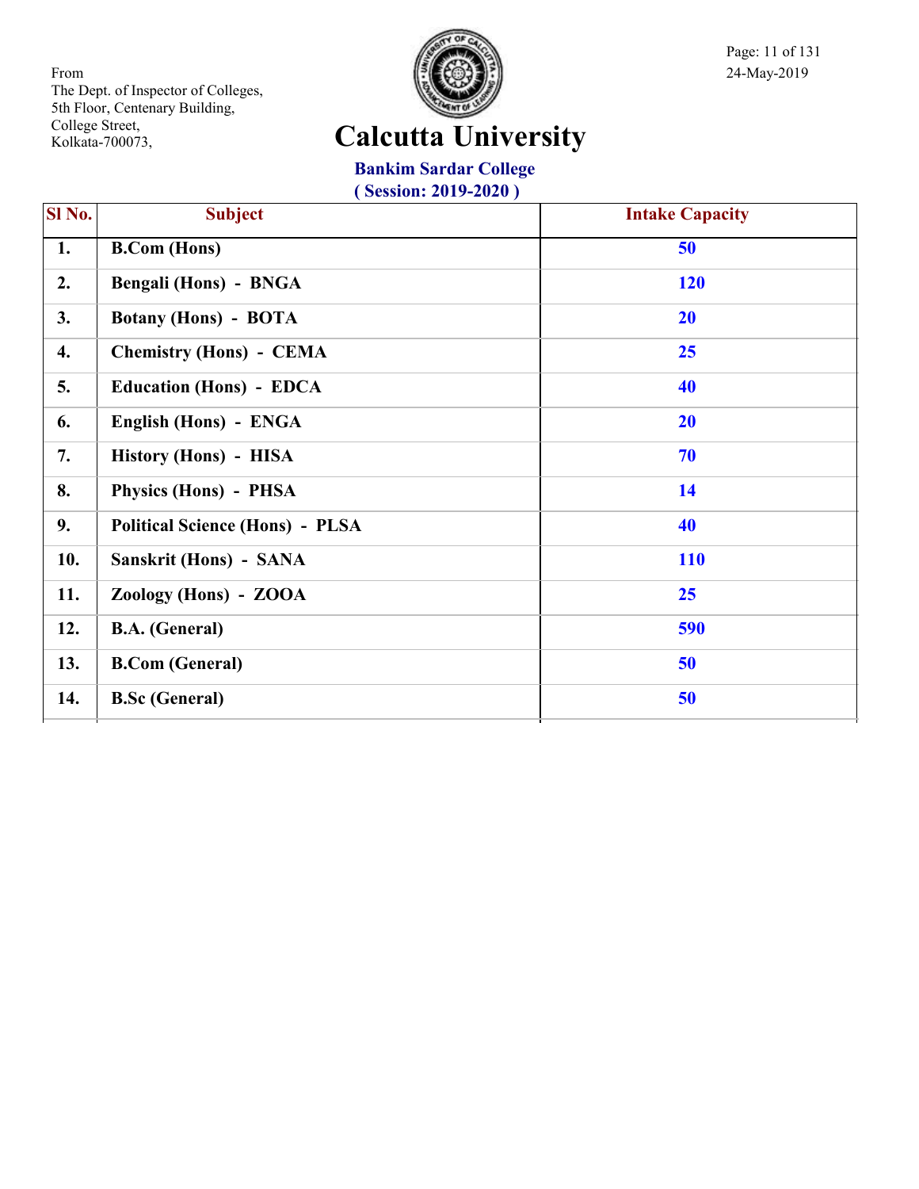From
The Dept. of Inspector of Colleges,
5th Floor, Centenary Building,
College Street,
Kolkata-700073,

24-May-2019

# Calcutta University

## Bankim Sardar College

**( Session: 2019-2020 )**

| Sl No. | Subject | Intake Capacity |
|---|---|---|
| 1. | B.Com (Hons) | 50 |
| 2. | Bengali (Hons) - BNGA | 120 |
| 3. | Botany (Hons) - BOTA | 20 |
| 4. | Chemistry (Hons) - CEMA | 25 |
| 5. | Education (Hons) - EDCA | 40 |
| 6. | English (Hons) - ENGA | 20 |
| 7. | History (Hons) - HISA | 70 |
| 8. | Physics (Hons) - PHSA | 14 |
| 9. | Political Science (Hons) - PLSA | 40 |
| 10. | Sanskrit (Hons) - SANA | 110 |
| 11. | Zoology (Hons) - ZOOA | 25 |
| 12. | B.A. (General) | 590 |
| 13. | B.Com (General) | 50 |
| 14. | B.Sc (General) | 50 |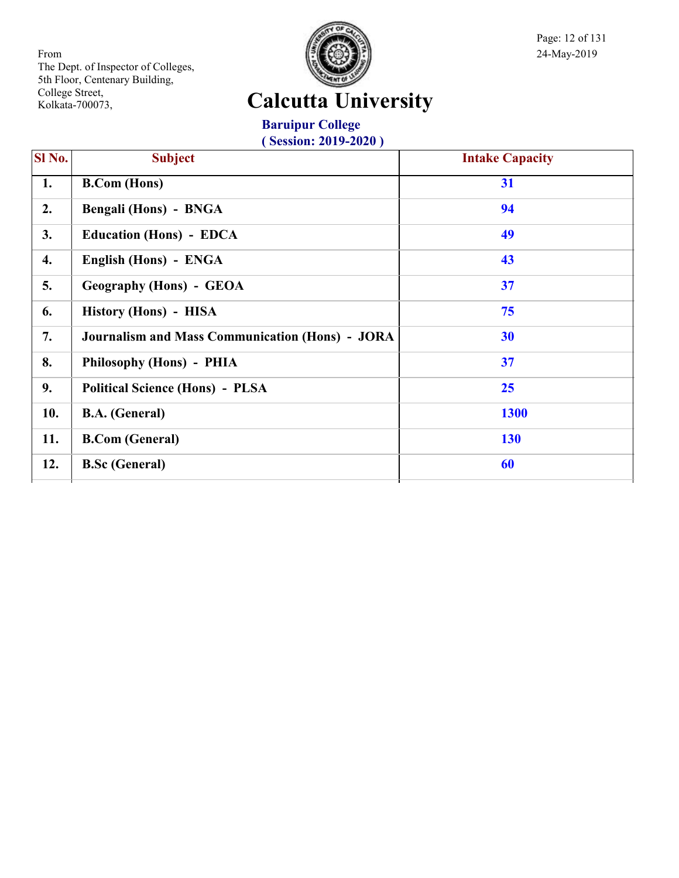From
The Dept. of Inspector of Colleges,
5th Floor, Centenary Building,
College Street,
Kolkata-700073,

24-May-2019

# Calcutta University

## Baruipur College

**( Session: 2019-2020 )**

| Sl No. | Subject | Intake Capacity |
|---|---|---|
| 1. | B.Com (Hons) | 31 |
| 2. | Bengali (Hons) - BNGA | 94 |
| 3. | Education (Hons) - EDCA | 49 |
| 4. | English (Hons) - ENGA | 43 |
| 5. | Geography (Hons) - GEOA | 37 |
| 6. | History (Hons) - HISA | 75 |
| 7. | Journalism and Mass Communication (Hons) - JORA | 30 |
| 8. | Philosophy (Hons) - PHIA | 37 |
| 9. | Political Science (Hons) - PLSA | 25 |
| 10. | B.A. (General) | 1300 |
| 11. | B.Com (General) | 130 |
| 12. | B.Sc (General) | 60 |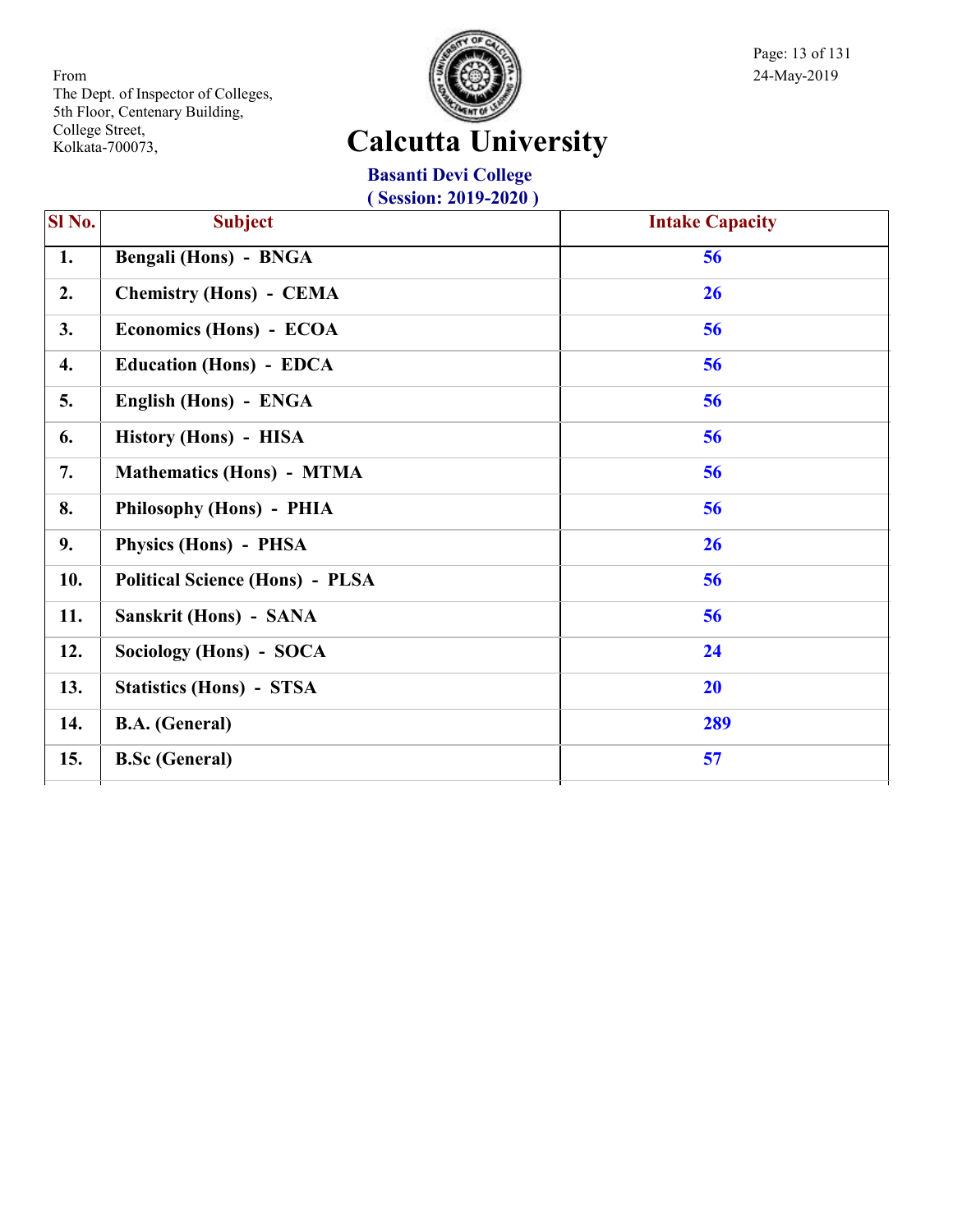From
The Dept. of Inspector of Colleges,
5th Floor, Centenary Building,
College Street,
Kolkata-700073,

24-May-2019

# Calcutta University

## Basanti Devi College

### ( Session: 2019-2020 )

| Sl No. | Subject | Intake Capacity |
|---|---|---|
| 1. | Bengali (Hons) - BNGA | 56 |
| 2. | Chemistry (Hons) - CEMA | 26 |
| 3. | Economics (Hons) - ECOA | 56 |
| 4. | Education (Hons) - EDCA | 56 |
| 5. | English (Hons) - ENGA | 56 |
| 6. | History (Hons) - HISA | 56 |
| 7. | Mathematics (Hons) - MTMA | 56 |
| 8. | Philosophy (Hons) - PHIA | 56 |
| 9. | Physics (Hons) - PHSA | 26 |
| 10. | Political Science (Hons) - PLSA | 56 |
| 11. | Sanskrit (Hons) - SANA | 56 |
| 12. | Sociology (Hons) - SOCA | 24 |
| 13. | Statistics (Hons) - STSA | 20 |
| 14. | B.A. (General) | 289 |
| 15. | B.Sc (General) | 57 |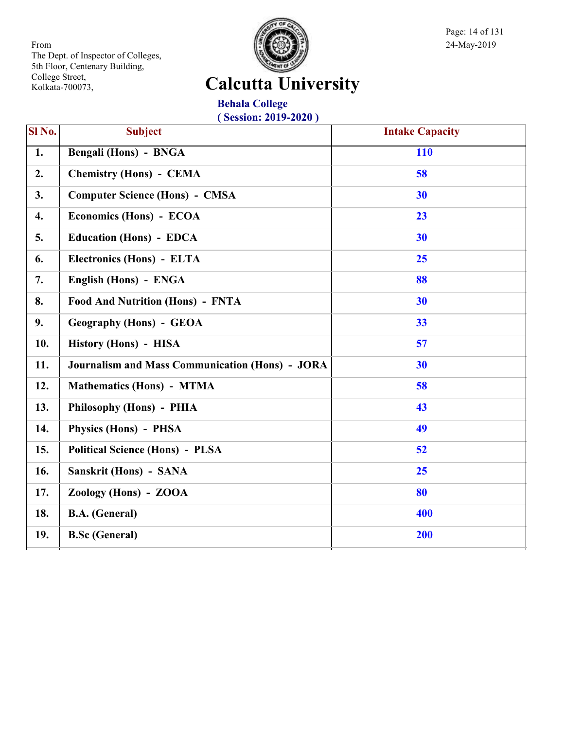From
The Dept. of Inspector of Colleges,
5th Floor, Centenary Building,
College Street,
Kolkata-700073,

24-May-2019

# Calcutta University

## Behala College

**( Session: 2019-2020 )**

| Sl No. | Subject | Intake Capacity |
|---|---|---|
| 1. | Bengali (Hons) - BNGA | 110 |
| 2. | Chemistry (Hons) - CEMA | 58 |
| 3. | Computer Science (Hons) - CMSA | 30 |
| 4. | Economics (Hons) - ECOA | 23 |
| 5. | Education (Hons) - EDCA | 30 |
| 6. | Electronics (Hons) - ELTA | 25 |
| 7. | English (Hons) - ENGA | 88 |
| 8. | Food And Nutrition (Hons) - FNTA | 30 |
| 9. | Geography (Hons) - GEOA | 33 |
| 10. | History (Hons) - HISA | 57 |
| 11. | Journalism and Mass Communication (Hons) - JORA | 30 |
| 12. | Mathematics (Hons) - MTMA | 58 |
| 13. | Philosophy (Hons) - PHIA | 43 |
| 14. | Physics (Hons) - PHSA | 49 |
| 15. | Political Science (Hons) - PLSA | 52 |
| 16. | Sanskrit (Hons) - SANA | 25 |
| 17. | Zoology (Hons) - ZOOA | 80 |
| 18. | B.A. (General) | 400 |
| 19. | B.Sc (General) | 200 |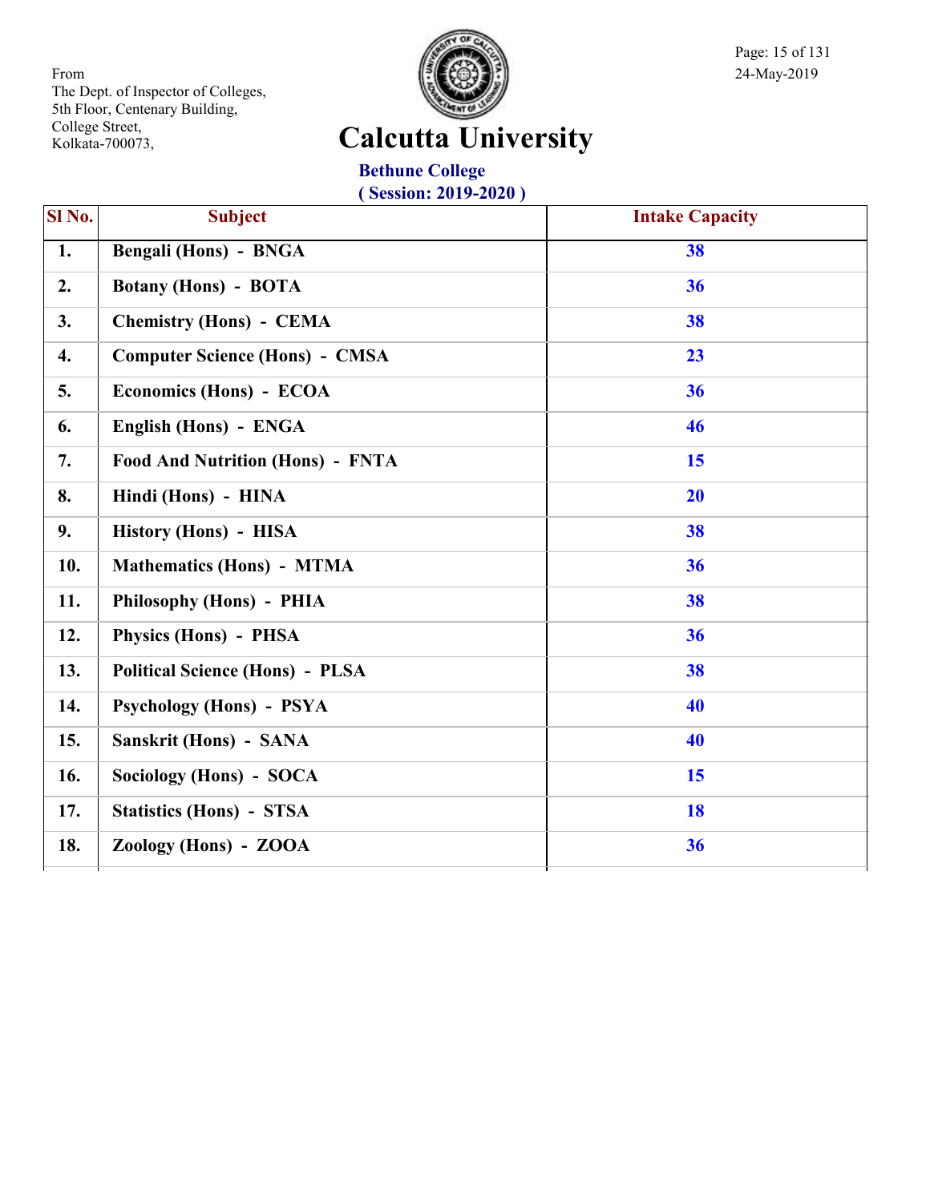From
The Dept. of Inspector of Colleges,
5th Floor, Centenary Building,
College Street,
Kolkata-700073,

24-May-2019

# Calcutta University

## Bethune College

**( Session: 2019-2020 )**

| Sl No. | Subject | Intake Capacity |
|---|---|---|
| 1. | Bengali (Hons) - BNGA | 38 |
| 2. | Botany (Hons) - BOTA | 36 |
| 3. | Chemistry (Hons) - CEMA | 38 |
| 4. | Computer Science (Hons) - CMSA | 23 |
| 5. | Economics (Hons) - ECOA | 36 |
| 6. | English (Hons) - ENGA | 46 |
| 7. | Food And Nutrition (Hons) - FNTA | 15 |
| 8. | Hindi (Hons) - HINA | 20 |
| 9. | History (Hons) - HISA | 38 |
| 10. | Mathematics (Hons) - MTMA | 36 |
| 11. | Philosophy (Hons) - PHIA | 38 |
| 12. | Physics (Hons) - PHSA | 36 |
| 13. | Political Science (Hons) - PLSA | 38 |
| 14. | Psychology (Hons) - PSYA | 40 |
| 15. | Sanskrit (Hons) - SANA | 40 |
| 16. | Sociology (Hons) - SOCA | 15 |
| 17. | Statistics (Hons) - STSA | 18 |
| 18. | Zoology (Hons) - ZOOA | 36 |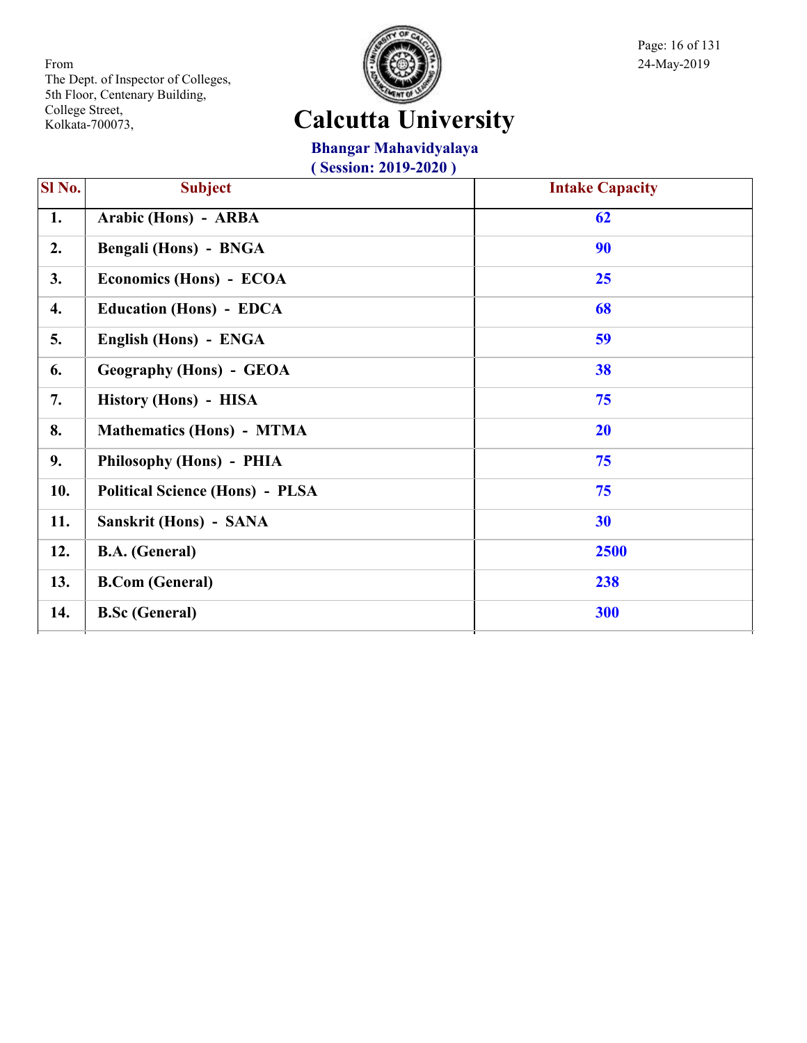From
The Dept. of Inspector of Colleges,
5th Floor, Centenary Building,
College Street,
Kolkata-700073,

24-May-2019

# Calcutta University

## Bhangar Mahavidyalaya

**( Session: 2019-2020 )**

| Sl No. | Subject | Intake Capacity |
|---|---|---|
| 1. | Arabic (Hons) - ARBA | 62 |
| 2. | Bengali (Hons) - BNGA | 90 |
| 3. | Economics (Hons) - ECOA | 25 |
| 4. | Education (Hons) - EDCA | 68 |
| 5. | English (Hons) - ENGA | 59 |
| 6. | Geography (Hons) - GEOA | 38 |
| 7. | History (Hons) - HISA | 75 |
| 8. | Mathematics (Hons) - MTMA | 20 |
| 9. | Philosophy (Hons) - PHIA | 75 |
| 10. | Political Science (Hons) - PLSA | 75 |
| 11. | Sanskrit (Hons) - SANA | 30 |
| 12. | B.A. (General) | 2500 |
| 13. | B.Com (General) | 238 |
| 14. | B.Sc (General) | 300 |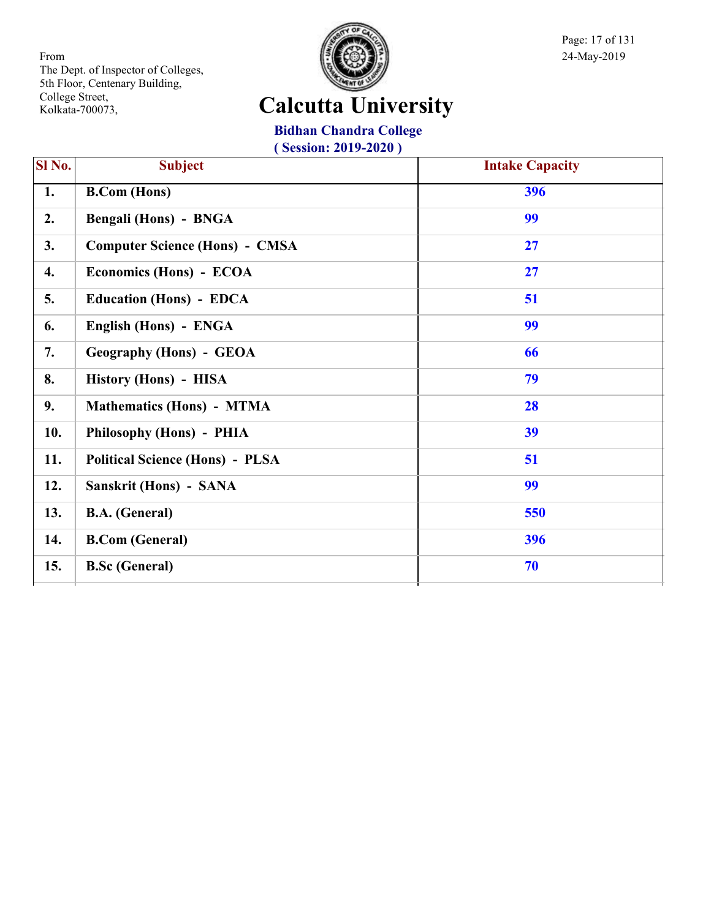From
The Dept. of Inspector of Colleges,
5th Floor, Centenary Building,
College Street,
Kolkata-700073,

24-May-2019

# Calcutta University

## Bidhan Chandra College

**( Session: 2019-2020 )**

| Sl No. | Subject | Intake Capacity |
|---|---|---|
| 1. | B.Com (Hons) | 396 |
| 2. | Bengali (Hons) - BNGA | 99 |
| 3. | Computer Science (Hons) - CMSA | 27 |
| 4. | Economics (Hons) - ECOA | 27 |
| 5. | Education (Hons) - EDCA | 51 |
| 6. | English (Hons) - ENGA | 99 |
| 7. | Geography (Hons) - GEOA | 66 |
| 8. | History (Hons) - HISA | 79 |
| 9. | Mathematics (Hons) - MTMA | 28 |
| 10. | Philosophy (Hons) - PHIA | 39 |
| 11. | Political Science (Hons) - PLSA | 51 |
| 12. | Sanskrit (Hons) - SANA | 99 |
| 13. | B.A. (General) | 550 |
| 14. | B.Com (General) | 396 |
| 15. | B.Sc (General) | 70 |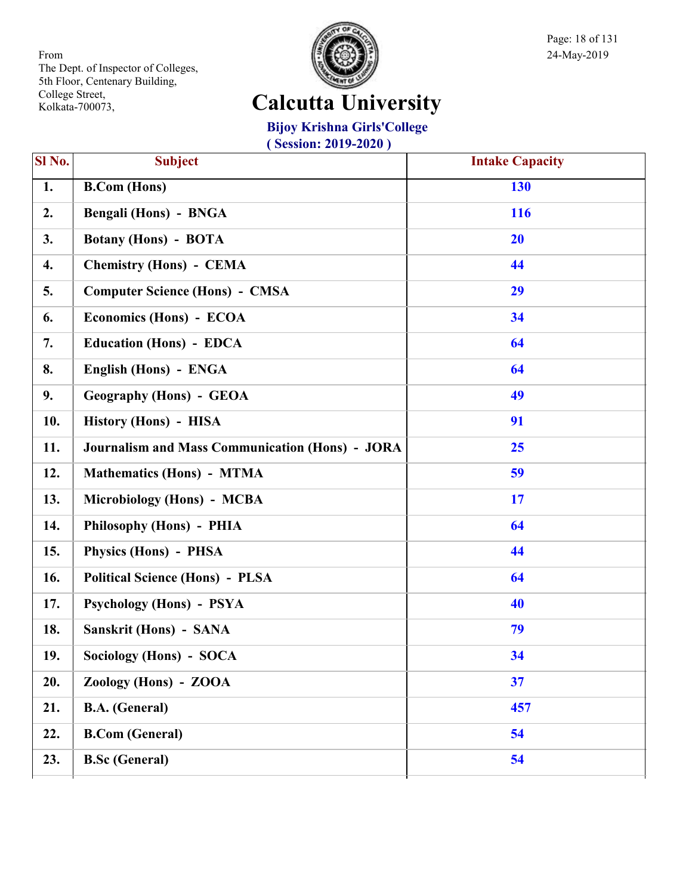From
The Dept. of Inspector of Colleges,
5th Floor, Centenary Building,
College Street,
Kolkata-700073,

24-May-2019

# Calcutta University

## Bijoy Krishna Girls'College

### ( Session: 2019-2020 )

| Sl No. | Subject | Intake Capacity |
|---|---|---|
| 1. | B.Com (Hons) | 130 |
| 2. | Bengali (Hons) - BNGA | 116 |
| 3. | Botany (Hons) - BOTA | 20 |
| 4. | Chemistry (Hons) - CEMA | 44 |
| 5. | Computer Science (Hons) - CMSA | 29 |
| 6. | Economics (Hons) - ECOA | 34 |
| 7. | Education (Hons) - EDCA | 64 |
| 8. | English (Hons) - ENGA | 64 |
| 9. | Geography (Hons) - GEOA | 49 |
| 10. | History (Hons) - HISA | 91 |
| 11. | Journalism and Mass Communication (Hons) - JORA | 25 |
| 12. | Mathematics (Hons) - MTMA | 59 |
| 13. | Microbiology (Hons) - MCBA | 17 |
| 14. | Philosophy (Hons) - PHIA | 64 |
| 15. | Physics (Hons) - PHSA | 44 |
| 16. | Political Science (Hons) - PLSA | 64 |
| 17. | Psychology (Hons) - PSYA | 40 |
| 18. | Sanskrit (Hons) - SANA | 79 |
| 19. | Sociology (Hons) - SOCA | 34 |
| 20. | Zoology (Hons) - ZOOA | 37 |
| 21. | B.A. (General) | 457 |
| 22. | B.Com (General) | 54 |
| 23. | B.Sc (General) | 54 |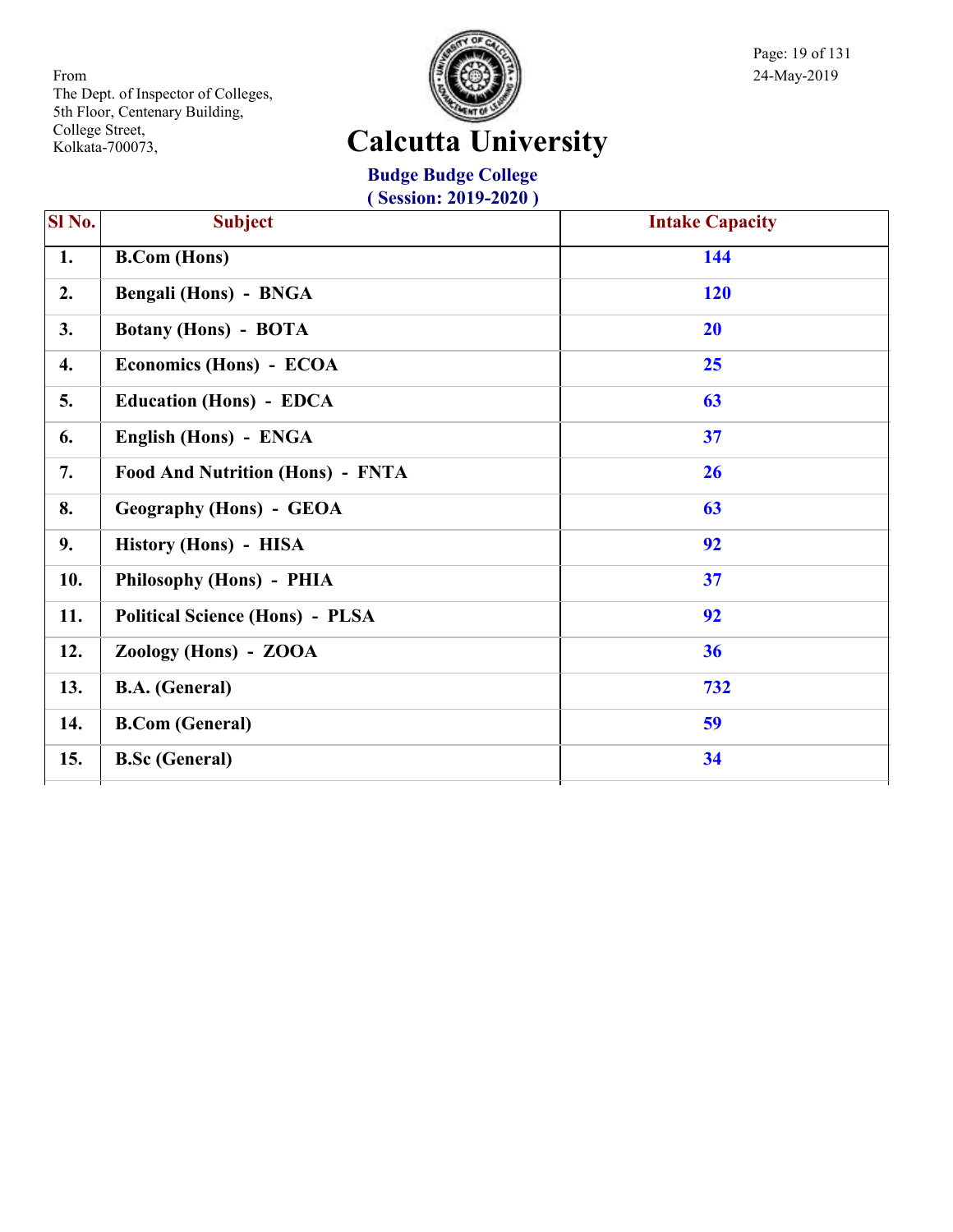From
The Dept. of Inspector of Colleges,
5th Floor, Centenary Building,
College Street,
Kolkata-700073,

24-May-2019

# Calcutta University

## Budge Budge College
### ( Session: 2019-2020 )

| Sl No. | Subject | Intake Capacity |
|---|---|---|
| 1. | B.Com (Hons) | 144 |
| 2. | Bengali (Hons) - BNGA | 120 |
| 3. | Botany (Hons) - BOTA | 20 |
| 4. | Economics (Hons) - ECOA | 25 |
| 5. | Education (Hons) - EDCA | 63 |
| 6. | English (Hons) - ENGA | 37 |
| 7. | Food And Nutrition (Hons) - FNTA | 26 |
| 8. | Geography (Hons) - GEOA | 63 |
| 9. | History (Hons) - HISA | 92 |
| 10. | Philosophy (Hons) - PHIA | 37 |
| 11. | Political Science (Hons) - PLSA | 92 |
| 12. | Zoology (Hons) - ZOOA | 36 |
| 13. | B.A. (General) | 732 |
| 14. | B.Com (General) | 59 |
| 15. | B.Sc (General) | 34 |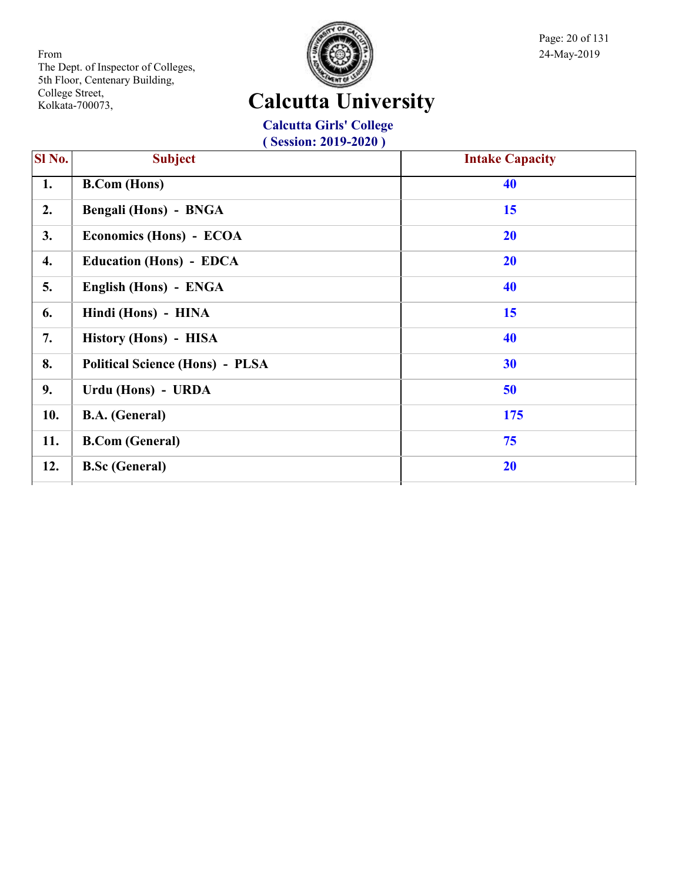From
The Dept. of Inspector of Colleges,
5th Floor, Centenary Building,
College Street,
Kolkata-700073,

24-May-2019

# Calcutta University

## Calcutta Girls' College

**( Session: 2019-2020 )**

| Sl No. | Subject | Intake Capacity |
|---|---|---|
| 1. | B.Com (Hons) | 40 |
| 2. | Bengali (Hons) - BNGA | 15 |
| 3. | Economics (Hons) - ECOA | 20 |
| 4. | Education (Hons) - EDCA | 20 |
| 5. | English (Hons) - ENGA | 40 |
| 6. | Hindi (Hons) - HINA | 15 |
| 7. | History (Hons) - HISA | 40 |
| 8. | Political Science (Hons) - PLSA | 30 |
| 9. | Urdu (Hons) - URDA | 50 |
| 10. | B.A. (General) | 175 |
| 11. | B.Com (General) | 75 |
| 12. | B.Sc (General) | 20 |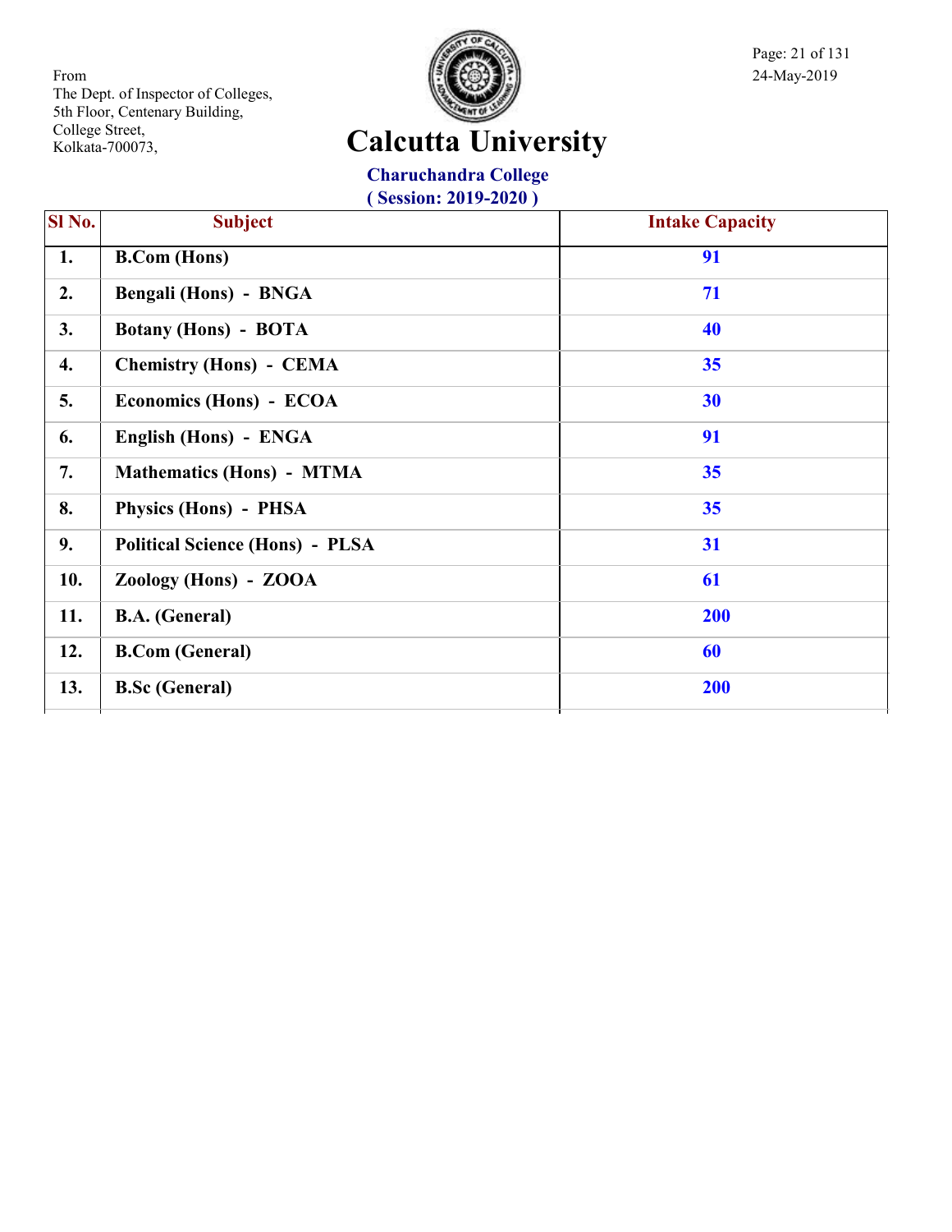From
The Dept. of Inspector of Colleges,
5th Floor, Centenary Building,
College Street,
Kolkata-700073,

24-May-2019

# Calcutta University

## Charuchandra College

**( Session: 2019-2020 )**

| Sl No. | Subject | Intake Capacity |
|---|---|---|
| 1. | **B.Com (Hons)** | **91** |
| 2. | **Bengali (Hons) - BNGA** | **71** |
| 3. | **Botany (Hons) - BOTA** | **40** |
| 4. | **Chemistry (Hons) - CEMA** | **35** |
| 5. | **Economics (Hons) - ECOA** | **30** |
| 6. | **English (Hons) - ENGA** | **91** |
| 7. | **Mathematics (Hons) - MTMA** | **35** |
| 8. | **Physics (Hons) - PHSA** | **35** |
| 9. | **Political Science (Hons) - PLSA** | **31** |
| 10. | **Zoology (Hons) - ZOOA** | **61** |
| 11. | **B.A. (General)** | **200** |
| 12. | **B.Com (General)** | **60** |
| 13. | **B.Sc (General)** | **200** |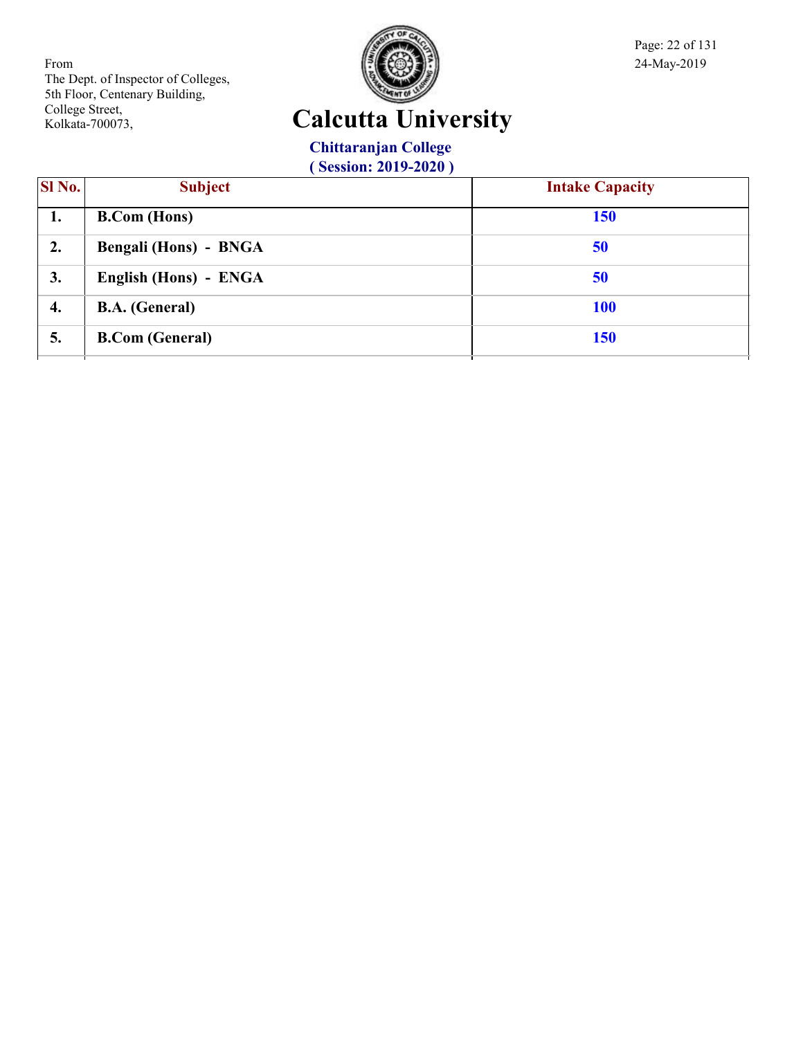From
The Dept. of Inspector of Colleges,
5th Floor, Centenary Building,
College Street,
Kolkata-700073,

24-May-2019

# Calcutta University

## Chittaranjan College

### ( Session: 2019-2020 )

| Sl No. | Subject | Intake Capacity |
|---|---|---|
| 1. | B.Com (Hons) | 150 |
| 2. | Bengali (Hons) - BNGA | 50 |
| 3. | English (Hons) - ENGA | 50 |
| 4. | B.A. (General) | 100 |
| 5. | B.Com (General) | 150 |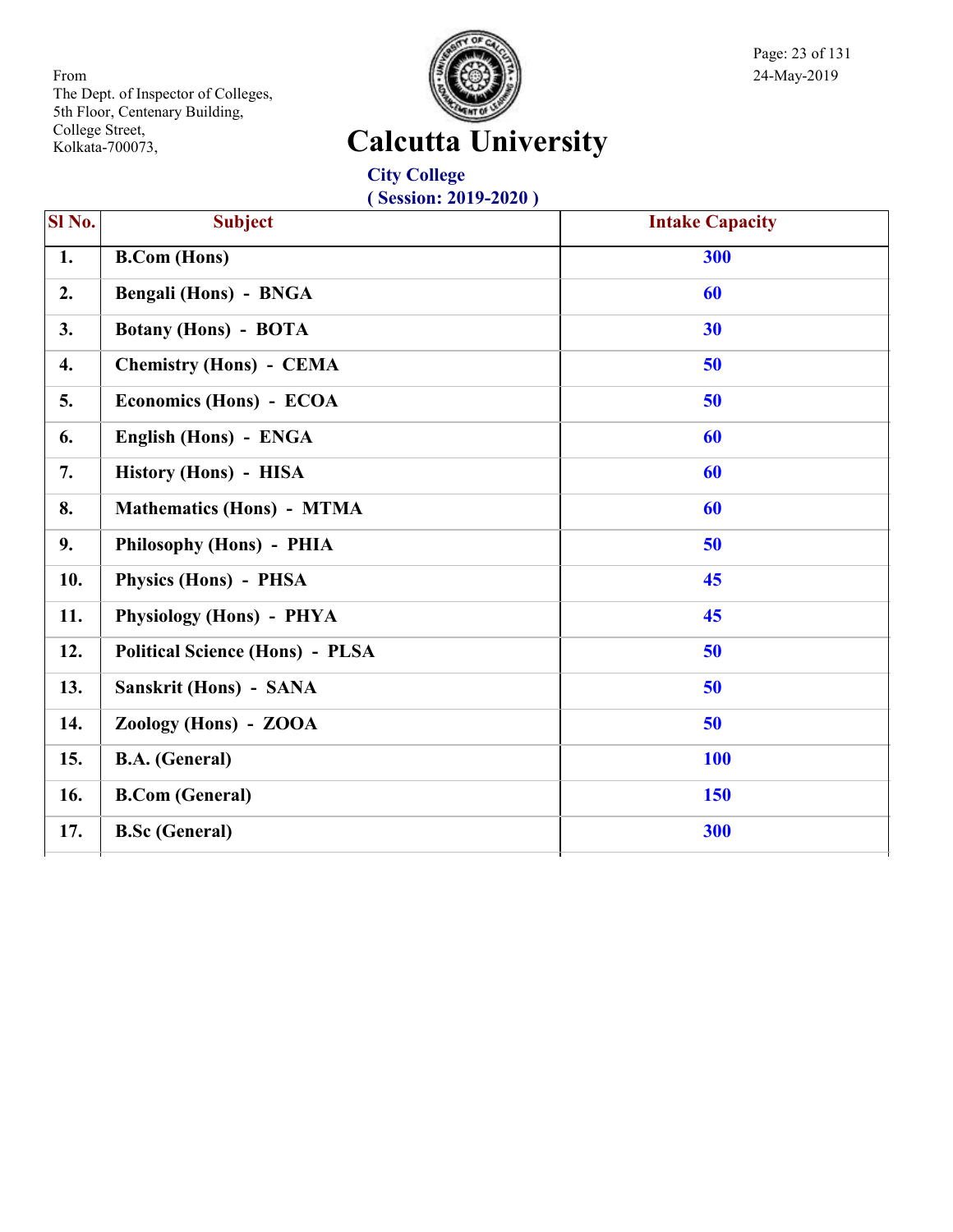From
The Dept. of Inspector of Colleges,
5th Floor, Centenary Building,
College Street,
Kolkata-700073,

24-May-2019

# Calcutta University

## City College

### ( Session: 2019-2020 )

| Sl No. | Subject | Intake Capacity |
|---|---|---|
| 1. | **B.Com (Hons)** | **300** |
| 2. | **Bengali (Hons) - BNGA** | **60** |
| 3. | **Botany (Hons) - BOTA** | **30** |
| 4. | **Chemistry (Hons) - CEMA** | **50** |
| 5. | **Economics (Hons) - ECOA** | **50** |
| 6. | **English (Hons) - ENGA** | **60** |
| 7. | **History (Hons) - HISA** | **60** |
| 8. | **Mathematics (Hons) - MTMA** | **60** |
| 9. | **Philosophy (Hons) - PHIA** | **50** |
| 10. | **Physics (Hons) - PHSA** | **45** |
| 11. | **Physiology (Hons) - PHYA** | **45** |
| 12. | **Political Science (Hons) - PLSA** | **50** |
| 13. | **Sanskrit (Hons) - SANA** | **50** |
| 14. | **Zoology (Hons) - ZOOA** | **50** |
| 15. | **B.A. (General)** | **100** |
| 16. | **B.Com (General)** | **150** |
| 17. | **B.Sc (General)** | **300** |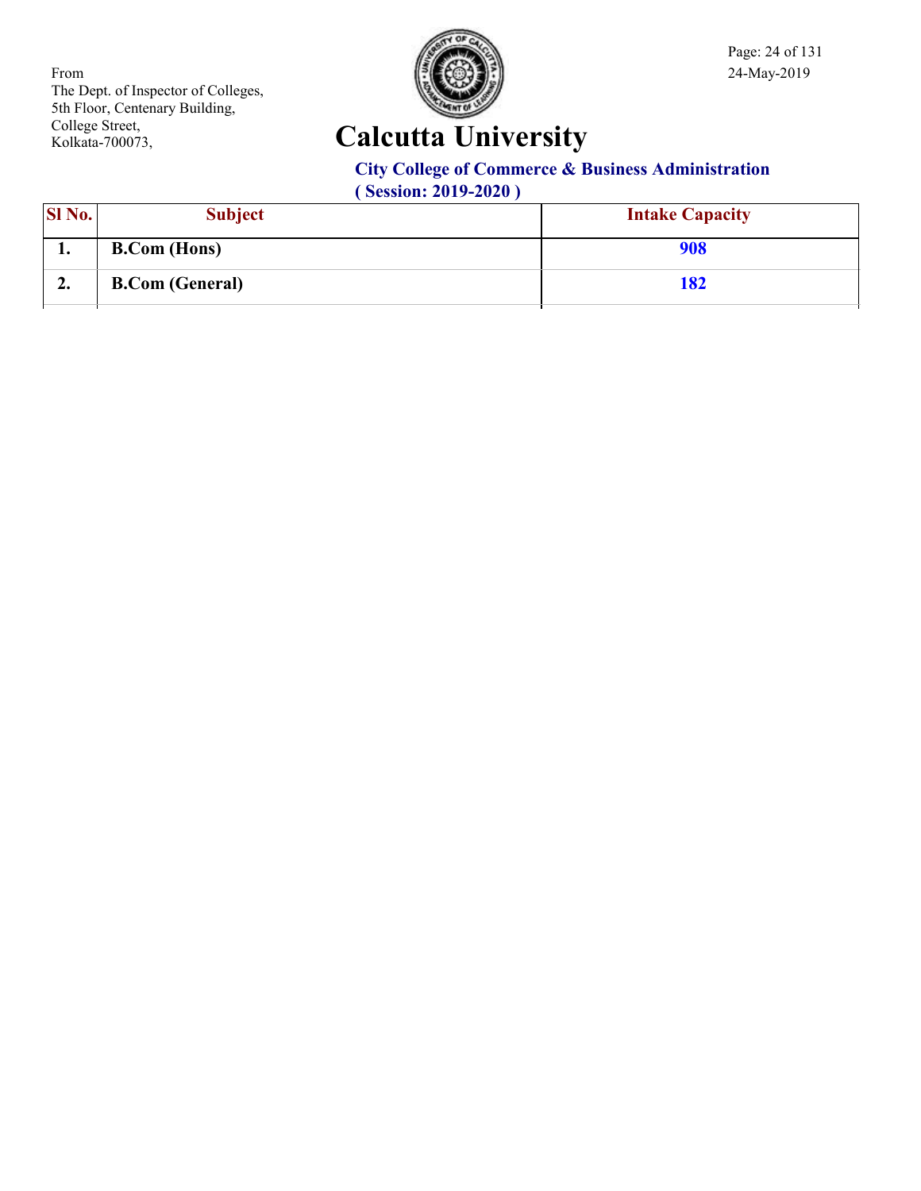From
The Dept. of Inspector of Colleges,
5th Floor, Centenary Building,
College Street,
Kolkata-700073,

24-May-2019

# Calcutta University

## City College of Commerce & Business Administration
### ( Session: 2019-2020 )

| Sl No. | Subject | Intake Capacity |
|---|---|---|
| 1. | B.Com (Hons) | 908 |
| 2. | B.Com (General) | 182 |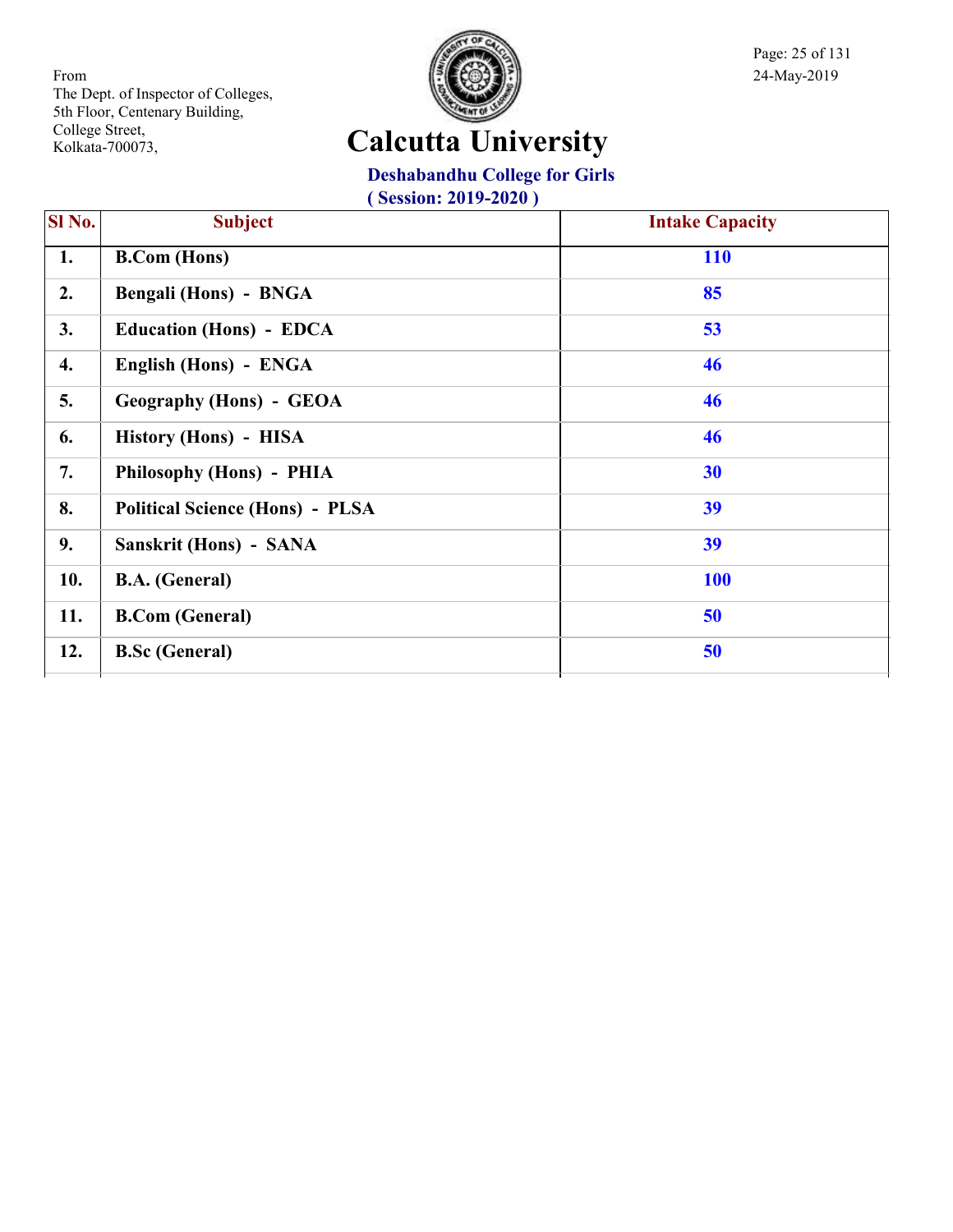From
The Dept. of Inspector of Colleges,
5th Floor, Centenary Building,
College Street,
Kolkata-700073,

24-May-2019

# Calcutta University

## Deshabandhu College for Girls

### ( Session: 2019-2020 )

| Sl No. | Subject | Intake Capacity |
|---|---|---|
| 1. | B.Com (Hons) | 110 |
| 2. | Bengali (Hons) - BNGA | 85 |
| 3. | Education (Hons) - EDCA | 53 |
| 4. | English (Hons) - ENGA | 46 |
| 5. | Geography (Hons) - GEOA | 46 |
| 6. | History (Hons) - HISA | 46 |
| 7. | Philosophy (Hons) - PHIA | 30 |
| 8. | Political Science (Hons) - PLSA | 39 |
| 9. | Sanskrit (Hons) - SANA | 39 |
| 10. | B.A. (General) | 100 |
| 11. | B.Com (General) | 50 |
| 12. | B.Sc (General) | 50 |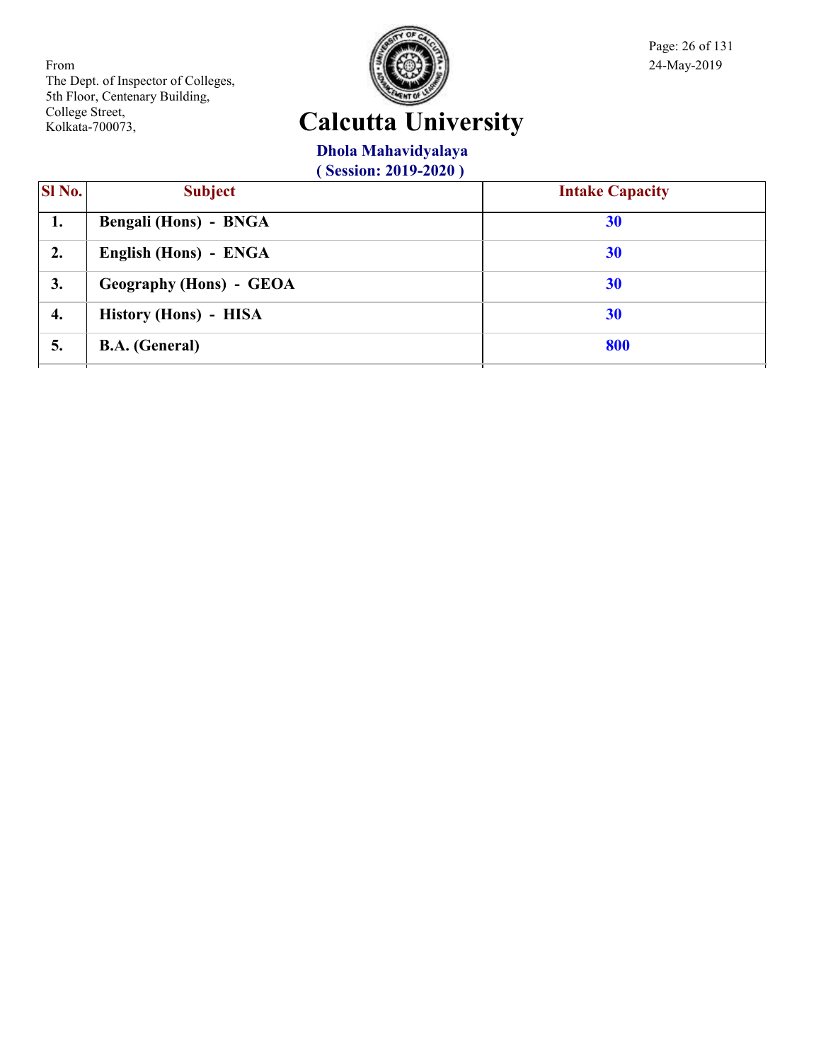From
The Dept. of Inspector of Colleges,
5th Floor, Centenary Building,
College Street,
Kolkata-700073,

24-May-2019

# Calcutta University

## Dhola Mahavidyalaya

### ( Session: 2019-2020 )

| Sl No. | Subject | Intake Capacity |
|---|---|---|
| 1. | Bengali (Hons) - BNGA | 30 |
| 2. | English (Hons) - ENGA | 30 |
| 3. | Geography (Hons) - GEOA | 30 |
| 4. | History (Hons) - HISA | 30 |
| 5. | B.A. (General) | 800 |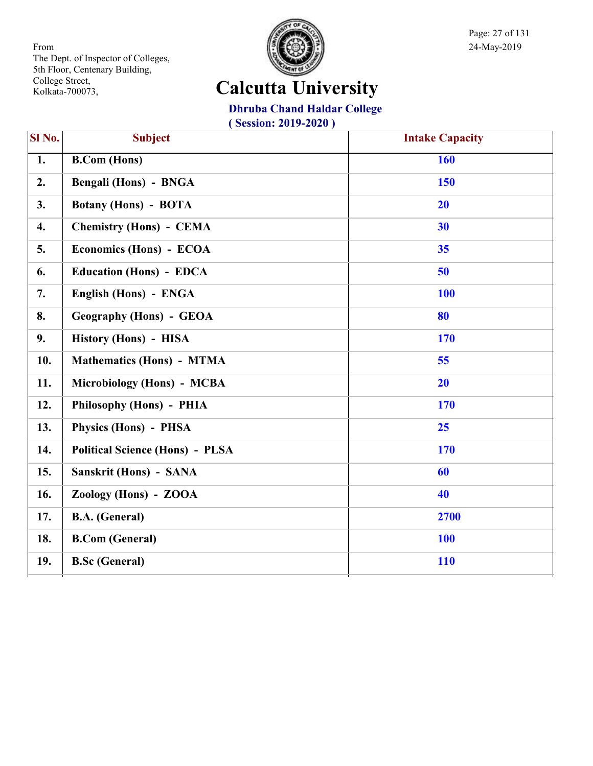From
The Dept. of Inspector of Colleges,
5th Floor, Centenary Building,
College Street,
Kolkata-700073,

24-May-2019

# Calcutta University

## Dhruba Chand Haldar College

**( Session: 2019-2020 )**

| Sl No. | Subject | Intake Capacity |
|---|---|---|
| 1. | B.Com (Hons) | 160 |
| 2. | Bengali (Hons) - BNGA | 150 |
| 3. | Botany (Hons) - BOTA | 20 |
| 4. | Chemistry (Hons) - CEMA | 30 |
| 5. | Economics (Hons) - ECOA | 35 |
| 6. | Education (Hons) - EDCA | 50 |
| 7. | English (Hons) - ENGA | 100 |
| 8. | Geography (Hons) - GEOA | 80 |
| 9. | History (Hons) - HISA | 170 |
| 10. | Mathematics (Hons) - MTMA | 55 |
| 11. | Microbiology (Hons) - MCBA | 20 |
| 12. | Philosophy (Hons) - PHIA | 170 |
| 13. | Physics (Hons) - PHSA | 25 |
| 14. | Political Science (Hons) - PLSA | 170 |
| 15. | Sanskrit (Hons) - SANA | 60 |
| 16. | Zoology (Hons) - ZOOA | 40 |
| 17. | B.A. (General) | 2700 |
| 18. | B.Com (General) | 100 |
| 19. | B.Sc (General) | 110 |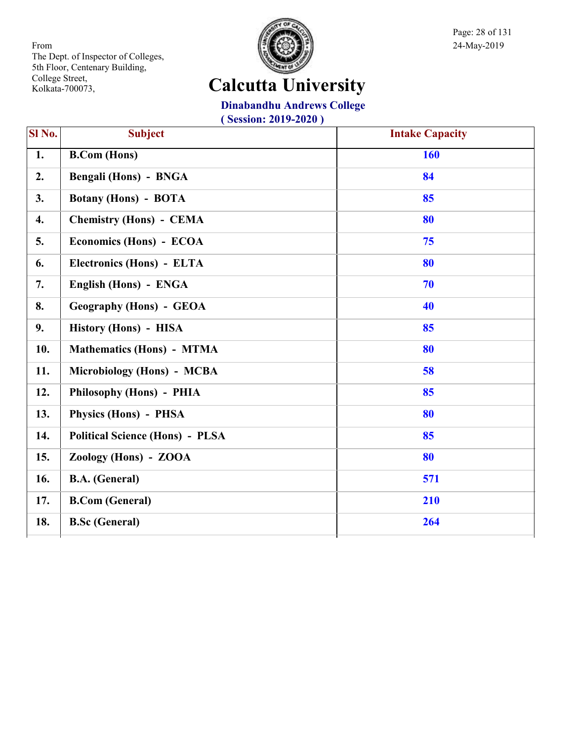From
The Dept. of Inspector of Colleges,
5th Floor, Centenary Building,
College Street,
Kolkata-700073,

24-May-2019

# Calcutta University

## Dinabandhu Andrews College

### ( Session: 2019-2020 )

| Sl No. | Subject | Intake Capacity |
|---|---|---|
| 1. | B.Com (Hons) | 160 |
| 2. | Bengali (Hons) - BNGA | 84 |
| 3. | Botany (Hons) - BOTA | 85 |
| 4. | Chemistry (Hons) - CEMA | 80 |
| 5. | Economics (Hons) - ECOA | 75 |
| 6. | Electronics (Hons) - ELTA | 80 |
| 7. | English (Hons) - ENGA | 70 |
| 8. | Geography (Hons) - GEOA | 40 |
| 9. | History (Hons) - HISA | 85 |
| 10. | Mathematics (Hons) - MTMA | 80 |
| 11. | Microbiology (Hons) - MCBA | 58 |
| 12. | Philosophy (Hons) - PHIA | 85 |
| 13. | Physics (Hons) - PHSA | 80 |
| 14. | Political Science (Hons) - PLSA | 85 |
| 15. | Zoology (Hons) - ZOOA | 80 |
| 16. | B.A. (General) | 571 |
| 17. | B.Com (General) | 210 |
| 18. | B.Sc (General) | 264 |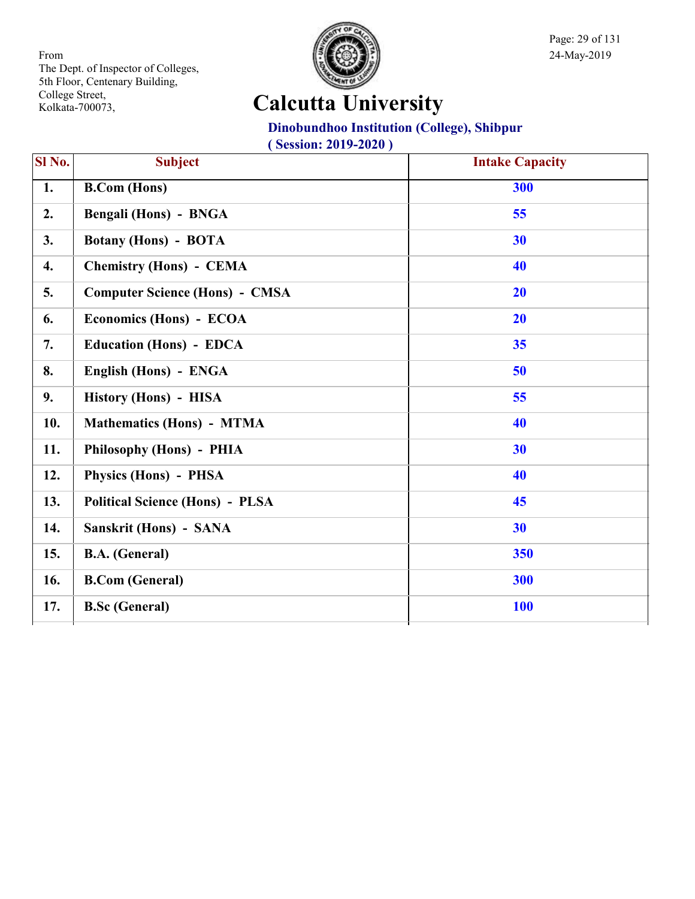From
The Dept. of Inspector of Colleges,
5th Floor, Centenary Building,
College Street,
Kolkata-700073,

24-May-2019

# Calcutta University

## Dinobundhoo Institution (College), Shibpur

**( Session: 2019-2020 )**

| Sl No. | Subject | Intake Capacity |
|---|---|---|
| 1. | B.Com (Hons) | 300 |
| 2. | Bengali (Hons) - BNGA | 55 |
| 3. | Botany (Hons) - BOTA | 30 |
| 4. | Chemistry (Hons) - CEMA | 40 |
| 5. | Computer Science (Hons) - CMSA | 20 |
| 6. | Economics (Hons) - ECOA | 20 |
| 7. | Education (Hons) - EDCA | 35 |
| 8. | English (Hons) - ENGA | 50 |
| 9. | History (Hons) - HISA | 55 |
| 10. | Mathematics (Hons) - MTMA | 40 |
| 11. | Philosophy (Hons) - PHIA | 30 |
| 12. | Physics (Hons) - PHSA | 40 |
| 13. | Political Science (Hons) - PLSA | 45 |
| 14. | Sanskrit (Hons) - SANA | 30 |
| 15. | B.A. (General) | 350 |
| 16. | B.Com (General) | 300 |
| 17. | B.Sc (General) | 100 |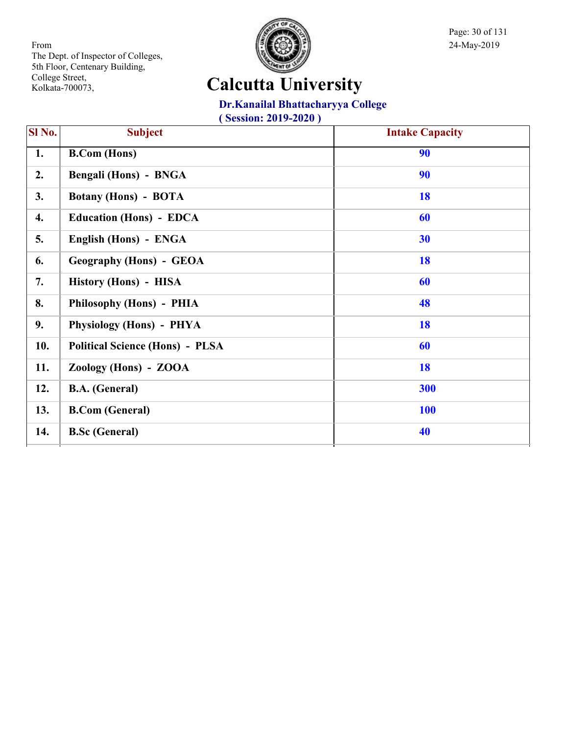From
The Dept. of Inspector of Colleges,
5th Floor, Centenary Building,
College Street,
Kolkata-700073,

24-May-2019

# Calcutta University

## Dr.Kanailal Bhattacharyya College

**( Session: 2019-2020 )**

| Sl No. | Subject | Intake Capacity |
|---|---|---|
| 1. | B.Com (Hons) | 90 |
| 2. | Bengali (Hons) - BNGA | 90 |
| 3. | Botany (Hons) - BOTA | 18 |
| 4. | Education (Hons) - EDCA | 60 |
| 5. | English (Hons) - ENGA | 30 |
| 6. | Geography (Hons) - GEOA | 18 |
| 7. | History (Hons) - HISA | 60 |
| 8. | Philosophy (Hons) - PHIA | 48 |
| 9. | Physiology (Hons) - PHYA | 18 |
| 10. | Political Science (Hons) - PLSA | 60 |
| 11. | Zoology (Hons) - ZOOA | 18 |
| 12. | B.A. (General) | 300 |
| 13. | B.Com (General) | 100 |
| 14. | B.Sc (General) | 40 |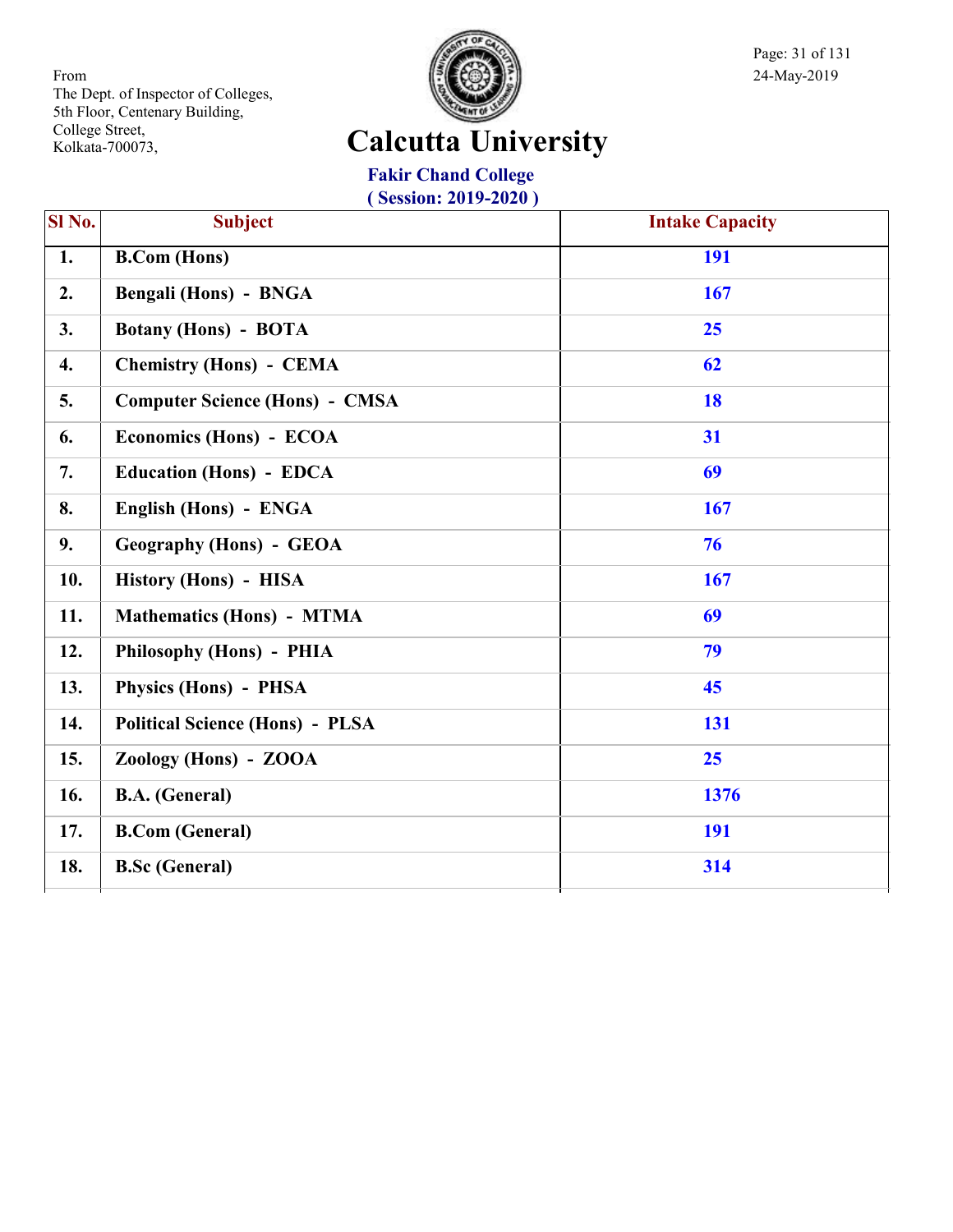From
The Dept. of Inspector of Colleges,
5th Floor, Centenary Building,
College Street,
Kolkata-700073,

24-May-2019

# Calcutta University

## Fakir Chand College

### ( Session: 2019-2020 )

| Sl No. | Subject | Intake Capacity |
|---|---|---|
| 1. | B.Com (Hons) | 191 |
| 2. | Bengali (Hons) - BNGA | 167 |
| 3. | Botany (Hons) - BOTA | 25 |
| 4. | Chemistry (Hons) - CEMA | 62 |
| 5. | Computer Science (Hons) - CMSA | 18 |
| 6. | Economics (Hons) - ECOA | 31 |
| 7. | Education (Hons) - EDCA | 69 |
| 8. | English (Hons) - ENGA | 167 |
| 9. | Geography (Hons) - GEOA | 76 |
| 10. | History (Hons) - HISA | 167 |
| 11. | Mathematics (Hons) - MTMA | 69 |
| 12. | Philosophy (Hons) - PHIA | 79 |
| 13. | Physics (Hons) - PHSA | 45 |
| 14. | Political Science (Hons) - PLSA | 131 |
| 15. | Zoology (Hons) - ZOOA | 25 |
| 16. | B.A. (General) | 1376 |
| 17. | B.Com (General) | 191 |
| 18. | B.Sc (General) | 314 |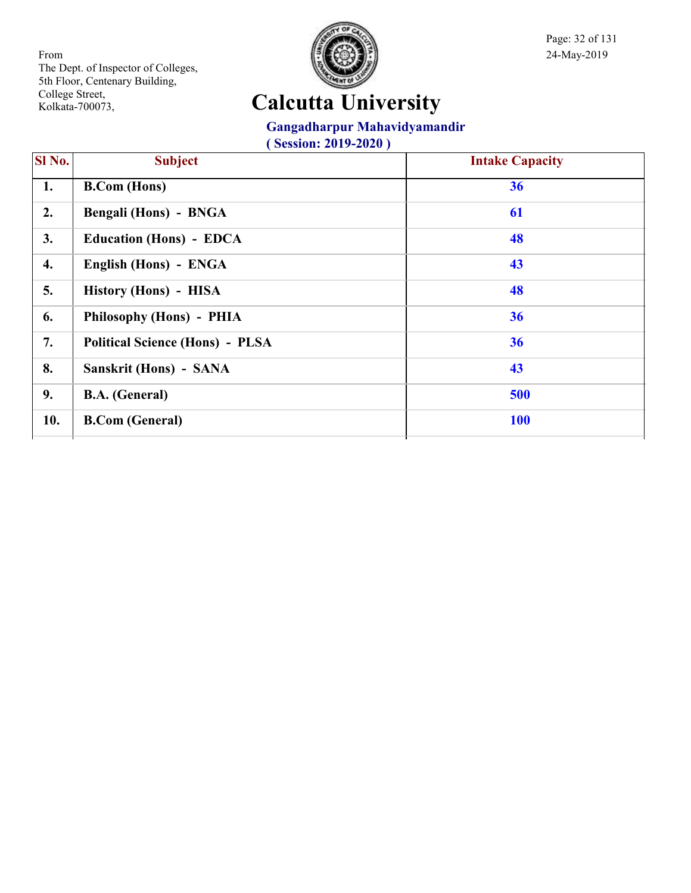From
The Dept. of Inspector of Colleges,
5th Floor, Centenary Building,
College Street,
Kolkata-700073,

# Calcutta University

## Gangadharpur Mahavidyamandir

**( Session: 2019-2020 )**

| Sl No. | Subject | Intake Capacity |
|---|---|---|
| 1. | B.Com (Hons) | 36 |
| 2. | Bengali (Hons) - BNGA | 61 |
| 3. | Education (Hons) - EDCA | 48 |
| 4. | English (Hons) - ENGA | 43 |
| 5. | History (Hons) - HISA | 48 |
| 6. | Philosophy (Hons) - PHIA | 36 |
| 7. | Political Science (Hons) - PLSA | 36 |
| 8. | Sanskrit (Hons) - SANA | 43 |
| 9. | B.A. (General) | 500 |
| 10. | B.Com (General) | 100 |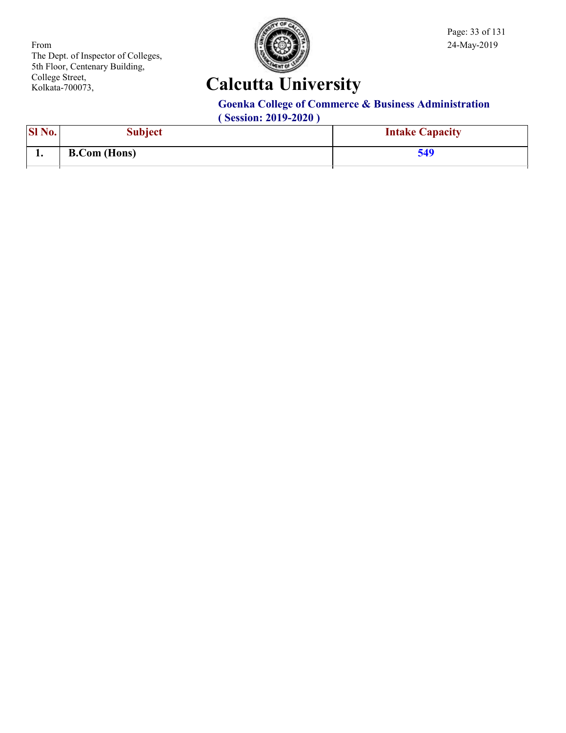From
The Dept. of Inspector of Colleges,
5th Floor, Centenary Building,
College Street,
Kolkata-700073,

# Calcutta University

## Goenka College of Commerce & Business Administration
**( Session: 2019-2020 )**

| Sl No. | Subject | Intake Capacity |
|---|---|---|
| 1. | B.Com (Hons) | 549 |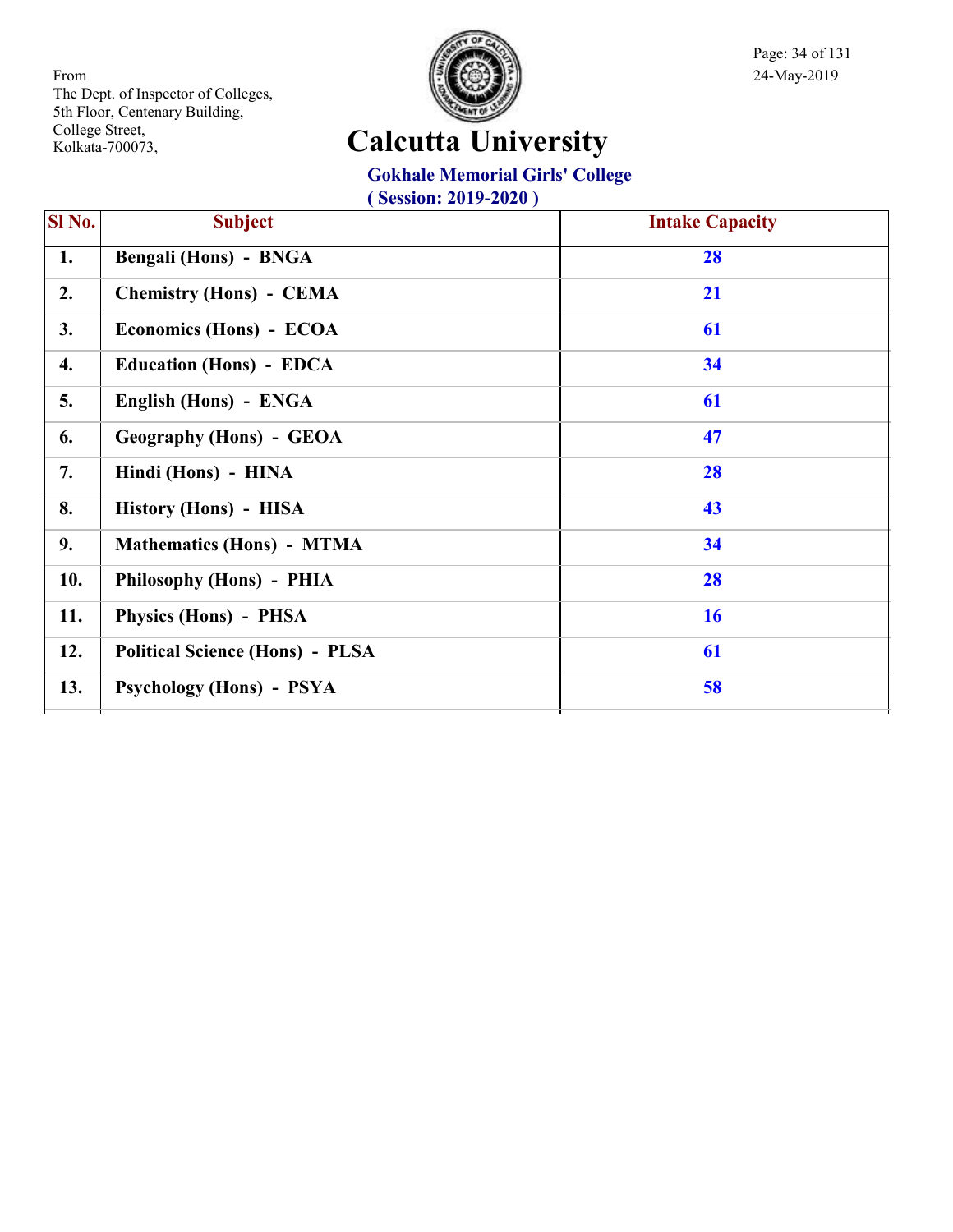From
The Dept. of Inspector of Colleges,
5th Floor, Centenary Building,
College Street,
Kolkata-700073,

24-May-2019

# Calcutta University

## Gokhale Memorial Girls' College

### ( Session: 2019-2020 )

| Sl No. | Subject | Intake Capacity |
|---|---|---|
| 1. | Bengali (Hons) - BNGA | 28 |
| 2. | Chemistry (Hons) - CEMA | 21 |
| 3. | Economics (Hons) - ECOA | 61 |
| 4. | Education (Hons) - EDCA | 34 |
| 5. | English (Hons) - ENGA | 61 |
| 6. | Geography (Hons) - GEOA | 47 |
| 7. | Hindi (Hons) - HINA | 28 |
| 8. | History (Hons) - HISA | 43 |
| 9. | Mathematics (Hons) - MTMA | 34 |
| 10. | Philosophy (Hons) - PHIA | 28 |
| 11. | Physics (Hons) - PHSA | 16 |
| 12. | Political Science (Hons) - PLSA | 61 |
| 13. | Psychology (Hons) - PSYA | 58 |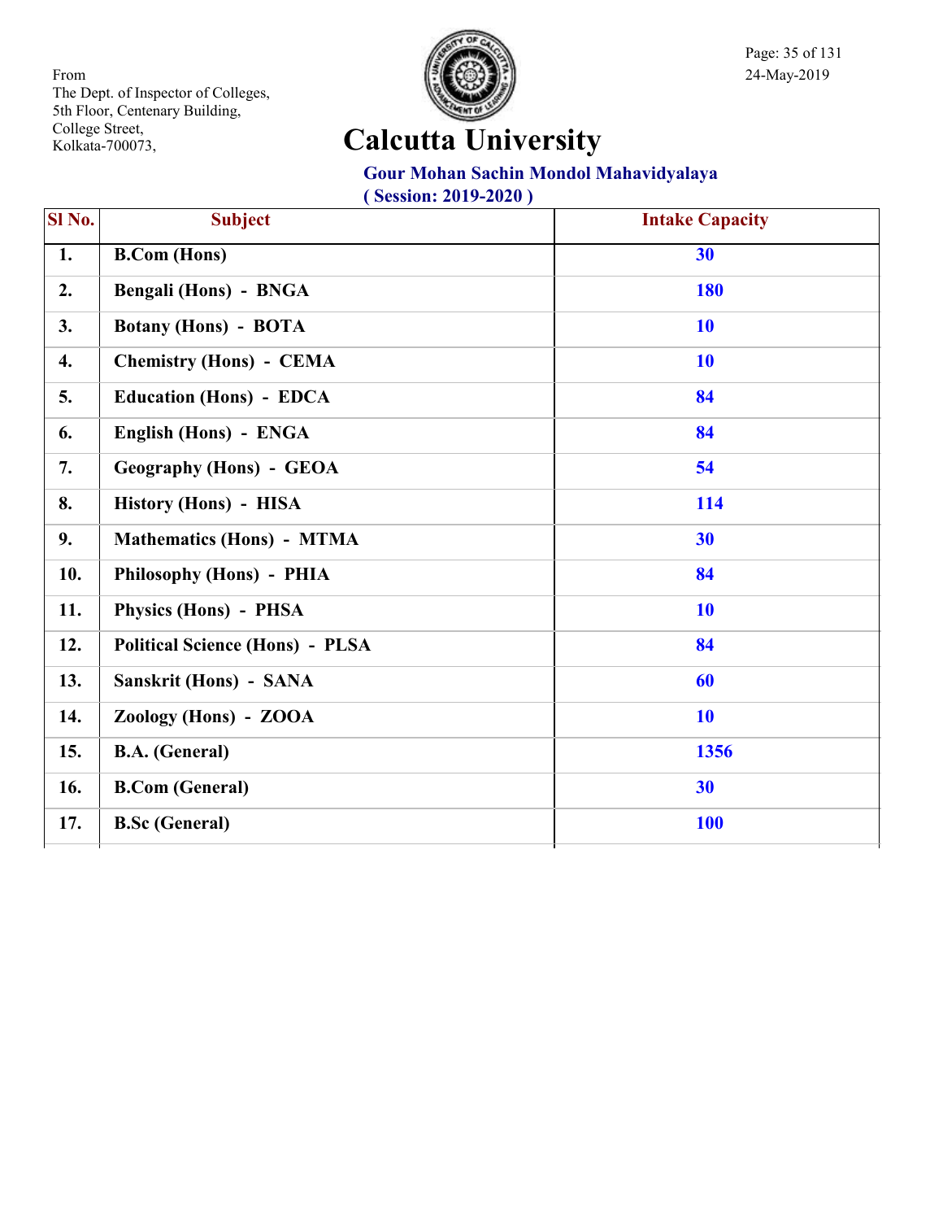From
The Dept. of Inspector of Colleges,
5th Floor, Centenary Building,
College Street,
Kolkata-700073,

24-May-2019

# Calcutta University

## Gour Mohan Sachin Mondol Mahavidyalaya

**( Session: 2019-2020 )**

| Sl No. | Subject | Intake Capacity |
|---|---|---|
| 1. | B.Com (Hons) | 30 |
| 2. | Bengali (Hons) - BNGA | 180 |
| 3. | Botany (Hons) - BOTA | 10 |
| 4. | Chemistry (Hons) - CEMA | 10 |
| 5. | Education (Hons) - EDCA | 84 |
| 6. | English (Hons) - ENGA | 84 |
| 7. | Geography (Hons) - GEOA | 54 |
| 8. | History (Hons) - HISA | 114 |
| 9. | Mathematics (Hons) - MTMA | 30 |
| 10. | Philosophy (Hons) - PHIA | 84 |
| 11. | Physics (Hons) - PHSA | 10 |
| 12. | Political Science (Hons) - PLSA | 84 |
| 13. | Sanskrit (Hons) - SANA | 60 |
| 14. | Zoology (Hons) - ZOOA | 10 |
| 15. | B.A. (General) | 1356 |
| 16. | B.Com (General) | 30 |
| 17. | B.Sc (General) | 100 |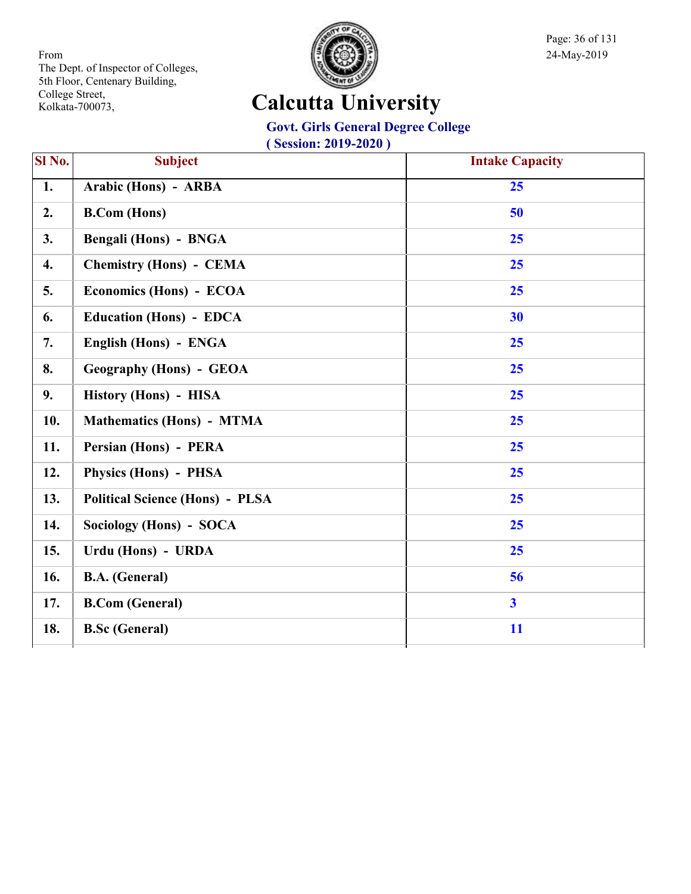From
The Dept. of Inspector of Colleges,
5th Floor, Centenary Building,
College Street,
Kolkata-700073,

24-May-2019

# Calcutta University

## Govt. Girls General Degree College

**( Session: 2019-2020 )**

| Sl No. | Subject | Intake Capacity |
|---|---|---|
| 1. | Arabic (Hons) - ARBA | 25 |
| 2. | B.Com (Hons) | 50 |
| 3. | Bengali (Hons) - BNGA | 25 |
| 4. | Chemistry (Hons) - CEMA | 25 |
| 5. | Economics (Hons) - ECOA | 25 |
| 6. | Education (Hons) - EDCA | 30 |
| 7. | English (Hons) - ENGA | 25 |
| 8. | Geography (Hons) - GEOA | 25 |
| 9. | History (Hons) - HISA | 25 |
| 10. | Mathematics (Hons) - MTMA | 25 |
| 11. | Persian (Hons) - PERA | 25 |
| 12. | Physics (Hons) - PHSA | 25 |
| 13. | Political Science (Hons) - PLSA | 25 |
| 14. | Sociology (Hons) - SOCA | 25 |
| 15. | Urdu (Hons) - URDA | 25 |
| 16. | B.A. (General) | 56 |
| 17. | B.Com (General) | 3 |
| 18. | B.Sc (General) | 11 |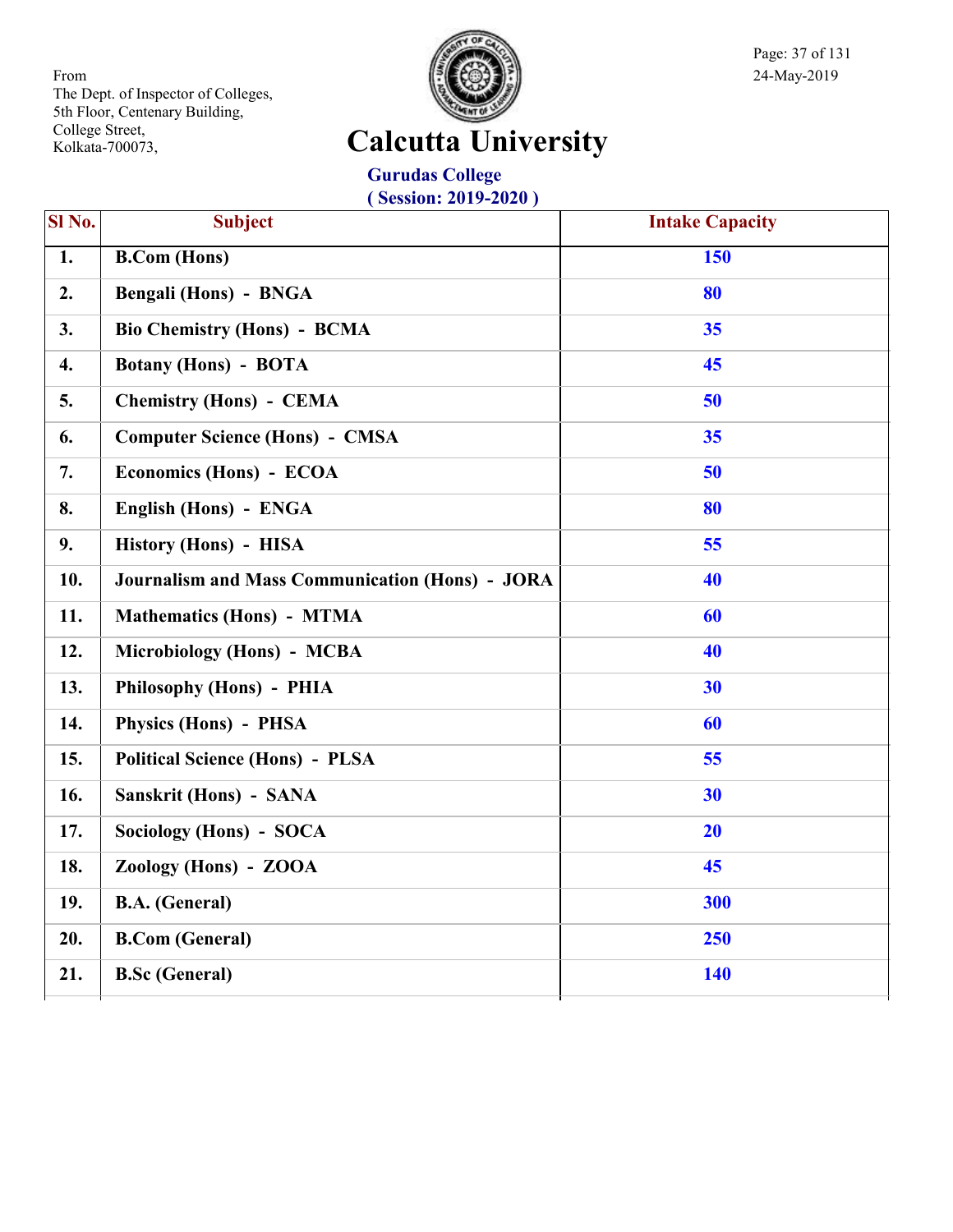From
The Dept. of Inspector of Colleges,
5th Floor, Centenary Building,
College Street,
Kolkata-700073,

24-May-2019

# Calcutta University

## Gurudas College
### ( Session: 2019-2020 )

| Sl No. | Subject | Intake Capacity |
|---|---|---|
| 1. | B.Com (Hons) | 150 |
| 2. | Bengali (Hons) - BNGA | 80 |
| 3. | Bio Chemistry (Hons) - BCMA | 35 |
| 4. | Botany (Hons) - BOTA | 45 |
| 5. | Chemistry (Hons) - CEMA | 50 |
| 6. | Computer Science (Hons) - CMSA | 35 |
| 7. | Economics (Hons) - ECOA | 50 |
| 8. | English (Hons) - ENGA | 80 |
| 9. | History (Hons) - HISA | 55 |
| 10. | Journalism and Mass Communication (Hons) - JORA | 40 |
| 11. | Mathematics (Hons) - MTMA | 60 |
| 12. | Microbiology (Hons) - MCBA | 40 |
| 13. | Philosophy (Hons) - PHIA | 30 |
| 14. | Physics (Hons) - PHSA | 60 |
| 15. | Political Science (Hons) - PLSA | 55 |
| 16. | Sanskrit (Hons) - SANA | 30 |
| 17. | Sociology (Hons) - SOCA | 20 |
| 18. | Zoology (Hons) - ZOOA | 45 |
| 19. | B.A. (General) | 300 |
| 20. | B.Com (General) | 250 |
| 21. | B.Sc (General) | 140 |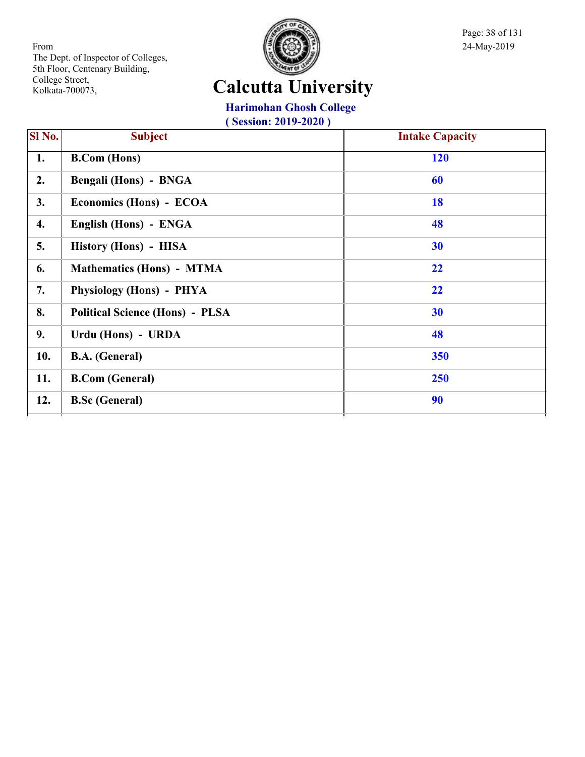From
The Dept. of Inspector of Colleges,
5th Floor, Centenary Building,
College Street,
Kolkata-700073,

24-May-2019

# Calcutta University

## Harimohan Ghosh College

**( Session: 2019-2020 )**

| Sl No. | Subject | Intake Capacity |
|---|---|---|
| 1. | B.Com (Hons) | 120 |
| 2. | Bengali (Hons) - BNGA | 60 |
| 3. | Economics (Hons) - ECOA | 18 |
| 4. | English (Hons) - ENGA | 48 |
| 5. | History (Hons) - HISA | 30 |
| 6. | Mathematics (Hons) - MTMA | 22 |
| 7. | Physiology (Hons) - PHYA | 22 |
| 8. | Political Science (Hons) - PLSA | 30 |
| 9. | Urdu (Hons) - URDA | 48 |
| 10. | B.A. (General) | 350 |
| 11. | B.Com (General) | 250 |
| 12. | B.Sc (General) | 90 |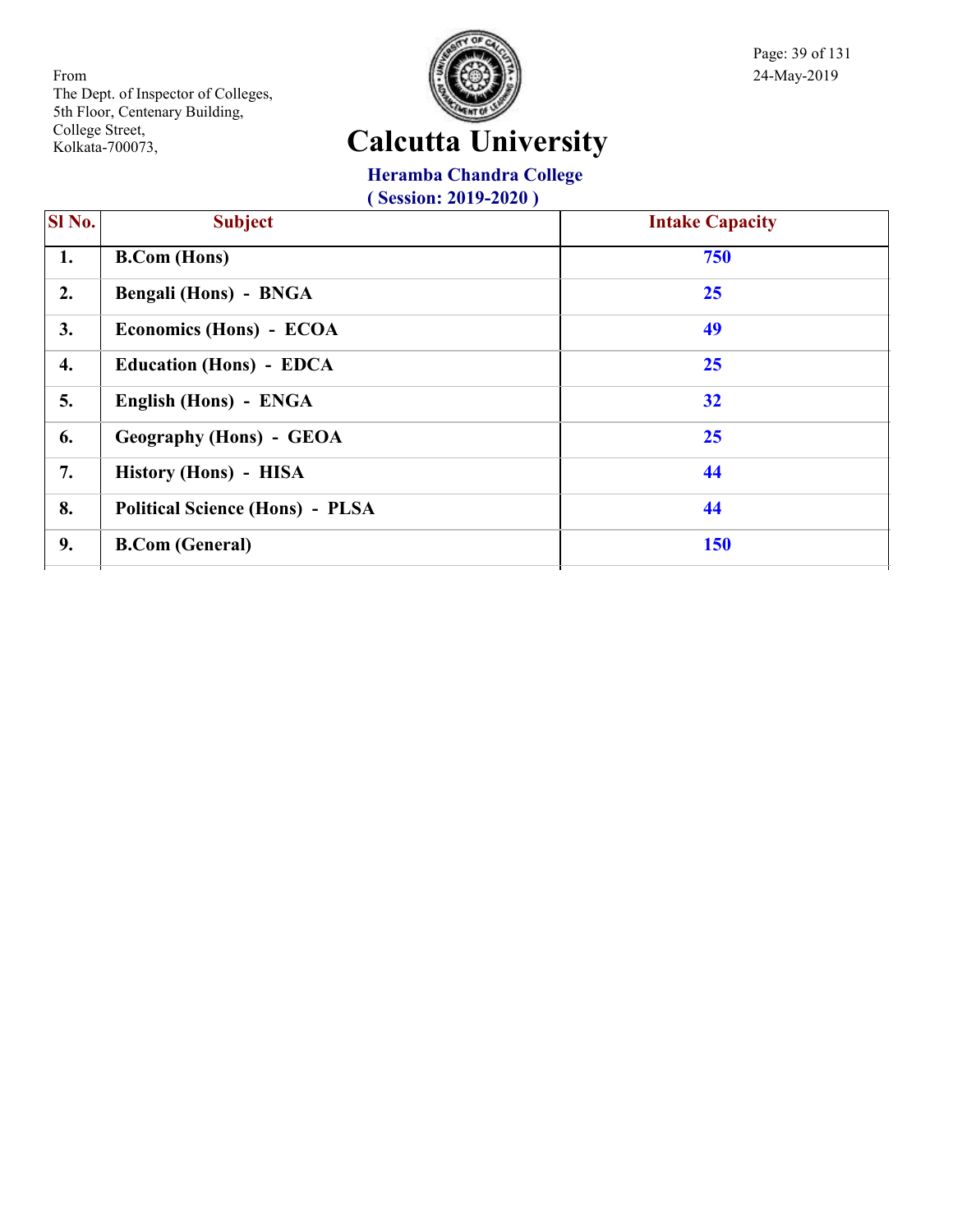From
The Dept. of Inspector of Colleges,
5th Floor, Centenary Building,
College Street,
Kolkata-700073,

24-May-2019

# Calcutta University

## Heramba Chandra College

**( Session: 2019-2020 )**

| Sl No. | Subject | Intake Capacity |
|---|---|---|
| 1. | B.Com (Hons) | 750 |
| 2. | Bengali (Hons) - BNGA | 25 |
| 3. | Economics (Hons) - ECOA | 49 |
| 4. | Education (Hons) - EDCA | 25 |
| 5. | English (Hons) - ENGA | 32 |
| 6. | Geography (Hons) - GEOA | 25 |
| 7. | History (Hons) - HISA | 44 |
| 8. | Political Science (Hons) - PLSA | 44 |
| 9. | B.Com (General) | 150 |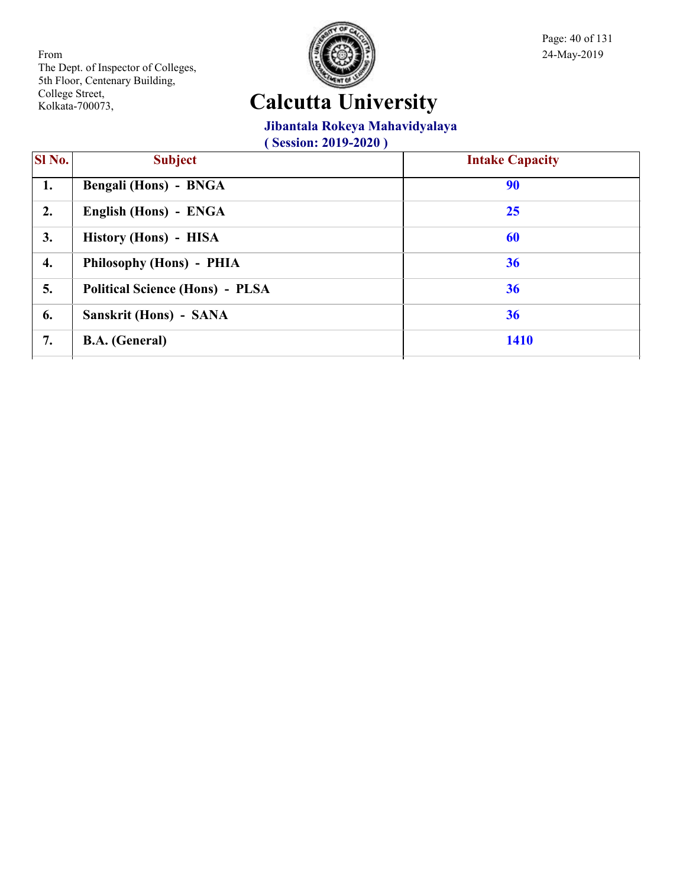From
The Dept. of Inspector of Colleges,
5th Floor, Centenary Building,
College Street,
Kolkata-700073,

24-May-2019

# Calcutta University

## Jibantala Rokeya Mahavidyalaya

**( Session: 2019-2020 )**

| Sl No. | Subject | Intake Capacity |
|---|---|---|
| 1. | Bengali (Hons) - BNGA | 90 |
| 2. | English (Hons) - ENGA | 25 |
| 3. | History (Hons) - HISA | 60 |
| 4. | Philosophy (Hons) - PHIA | 36 |
| 5. | Political Science (Hons) - PLSA | 36 |
| 6. | Sanskrit (Hons) - SANA | 36 |
| 7. | B.A. (General) | 1410 |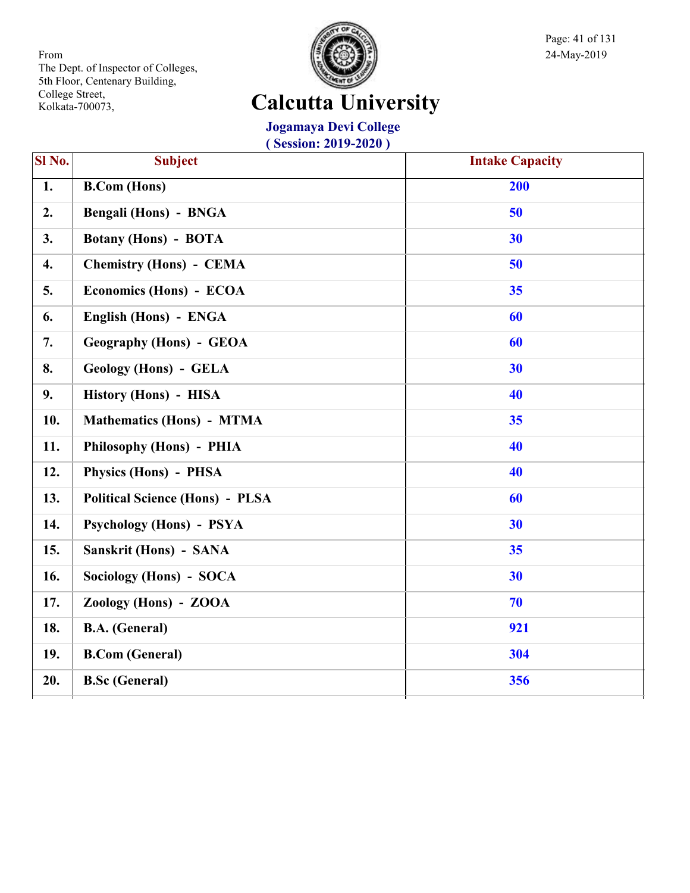From
The Dept. of Inspector of Colleges,
5th Floor, Centenary Building,
College Street,
Kolkata-700073,

24-May-2019

# Calcutta University

## Jogamaya Devi College

**( Session: 2019-2020 )**

| Sl No. | Subject | Intake Capacity |
|---|---|---|
| 1. | B.Com (Hons) | 200 |
| 2. | Bengali (Hons) - BNGA | 50 |
| 3. | Botany (Hons) - BOTA | 30 |
| 4. | Chemistry (Hons) - CEMA | 50 |
| 5. | Economics (Hons) - ECOA | 35 |
| 6. | English (Hons) - ENGA | 60 |
| 7. | Geography (Hons) - GEOA | 60 |
| 8. | Geology (Hons) - GELA | 30 |
| 9. | History (Hons) - HISA | 40 |
| 10. | Mathematics (Hons) - MTMA | 35 |
| 11. | Philosophy (Hons) - PHIA | 40 |
| 12. | Physics (Hons) - PHSA | 40 |
| 13. | Political Science (Hons) - PLSA | 60 |
| 14. | Psychology (Hons) - PSYA | 30 |
| 15. | Sanskrit (Hons) - SANA | 35 |
| 16. | Sociology (Hons) - SOCA | 30 |
| 17. | Zoology (Hons) - ZOOA | 70 |
| 18. | B.A. (General) | 921 |
| 19. | B.Com (General) | 304 |
| 20. | B.Sc (General) | 356 |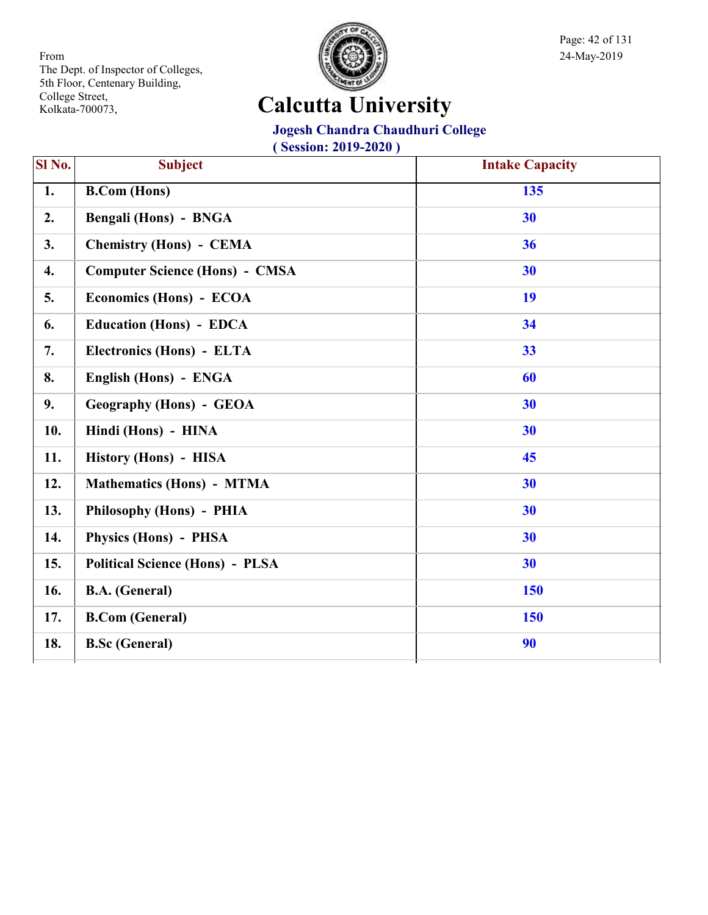From
The Dept. of Inspector of Colleges,
5th Floor, Centenary Building,
College Street,
Kolkata-700073,

24-May-2019

# Calcutta University

## Jogesh Chandra Chaudhuri College

### ( Session: 2019-2020 )

| Sl No. | Subject | Intake Capacity |
|---|---|---|
| 1. | B.Com (Hons) | 135 |
| 2. | Bengali (Hons) - BNGA | 30 |
| 3. | Chemistry (Hons) - CEMA | 36 |
| 4. | Computer Science (Hons) - CMSA | 30 |
| 5. | Economics (Hons) - ECOA | 19 |
| 6. | Education (Hons) - EDCA | 34 |
| 7. | Electronics (Hons) - ELTA | 33 |
| 8. | English (Hons) - ENGA | 60 |
| 9. | Geography (Hons) - GEOA | 30 |
| 10. | Hindi (Hons) - HINA | 30 |
| 11. | History (Hons) - HISA | 45 |
| 12. | Mathematics (Hons) - MTMA | 30 |
| 13. | Philosophy (Hons) - PHIA | 30 |
| 14. | Physics (Hons) - PHSA | 30 |
| 15. | Political Science (Hons) - PLSA | 30 |
| 16. | B.A. (General) | 150 |
| 17. | B.Com (General) | 150 |
| 18. | B.Sc (General) | 90 |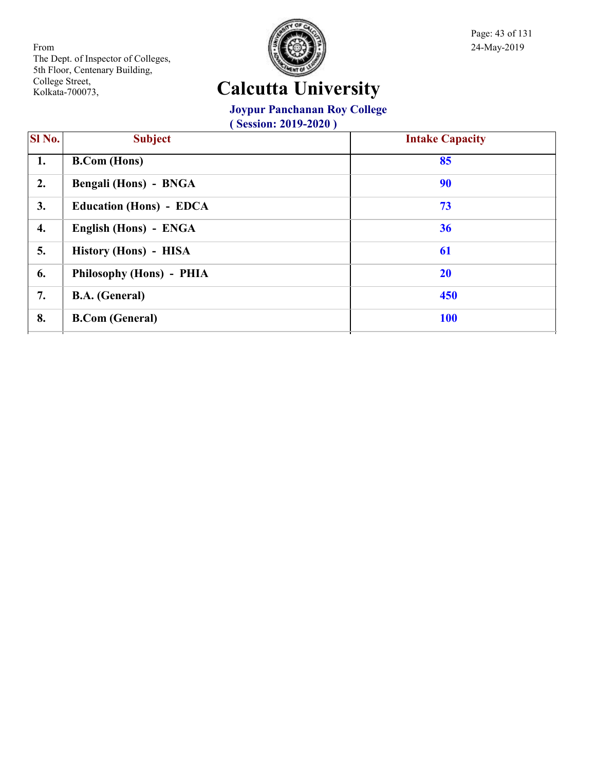From
The Dept. of Inspector of Colleges,
5th Floor, Centenary Building,
College Street,
Kolkata-700073,

24-May-2019

# Calcutta University

## Joypur Panchanan Roy College

**( Session: 2019-2020 )**

| Sl No. | Subject | Intake Capacity |
|---|---|---|
| 1. | B.Com (Hons) | 85 |
| 2. | Bengali (Hons) - BNGA | 90 |
| 3. | Education (Hons) - EDCA | 73 |
| 4. | English (Hons) - ENGA | 36 |
| 5. | History (Hons) - HISA | 61 |
| 6. | Philosophy (Hons) - PHIA | 20 |
| 7. | B.A. (General) | 450 |
| 8. | B.Com (General) | 100 |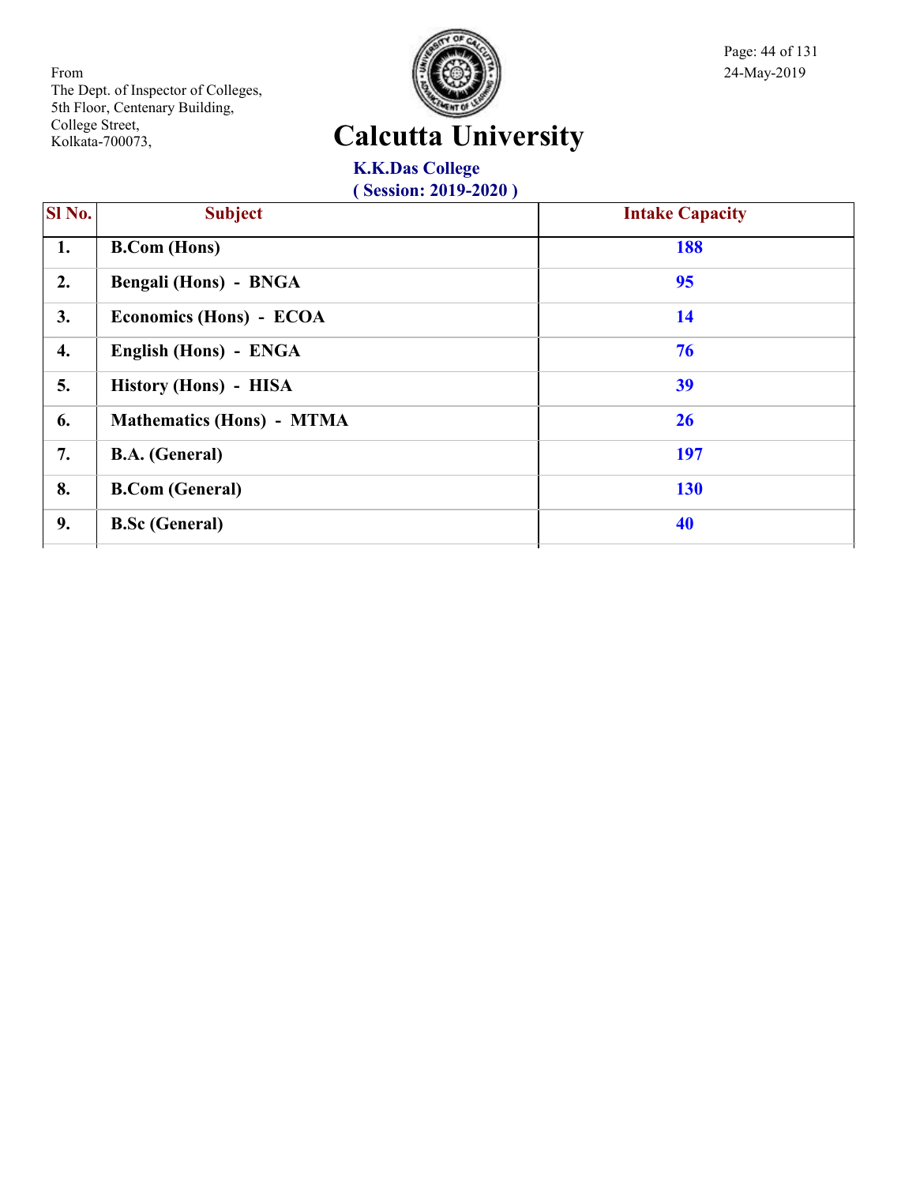From
The Dept. of Inspector of Colleges,
5th Floor, Centenary Building,
College Street,
Kolkata-700073,

24-May-2019

# Calcutta University

## K.K.Das College

**( Session: 2019-2020 )**

| Sl No. | Subject | Intake Capacity |
|---|---|---|
| 1. | **B.Com (Hons)** | **188** |
| 2. | **Bengali (Hons) - BNGA** | **95** |
| 3. | **Economics (Hons) - ECOA** | **14** |
| 4. | **English (Hons) - ENGA** | **76** |
| 5. | **History (Hons) - HISA** | **39** |
| 6. | **Mathematics (Hons) - MTMA** | **26** |
| 7. | **B.A. (General)** | **197** |
| 8. | **B.Com (General)** | **130** |
| 9. | **B.Sc (General)** | **40** |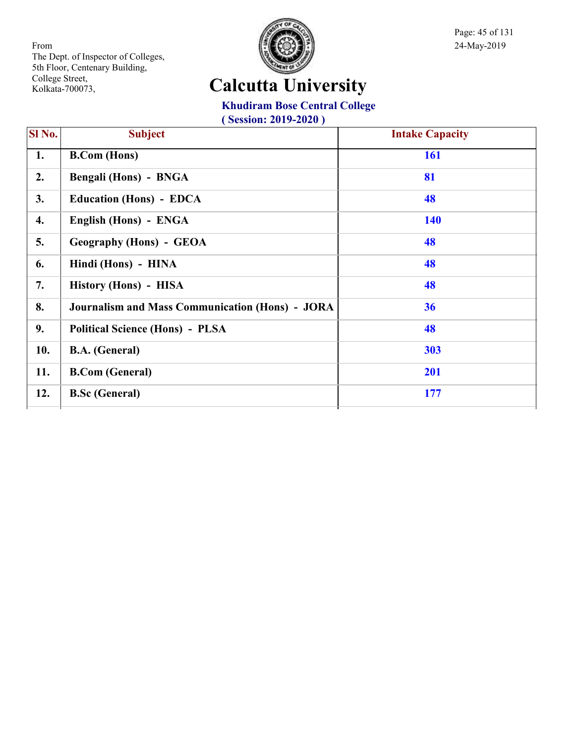From
The Dept. of Inspector of Colleges,
5th Floor, Centenary Building,
College Street,
Kolkata-700073,

24-May-2019

# Calcutta University

## Khudiram Bose Central College

### ( Session: 2019-2020 )

| Sl No. | Subject | Intake Capacity |
|---|---|---|
| 1. | B.Com (Hons) | 161 |
| 2. | Bengali (Hons) - BNGA | 81 |
| 3. | Education (Hons) - EDCA | 48 |
| 4. | English (Hons) - ENGA | 140 |
| 5. | Geography (Hons) - GEOA | 48 |
| 6. | Hindi (Hons) - HINA | 48 |
| 7. | History (Hons) - HISA | 48 |
| 8. | Journalism and Mass Communication (Hons) - JORA | 36 |
| 9. | Political Science (Hons) - PLSA | 48 |
| 10. | B.A. (General) | 303 |
| 11. | B.Com (General) | 201 |
| 12. | B.Sc (General) | 177 |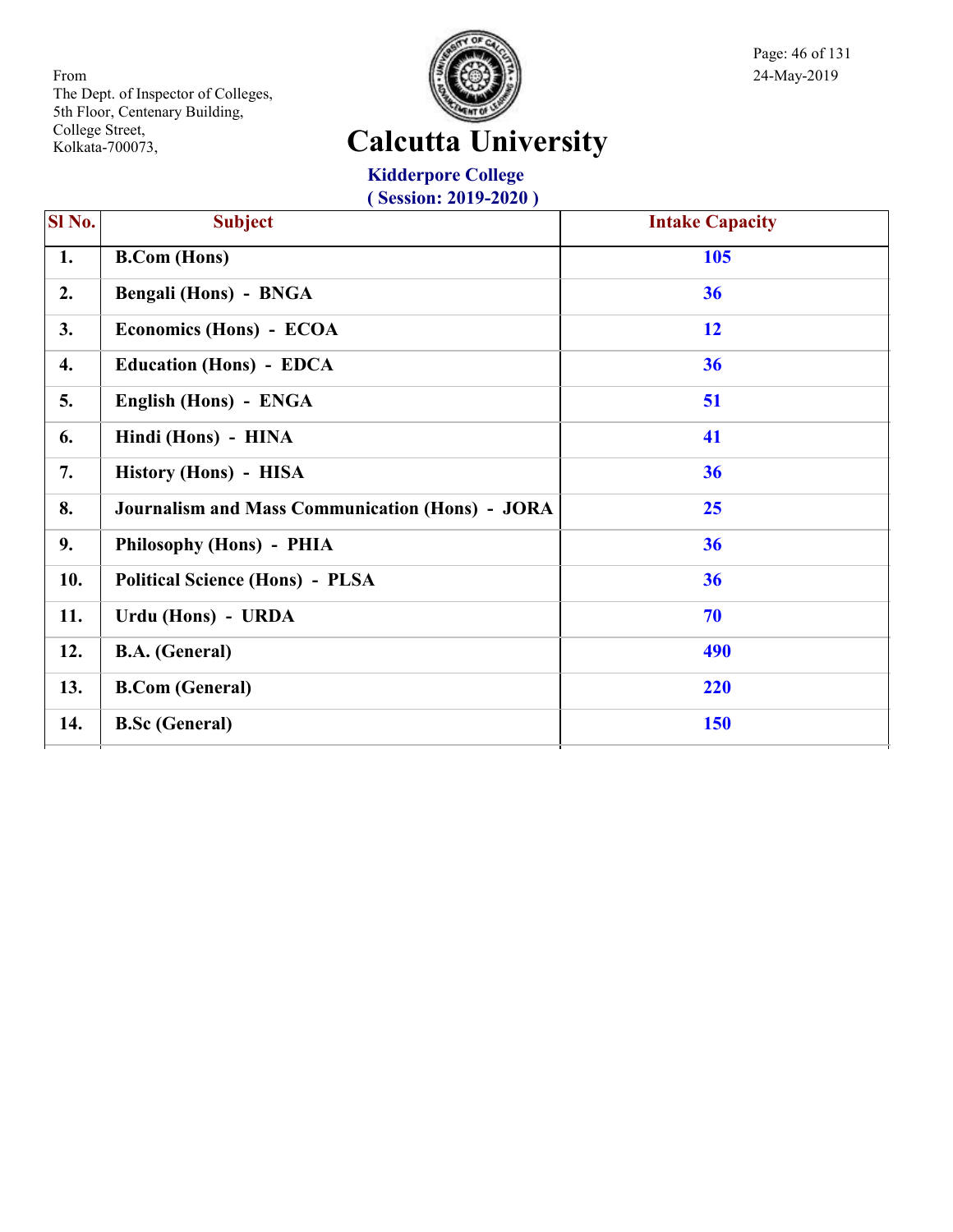From
The Dept. of Inspector of Colleges,
5th Floor, Centenary Building,
College Street,
Kolkata-700073,

24-May-2019

# Calcutta University

## Kidderpore College

**( Session: 2019-2020 )**

| Sl No. | Subject | Intake Capacity |
|---|---|---|
| 1. | B.Com (Hons) | 105 |
| 2. | Bengali (Hons) - BNGA | 36 |
| 3. | Economics (Hons) - ECOA | 12 |
| 4. | Education (Hons) - EDCA | 36 |
| 5. | English (Hons) - ENGA | 51 |
| 6. | Hindi (Hons) - HINA | 41 |
| 7. | History (Hons) - HISA | 36 |
| 8. | Journalism and Mass Communication (Hons) - JORA | 25 |
| 9. | Philosophy (Hons) - PHIA | 36 |
| 10. | Political Science (Hons) - PLSA | 36 |
| 11. | Urdu (Hons) - URDA | 70 |
| 12. | B.A. (General) | 490 |
| 13. | B.Com (General) | 220 |
| 14. | B.Sc (General) | 150 |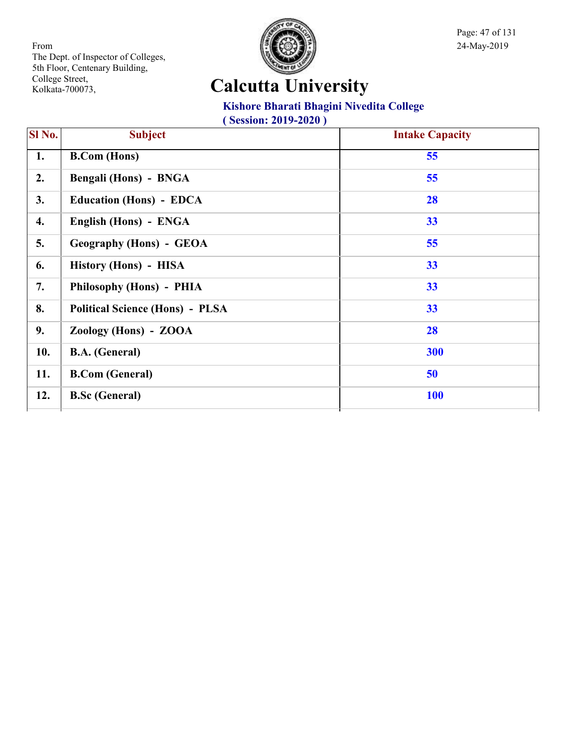From
The Dept. of Inspector of Colleges,
5th Floor, Centenary Building,
College Street,
Kolkata-700073,

24-May-2019

# Calcutta University

## Kishore Bharati Bhagini Nivedita College

**( Session: 2019-2020 )**

| Sl No. | Subject | Intake Capacity |
|---|---|---|
| 1. | B.Com (Hons) | 55 |
| 2. | Bengali (Hons) - BNGA | 55 |
| 3. | Education (Hons) - EDCA | 28 |
| 4. | English (Hons) - ENGA | 33 |
| 5. | Geography (Hons) - GEOA | 55 |
| 6. | History (Hons) - HISA | 33 |
| 7. | Philosophy (Hons) - PHIA | 33 |
| 8. | Political Science (Hons) - PLSA | 33 |
| 9. | Zoology (Hons) - ZOOA | 28 |
| 10. | B.A. (General) | 300 |
| 11. | B.Com (General) | 50 |
| 12. | B.Sc (General) | 100 |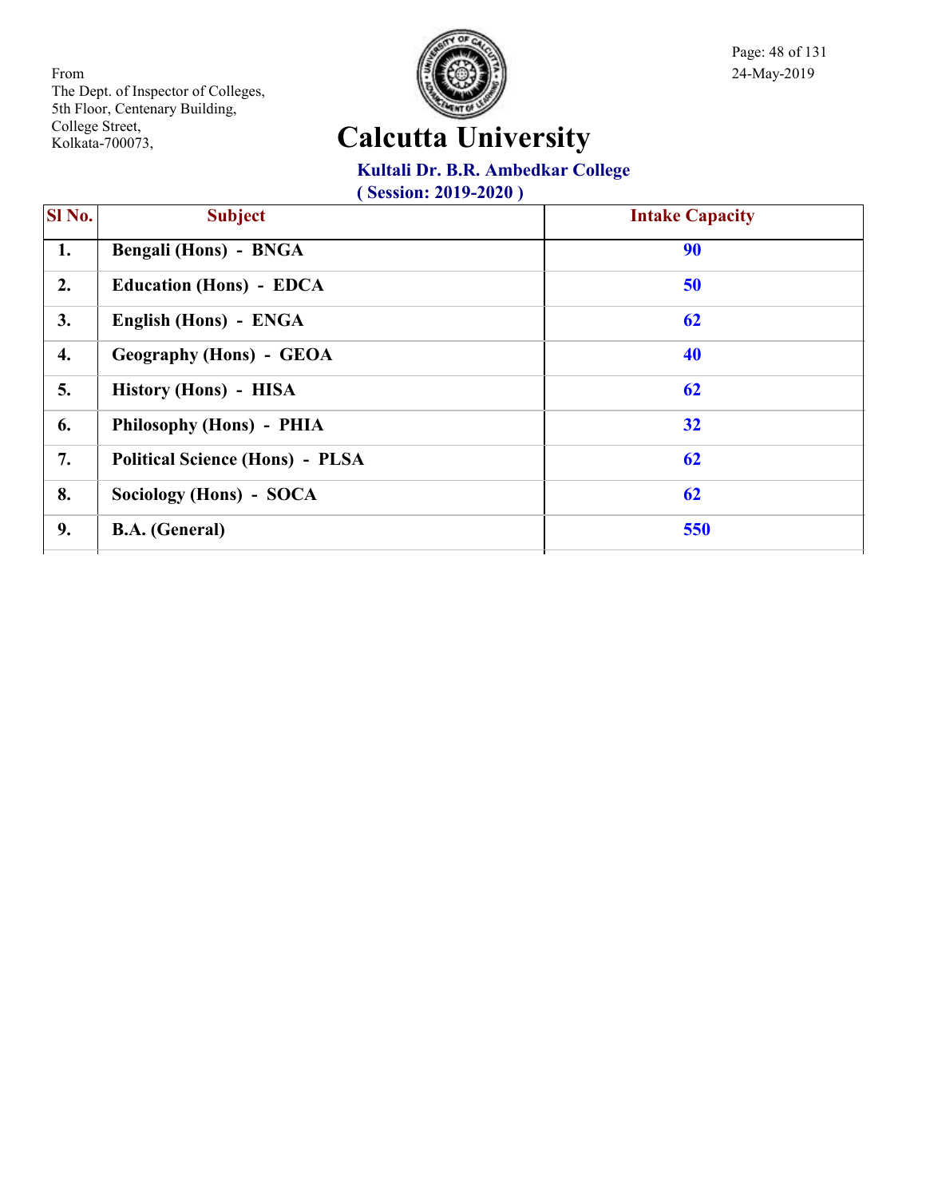From
The Dept. of Inspector of Colleges,
5th Floor, Centenary Building,
College Street,
Kolkata-700073,

24-May-2019

# Calcutta University

## Kultali Dr. B.R. Ambedkar College

**( Session: 2019-2020 )**

| Sl No. | Subject | Intake Capacity |
|---|---|---|
| 1. | Bengali (Hons) - BNGA | 90 |
| 2. | Education (Hons) - EDCA | 50 |
| 3. | English (Hons) - ENGA | 62 |
| 4. | Geography (Hons) - GEOA | 40 |
| 5. | History (Hons) - HISA | 62 |
| 6. | Philosophy (Hons) - PHIA | 32 |
| 7. | Political Science (Hons) - PLSA | 62 |
| 8. | Sociology (Hons) - SOCA | 62 |
| 9. | B.A. (General) | 550 |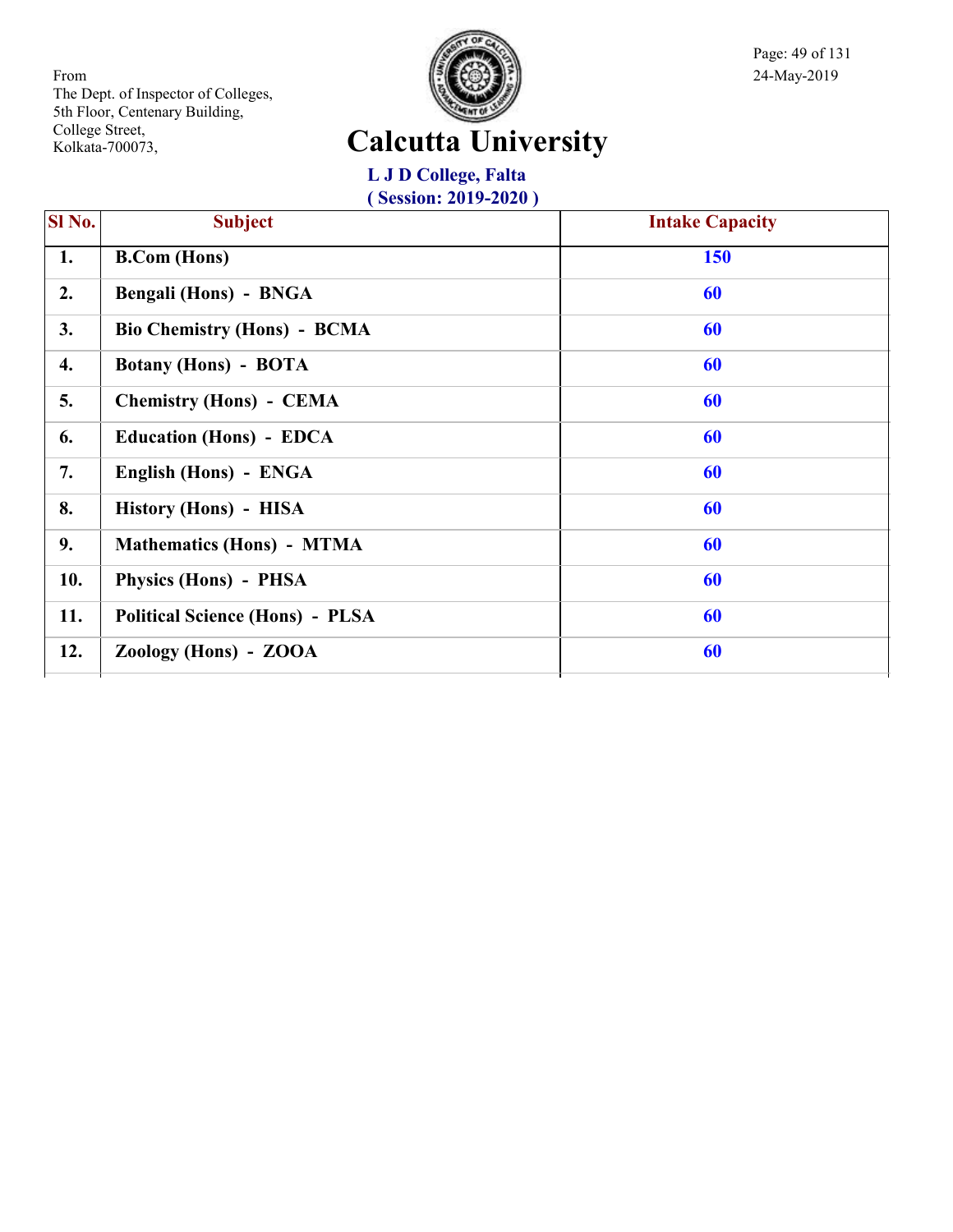From
The Dept. of Inspector of Colleges,
5th Floor, Centenary Building,
College Street,
Kolkata-700073,

24-May-2019

# Calcutta University

## L J D College, Falta
### ( Session: 2019-2020 )

| Sl No. | Subject | Intake Capacity |
|---|---|---|
| 1. | B.Com (Hons) | 150 |
| 2. | Bengali (Hons) - BNGA | 60 |
| 3. | Bio Chemistry (Hons) - BCMA | 60 |
| 4. | Botany (Hons) - BOTA | 60 |
| 5. | Chemistry (Hons) - CEMA | 60 |
| 6. | Education (Hons) - EDCA | 60 |
| 7. | English (Hons) - ENGA | 60 |
| 8. | History (Hons) - HISA | 60 |
| 9. | Mathematics (Hons) - MTMA | 60 |
| 10. | Physics (Hons) - PHSA | 60 |
| 11. | Political Science (Hons) - PLSA | 60 |
| 12. | Zoology (Hons) - ZOOA | 60 |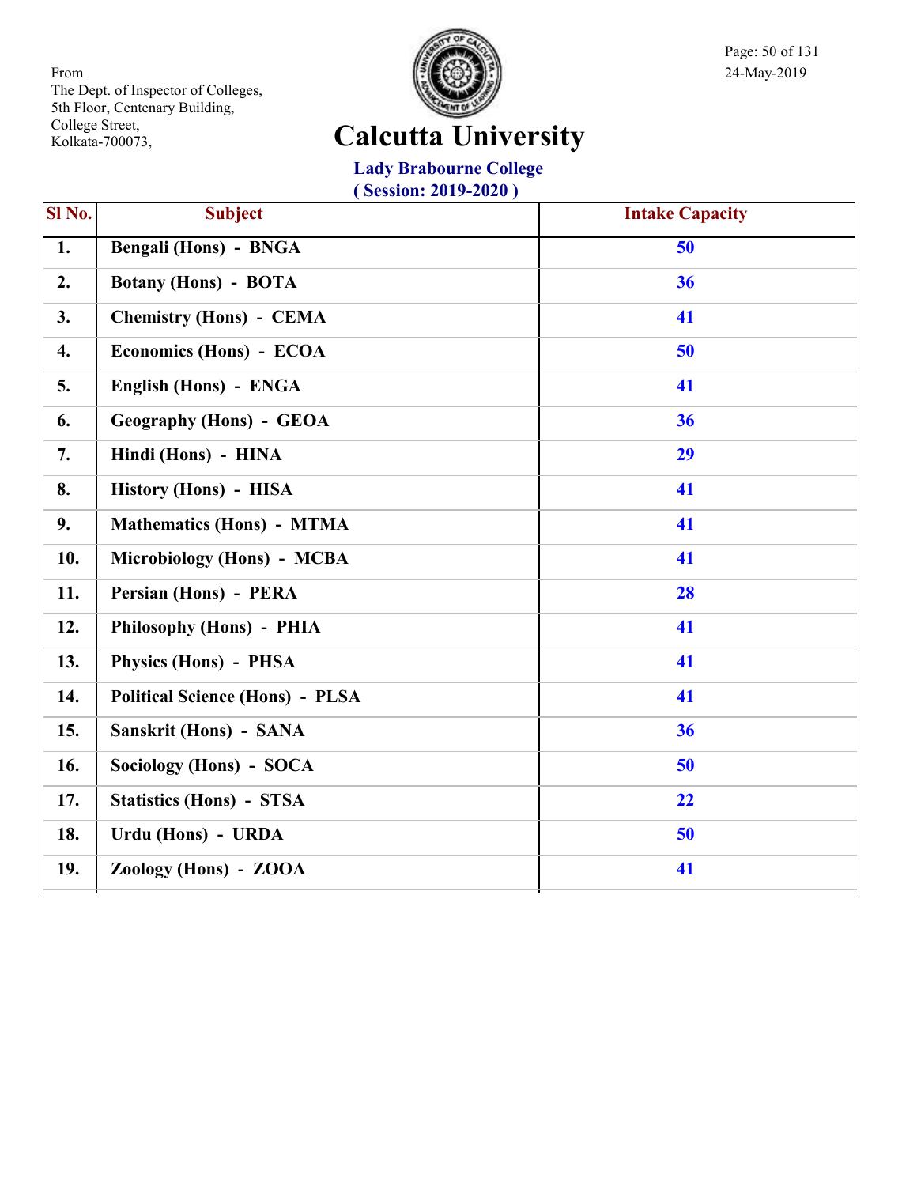From
The Dept. of Inspector of Colleges,
5th Floor, Centenary Building,
College Street,
Kolkata-700073,

24-May-2019

# Calcutta University

## Lady Brabourne College

### ( Session: 2019-2020 )

| Sl No. | Subject | Intake Capacity |
|---|---|---|
| 1. | Bengali (Hons) - BNGA | 50 |
| 2. | Botany (Hons) - BOTA | 36 |
| 3. | Chemistry (Hons) - CEMA | 41 |
| 4. | Economics (Hons) - ECOA | 50 |
| 5. | English (Hons) - ENGA | 41 |
| 6. | Geography (Hons) - GEOA | 36 |
| 7. | Hindi (Hons) - HINA | 29 |
| 8. | History (Hons) - HISA | 41 |
| 9. | Mathematics (Hons) - MTMA | 41 |
| 10. | Microbiology (Hons) - MCBA | 41 |
| 11. | Persian (Hons) - PERA | 28 |
| 12. | Philosophy (Hons) - PHIA | 41 |
| 13. | Physics (Hons) - PHSA | 41 |
| 14. | Political Science (Hons) - PLSA | 41 |
| 15. | Sanskrit (Hons) - SANA | 36 |
| 16. | Sociology (Hons) - SOCA | 50 |
| 17. | Statistics (Hons) - STSA | 22 |
| 18. | Urdu (Hons) - URDA | 50 |
| 19. | Zoology (Hons) - ZOOA | 41 |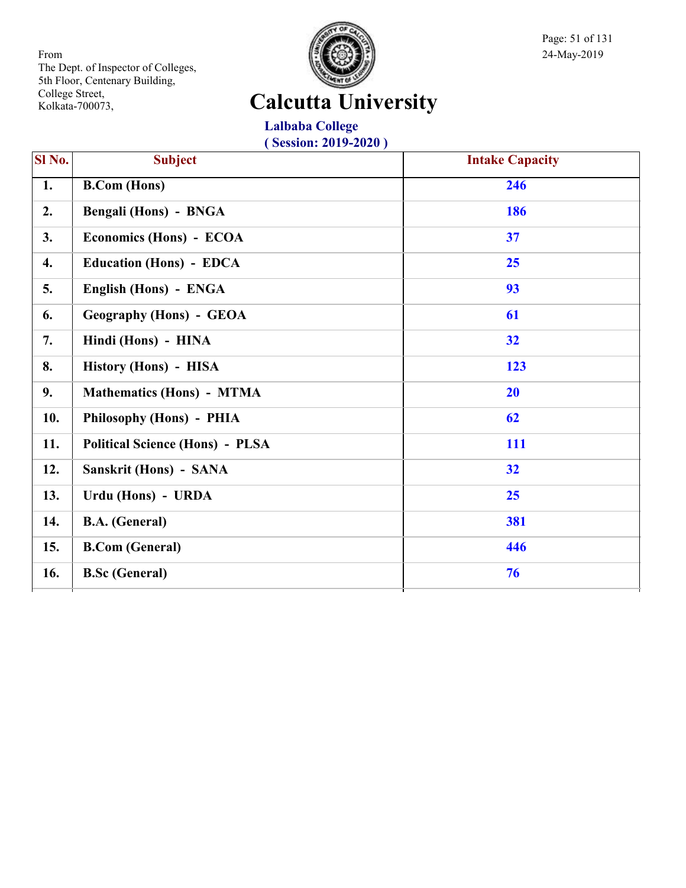From
The Dept. of Inspector of Colleges,
5th Floor, Centenary Building,
College Street,
Kolkata-700073,

24-May-2019

# Calcutta University

## Lalbaba College

### ( Session: 2019-2020 )

| Sl No. | Subject | Intake Capacity |
|---|---|---|
| 1. | B.Com (Hons) | 246 |
| 2. | Bengali (Hons) - BNGA | 186 |
| 3. | Economics (Hons) - ECOA | 37 |
| 4. | Education (Hons) - EDCA | 25 |
| 5. | English (Hons) - ENGA | 93 |
| 6. | Geography (Hons) - GEOA | 61 |
| 7. | Hindi (Hons) - HINA | 32 |
| 8. | History (Hons) - HISA | 123 |
| 9. | Mathematics (Hons) - MTMA | 20 |
| 10. | Philosophy (Hons) - PHIA | 62 |
| 11. | Political Science (Hons) - PLSA | 111 |
| 12. | Sanskrit (Hons) - SANA | 32 |
| 13. | Urdu (Hons) - URDA | 25 |
| 14. | B.A. (General) | 381 |
| 15. | B.Com (General) | 446 |
| 16. | B.Sc (General) | 76 |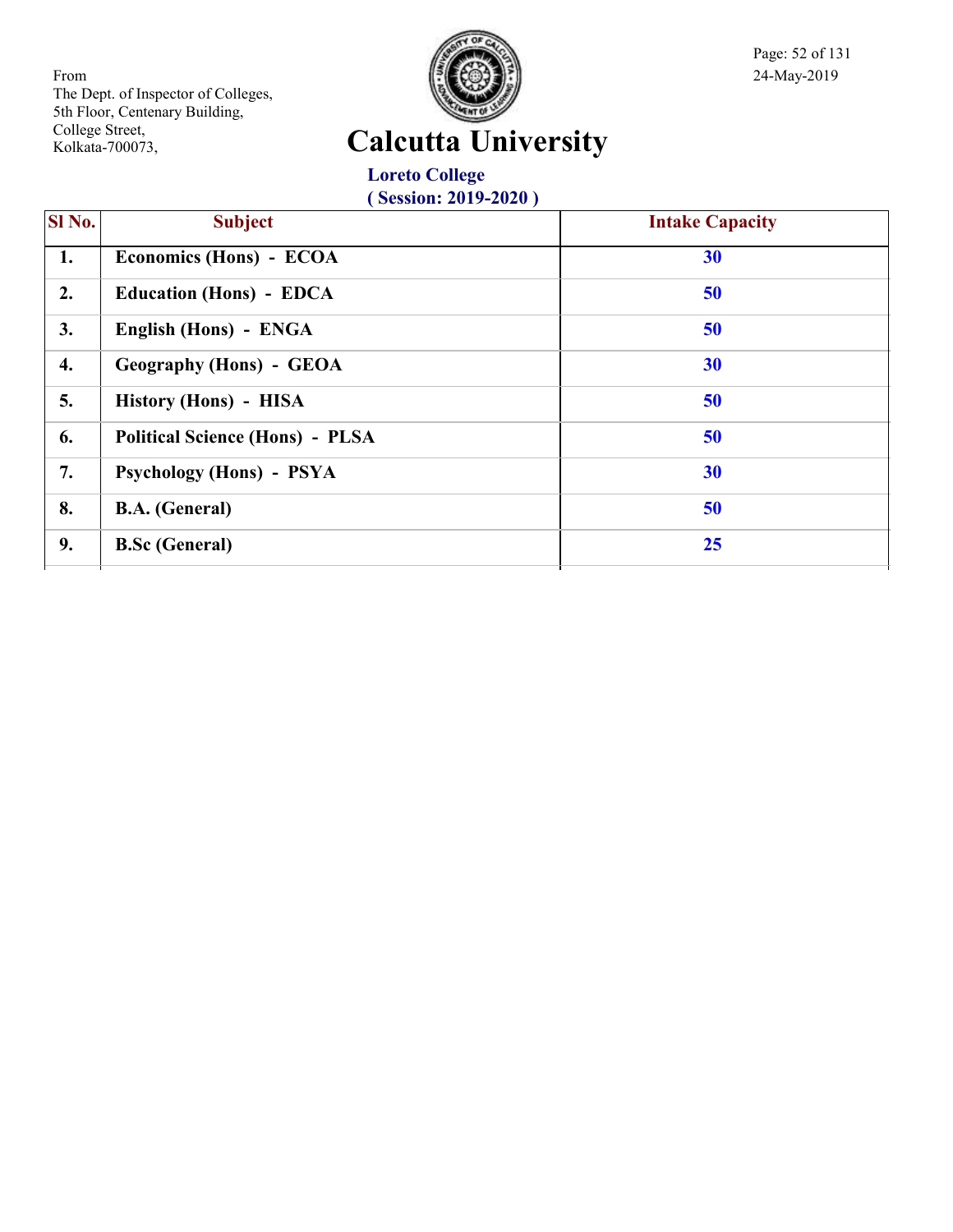From
The Dept. of Inspector of Colleges,
5th Floor, Centenary Building,
College Street,
Kolkata-700073,

24-May-2019

# Calcutta University

## Loreto College

**( Session: 2019-2020 )**

| Sl No. | Subject | Intake Capacity |
|---|---|---|
| 1. | Economics (Hons) - ECOA | 30 |
| 2. | Education (Hons) - EDCA | 50 |
| 3. | English (Hons) - ENGA | 50 |
| 4. | Geography (Hons) - GEOA | 30 |
| 5. | History (Hons) - HISA | 50 |
| 6. | Political Science (Hons) - PLSA | 50 |
| 7. | Psychology (Hons) - PSYA | 30 |
| 8. | B.A. (General) | 50 |
| 9. | B.Sc (General) | 25 |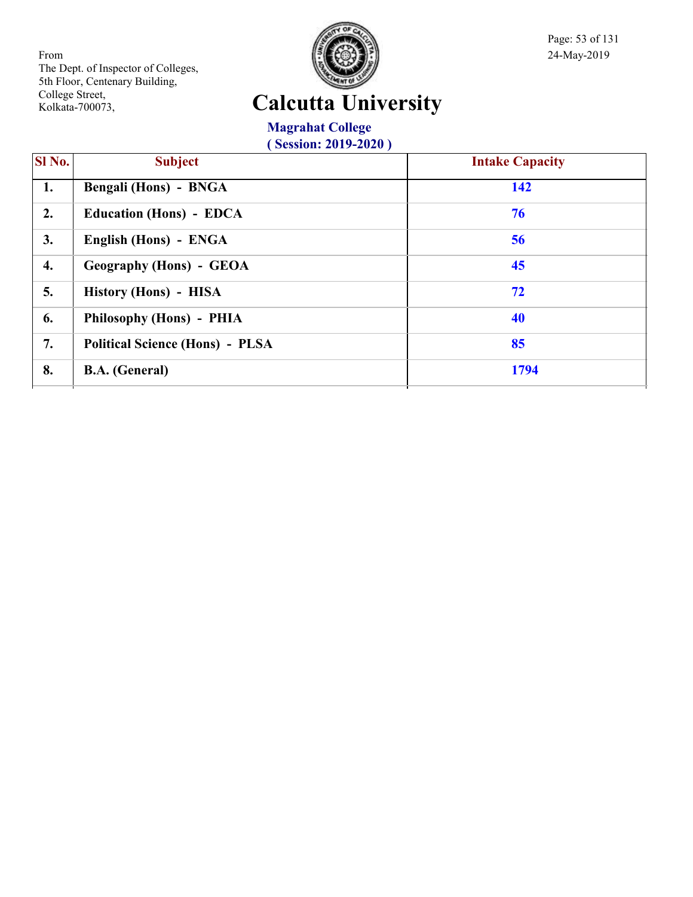From
The Dept. of Inspector of Colleges,
5th Floor, Centenary Building,
College Street,
Kolkata-700073,

24-May-2019

# Calcutta University

## Magrahat College
## ( Session: 2019-2020 )

| Sl No. | Subject | Intake Capacity |
|---|---|---|
| 1. | Bengali (Hons) - BNGA | 142 |
| 2. | Education (Hons) - EDCA | 76 |
| 3. | English (Hons) - ENGA | 56 |
| 4. | Geography (Hons) - GEOA | 45 |
| 5. | History (Hons) - HISA | 72 |
| 6. | Philosophy (Hons) - PHIA | 40 |
| 7. | Political Science (Hons) - PLSA | 85 |
| 8. | B.A. (General) | 1794 |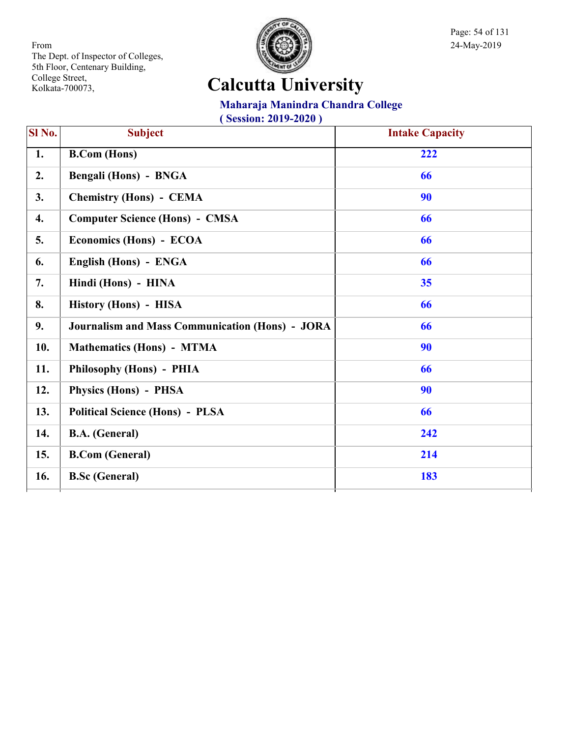From
The Dept. of Inspector of Colleges,
5th Floor, Centenary Building,
College Street,
Kolkata-700073,

24-May-2019

# Calcutta University

## Maharaja Manindra Chandra College

### ( Session: 2019-2020 )

| Sl No. | Subject | Intake Capacity |
|---|---|---|
| 1. | B.Com (Hons) | 222 |
| 2. | Bengali (Hons) - BNGA | 66 |
| 3. | Chemistry (Hons) - CEMA | 90 |
| 4. | Computer Science (Hons) - CMSA | 66 |
| 5. | Economics (Hons) - ECOA | 66 |
| 6. | English (Hons) - ENGA | 66 |
| 7. | Hindi (Hons) - HINA | 35 |
| 8. | History (Hons) - HISA | 66 |
| 9. | Journalism and Mass Communication (Hons) - JORA | 66 |
| 10. | Mathematics (Hons) - MTMA | 90 |
| 11. | Philosophy (Hons) - PHIA | 66 |
| 12. | Physics (Hons) - PHSA | 90 |
| 13. | Political Science (Hons) - PLSA | 66 |
| 14. | B.A. (General) | 242 |
| 15. | B.Com (General) | 214 |
| 16. | B.Sc (General) | 183 |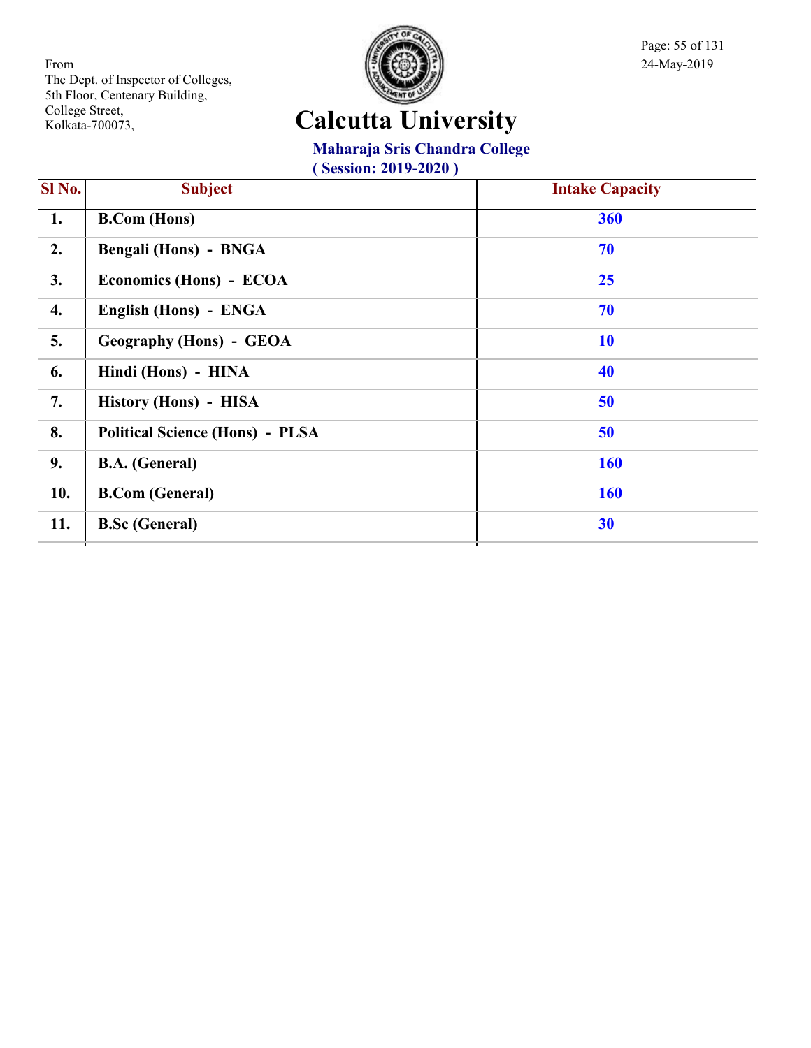From
The Dept. of Inspector of Colleges,
5th Floor, Centenary Building,
College Street,
Kolkata-700073,

24-May-2019

# Calcutta University

## Maharaja Sris Chandra College

**( Session: 2019-2020 )**

| Sl No. | Subject | Intake Capacity |
|---|---|---|
| 1. | B.Com (Hons) | 360 |
| 2. | Bengali (Hons) - BNGA | 70 |
| 3. | Economics (Hons) - ECOA | 25 |
| 4. | English (Hons) - ENGA | 70 |
| 5. | Geography (Hons) - GEOA | 10 |
| 6. | Hindi (Hons) - HINA | 40 |
| 7. | History (Hons) - HISA | 50 |
| 8. | Political Science (Hons) - PLSA | 50 |
| 9. | B.A. (General) | 160 |
| 10. | B.Com (General) | 160 |
| 11. | B.Sc (General) | 30 |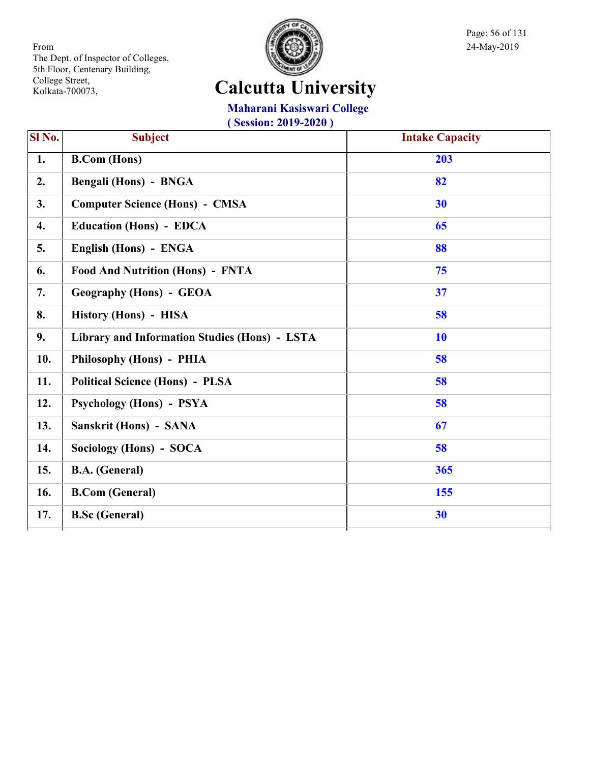From
The Dept. of Inspector of Colleges,
5th Floor, Centenary Building,
College Street,
Kolkata-700073,

24-May-2019

# Calcutta University

## Maharani Kasiswari College

### ( Session: 2019-2020 )

| Sl No. | Subject | Intake Capacity |
|---|---|---|
| 1. | B.Com (Hons) | 203 |
| 2. | Bengali (Hons) - BNGA | 82 |
| 3. | Computer Science (Hons) - CMSA | 30 |
| 4. | Education (Hons) - EDCA | 65 |
| 5. | English (Hons) - ENGA | 88 |
| 6. | Food And Nutrition (Hons) - FNTA | 75 |
| 7. | Geography (Hons) - GEOA | 37 |
| 8. | History (Hons) - HISA | 58 |
| 9. | Library and Information Studies (Hons) - LSTA | 10 |
| 10. | Philosophy (Hons) - PHIA | 58 |
| 11. | Political Science (Hons) - PLSA | 58 |
| 12. | Psychology (Hons) - PSYA | 58 |
| 13. | Sanskrit (Hons) - SANA | 67 |
| 14. | Sociology (Hons) - SOCA | 58 |
| 15. | B.A. (General) | 365 |
| 16. | B.Com (General) | 155 |
| 17. | B.Sc (General) | 30 |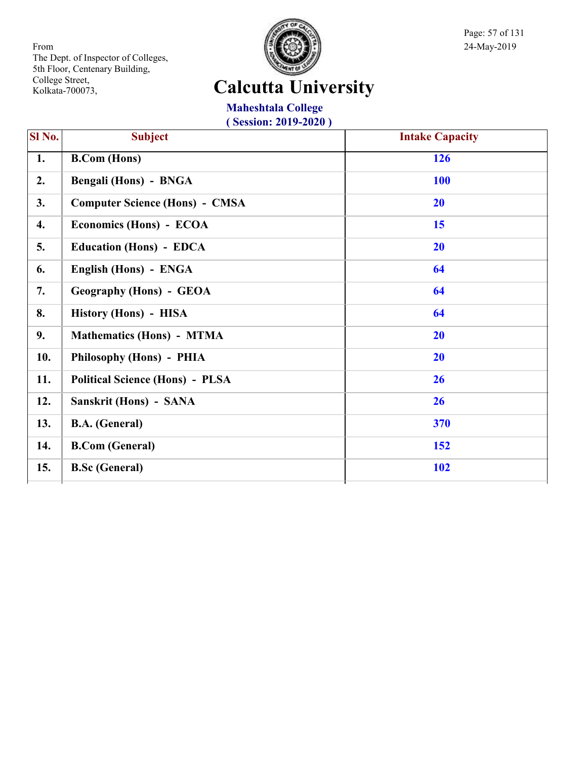From
The Dept. of Inspector of Colleges,
5th Floor, Centenary Building,
College Street,
Kolkata-700073,

24-May-2019

# Calcutta University

## Maheshtala College
### ( Session: 2019-2020 )

| Sl No. | Subject | Intake Capacity |
|---|---|---|
| 1. | B.Com (Hons) | 126 |
| 2. | Bengali (Hons) - BNGA | 100 |
| 3. | Computer Science (Hons) - CMSA | 20 |
| 4. | Economics (Hons) - ECOA | 15 |
| 5. | Education (Hons) - EDCA | 20 |
| 6. | English (Hons) - ENGA | 64 |
| 7. | Geography (Hons) - GEOA | 64 |
| 8. | History (Hons) - HISA | 64 |
| 9. | Mathematics (Hons) - MTMA | 20 |
| 10. | Philosophy (Hons) - PHIA | 20 |
| 11. | Political Science (Hons) - PLSA | 26 |
| 12. | Sanskrit (Hons) - SANA | 26 |
| 13. | B.A. (General) | 370 |
| 14. | B.Com (General) | 152 |
| 15. | B.Sc (General) | 102 |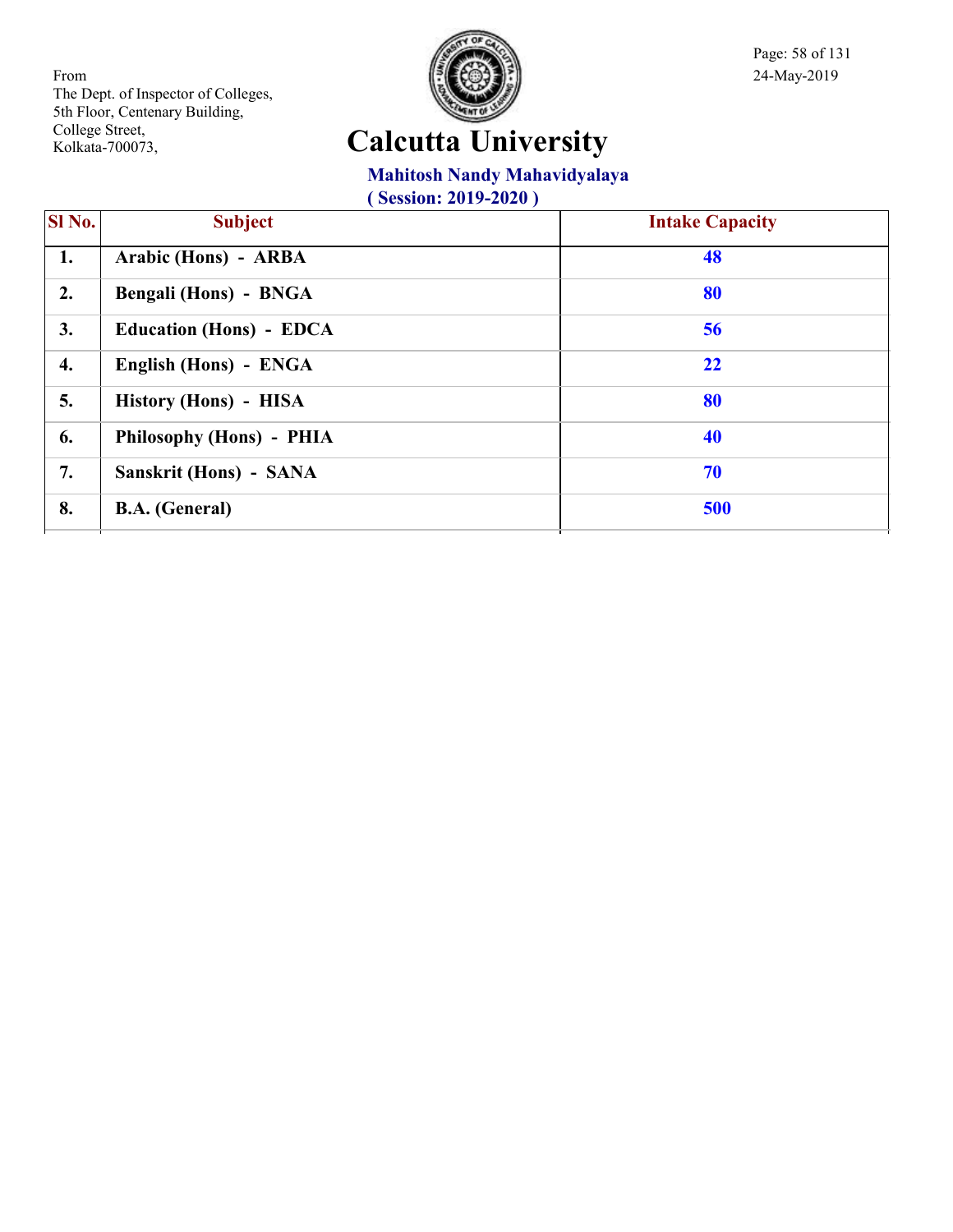From
The Dept. of Inspector of Colleges,
5th Floor, Centenary Building,
College Street,
Kolkata-700073,

24-May-2019

# Calcutta University

## Mahitosh Nandy Mahavidyalaya

**( Session: 2019-2020 )**

| Sl No. | Subject | Intake Capacity |
|---|---|---|
| 1. | Arabic (Hons) - ARBA | 48 |
| 2. | Bengali (Hons) - BNGA | 80 |
| 3. | Education (Hons) - EDCA | 56 |
| 4. | English (Hons) - ENGA | 22 |
| 5. | History (Hons) - HISA | 80 |
| 6. | Philosophy (Hons) - PHIA | 40 |
| 7. | Sanskrit (Hons) - SANA | 70 |
| 8. | B.A. (General) | 500 |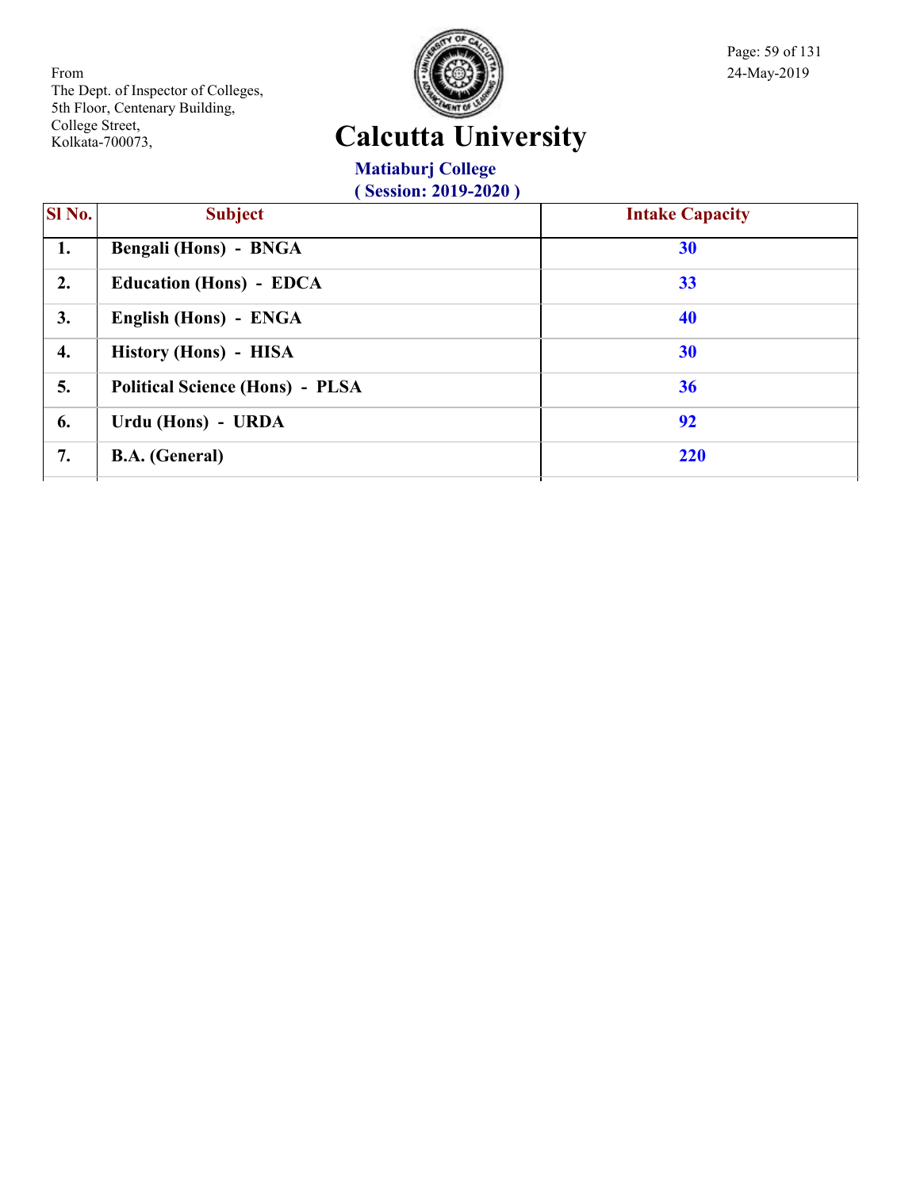From
The Dept. of Inspector of Colleges,
5th Floor, Centenary Building,
College Street,
Kolkata-700073,

24-May-2019

# Calcutta University

## Matiaburj College
### ( Session: 2019-2020 )

| Sl No. | Subject | Intake Capacity |
|---|---|---|
| 1. | Bengali (Hons) - BNGA | 30 |
| 2. | Education (Hons) - EDCA | 33 |
| 3. | English (Hons) - ENGA | 40 |
| 4. | History (Hons) - HISA | 30 |
| 5. | Political Science (Hons) - PLSA | 36 |
| 6. | Urdu (Hons) - URDA | 92 |
| 7. | B.A. (General) | 220 |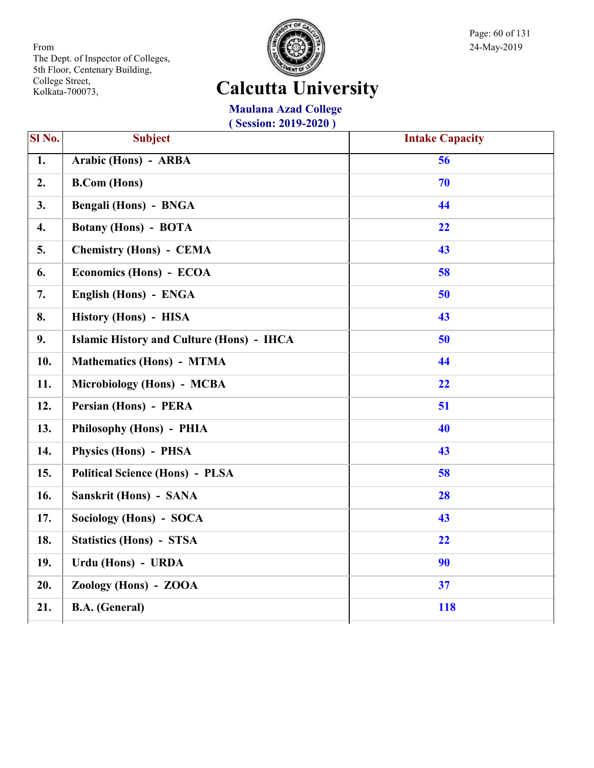From
The Dept. of Inspector of Colleges,
5th Floor, Centenary Building,
College Street,
Kolkata-700073,

24-May-2019

# Calcutta University

## Maulana Azad College
### ( Session: 2019-2020 )

| Sl No. | Subject | Intake Capacity |
|---|---|---|
| 1. | Arabic (Hons) - ARBA | 56 |
| 2. | B.Com (Hons) | 70 |
| 3. | Bengali (Hons) - BNGA | 44 |
| 4. | Botany (Hons) - BOTA | 22 |
| 5. | Chemistry (Hons) - CEMA | 43 |
| 6. | Economics (Hons) - ECOA | 58 |
| 7. | English (Hons) - ENGA | 50 |
| 8. | History (Hons) - HISA | 43 |
| 9. | Islamic History and Culture (Hons) - IHCA | 50 |
| 10. | Mathematics (Hons) - MTMA | 44 |
| 11. | Microbiology (Hons) - MCBA | 22 |
| 12. | Persian (Hons) - PERA | 51 |
| 13. | Philosophy (Hons) - PHIA | 40 |
| 14. | Physics (Hons) - PHSA | 43 |
| 15. | Political Science (Hons) - PLSA | 58 |
| 16. | Sanskrit (Hons) - SANA | 28 |
| 17. | Sociology (Hons) - SOCA | 43 |
| 18. | Statistics (Hons) - STSA | 22 |
| 19. | Urdu (Hons) - URDA | 90 |
| 20. | Zoology (Hons) - ZOOA | 37 |
| 21. | B.A. (General) | 118 |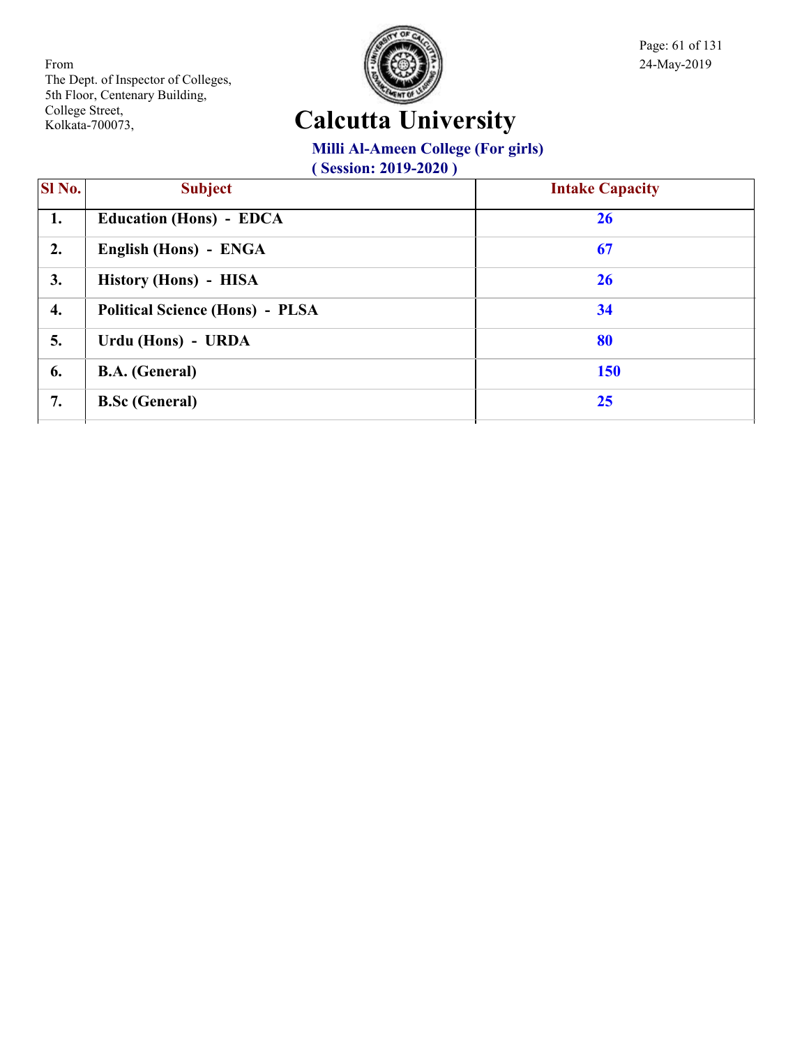From
The Dept. of Inspector of Colleges,
5th Floor, Centenary Building,
College Street,
Kolkata-700073,

24-May-2019

# Calcutta University

## Milli Al-Ameen College (For girls)

### ( Session: 2019-2020 )

| Sl No. | Subject | Intake Capacity |
|---|---|---|
| 1. | Education (Hons) - EDCA | 26 |
| 2. | English (Hons) - ENGA | 67 |
| 3. | History (Hons) - HISA | 26 |
| 4. | Political Science (Hons) - PLSA | 34 |
| 5. | Urdu (Hons) - URDA | 80 |
| 6. | B.A. (General) | 150 |
| 7. | B.Sc (General) | 25 |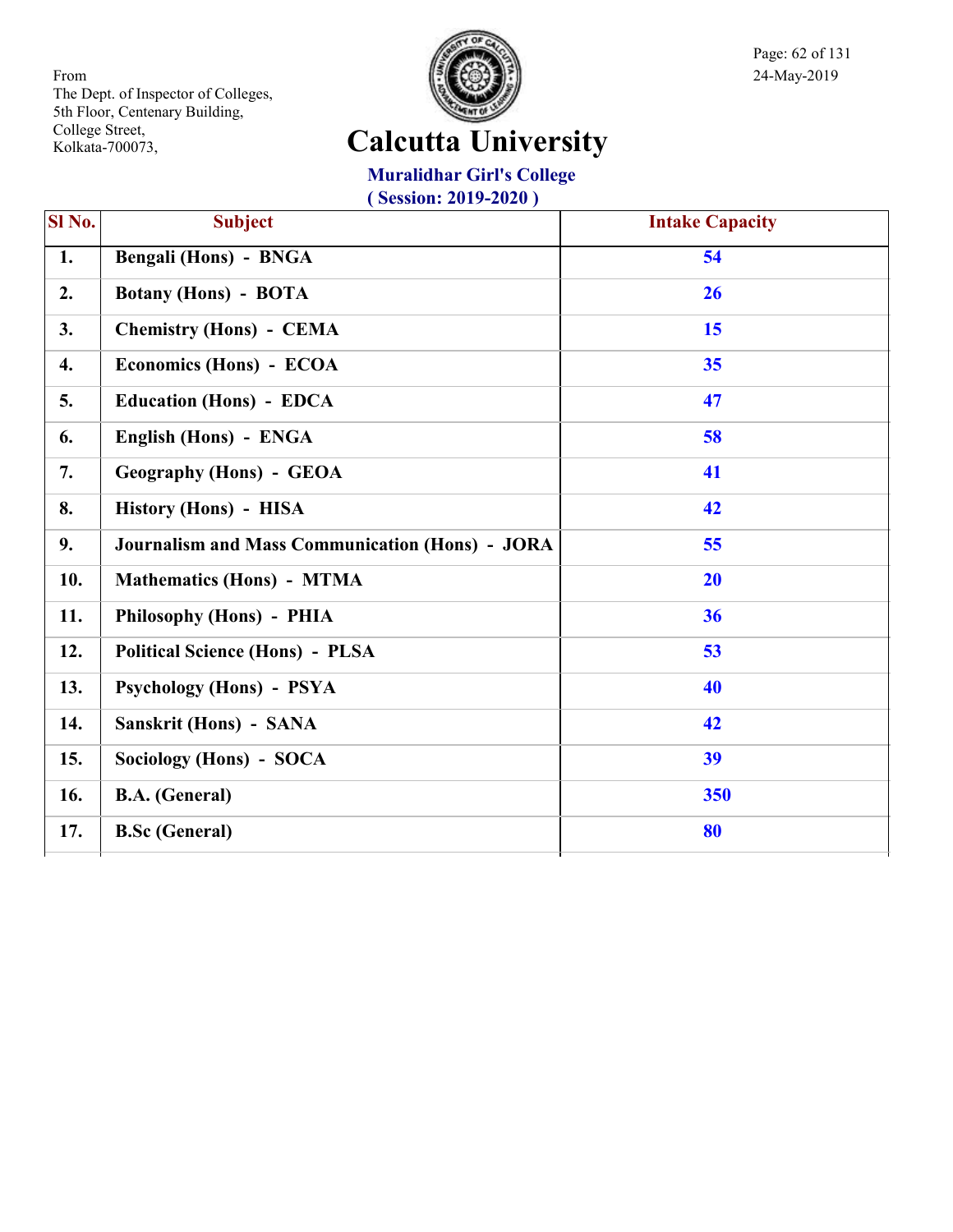From
The Dept. of Inspector of Colleges,
5th Floor, Centenary Building,
College Street,
Kolkata-700073,

24-May-2019

# Calcutta University

## Muralidhar Girl's College

**( Session: 2019-2020 )**

| Sl No. | Subject | Intake Capacity |
|---|---|---|
| 1. | Bengali (Hons) - BNGA | 54 |
| 2. | Botany (Hons) - BOTA | 26 |
| 3. | Chemistry (Hons) - CEMA | 15 |
| 4. | Economics (Hons) - ECOA | 35 |
| 5. | Education (Hons) - EDCA | 47 |
| 6. | English (Hons) - ENGA | 58 |
| 7. | Geography (Hons) - GEOA | 41 |
| 8. | History (Hons) - HISA | 42 |
| 9. | Journalism and Mass Communication (Hons) - JORA | 55 |
| 10. | Mathematics (Hons) - MTMA | 20 |
| 11. | Philosophy (Hons) - PHIA | 36 |
| 12. | Political Science (Hons) - PLSA | 53 |
| 13. | Psychology (Hons) - PSYA | 40 |
| 14. | Sanskrit (Hons) - SANA | 42 |
| 15. | Sociology (Hons) - SOCA | 39 |
| 16. | B.A. (General) | 350 |
| 17. | B.Sc (General) | 80 |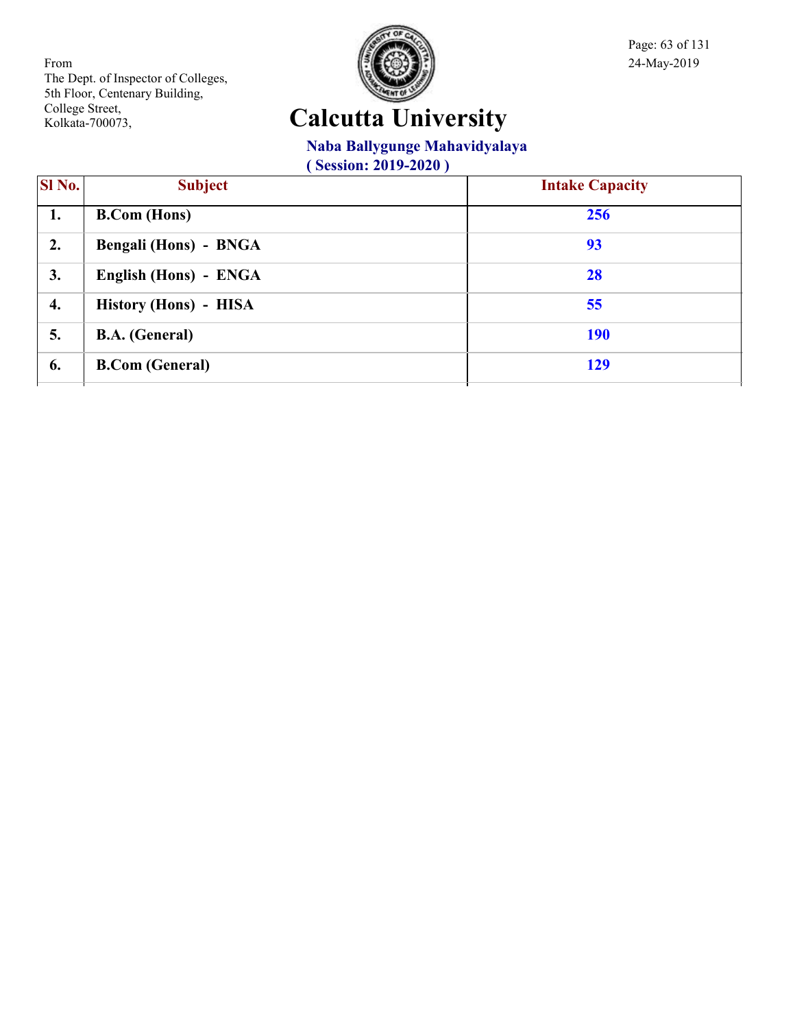From
The Dept. of Inspector of Colleges,
5th Floor, Centenary Building,
College Street,
Kolkata-700073,

24-May-2019

# Calcutta University

## Naba Ballygunge Mahavidyalaya

**( Session: 2019-2020 )**

| Sl No. | Subject | Intake Capacity |
|---|---|---|
| 1. | B.Com (Hons) | 256 |
| 2. | Bengali (Hons) - BNGA | 93 |
| 3. | English (Hons) - ENGA | 28 |
| 4. | History (Hons) - HISA | 55 |
| 5. | B.A. (General) | 190 |
| 6. | B.Com (General) | 129 |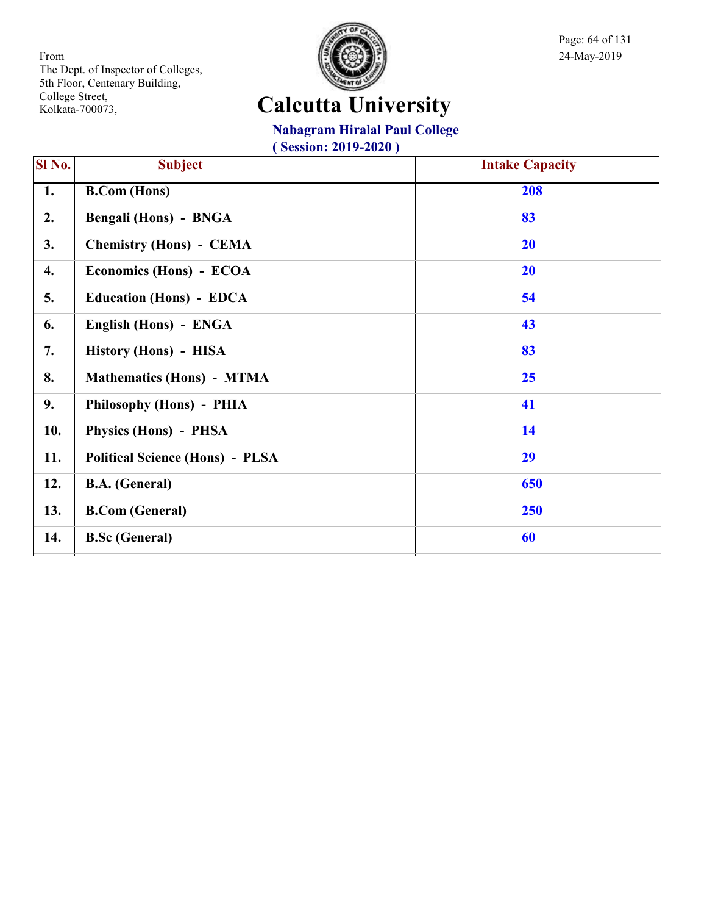From
The Dept. of Inspector of Colleges,
5th Floor, Centenary Building,
College Street,
Kolkata-700073,

24-May-2019

# Calcutta University

## Nabagram Hiralal Paul College

**( Session: 2019-2020 )**

| Sl No. | Subject | Intake Capacity |
|---|---|---|
| 1. | B.Com (Hons) | 208 |
| 2. | Bengali (Hons) - BNGA | 83 |
| 3. | Chemistry (Hons) - CEMA | 20 |
| 4. | Economics (Hons) - ECOA | 20 |
| 5. | Education (Hons) - EDCA | 54 |
| 6. | English (Hons) - ENGA | 43 |
| 7. | History (Hons) - HISA | 83 |
| 8. | Mathematics (Hons) - MTMA | 25 |
| 9. | Philosophy (Hons) - PHIA | 41 |
| 10. | Physics (Hons) - PHSA | 14 |
| 11. | Political Science (Hons) - PLSA | 29 |
| 12. | B.A. (General) | 650 |
| 13. | B.Com (General) | 250 |
| 14. | B.Sc (General) | 60 |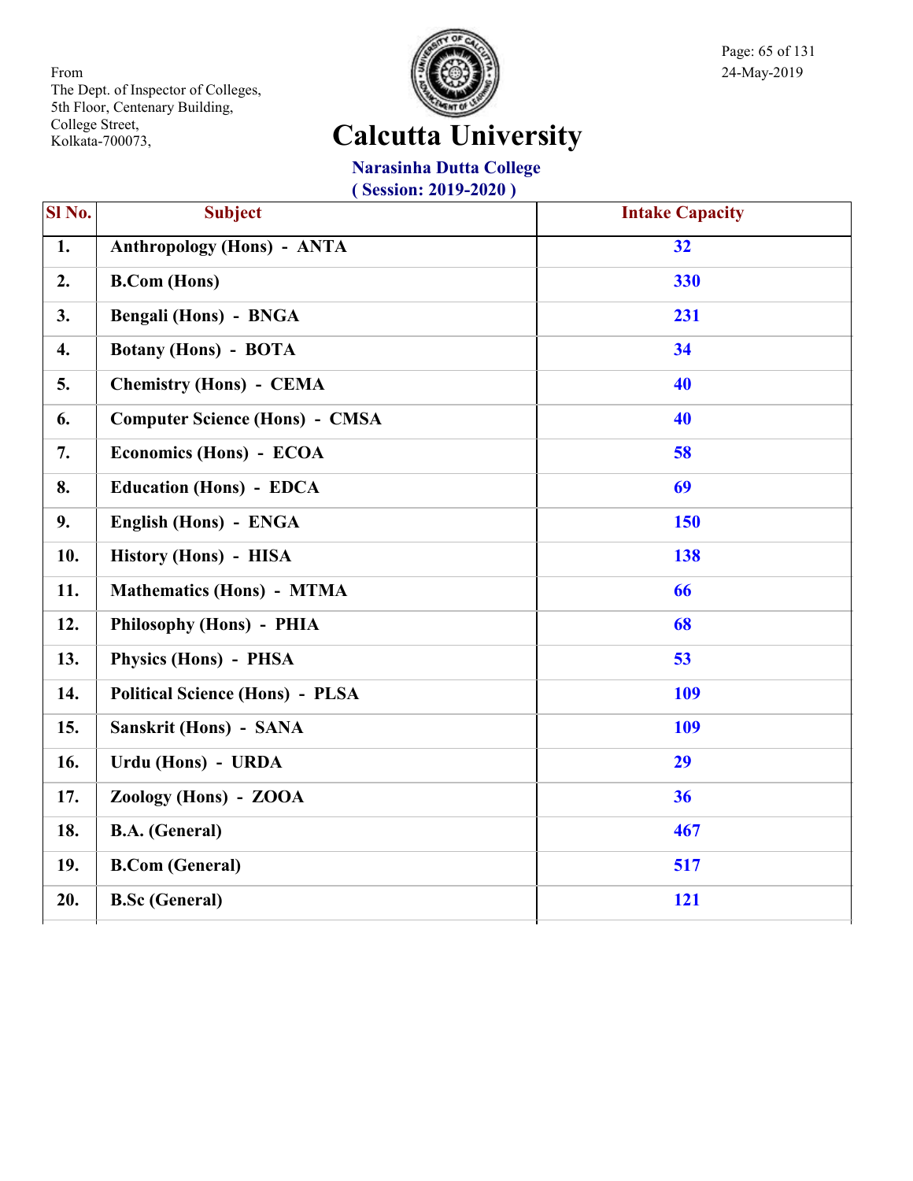From
The Dept. of Inspector of Colleges,
5th Floor, Centenary Building,
College Street,
Kolkata-700073,

24-May-2019

# Calcutta University

## Narasinha Dutta College

**( Session: 2019-2020 )**

| Sl No. | Subject | Intake Capacity |
|---|---|---|
| 1. | Anthropology (Hons) - ANTA | 32 |
| 2. | B.Com (Hons) | 330 |
| 3. | Bengali (Hons) - BNGA | 231 |
| 4. | Botany (Hons) - BOTA | 34 |
| 5. | Chemistry (Hons) - CEMA | 40 |
| 6. | Computer Science (Hons) - CMSA | 40 |
| 7. | Economics (Hons) - ECOA | 58 |
| 8. | Education (Hons) - EDCA | 69 |
| 9. | English (Hons) - ENGA | 150 |
| 10. | History (Hons) - HISA | 138 |
| 11. | Mathematics (Hons) - MTMA | 66 |
| 12. | Philosophy (Hons) - PHIA | 68 |
| 13. | Physics (Hons) - PHSA | 53 |
| 14. | Political Science (Hons) - PLSA | 109 |
| 15. | Sanskrit (Hons) - SANA | 109 |
| 16. | Urdu (Hons) - URDA | 29 |
| 17. | Zoology (Hons) - ZOOA | 36 |
| 18. | B.A. (General) | 467 |
| 19. | B.Com (General) | 517 |
| 20. | B.Sc (General) | 121 |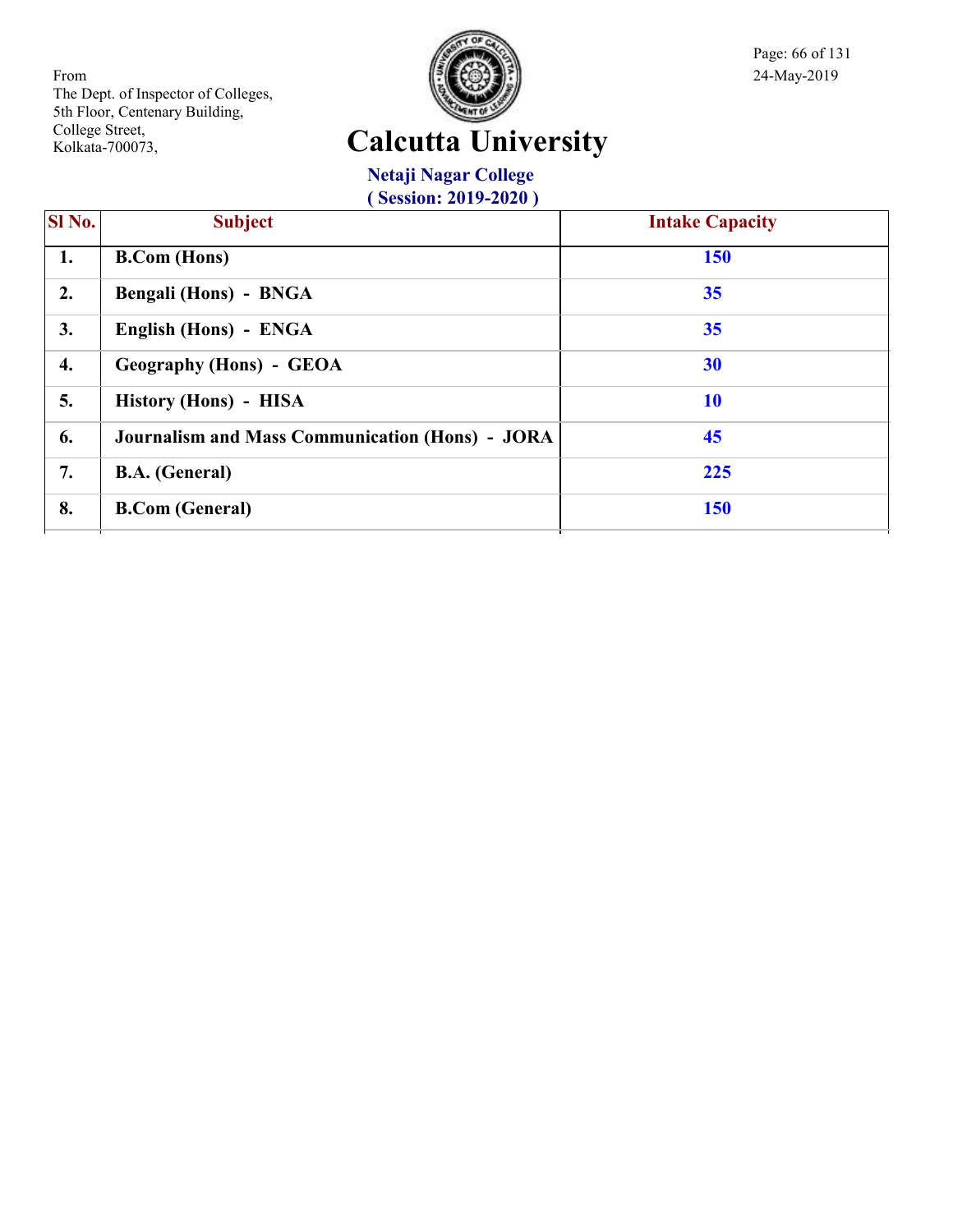From
The Dept. of Inspector of Colleges,
5th Floor, Centenary Building,
College Street,
Kolkata-700073,

24-May-2019

# Calcutta University

## Netaji Nagar College
### ( Session: 2019-2020 )

| Sl No. | Subject | Intake Capacity |
|---|---|---|
| 1. | B.Com (Hons) | 150 |
| 2. | Bengali (Hons) - BNGA | 35 |
| 3. | English (Hons) - ENGA | 35 |
| 4. | Geography (Hons) - GEOA | 30 |
| 5. | History (Hons) - HISA | 10 |
| 6. | Journalism and Mass Communication (Hons) - JORA | 45 |
| 7. | B.A. (General) | 225 |
| 8. | B.Com (General) | 150 |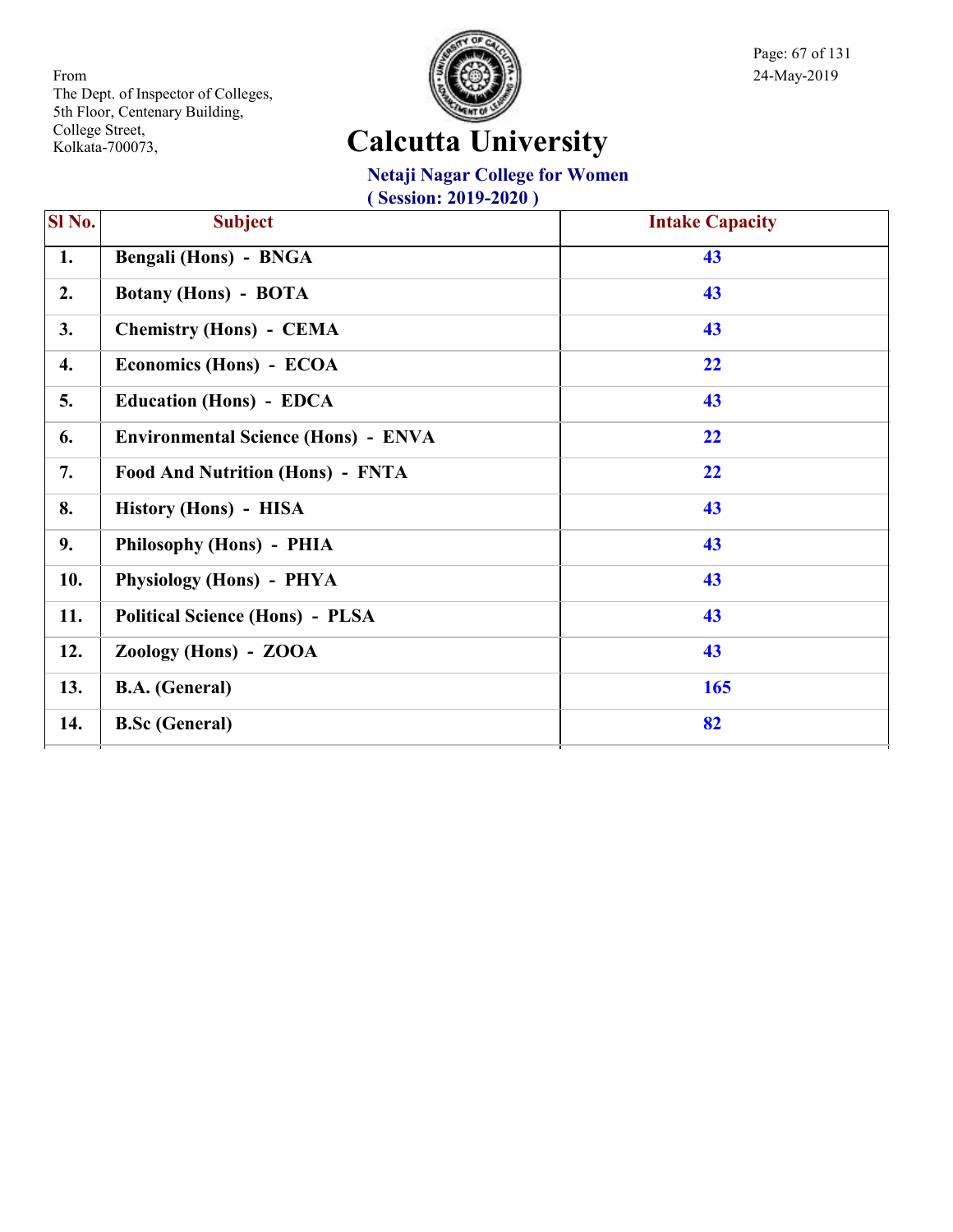From
The Dept. of Inspector of Colleges,
5th Floor, Centenary Building,
College Street,
Kolkata-700073,

24-May-2019

# Calcutta University

## Netaji Nagar College for Women

### ( Session: 2019-2020 )

| Sl No. | Subject | Intake Capacity |
|---|---|---|
| 1. | Bengali (Hons) - BNGA | 43 |
| 2. | Botany (Hons) - BOTA | 43 |
| 3. | Chemistry (Hons) - CEMA | 43 |
| 4. | Economics (Hons) - ECOA | 22 |
| 5. | Education (Hons) - EDCA | 43 |
| 6. | Environmental Science (Hons) - ENVA | 22 |
| 7. | Food And Nutrition (Hons) - FNTA | 22 |
| 8. | History (Hons) - HISA | 43 |
| 9. | Philosophy (Hons) - PHIA | 43 |
| 10. | Physiology (Hons) - PHYA | 43 |
| 11. | Political Science (Hons) - PLSA | 43 |
| 12. | Zoology (Hons) - ZOOA | 43 |
| 13. | B.A. (General) | 165 |
| 14. | B.Sc (General) | 82 |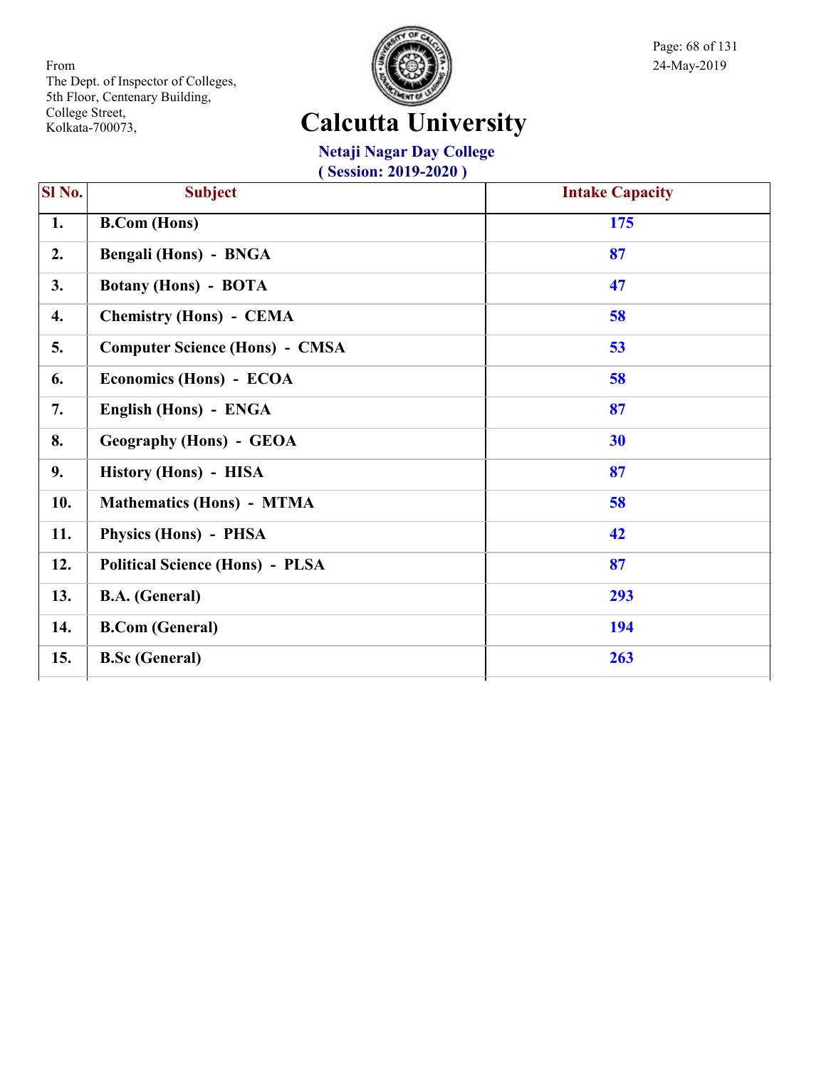From
The Dept. of Inspector of Colleges,
5th Floor, Centenary Building,
College Street,
Kolkata-700073,

24-May-2019

# Calcutta University

## Netaji Nagar Day College

### ( Session: 2019-2020 )

| Sl No. | Subject | Intake Capacity |
|---|---|---|
| 1. | B.Com (Hons) | 175 |
| 2. | Bengali (Hons) - BNGA | 87 |
| 3. | Botany (Hons) - BOTA | 47 |
| 4. | Chemistry (Hons) - CEMA | 58 |
| 5. | Computer Science (Hons) - CMSA | 53 |
| 6. | Economics (Hons) - ECOA | 58 |
| 7. | English (Hons) - ENGA | 87 |
| 8. | Geography (Hons) - GEOA | 30 |
| 9. | History (Hons) - HISA | 87 |
| 10. | Mathematics (Hons) - MTMA | 58 |
| 11. | Physics (Hons) - PHSA | 42 |
| 12. | Political Science (Hons) - PLSA | 87 |
| 13. | B.A. (General) | 293 |
| 14. | B.Com (General) | 194 |
| 15. | B.Sc (General) | 263 |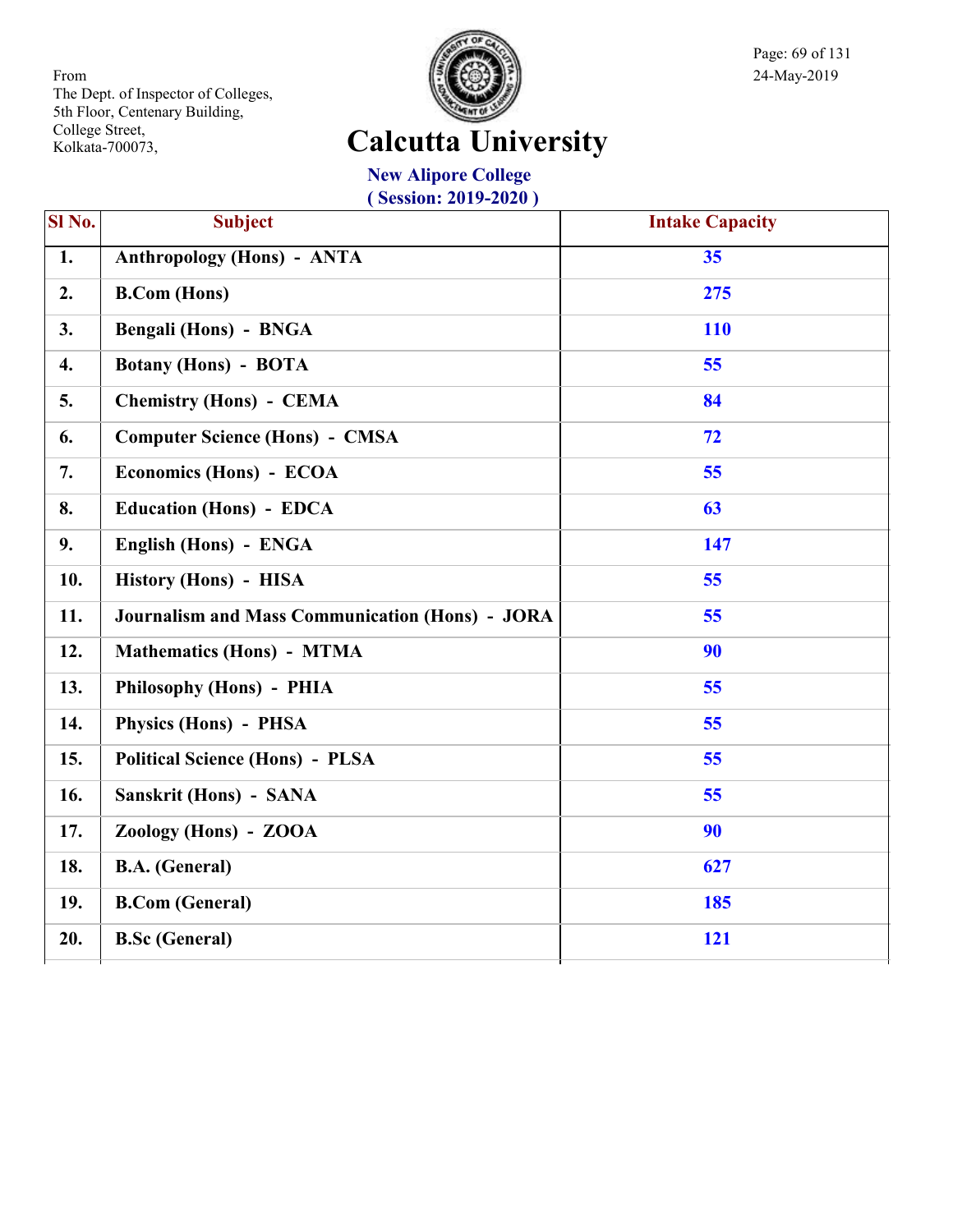From
The Dept. of Inspector of Colleges,
5th Floor, Centenary Building,
College Street,
Kolkata-700073,

24-May-2019

# Calcutta University

## New Alipore College
### ( Session: 2019-2020 )

| Sl No. | Subject | Intake Capacity |
|---|---|---|
| 1. | Anthropology (Hons) - ANTA | 35 |
| 2. | B.Com (Hons) | 275 |
| 3. | Bengali (Hons) - BNGA | 110 |
| 4. | Botany (Hons) - BOTA | 55 |
| 5. | Chemistry (Hons) - CEMA | 84 |
| 6. | Computer Science (Hons) - CMSA | 72 |
| 7. | Economics (Hons) - ECOA | 55 |
| 8. | Education (Hons) - EDCA | 63 |
| 9. | English (Hons) - ENGA | 147 |
| 10. | History (Hons) - HISA | 55 |
| 11. | Journalism and Mass Communication (Hons) - JORA | 55 |
| 12. | Mathematics (Hons) - MTMA | 90 |
| 13. | Philosophy (Hons) - PHIA | 55 |
| 14. | Physics (Hons) - PHSA | 55 |
| 15. | Political Science (Hons) - PLSA | 55 |
| 16. | Sanskrit (Hons) - SANA | 55 |
| 17. | Zoology (Hons) - ZOOA | 90 |
| 18. | B.A. (General) | 627 |
| 19. | B.Com (General) | 185 |
| 20. | B.Sc (General) | 121 |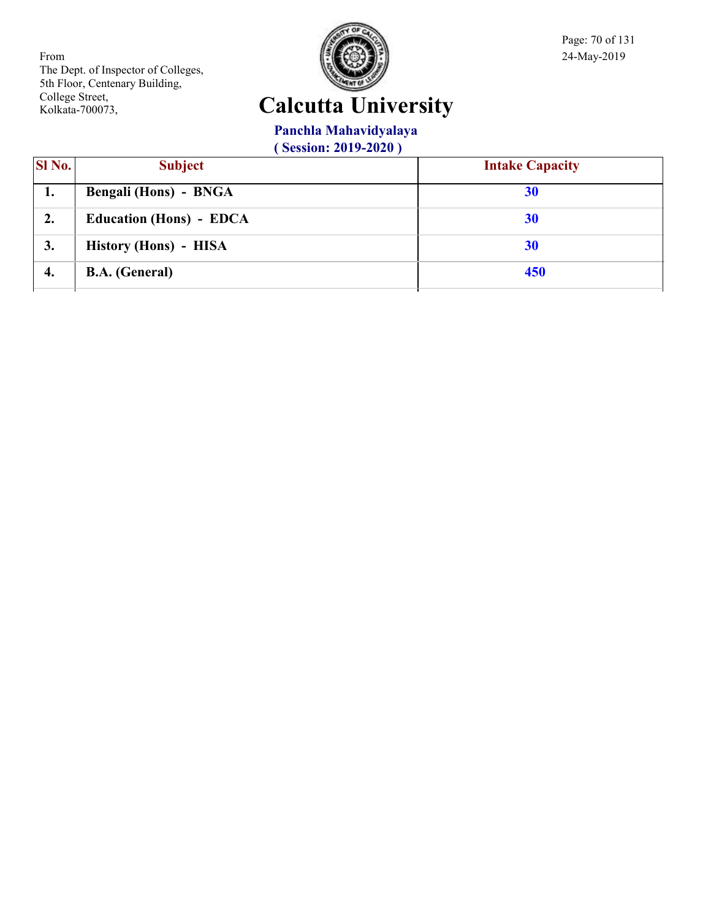From
The Dept. of Inspector of Colleges,
5th Floor, Centenary Building,
College Street,
Kolkata-700073,

24-May-2019

# Calcutta University

## Panchla Mahavidyalaya

### ( Session: 2019-2020 )

| Sl No. | Subject | Intake Capacity |
|---|---|---|
| 1. | **Bengali (Hons) - BNGA** | **30** |
| 2. | **Education (Hons) - EDCA** | **30** |
| 3. | **History (Hons) - HISA** | **30** |
| 4. | **B.A. (General)** | **450** |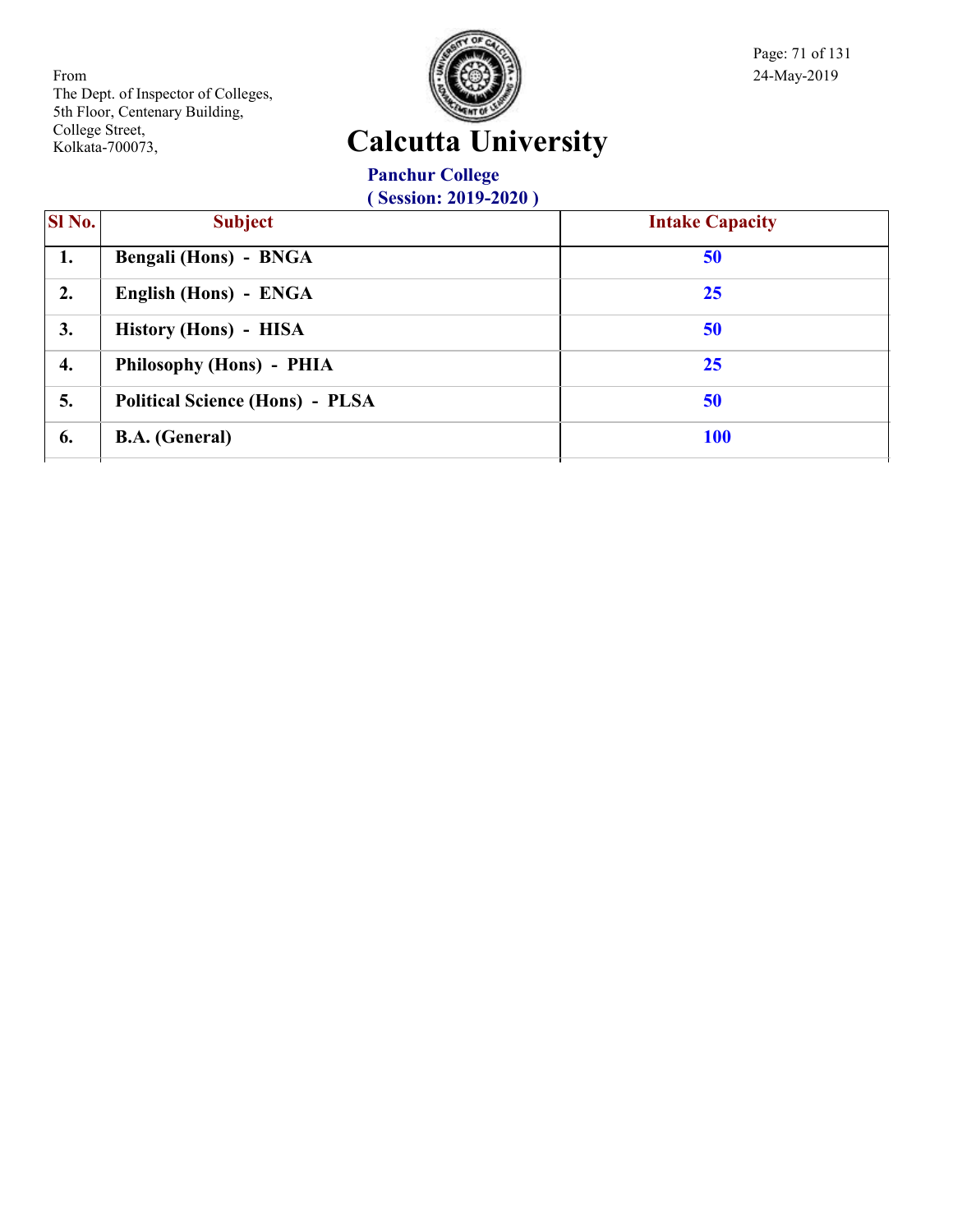From
The Dept. of Inspector of Colleges,
5th Floor, Centenary Building,
College Street,
Kolkata-700073,

24-May-2019

# Calcutta University

## Panchur College
### ( Session: 2019-2020 )

| Sl No. | Subject | Intake Capacity |
|---|---|---|
| 1. | Bengali (Hons) - BNGA | 50 |
| 2. | English (Hons) - ENGA | 25 |
| 3. | History (Hons) - HISA | 50 |
| 4. | Philosophy (Hons) - PHIA | 25 |
| 5. | Political Science (Hons) - PLSA | 50 |
| 6. | B.A. (General) | 100 |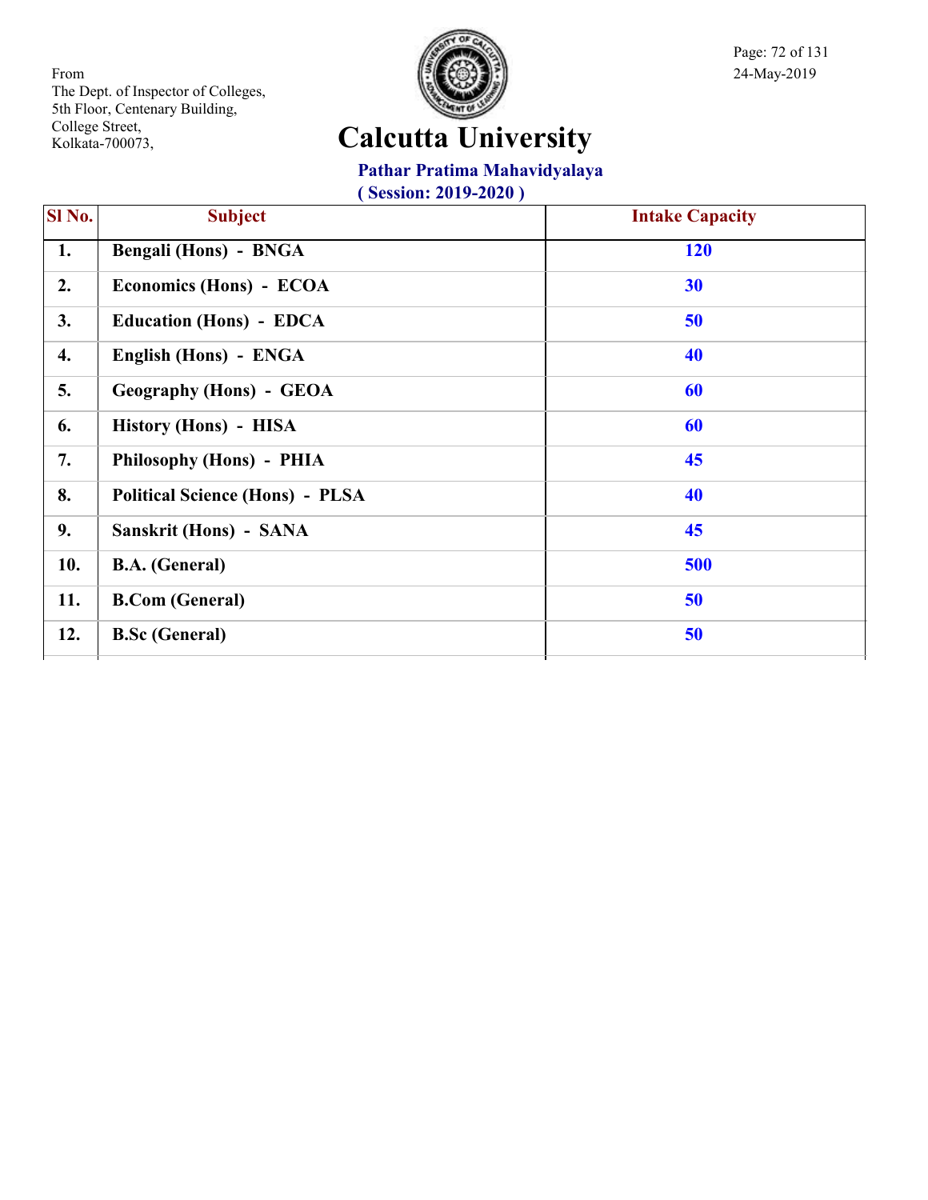From
The Dept. of Inspector of Colleges,
5th Floor, Centenary Building,
College Street,
Kolkata-700073,

24-May-2019

# Calcutta University

## Pathar Pratima Mahavidyalaya

**( Session: 2019-2020 )**

| Sl No. | Subject | Intake Capacity |
|---|---|---|
| 1. | Bengali (Hons) - BNGA | 120 |
| 2. | Economics (Hons) - ECOA | 30 |
| 3. | Education (Hons) - EDCA | 50 |
| 4. | English (Hons) - ENGA | 40 |
| 5. | Geography (Hons) - GEOA | 60 |
| 6. | History (Hons) - HISA | 60 |
| 7. | Philosophy (Hons) - PHIA | 45 |
| 8. | Political Science (Hons) - PLSA | 40 |
| 9. | Sanskrit (Hons) - SANA | 45 |
| 10. | B.A. (General) | 500 |
| 11. | B.Com (General) | 50 |
| 12. | B.Sc (General) | 50 |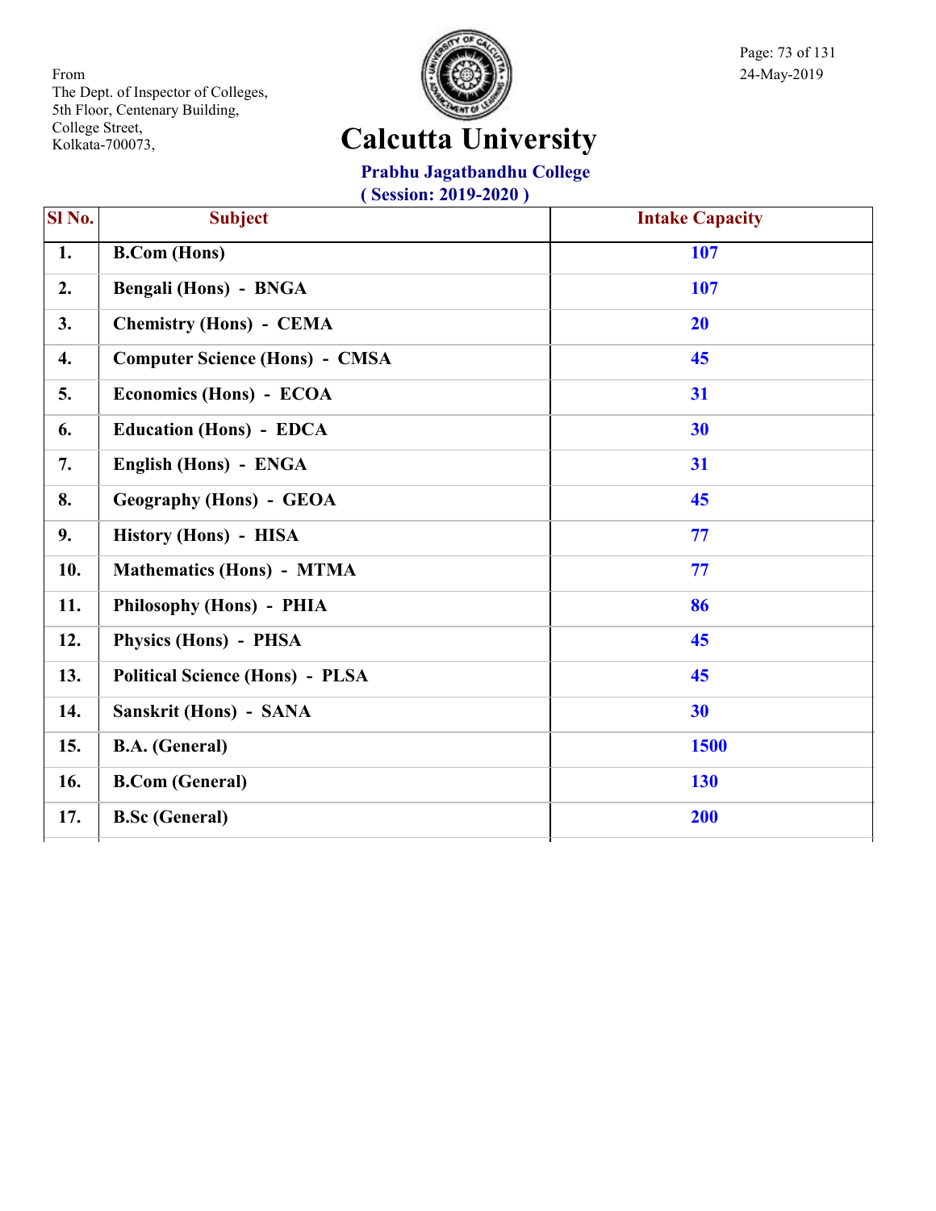From
The Dept. of Inspector of Colleges,
5th Floor, Centenary Building,
College Street,
Kolkata-700073,

24-May-2019

# Calcutta University

## Prabhu Jagatbandhu College

**( Session: 2019-2020 )**

| Sl No. | Subject | Intake Capacity |
|---|---|---|
| 1. | B.Com (Hons) | 107 |
| 2. | Bengali (Hons) - BNGA | 107 |
| 3. | Chemistry (Hons) - CEMA | 20 |
| 4. | Computer Science (Hons) - CMSA | 45 |
| 5. | Economics (Hons) - ECOA | 31 |
| 6. | Education (Hons) - EDCA | 30 |
| 7. | English (Hons) - ENGA | 31 |
| 8. | Geography (Hons) - GEOA | 45 |
| 9. | History (Hons) - HISA | 77 |
| 10. | Mathematics (Hons) - MTMA | 77 |
| 11. | Philosophy (Hons) - PHIA | 86 |
| 12. | Physics (Hons) - PHSA | 45 |
| 13. | Political Science (Hons) - PLSA | 45 |
| 14. | Sanskrit (Hons) - SANA | 30 |
| 15. | B.A. (General) | 1500 |
| 16. | B.Com (General) | 130 |
| 17. | B.Sc (General) | 200 |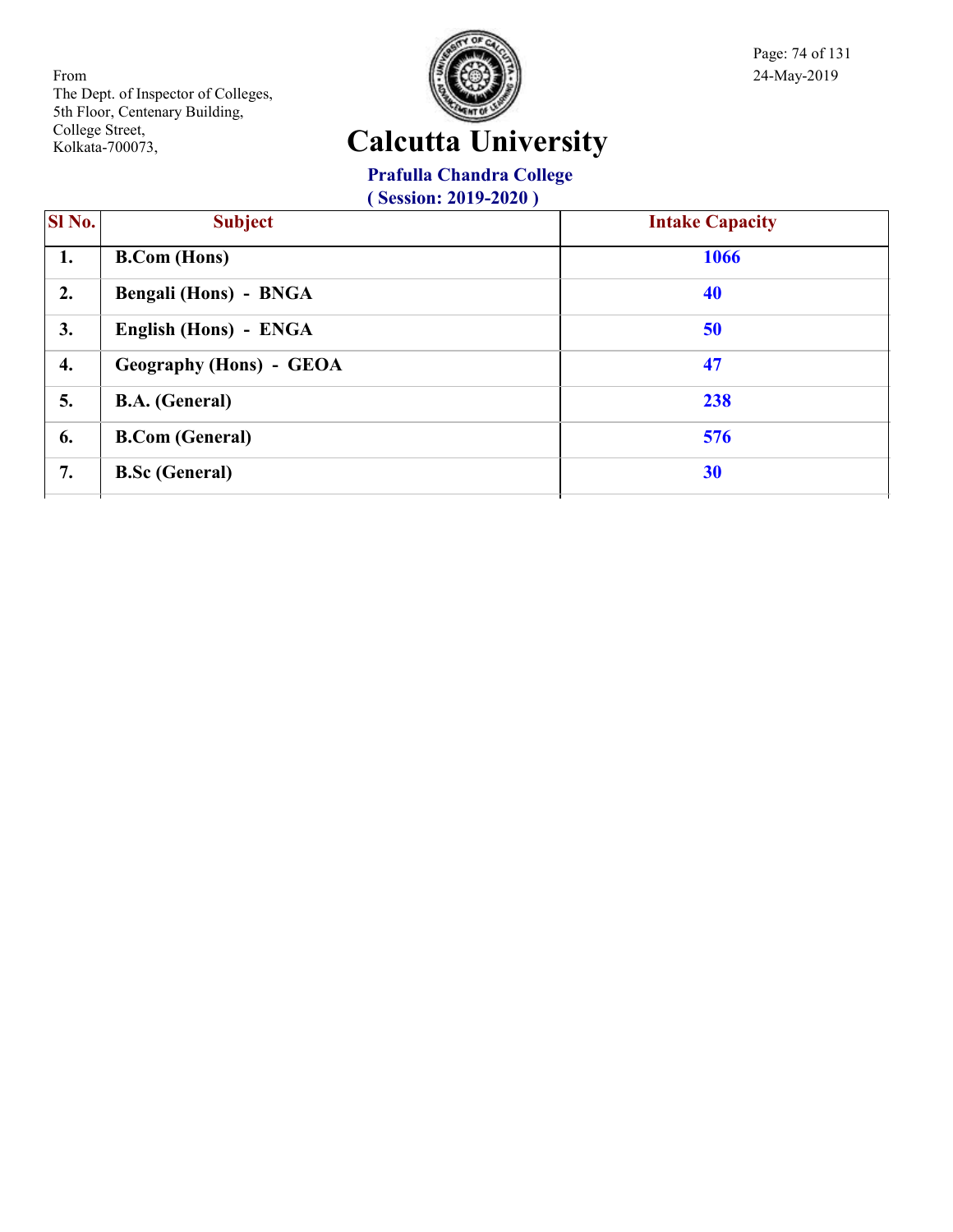From
The Dept. of Inspector of Colleges,
5th Floor, Centenary Building,
College Street,
Kolkata-700073,

24-May-2019

# Calcutta University

## Prafulla Chandra College

**( Session: 2019-2020 )**

| Sl No. | Subject | Intake Capacity |
|---|---|---|
| 1. | B.Com (Hons) | 1066 |
| 2. | Bengali (Hons) - BNGA | 40 |
| 3. | English (Hons) - ENGA | 50 |
| 4. | Geography (Hons) - GEOA | 47 |
| 5. | B.A. (General) | 238 |
| 6. | B.Com (General) | 576 |
| 7. | B.Sc (General) | 30 |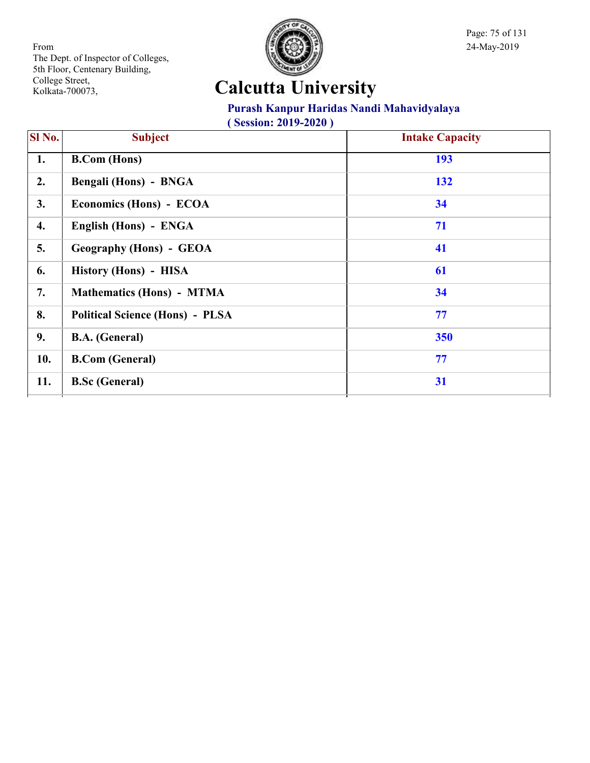From
The Dept. of Inspector of Colleges,
5th Floor, Centenary Building,
College Street,
Kolkata-700073,

24-May-2019

# Calcutta University

## Purash Kanpur Haridas Nandi Mahavidyalaya

**( Session: 2019-2020 )**

| Sl No. | Subject | Intake Capacity |
|---|---|---|
| 1. | B.Com (Hons) | 193 |
| 2. | Bengali (Hons) - BNGA | 132 |
| 3. | Economics (Hons) - ECOA | 34 |
| 4. | English (Hons) - ENGA | 71 |
| 5. | Geography (Hons) - GEOA | 41 |
| 6. | History (Hons) - HISA | 61 |
| 7. | Mathematics (Hons) - MTMA | 34 |
| 8. | Political Science (Hons) - PLSA | 77 |
| 9. | B.A. (General) | 350 |
| 10. | B.Com (General) | 77 |
| 11. | B.Sc (General) | 31 |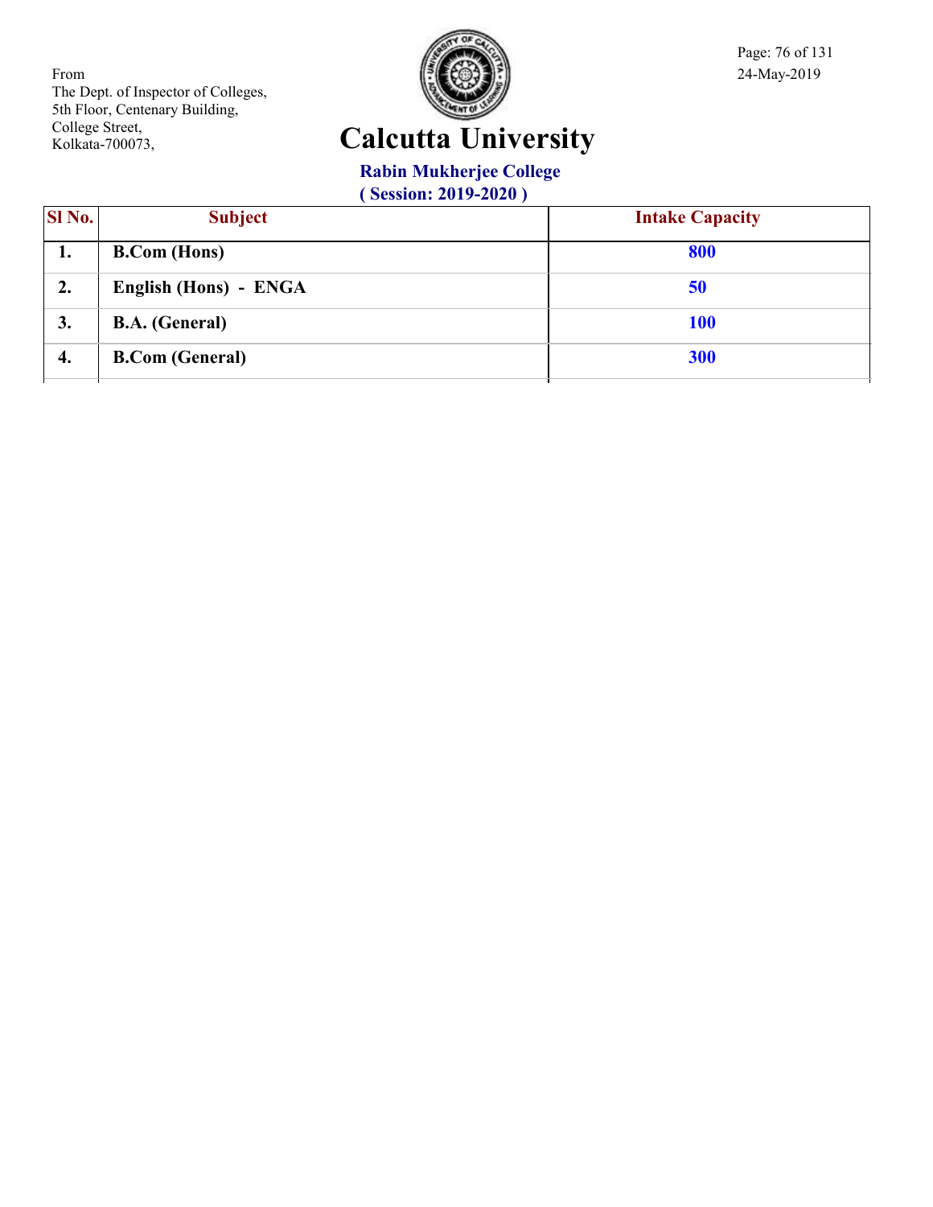From
The Dept. of Inspector of Colleges,
5th Floor, Centenary Building,
College Street,
Kolkata-700073,

24-May-2019

# Calcutta University

## Rabin Mukherjee College

**( Session: 2019-2020 )**

| Sl No. | Subject | Intake Capacity |
|---|---|---|
| 1. | B.Com (Hons) | 800 |
| 2. | English (Hons) - ENGA | 50 |
| 3. | B.A. (General) | 100 |
| 4. | B.Com (General) | 300 |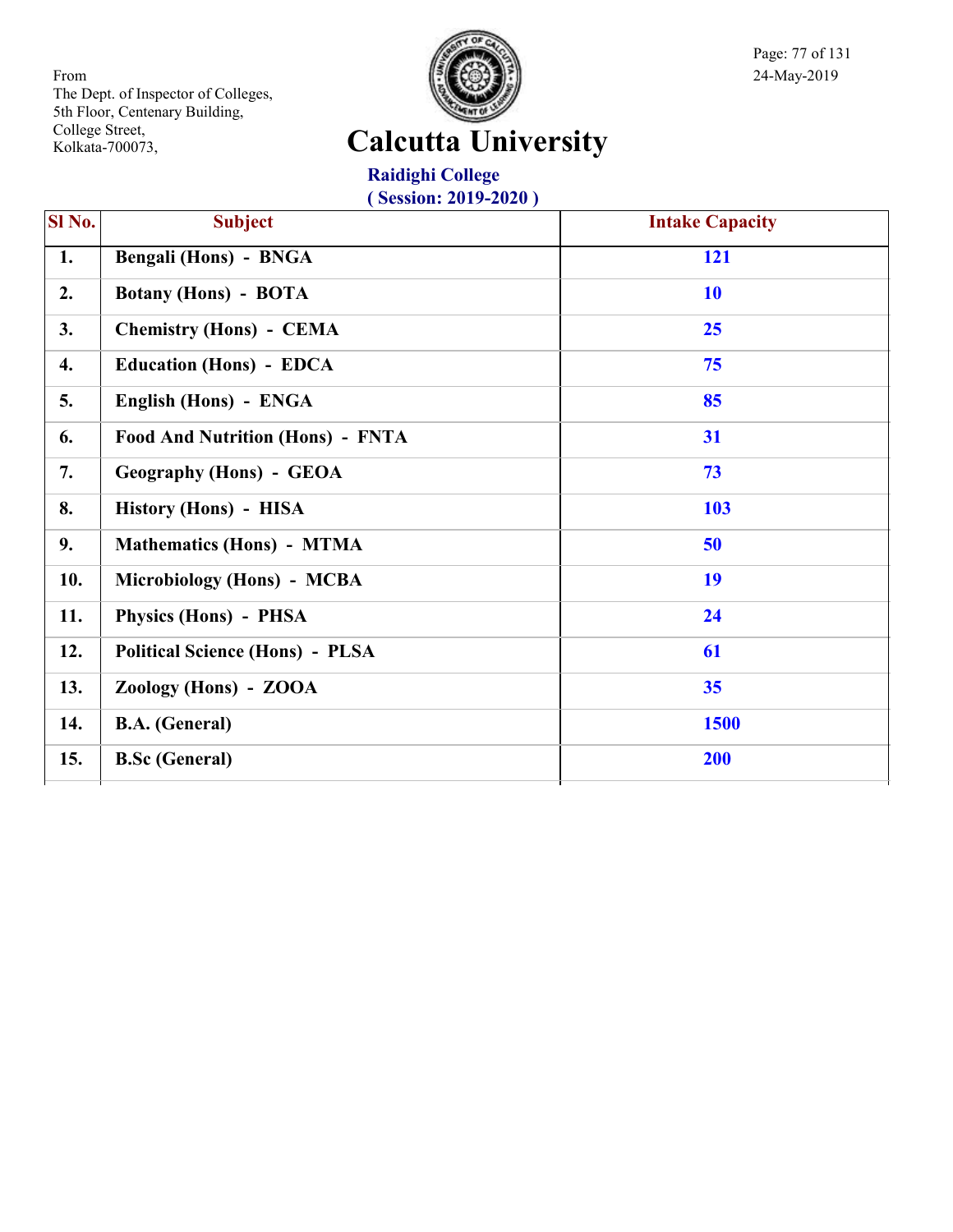From
The Dept. of Inspector of Colleges,
5th Floor, Centenary Building,
College Street,
Kolkata-700073,

24-May-2019

# Calcutta University

## Raidighi College

### ( Session: 2019-2020 )

| Sl No. | Subject | Intake Capacity |
|---|---|---|
| 1. | Bengali (Hons) - BNGA | 121 |
| 2. | Botany (Hons) - BOTA | 10 |
| 3. | Chemistry (Hons) - CEMA | 25 |
| 4. | Education (Hons) - EDCA | 75 |
| 5. | English (Hons) - ENGA | 85 |
| 6. | Food And Nutrition (Hons) - FNTA | 31 |
| 7. | Geography (Hons) - GEOA | 73 |
| 8. | History (Hons) - HISA | 103 |
| 9. | Mathematics (Hons) - MTMA | 50 |
| 10. | Microbiology (Hons) - MCBA | 19 |
| 11. | Physics (Hons) - PHSA | 24 |
| 12. | Political Science (Hons) - PLSA | 61 |
| 13. | Zoology (Hons) - ZOOA | 35 |
| 14. | B.A. (General) | 1500 |
| 15. | B.Sc (General) | 200 |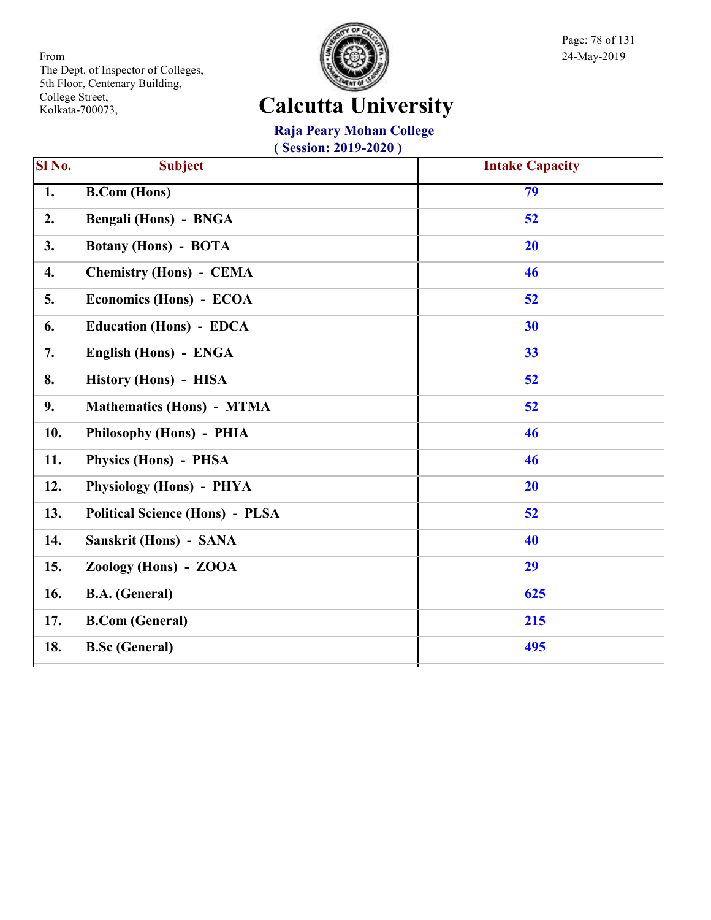From
The Dept. of Inspector of Colleges,
5th Floor, Centenary Building,
College Street,
Kolkata-700073,

24-May-2019

# Calcutta University

## Raja Peary Mohan College

### ( Session: 2019-2020 )

| Sl No. | Subject | Intake Capacity |
|---|---|---|
| 1. | B.Com (Hons) | 79 |
| 2. | Bengali (Hons) - BNGA | 52 |
| 3. | Botany (Hons) - BOTA | 20 |
| 4. | Chemistry (Hons) - CEMA | 46 |
| 5. | Economics (Hons) - ECOA | 52 |
| 6. | Education (Hons) - EDCA | 30 |
| 7. | English (Hons) - ENGA | 33 |
| 8. | History (Hons) - HISA | 52 |
| 9. | Mathematics (Hons) - MTMA | 52 |
| 10. | Philosophy (Hons) - PHIA | 46 |
| 11. | Physics (Hons) - PHSA | 46 |
| 12. | Physiology (Hons) - PHYA | 20 |
| 13. | Political Science (Hons) - PLSA | 52 |
| 14. | Sanskrit (Hons) - SANA | 40 |
| 15. | Zoology (Hons) - ZOOA | 29 |
| 16. | B.A. (General) | 625 |
| 17. | B.Com (General) | 215 |
| 18. | B.Sc (General) | 495 |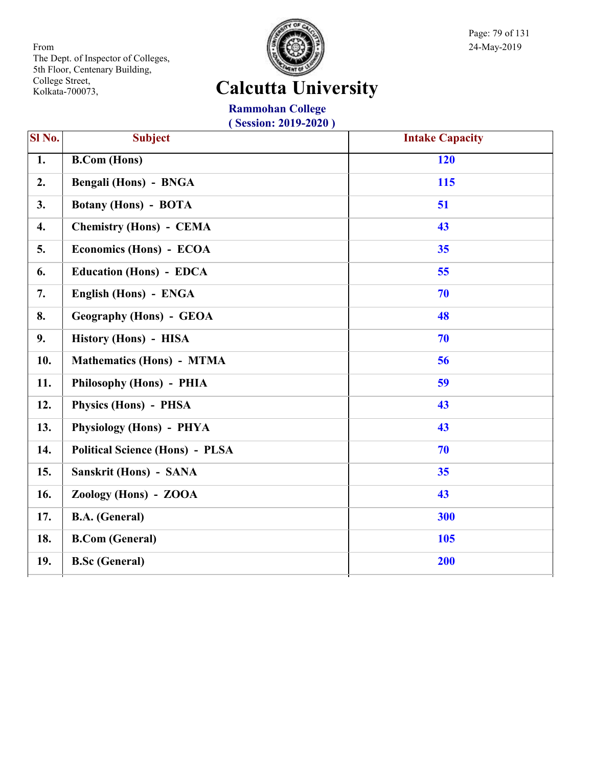From
The Dept. of Inspector of Colleges,
5th Floor, Centenary Building,
College Street,
Kolkata-700073,

24-May-2019

# Calcutta University

## Rammohan College

### ( Session: 2019-2020 )

| Sl No. | Subject | Intake Capacity |
|---|---|---|
| 1. | B.Com (Hons) | 120 |
| 2. | Bengali (Hons) - BNGA | 115 |
| 3. | Botany (Hons) - BOTA | 51 |
| 4. | Chemistry (Hons) - CEMA | 43 |
| 5. | Economics (Hons) - ECOA | 35 |
| 6. | Education (Hons) - EDCA | 55 |
| 7. | English (Hons) - ENGA | 70 |
| 8. | Geography (Hons) - GEOA | 48 |
| 9. | History (Hons) - HISA | 70 |
| 10. | Mathematics (Hons) - MTMA | 56 |
| 11. | Philosophy (Hons) - PHIA | 59 |
| 12. | Physics (Hons) - PHSA | 43 |
| 13. | Physiology (Hons) - PHYA | 43 |
| 14. | Political Science (Hons) - PLSA | 70 |
| 15. | Sanskrit (Hons) - SANA | 35 |
| 16. | Zoology (Hons) - ZOOA | 43 |
| 17. | B.A. (General) | 300 |
| 18. | B.Com (General) | 105 |
| 19. | B.Sc (General) | 200 |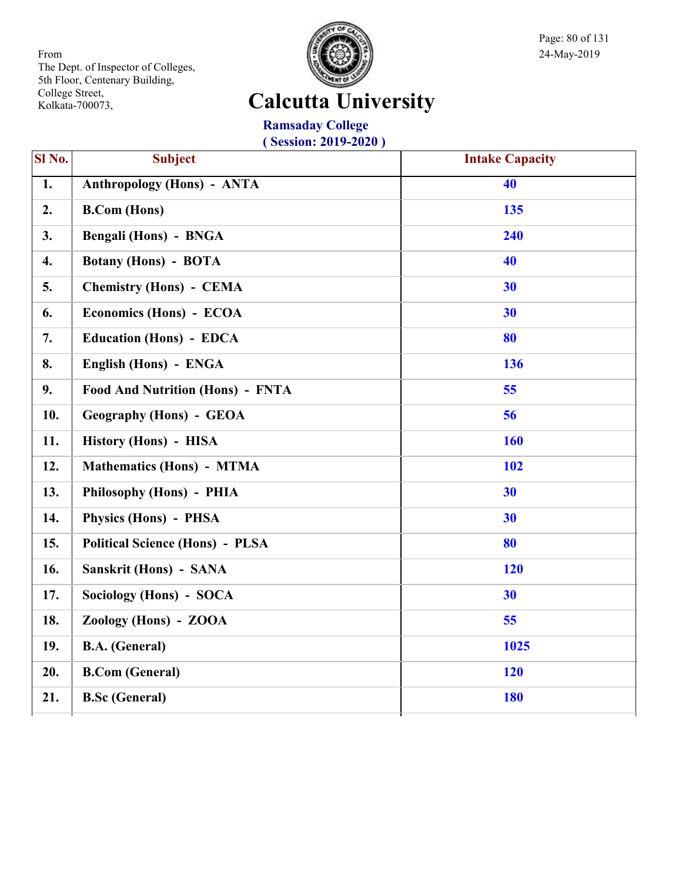From
The Dept. of Inspector of Colleges,
5th Floor, Centenary Building,
College Street,
Kolkata-700073,

24-May-2019

# Calcutta University

## Ramsaday College

### ( Session: 2019-2020 )

| Sl No. | Subject | Intake Capacity |
|---|---|---|
| 1. | Anthropology (Hons) - ANTA | 40 |
| 2. | B.Com (Hons) | 135 |
| 3. | Bengali (Hons) - BNGA | 240 |
| 4. | Botany (Hons) - BOTA | 40 |
| 5. | Chemistry (Hons) - CEMA | 30 |
| 6. | Economics (Hons) - ECOA | 30 |
| 7. | Education (Hons) - EDCA | 80 |
| 8. | English (Hons) - ENGA | 136 |
| 9. | Food And Nutrition (Hons) - FNTA | 55 |
| 10. | Geography (Hons) - GEOA | 56 |
| 11. | History (Hons) - HISA | 160 |
| 12. | Mathematics (Hons) - MTMA | 102 |
| 13. | Philosophy (Hons) - PHIA | 30 |
| 14. | Physics (Hons) - PHSA | 30 |
| 15. | Political Science (Hons) - PLSA | 80 |
| 16. | Sanskrit (Hons) - SANA | 120 |
| 17. | Sociology (Hons) - SOCA | 30 |
| 18. | Zoology (Hons) - ZOOA | 55 |
| 19. | B.A. (General) | 1025 |
| 20. | B.Com (General) | 120 |
| 21. | B.Sc (General) | 180 |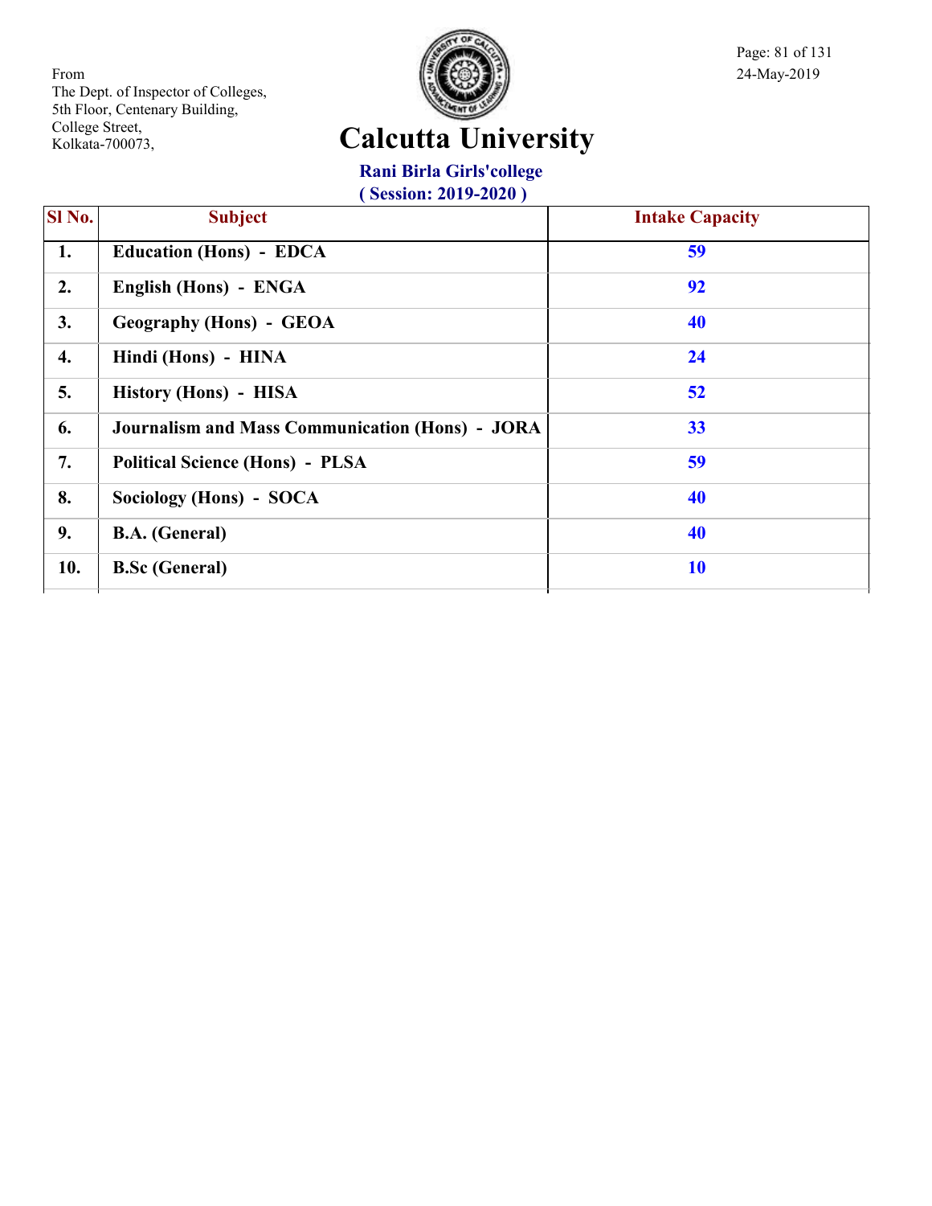From
The Dept. of Inspector of Colleges,
5th Floor, Centenary Building,
College Street,
Kolkata-700073,

24-May-2019

# Calcutta University

## Rani Birla Girls'college

### ( Session: 2019-2020 )

| Sl No. | Subject | Intake Capacity |
|---|---|---|
| 1. | Education (Hons) - EDCA | 59 |
| 2. | English (Hons) - ENGA | 92 |
| 3. | Geography (Hons) - GEOA | 40 |
| 4. | Hindi (Hons) - HINA | 24 |
| 5. | History (Hons) - HISA | 52 |
| 6. | Journalism and Mass Communication (Hons) - JORA | 33 |
| 7. | Political Science (Hons) - PLSA | 59 |
| 8. | Sociology (Hons) - SOCA | 40 |
| 9. | B.A. (General) | 40 |
| 10. | B.Sc (General) | 10 |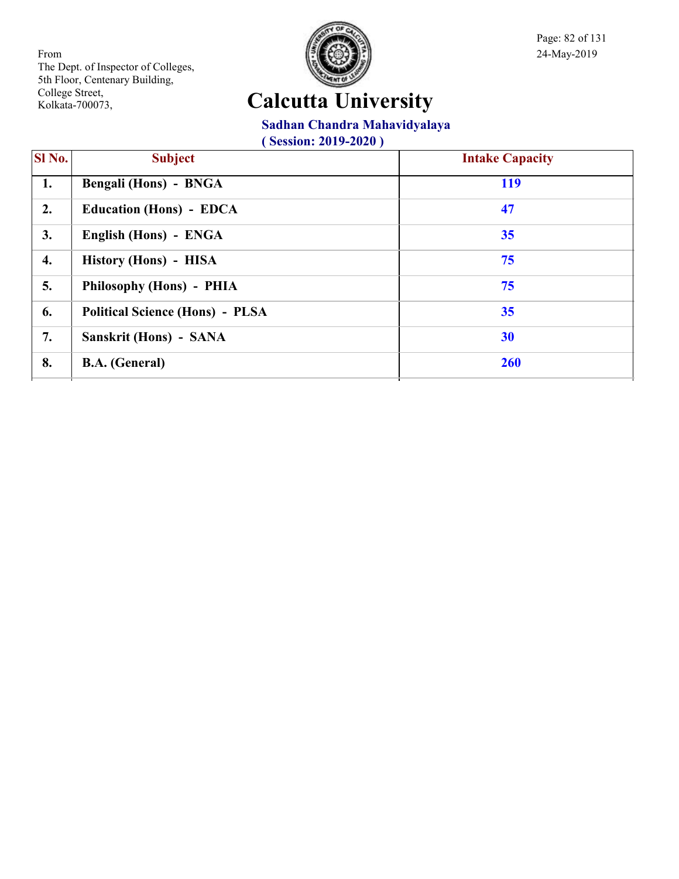From
The Dept. of Inspector of Colleges,
5th Floor, Centenary Building,
College Street,
Kolkata-700073,

24-May-2019

# Calcutta University

## Sadhan Chandra Mahavidyalaya

**( Session: 2019-2020 )**

| Sl No. | Subject | Intake Capacity |
|---|---|---|
| 1. | Bengali (Hons) - BNGA | 119 |
| 2. | Education (Hons) - EDCA | 47 |
| 3. | English (Hons) - ENGA | 35 |
| 4. | History (Hons) - HISA | 75 |
| 5. | Philosophy (Hons) - PHIA | 75 |
| 6. | Political Science (Hons) - PLSA | 35 |
| 7. | Sanskrit (Hons) - SANA | 30 |
| 8. | B.A. (General) | 260 |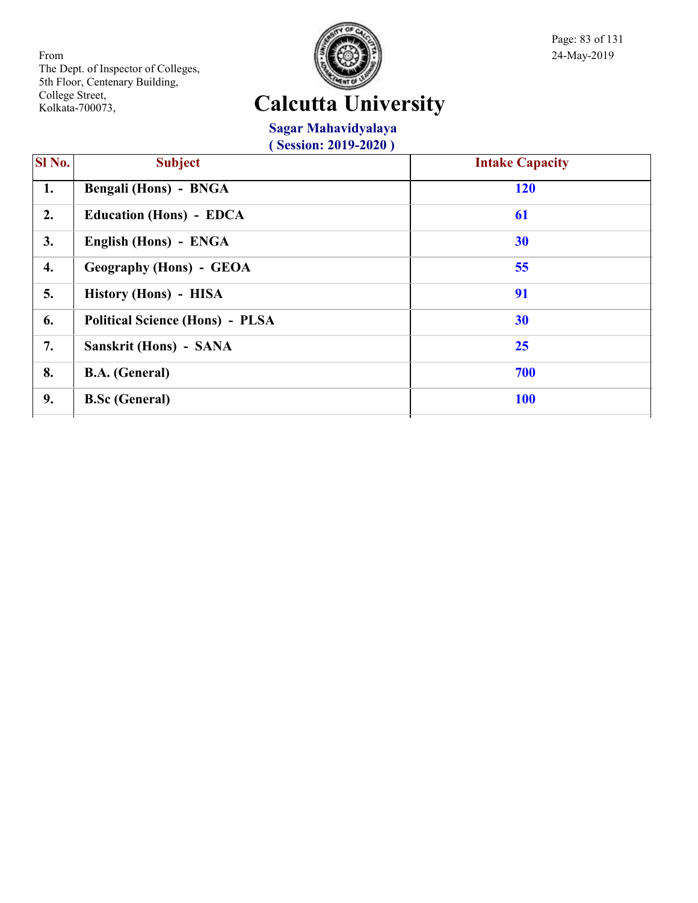From
The Dept. of Inspector of Colleges,
5th Floor, Centenary Building,
College Street,
Kolkata-700073,

24-May-2019

# Calcutta University

## Sagar Mahavidyalaya

### ( Session: 2019-2020 )

| Sl No. | Subject | Intake Capacity |
|---|---|---|
| 1. | Bengali (Hons) - BNGA | 120 |
| 2. | Education (Hons) - EDCA | 61 |
| 3. | English (Hons) - ENGA | 30 |
| 4. | Geography (Hons) - GEOA | 55 |
| 5. | History (Hons) - HISA | 91 |
| 6. | Political Science (Hons) - PLSA | 30 |
| 7. | Sanskrit (Hons) - SANA | 25 |
| 8. | B.A. (General) | 700 |
| 9. | B.Sc (General) | 100 |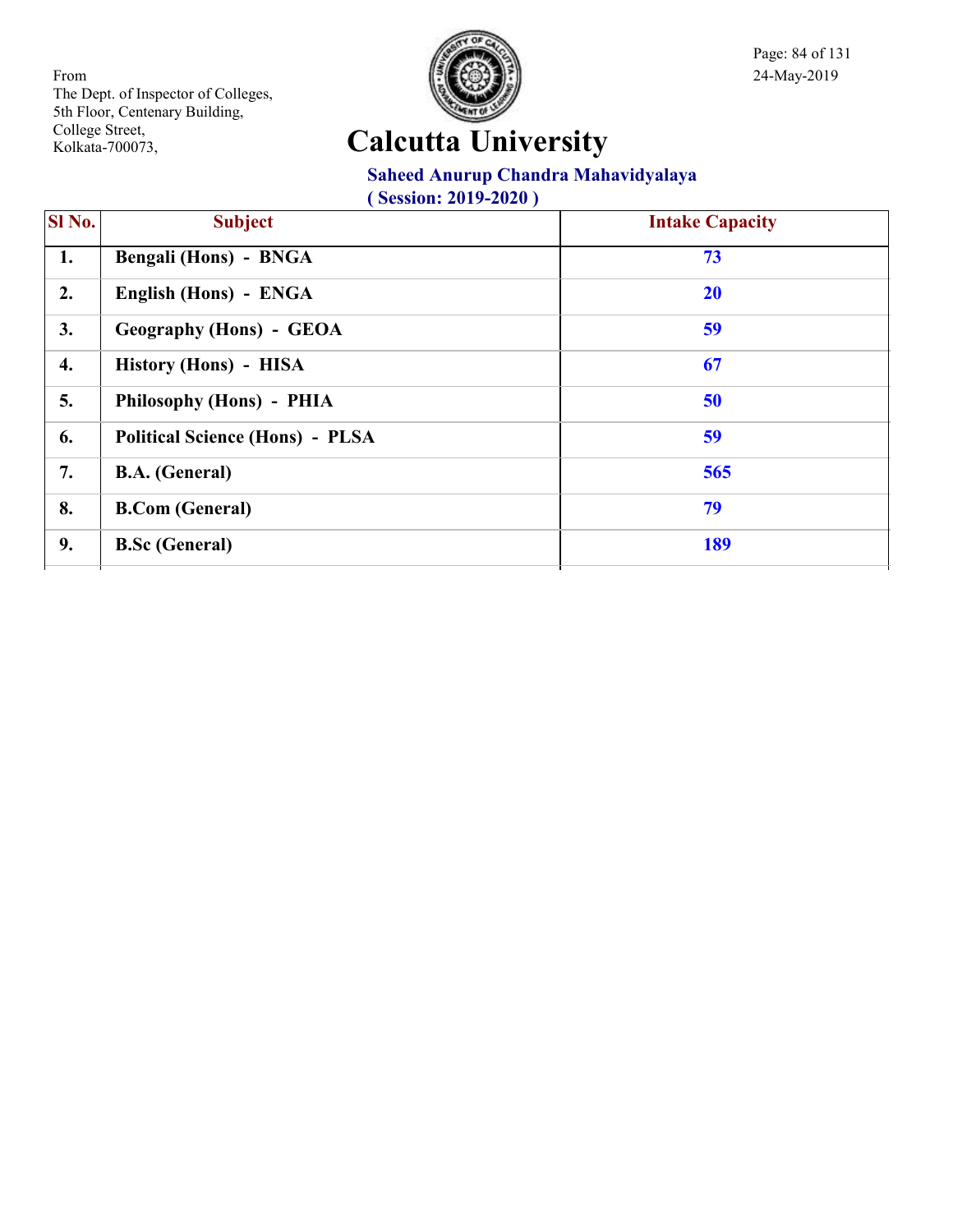From
The Dept. of Inspector of Colleges,
5th Floor, Centenary Building,
College Street,
Kolkata-700073,

24-May-2019

# Calcutta University

## Saheed Anurup Chandra Mahavidyalaya

**( Session: 2019-2020 )**

| Sl No. | Subject | Intake Capacity |
|---|---|---|
| 1. | Bengali (Hons) - BNGA | 73 |
| 2. | English (Hons) - ENGA | 20 |
| 3. | Geography (Hons) - GEOA | 59 |
| 4. | History (Hons) - HISA | 67 |
| 5. | Philosophy (Hons) - PHIA | 50 |
| 6. | Political Science (Hons) - PLSA | 59 |
| 7. | B.A. (General) | 565 |
| 8. | B.Com (General) | 79 |
| 9. | B.Sc (General) | 189 |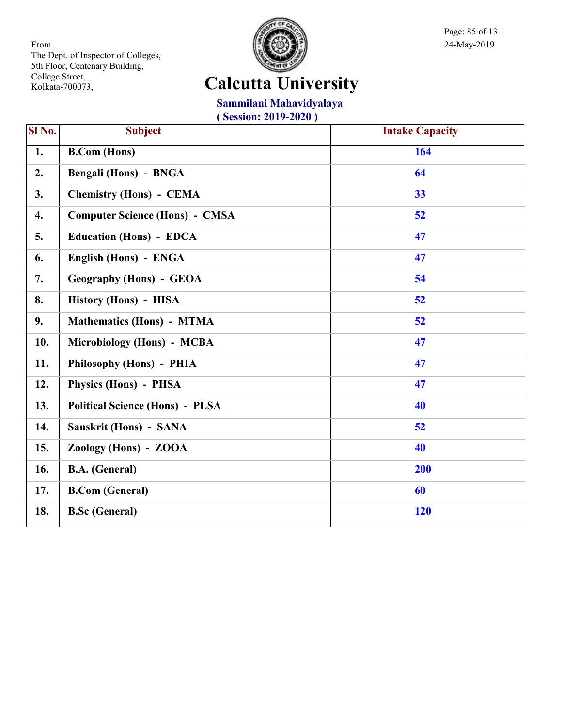From
The Dept. of Inspector of Colleges,
5th Floor, Centenary Building,
College Street,
Kolkata-700073,

24-May-2019

# Calcutta University

## Sammilani Mahavidyalaya

**( Session: 2019-2020 )**

| Sl No. | Subject | Intake Capacity |
|---|---|---|
| 1. | B.Com (Hons) | 164 |
| 2. | Bengali (Hons) - BNGA | 64 |
| 3. | Chemistry (Hons) - CEMA | 33 |
| 4. | Computer Science (Hons) - CMSA | 52 |
| 5. | Education (Hons) - EDCA | 47 |
| 6. | English (Hons) - ENGA | 47 |
| 7. | Geography (Hons) - GEOA | 54 |
| 8. | History (Hons) - HISA | 52 |
| 9. | Mathematics (Hons) - MTMA | 52 |
| 10. | Microbiology (Hons) - MCBA | 47 |
| 11. | Philosophy (Hons) - PHIA | 47 |
| 12. | Physics (Hons) - PHSA | 47 |
| 13. | Political Science (Hons) - PLSA | 40 |
| 14. | Sanskrit (Hons) - SANA | 52 |
| 15. | Zoology (Hons) - ZOOA | 40 |
| 16. | B.A. (General) | 200 |
| 17. | B.Com (General) | 60 |
| 18. | B.Sc (General) | 120 |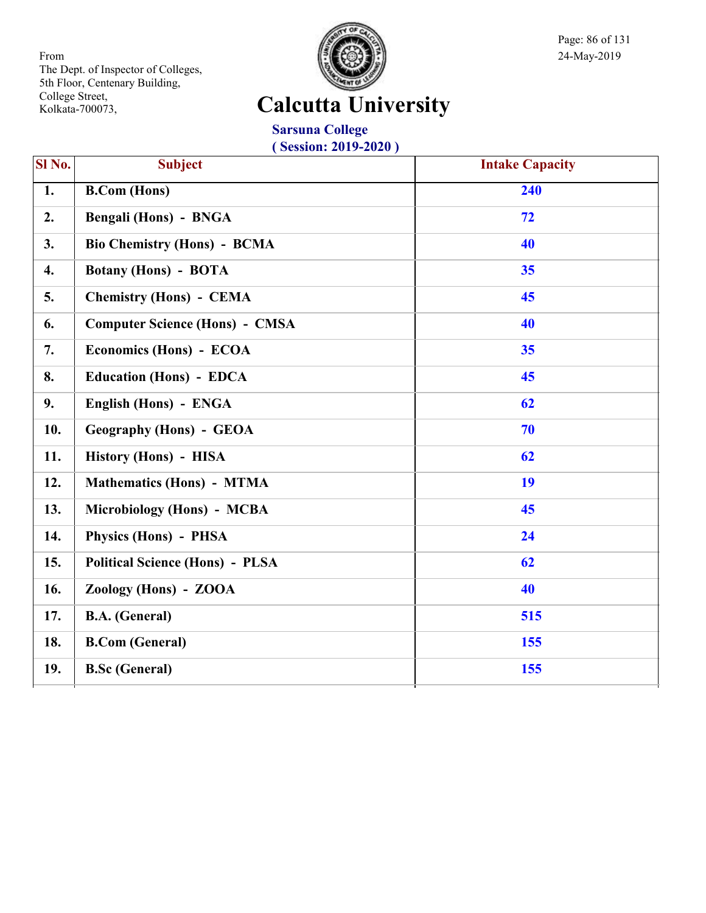From
The Dept. of Inspector of Colleges,
5th Floor, Centenary Building,
College Street,
Kolkata-700073,

24-May-2019

# Calcutta University

## Sarsuna College
### ( Session: 2019-2020 )

| Sl No. | Subject | Intake Capacity |
|---|---|---|
| 1. | B.Com (Hons) | 240 |
| 2. | Bengali (Hons) - BNGA | 72 |
| 3. | Bio Chemistry (Hons) - BCMA | 40 |
| 4. | Botany (Hons) - BOTA | 35 |
| 5. | Chemistry (Hons) - CEMA | 45 |
| 6. | Computer Science (Hons) - CMSA | 40 |
| 7. | Economics (Hons) - ECOA | 35 |
| 8. | Education (Hons) - EDCA | 45 |
| 9. | English (Hons) - ENGA | 62 |
| 10. | Geography (Hons) - GEOA | 70 |
| 11. | History (Hons) - HISA | 62 |
| 12. | Mathematics (Hons) - MTMA | 19 |
| 13. | Microbiology (Hons) - MCBA | 45 |
| 14. | Physics (Hons) - PHSA | 24 |
| 15. | Political Science (Hons) - PLSA | 62 |
| 16. | Zoology (Hons) - ZOOA | 40 |
| 17. | B.A. (General) | 515 |
| 18. | B.Com (General) | 155 |
| 19. | B.Sc (General) | 155 |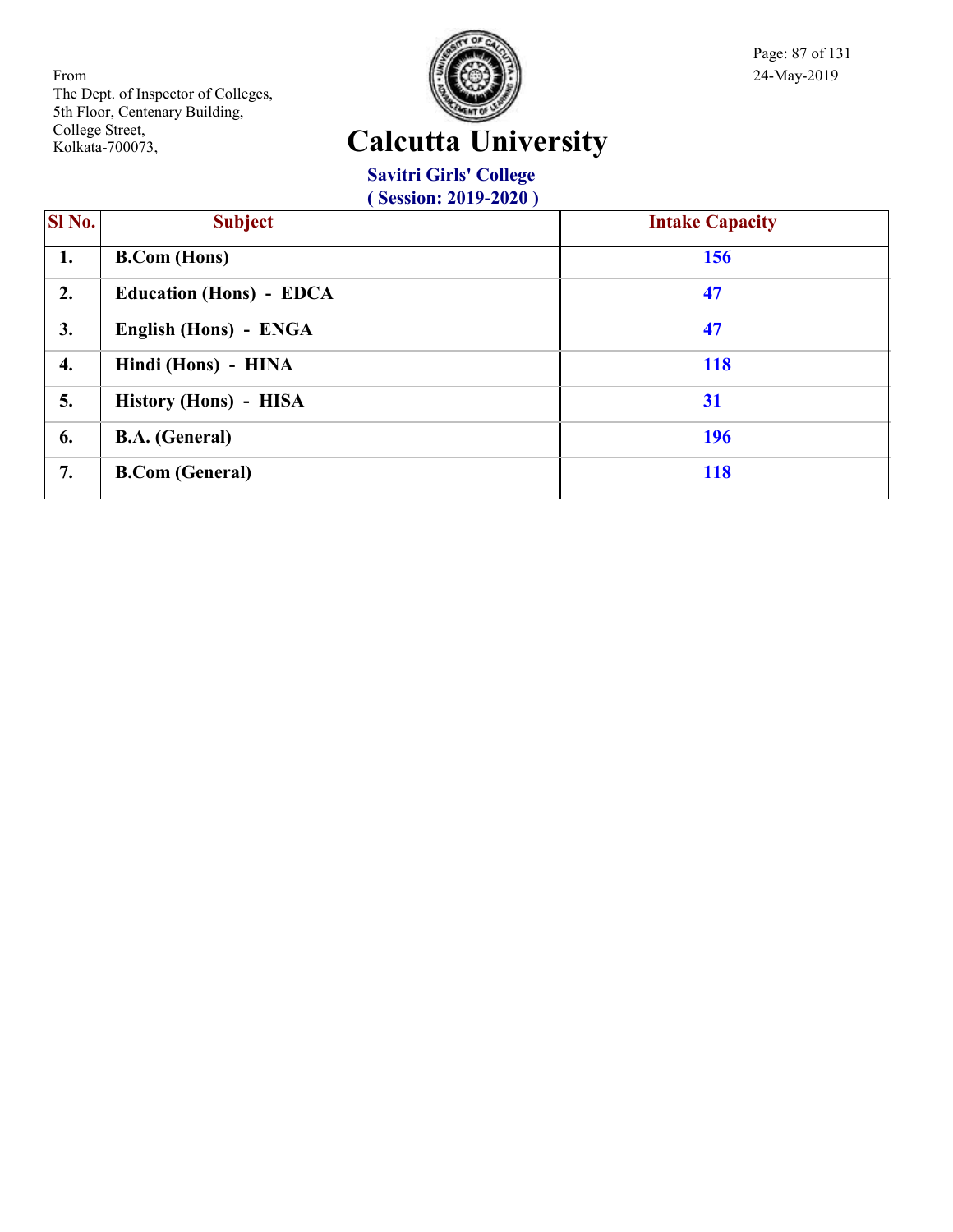From
The Dept. of Inspector of Colleges,
5th Floor, Centenary Building,
College Street,
Kolkata-700073,

24-May-2019

# Calcutta University

## Savitri Girls' College
### ( Session: 2019-2020 )

| Sl No. | Subject | Intake Capacity |
|---|---|---|
| 1. | **B.Com (Hons)** | **156** |
| 2. | **Education (Hons) - EDCA** | **47** |
| 3. | **English (Hons) - ENGA** | **47** |
| 4. | **Hindi (Hons) - HINA** | **118** |
| 5. | **History (Hons) - HISA** | **31** |
| 6. | **B.A. (General)** | **196** |
| 7. | **B.Com (General)** | **118** |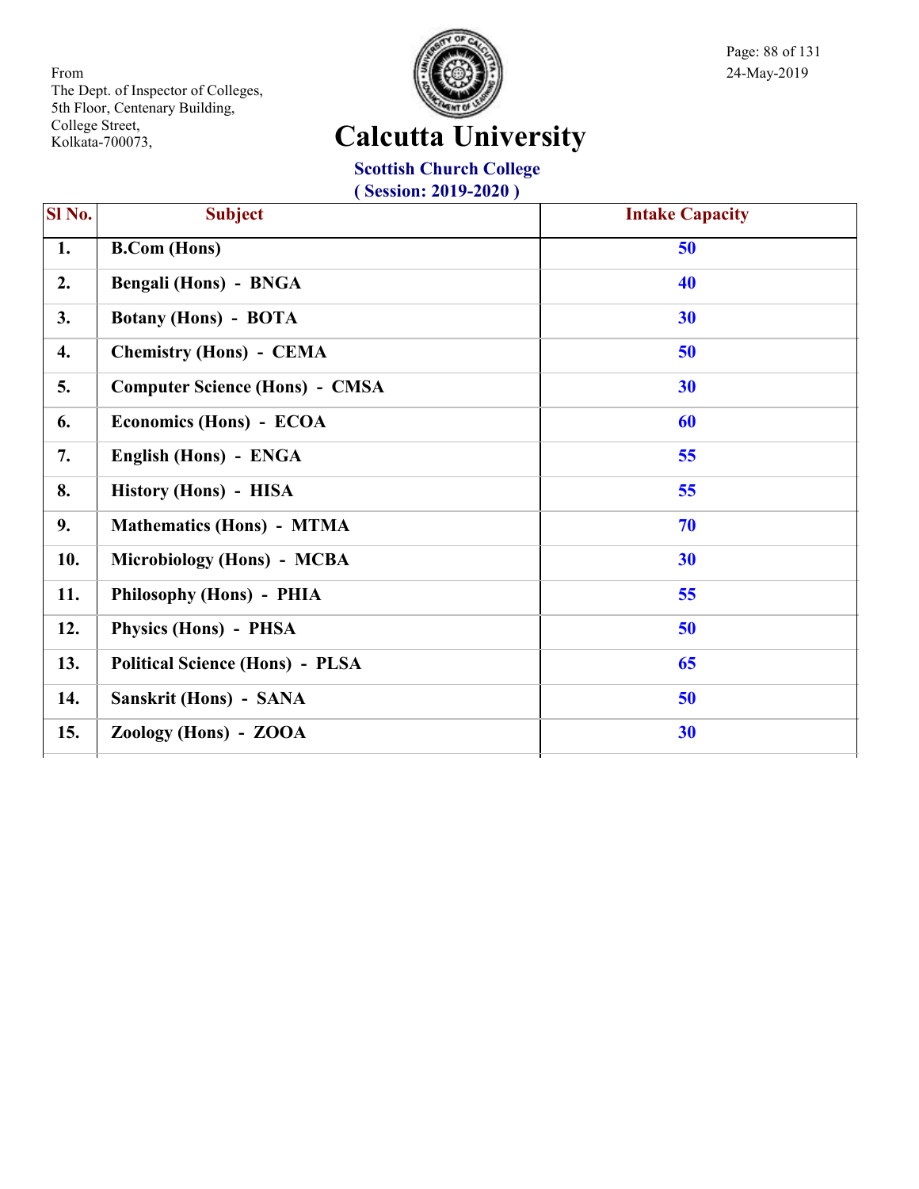From
The Dept. of Inspector of Colleges,
5th Floor, Centenary Building,
College Street,
Kolkata-700073,

24-May-2019

# Calcutta University

## Scottish Church College
### ( Session: 2019-2020 )

| Sl No. | Subject | Intake Capacity |
|---|---|---|
| 1. | B.Com (Hons) | 50 |
| 2. | Bengali (Hons) - BNGA | 40 |
| 3. | Botany (Hons) - BOTA | 30 |
| 4. | Chemistry (Hons) - CEMA | 50 |
| 5. | Computer Science (Hons) - CMSA | 30 |
| 6. | Economics (Hons) - ECOA | 60 |
| 7. | English (Hons) - ENGA | 55 |
| 8. | History (Hons) - HISA | 55 |
| 9. | Mathematics (Hons) - MTMA | 70 |
| 10. | Microbiology (Hons) - MCBA | 30 |
| 11. | Philosophy (Hons) - PHIA | 55 |
| 12. | Physics (Hons) - PHSA | 50 |
| 13. | Political Science (Hons) - PLSA | 65 |
| 14. | Sanskrit (Hons) - SANA | 50 |
| 15. | Zoology (Hons) - ZOOA | 30 |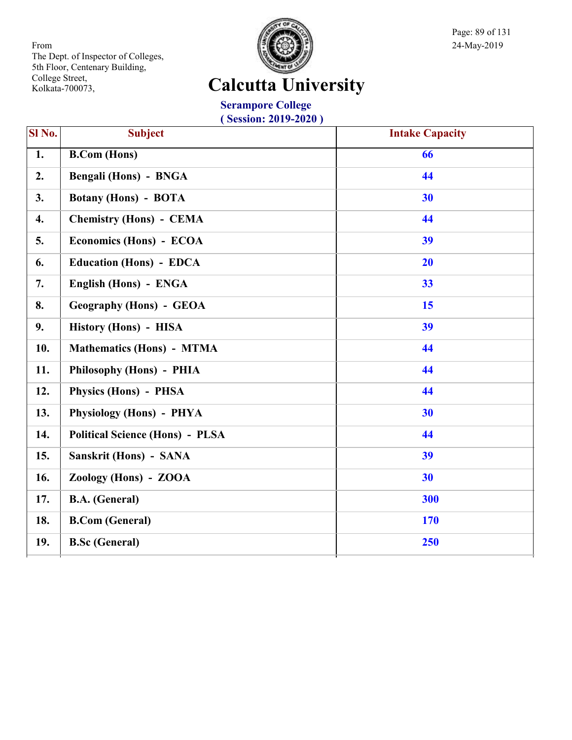From
The Dept. of Inspector of Colleges,
5th Floor, Centenary Building,
College Street,
Kolkata-700073,

24-May-2019

# Calcutta University

## Serampore College
### ( Session: 2019-2020 )

| Sl No. | Subject | Intake Capacity |
|---|---|---|
| 1. | **B.Com (Hons)** | 66 |
| 2. | **Bengali (Hons) - BNGA** | 44 |
| 3. | **Botany (Hons) - BOTA** | 30 |
| 4. | **Chemistry (Hons) - CEMA** | 44 |
| 5. | **Economics (Hons) - ECOA** | 39 |
| 6. | **Education (Hons) - EDCA** | 20 |
| 7. | **English (Hons) - ENGA** | 33 |
| 8. | **Geography (Hons) - GEOA** | 15 |
| 9. | **History (Hons) - HISA** | 39 |
| 10. | **Mathematics (Hons) - MTMA** | 44 |
| 11. | **Philosophy (Hons) - PHIA** | 44 |
| 12. | **Physics (Hons) - PHSA** | 44 |
| 13. | **Physiology (Hons) - PHYA** | 30 |
| 14. | **Political Science (Hons) - PLSA** | 44 |
| 15. | **Sanskrit (Hons) - SANA** | 39 |
| 16. | **Zoology (Hons) - ZOOA** | 30 |
| 17. | **B.A. (General)** | 300 |
| 18. | **B.Com (General)** | 170 |
| 19. | **B.Sc (General)** | 250 |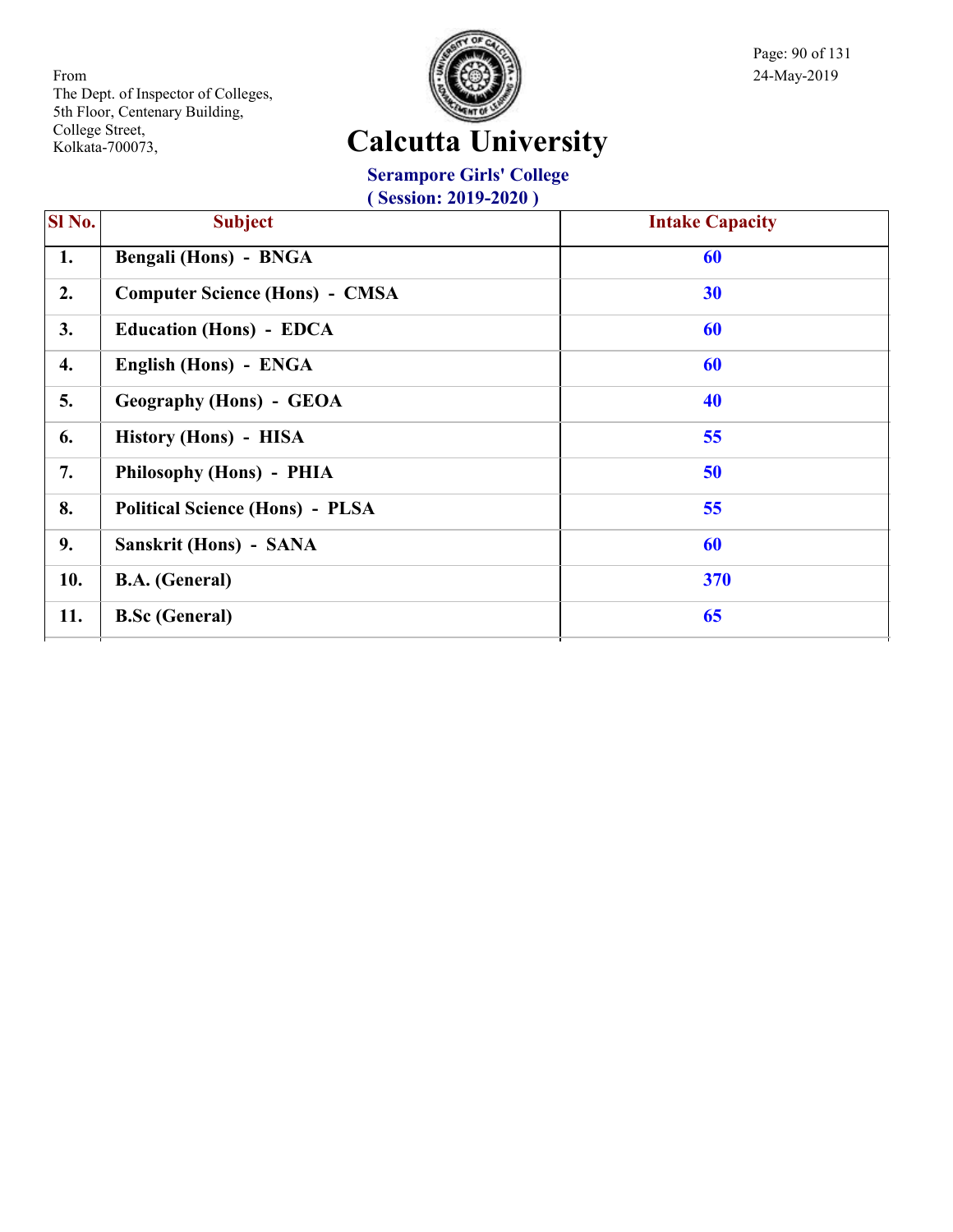From
The Dept. of Inspector of Colleges,
5th Floor, Centenary Building,
College Street,
Kolkata-700073,

24-May-2019

# Calcutta University

## Serampore Girls' College

**( Session: 2019-2020 )**

| Sl No. | Subject | Intake Capacity |
|---|---|---|
| 1. | Bengali (Hons) - BNGA | 60 |
| 2. | Computer Science (Hons) - CMSA | 30 |
| 3. | Education (Hons) - EDCA | 60 |
| 4. | English (Hons) - ENGA | 60 |
| 5. | Geography (Hons) - GEOA | 40 |
| 6. | History (Hons) - HISA | 55 |
| 7. | Philosophy (Hons) - PHIA | 50 |
| 8. | Political Science (Hons) - PLSA | 55 |
| 9. | Sanskrit (Hons) - SANA | 60 |
| 10. | B.A. (General) | 370 |
| 11. | B.Sc (General) | 65 |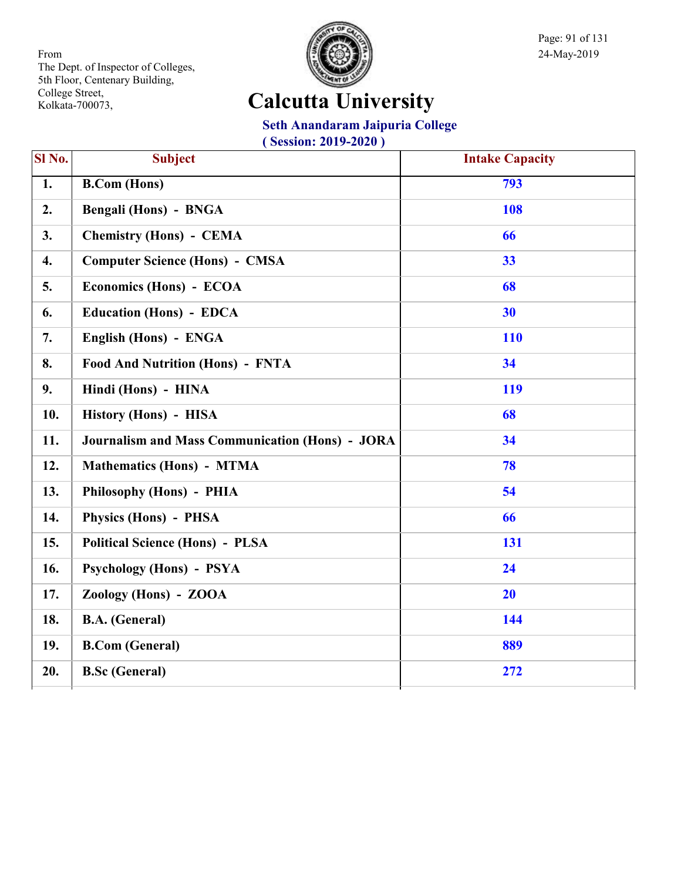From
The Dept. of Inspector of Colleges,
5th Floor, Centenary Building,
College Street,
Kolkata-700073,

24-May-2019

# Calcutta University

## Seth Anandaram Jaipuria College

### ( Session: 2019-2020 )

| Sl No. | Subject | Intake Capacity |
|---|---|---|
| 1. | B.Com (Hons) | 793 |
| 2. | Bengali (Hons) - BNGA | 108 |
| 3. | Chemistry (Hons) - CEMA | 66 |
| 4. | Computer Science (Hons) - CMSA | 33 |
| 5. | Economics (Hons) - ECOA | 68 |
| 6. | Education (Hons) - EDCA | 30 |
| 7. | English (Hons) - ENGA | 110 |
| 8. | Food And Nutrition (Hons) - FNTA | 34 |
| 9. | Hindi (Hons) - HINA | 119 |
| 10. | History (Hons) - HISA | 68 |
| 11. | Journalism and Mass Communication (Hons) - JORA | 34 |
| 12. | Mathematics (Hons) - MTMA | 78 |
| 13. | Philosophy (Hons) - PHIA | 54 |
| 14. | Physics (Hons) - PHSA | 66 |
| 15. | Political Science (Hons) - PLSA | 131 |
| 16. | Psychology (Hons) - PSYA | 24 |
| 17. | Zoology (Hons) - ZOOA | 20 |
| 18. | B.A. (General) | 144 |
| 19. | B.Com (General) | 889 |
| 20. | B.Sc (General) | 272 |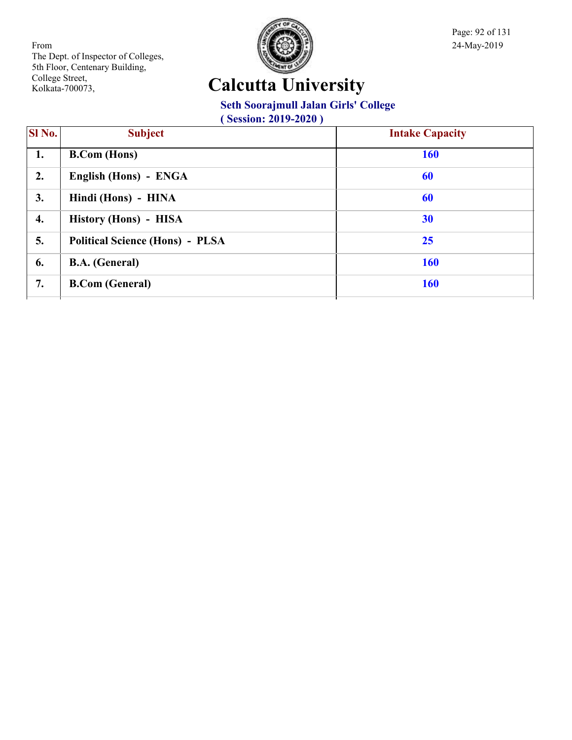From
The Dept. of Inspector of Colleges,
5th Floor, Centenary Building,
College Street,
Kolkata-700073,

# Calcutta University

## Seth Soorajmull Jalan Girls' College

### ( Session: 2019-2020 )

| Sl No. | Subject | Intake Capacity |
|---|---|---|
| 1. | B.Com (Hons) | 160 |
| 2. | English (Hons) - ENGA | 60 |
| 3. | Hindi (Hons) - HINA | 60 |
| 4. | History (Hons) - HISA | 30 |
| 5. | Political Science (Hons) - PLSA | 25 |
| 6. | B.A. (General) | 160 |
| 7. | B.Com (General) | 160 |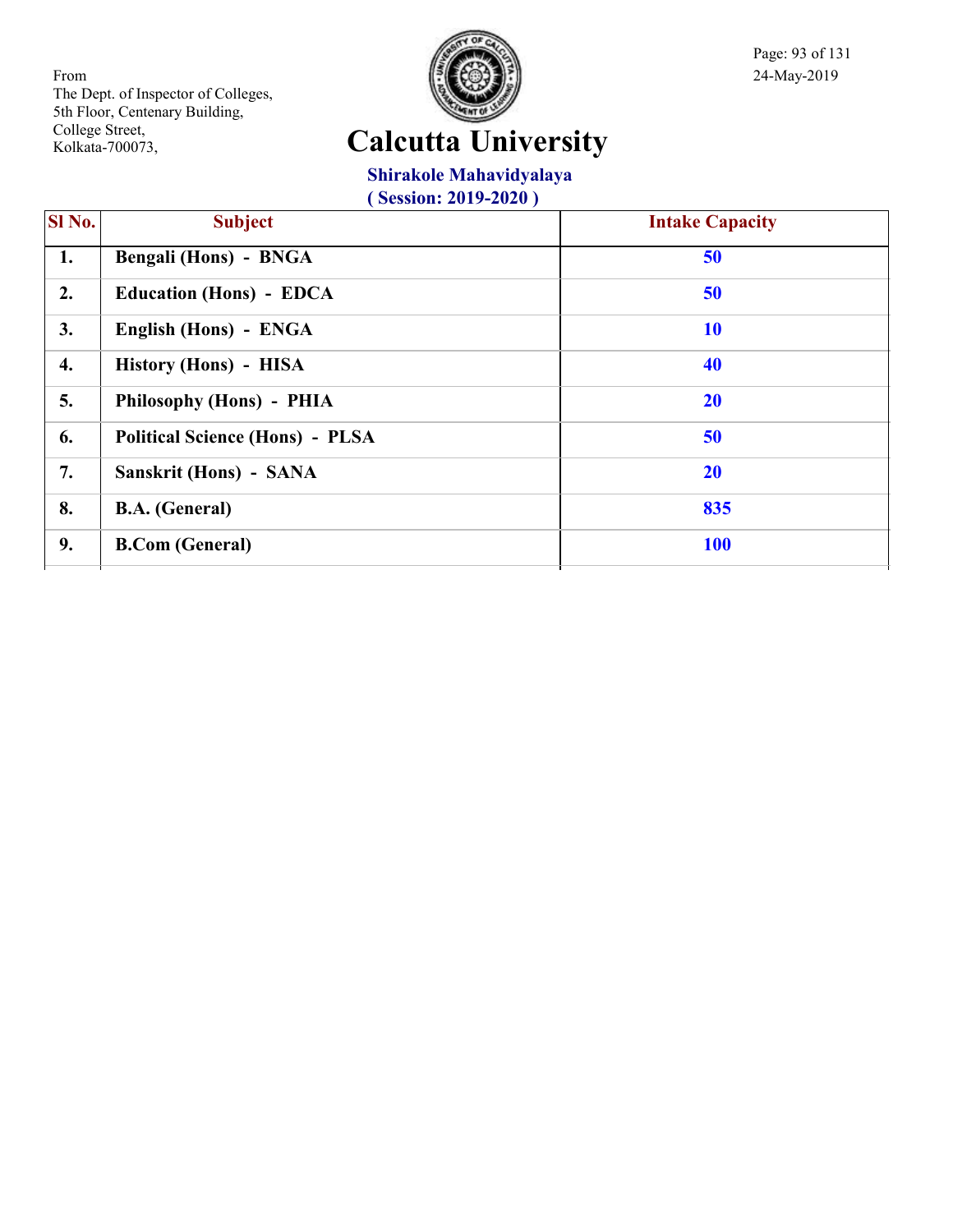From
The Dept. of Inspector of Colleges,
5th Floor, Centenary Building,
College Street,
Kolkata-700073,

24-May-2019

# Calcutta University

## Shirakole Mahavidyalaya

**( Session: 2019-2020 )**

| Sl No. | Subject | Intake Capacity |
|---|---|---|
| 1. | Bengali (Hons) - BNGA | 50 |
| 2. | Education (Hons) - EDCA | 50 |
| 3. | English (Hons) - ENGA | 10 |
| 4. | History (Hons) - HISA | 40 |
| 5. | Philosophy (Hons) - PHIA | 20 |
| 6. | Political Science (Hons) - PLSA | 50 |
| 7. | Sanskrit (Hons) - SANA | 20 |
| 8. | B.A. (General) | 835 |
| 9. | B.Com (General) | 100 |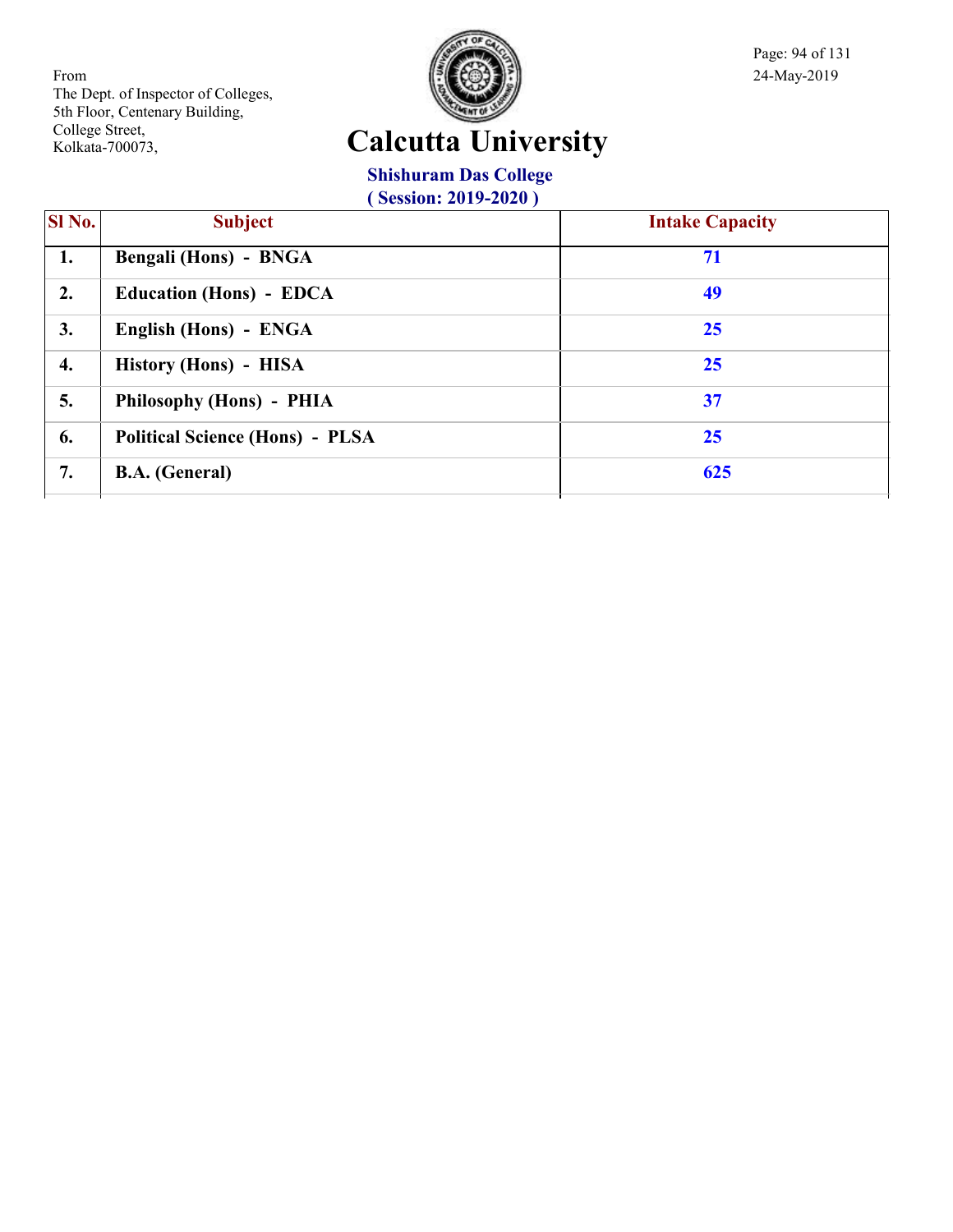From
The Dept. of Inspector of Colleges,
5th Floor, Centenary Building,
College Street,
Kolkata-700073,

24-May-2019

# Calcutta University

## Shishuram Das College

### ( Session: 2019-2020 )

| Sl No. | Subject | Intake Capacity |
|---|---|---|
| 1. | **Bengali (Hons) - BNGA** | 71 |
| 2. | **Education (Hons) - EDCA** | 49 |
| 3. | **English (Hons) - ENGA** | 25 |
| 4. | **History (Hons) - HISA** | 25 |
| 5. | **Philosophy (Hons) - PHIA** | 37 |
| 6. | **Political Science (Hons) - PLSA** | 25 |
| 7. | **B.A. (General)** | 625 |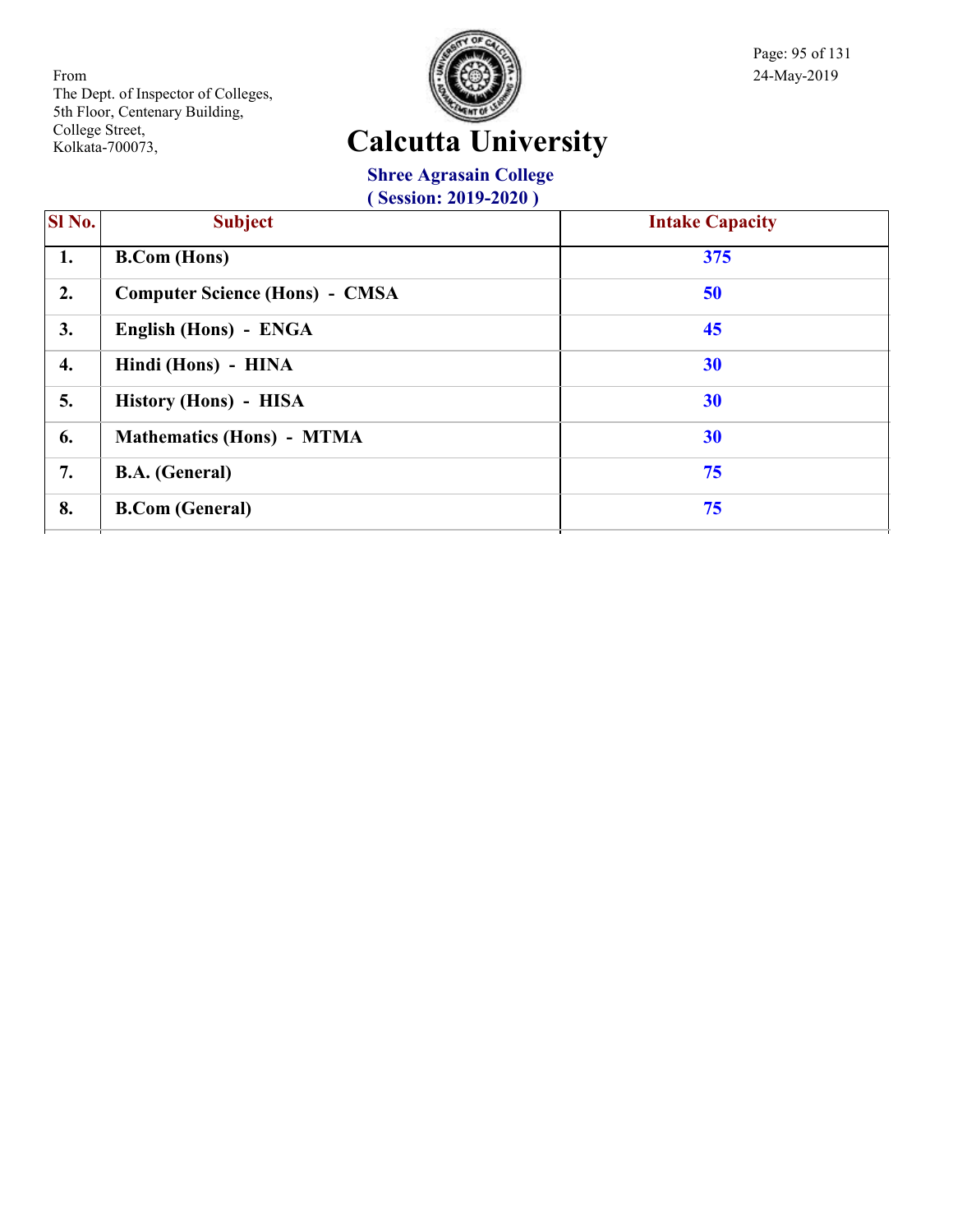From
The Dept. of Inspector of Colleges,
5th Floor, Centenary Building,
College Street,
Kolkata-700073,

24-May-2019

# Calcutta University

## Shree Agrasain College

### ( Session: 2019-2020 )

| Sl No. | Subject | Intake Capacity |
|---|---|---|
| 1. | B.Com (Hons) | 375 |
| 2. | Computer Science (Hons) - CMSA | 50 |
| 3. | English (Hons) - ENGA | 45 |
| 4. | Hindi (Hons) - HINA | 30 |
| 5. | History (Hons) - HISA | 30 |
| 6. | Mathematics (Hons) - MTMA | 30 |
| 7. | B.A. (General) | 75 |
| 8. | B.Com (General) | 75 |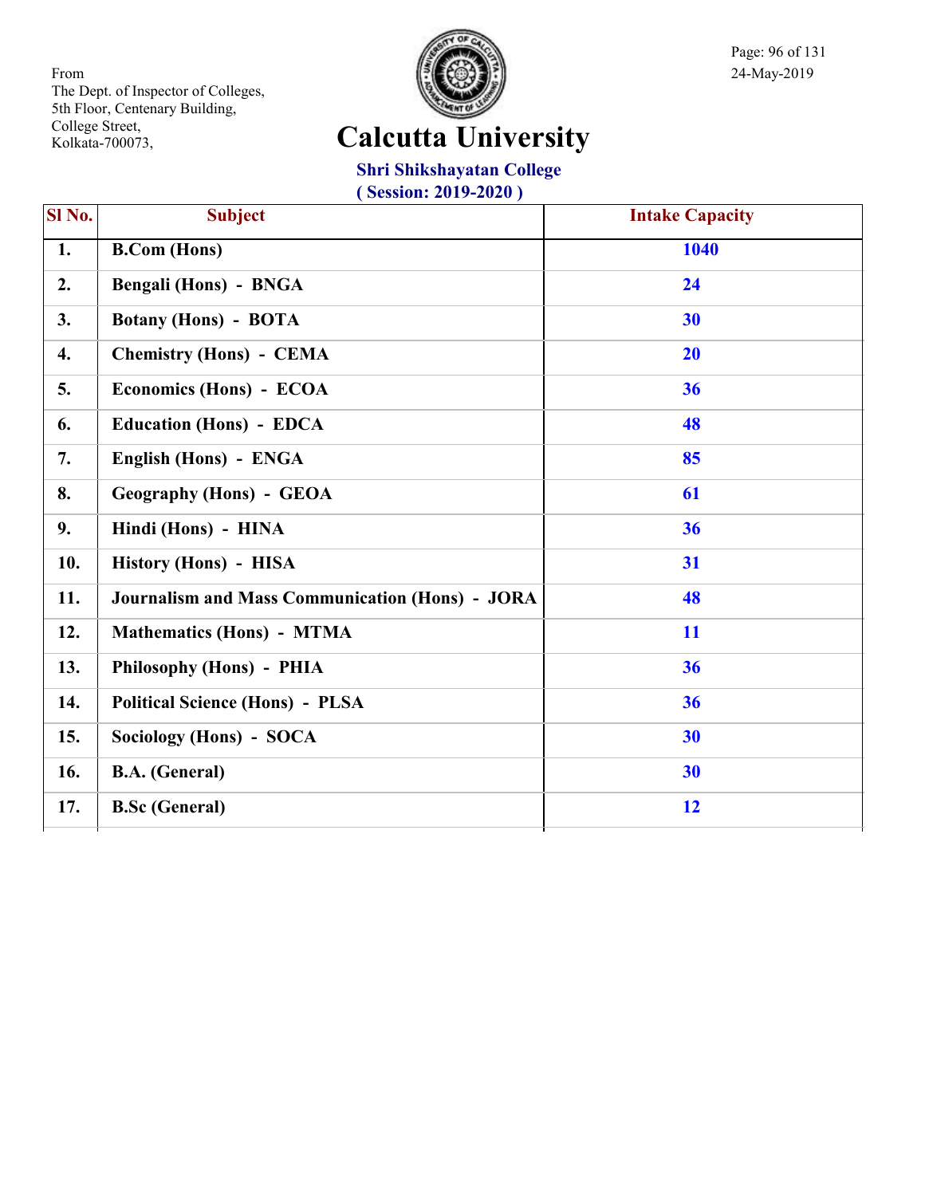From
The Dept. of Inspector of Colleges,
5th Floor, Centenary Building,
College Street,
Kolkata-700073,

24-May-2019

# Calcutta University

## Shri Shikshayatan College

### ( Session: 2019-2020 )

| Sl No. | Subject | Intake Capacity |
|---|---|---|
| 1. | B.Com (Hons) | 1040 |
| 2. | Bengali (Hons) - BNGA | 24 |
| 3. | Botany (Hons) - BOTA | 30 |
| 4. | Chemistry (Hons) - CEMA | 20 |
| 5. | Economics (Hons) - ECOA | 36 |
| 6. | Education (Hons) - EDCA | 48 |
| 7. | English (Hons) - ENGA | 85 |
| 8. | Geography (Hons) - GEOA | 61 |
| 9. | Hindi (Hons) - HINA | 36 |
| 10. | History (Hons) - HISA | 31 |
| 11. | Journalism and Mass Communication (Hons) - JORA | 48 |
| 12. | Mathematics (Hons) - MTMA | 11 |
| 13. | Philosophy (Hons) - PHIA | 36 |
| 14. | Political Science (Hons) - PLSA | 36 |
| 15. | Sociology (Hons) - SOCA | 30 |
| 16. | B.A. (General) | 30 |
| 17. | B.Sc (General) | 12 |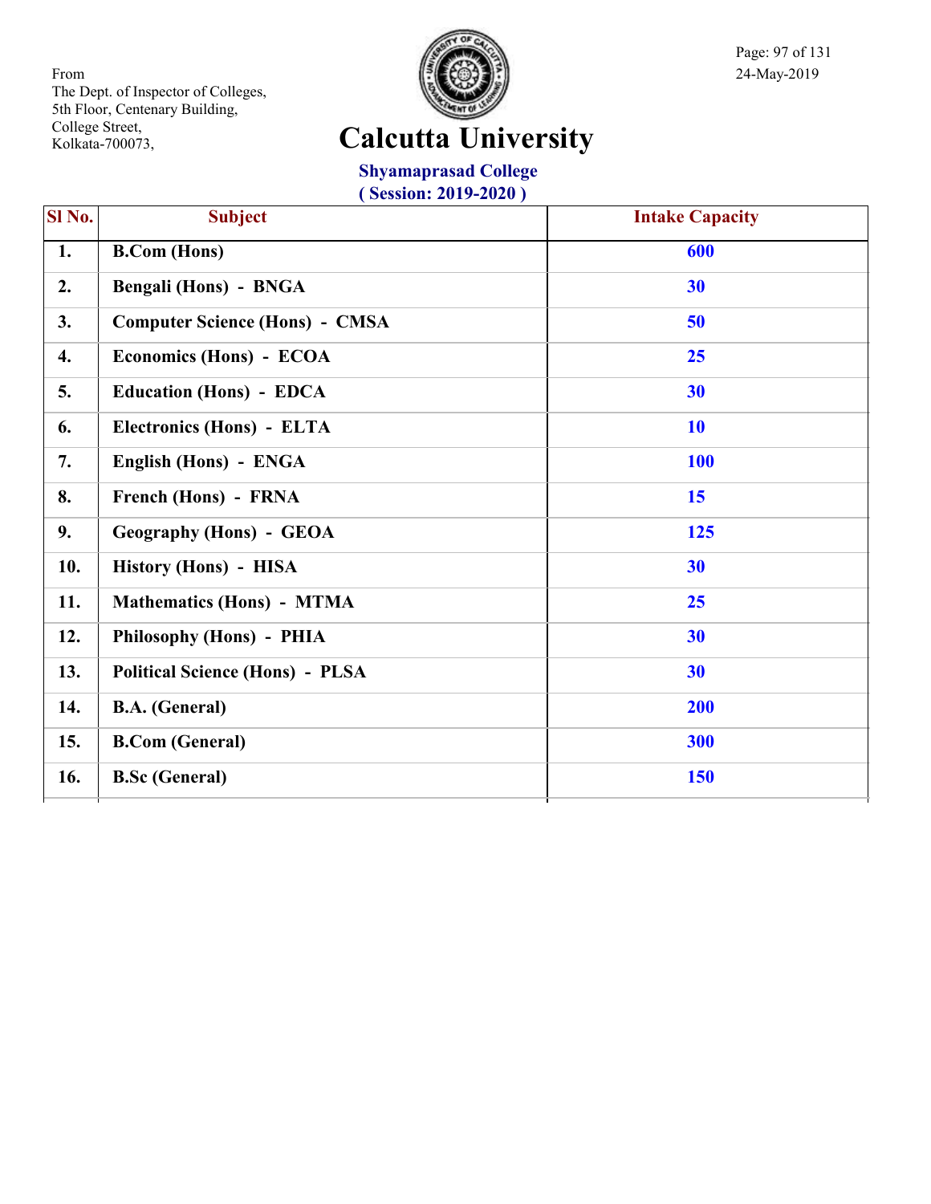From
The Dept. of Inspector of Colleges,
5th Floor, Centenary Building,
College Street,
Kolkata-700073,

24-May-2019

# Calcutta University

## Shyamaprasad College
### ( Session: 2019-2020 )

| Sl No. | Subject | Intake Capacity |
|---|---|---|
| 1. | B.Com (Hons) | 600 |
| 2. | Bengali (Hons) - BNGA | 30 |
| 3. | Computer Science (Hons) - CMSA | 50 |
| 4. | Economics (Hons) - ECOA | 25 |
| 5. | Education (Hons) - EDCA | 30 |
| 6. | Electronics (Hons) - ELTA | 10 |
| 7. | English (Hons) - ENGA | 100 |
| 8. | French (Hons) - FRNA | 15 |
| 9. | Geography (Hons) - GEOA | 125 |
| 10. | History (Hons) - HISA | 30 |
| 11. | Mathematics (Hons) - MTMA | 25 |
| 12. | Philosophy (Hons) - PHIA | 30 |
| 13. | Political Science (Hons) - PLSA | 30 |
| 14. | B.A. (General) | 200 |
| 15. | B.Com (General) | 300 |
| 16. | B.Sc (General) | 150 |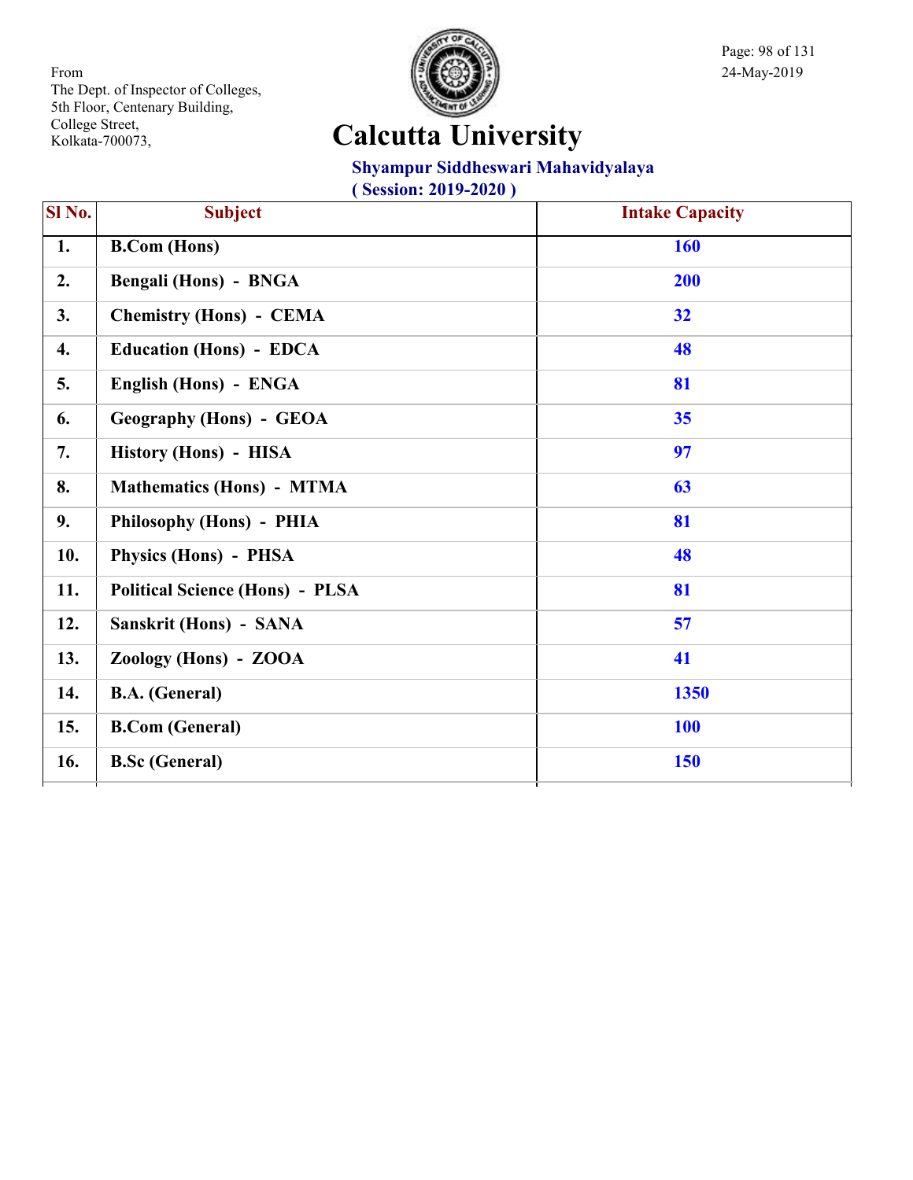From
The Dept. of Inspector of Colleges,
5th Floor, Centenary Building,
College Street,
Kolkata-700073,

24-May-2019

# Calcutta University

## Shyampur Siddheswari Mahavidyalaya

**( Session: 2019-2020 )**

| Sl No. | Subject | Intake Capacity |
|---|---|---|
| 1. | B.Com (Hons) | 160 |
| 2. | Bengali (Hons) - BNGA | 200 |
| 3. | Chemistry (Hons) - CEMA | 32 |
| 4. | Education (Hons) - EDCA | 48 |
| 5. | English (Hons) - ENGA | 81 |
| 6. | Geography (Hons) - GEOA | 35 |
| 7. | History (Hons) - HISA | 97 |
| 8. | Mathematics (Hons) - MTMA | 63 |
| 9. | Philosophy (Hons) - PHIA | 81 |
| 10. | Physics (Hons) - PHSA | 48 |
| 11. | Political Science (Hons) - PLSA | 81 |
| 12. | Sanskrit (Hons) - SANA | 57 |
| 13. | Zoology (Hons) - ZOOA | 41 |
| 14. | B.A. (General) | 1350 |
| 15. | B.Com (General) | 100 |
| 16. | B.Sc (General) | 150 |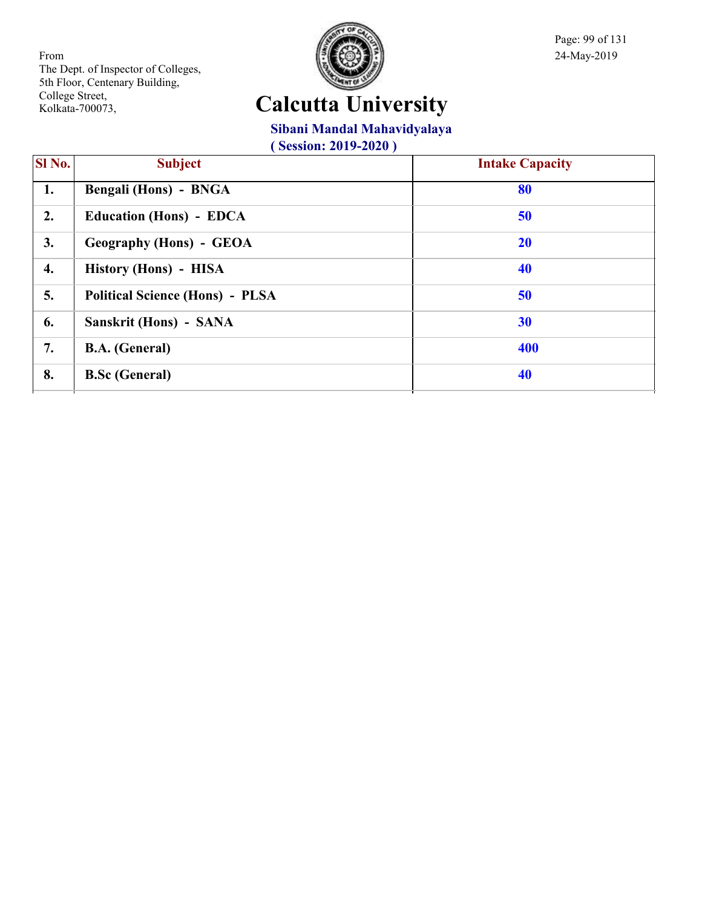From
The Dept. of Inspector of Colleges,
5th Floor, Centenary Building,
College Street,
Kolkata-700073,

24-May-2019

# Calcutta University

## Sibani Mandal Mahavidyalaya

**( Session: 2019-2020 )**

| Sl No. | Subject | Intake Capacity |
|---|---|---|
| 1. | Bengali (Hons) - BNGA | 80 |
| 2. | Education (Hons) - EDCA | 50 |
| 3. | Geography (Hons) - GEOA | 20 |
| 4. | History (Hons) - HISA | 40 |
| 5. | Political Science (Hons) - PLSA | 50 |
| 6. | Sanskrit (Hons) - SANA | 30 |
| 7. | B.A. (General) | 400 |
| 8. | B.Sc (General) | 40 |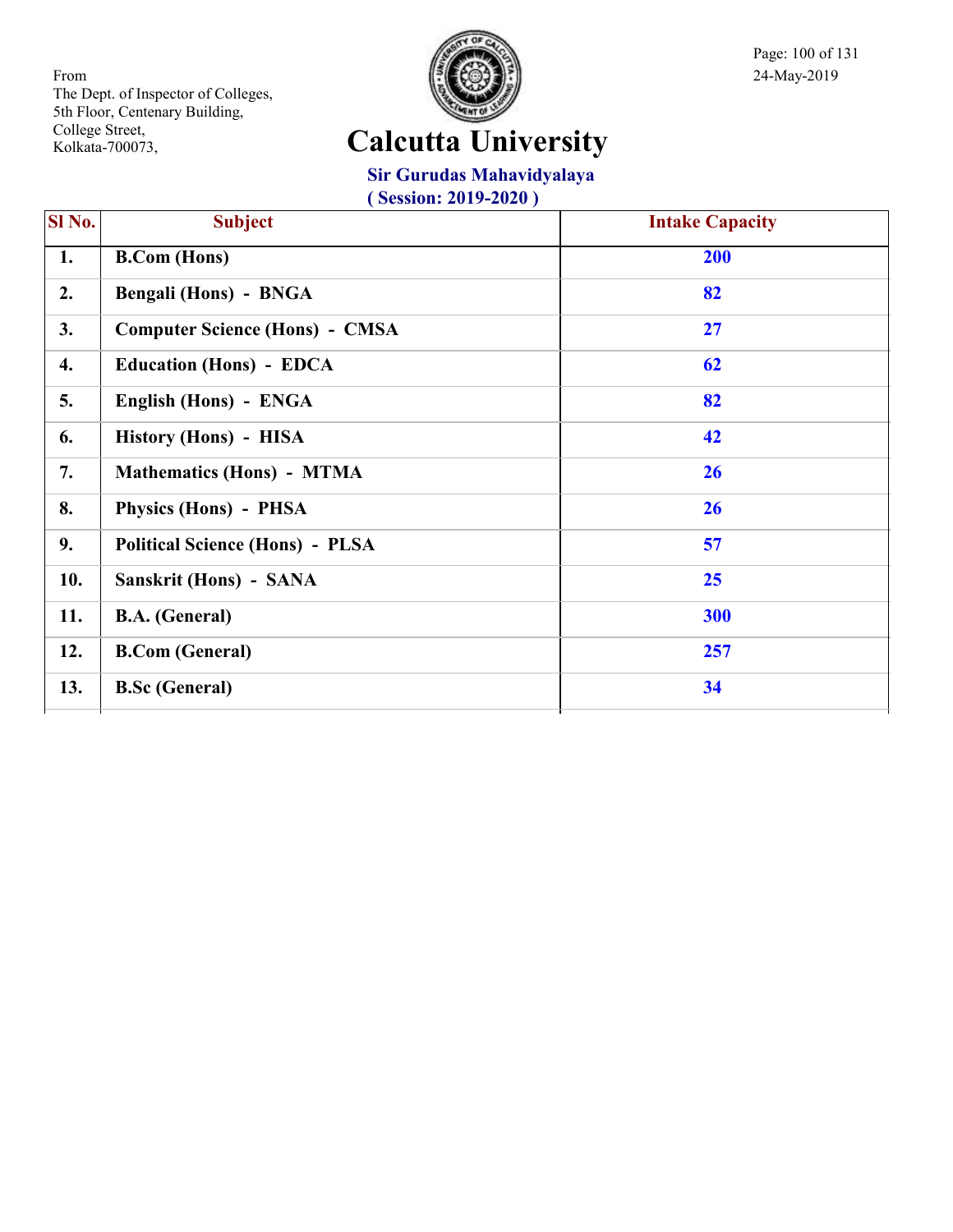From
The Dept. of Inspector of Colleges,
5th Floor, Centenary Building,
College Street,
Kolkata-700073,

24-May-2019

# Calcutta University

## Sir Gurudas Mahavidyalaya
### ( Session: 2019-2020 )

| Sl No. | Subject | Intake Capacity |
|---|---|---|
| 1. | B.Com (Hons) | 200 |
| 2. | Bengali (Hons) - BNGA | 82 |
| 3. | Computer Science (Hons) - CMSA | 27 |
| 4. | Education (Hons) - EDCA | 62 |
| 5. | English (Hons) - ENGA | 82 |
| 6. | History (Hons) - HISA | 42 |
| 7. | Mathematics (Hons) - MTMA | 26 |
| 8. | Physics (Hons) - PHSA | 26 |
| 9. | Political Science (Hons) - PLSA | 57 |
| 10. | Sanskrit (Hons) - SANA | 25 |
| 11. | B.A. (General) | 300 |
| 12. | B.Com (General) | 257 |
| 13. | B.Sc (General) | 34 |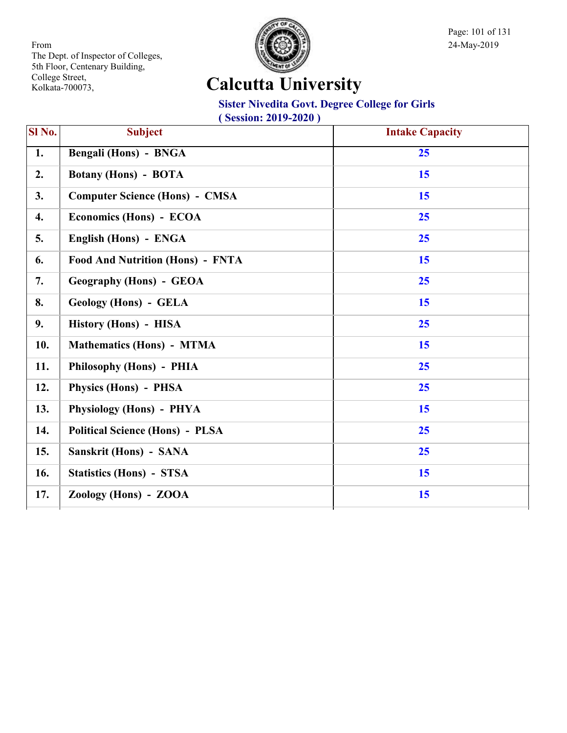From
The Dept. of Inspector of Colleges,
5th Floor, Centenary Building,
College Street,
Kolkata-700073,

24-May-2019

# Calcutta University

## Sister Nivedita Govt. Degree College for Girls

**( Session: 2019-2020 )**

| Sl No. | Subject | Intake Capacity |
|---|---|---|
| 1. | Bengali (Hons) - BNGA | 25 |
| 2. | Botany (Hons) - BOTA | 15 |
| 3. | Computer Science (Hons) - CMSA | 15 |
| 4. | Economics (Hons) - ECOA | 25 |
| 5. | English (Hons) - ENGA | 25 |
| 6. | Food And Nutrition (Hons) - FNTA | 15 |
| 7. | Geography (Hons) - GEOA | 25 |
| 8. | Geology (Hons) - GELA | 15 |
| 9. | History (Hons) - HISA | 25 |
| 10. | Mathematics (Hons) - MTMA | 15 |
| 11. | Philosophy (Hons) - PHIA | 25 |
| 12. | Physics (Hons) - PHSA | 25 |
| 13. | Physiology (Hons) - PHYA | 15 |
| 14. | Political Science (Hons) - PLSA | 25 |
| 15. | Sanskrit (Hons) - SANA | 25 |
| 16. | Statistics (Hons) - STSA | 15 |
| 17. | Zoology (Hons) - ZOOA | 15 |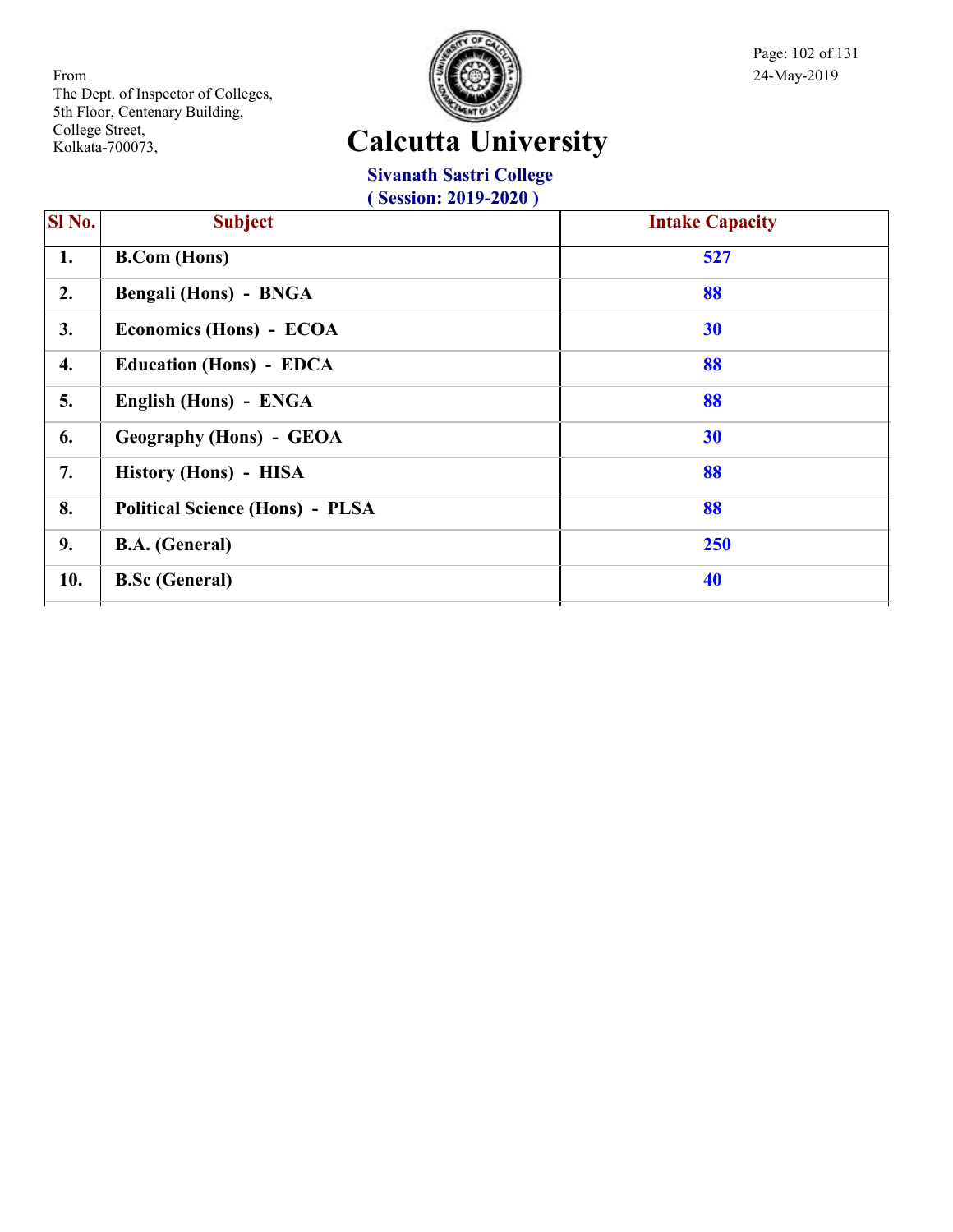From
The Dept. of Inspector of Colleges,
5th Floor, Centenary Building,
College Street,
Kolkata-700073,

24-May-2019

# Calcutta University

## Sivanath Sastri College

### ( Session: 2019-2020 )

| Sl No. | Subject | Intake Capacity |
|---|---|---|
| 1. | B.Com (Hons) | 527 |
| 2. | Bengali (Hons) - BNGA | 88 |
| 3. | Economics (Hons) - ECOA | 30 |
| 4. | Education (Hons) - EDCA | 88 |
| 5. | English (Hons) - ENGA | 88 |
| 6. | Geography (Hons) - GEOA | 30 |
| 7. | History (Hons) - HISA | 88 |
| 8. | Political Science (Hons) - PLSA | 88 |
| 9. | B.A. (General) | 250 |
| 10. | B.Sc (General) | 40 |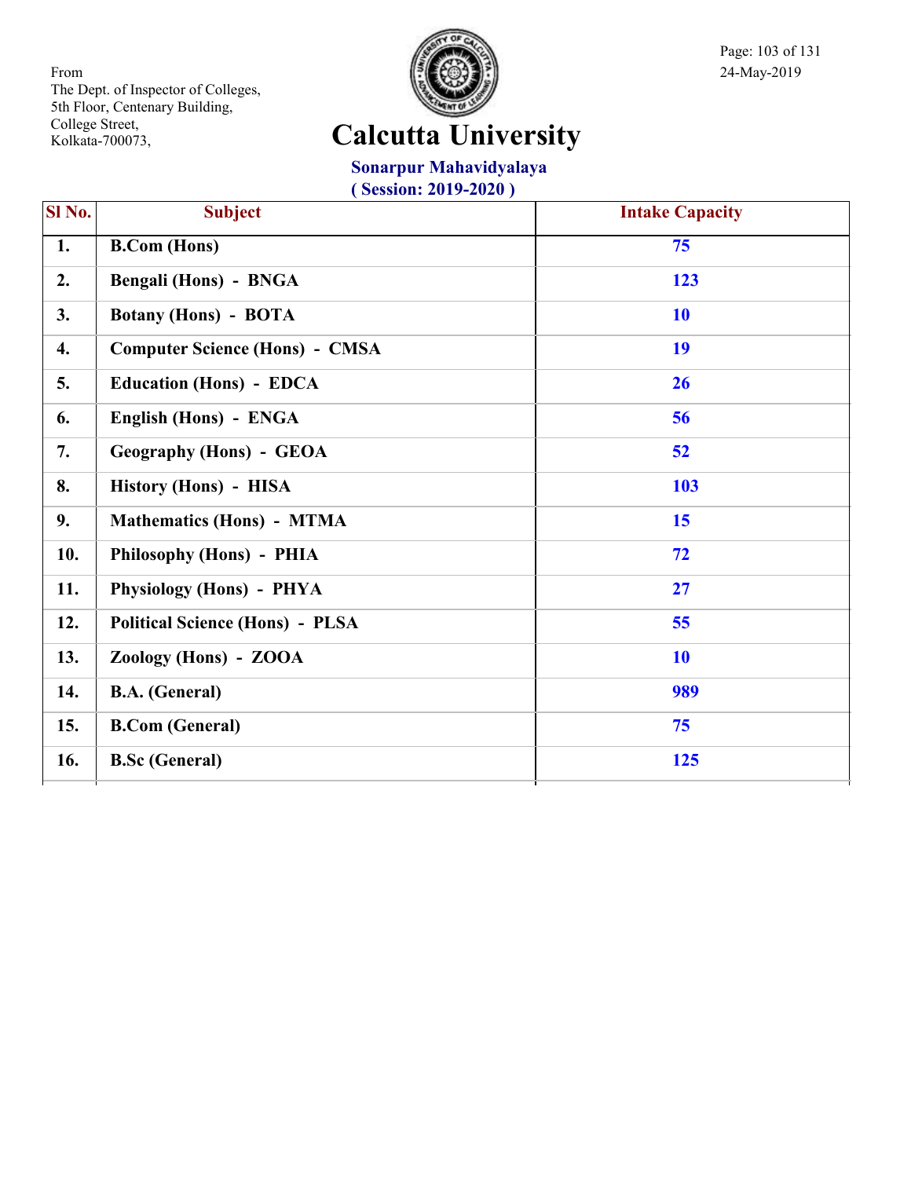From
The Dept. of Inspector of Colleges,
5th Floor, Centenary Building,
College Street,
Kolkata-700073,

24-May-2019

# Calcutta University

## Sonarpur Mahavidyalaya

**( Session: 2019-2020 )**

| Sl No. | Subject | Intake Capacity |
|---|---|---|
| 1. | B.Com (Hons) | 75 |
| 2. | Bengali (Hons) - BNGA | 123 |
| 3. | Botany (Hons) - BOTA | 10 |
| 4. | Computer Science (Hons) - CMSA | 19 |
| 5. | Education (Hons) - EDCA | 26 |
| 6. | English (Hons) - ENGA | 56 |
| 7. | Geography (Hons) - GEOA | 52 |
| 8. | History (Hons) - HISA | 103 |
| 9. | Mathematics (Hons) - MTMA | 15 |
| 10. | Philosophy (Hons) - PHIA | 72 |
| 11. | Physiology (Hons) - PHYA | 27 |
| 12. | Political Science (Hons) - PLSA | 55 |
| 13. | Zoology (Hons) - ZOOA | 10 |
| 14. | B.A. (General) | 989 |
| 15. | B.Com (General) | 75 |
| 16. | B.Sc (General) | 125 |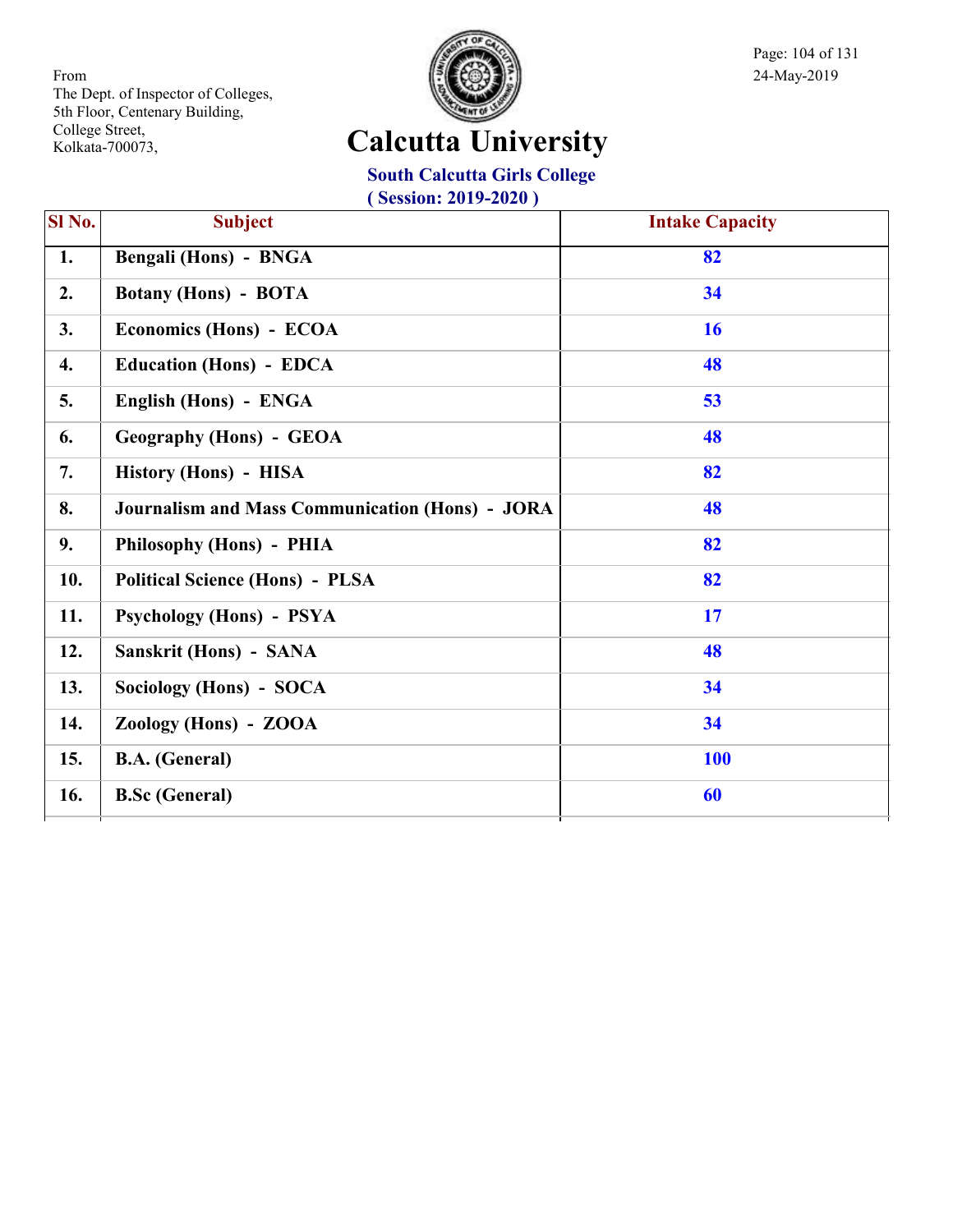From
The Dept. of Inspector of Colleges,
5th Floor, Centenary Building,
College Street,
Kolkata-700073,

24-May-2019

# Calcutta University

## South Calcutta Girls College

**( Session: 2019-2020 )**

| Sl No. | Subject | Intake Capacity |
|---|---|---|
| 1. | Bengali (Hons) - BNGA | 82 |
| 2. | Botany (Hons) - BOTA | 34 |
| 3. | Economics (Hons) - ECOA | 16 |
| 4. | Education (Hons) - EDCA | 48 |
| 5. | English (Hons) - ENGA | 53 |
| 6. | Geography (Hons) - GEOA | 48 |
| 7. | History (Hons) - HISA | 82 |
| 8. | Journalism and Mass Communication (Hons) - JORA | 48 |
| 9. | Philosophy (Hons) - PHIA | 82 |
| 10. | Political Science (Hons) - PLSA | 82 |
| 11. | Psychology (Hons) - PSYA | 17 |
| 12. | Sanskrit (Hons) - SANA | 48 |
| 13. | Sociology (Hons) - SOCA | 34 |
| 14. | Zoology (Hons) - ZOOA | 34 |
| 15. | B.A. (General) | 100 |
| 16. | B.Sc (General) | 60 |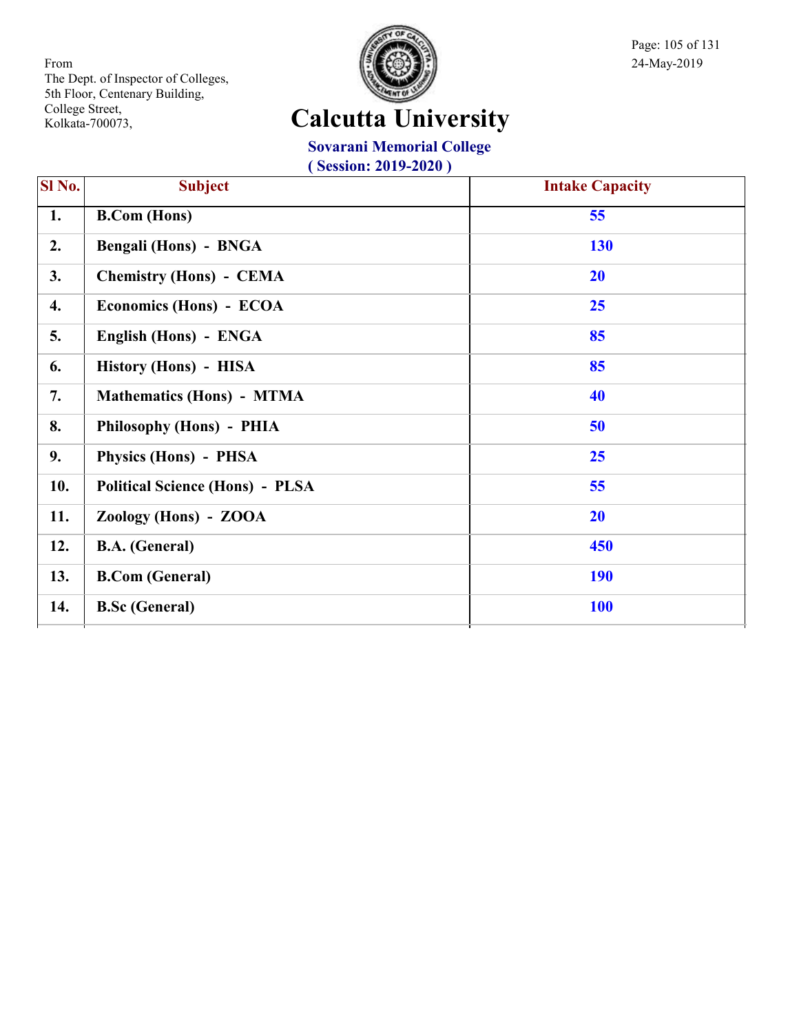From
The Dept. of Inspector of Colleges,
5th Floor, Centenary Building,
College Street,
Kolkata-700073,

24-May-2019

# Calcutta University

## Sovarani Memorial College

**( Session: 2019-2020 )**

| Sl No. | Subject | Intake Capacity |
|---|---|---|
| 1. | B.Com (Hons) | 55 |
| 2. | Bengali (Hons) - BNGA | 130 |
| 3. | Chemistry (Hons) - CEMA | 20 |
| 4. | Economics (Hons) - ECOA | 25 |
| 5. | English (Hons) - ENGA | 85 |
| 6. | History (Hons) - HISA | 85 |
| 7. | Mathematics (Hons) - MTMA | 40 |
| 8. | Philosophy (Hons) - PHIA | 50 |
| 9. | Physics (Hons) - PHSA | 25 |
| 10. | Political Science (Hons) - PLSA | 55 |
| 11. | Zoology (Hons) - ZOOA | 20 |
| 12. | B.A. (General) | 450 |
| 13. | B.Com (General) | 190 |
| 14. | B.Sc (General) | 100 |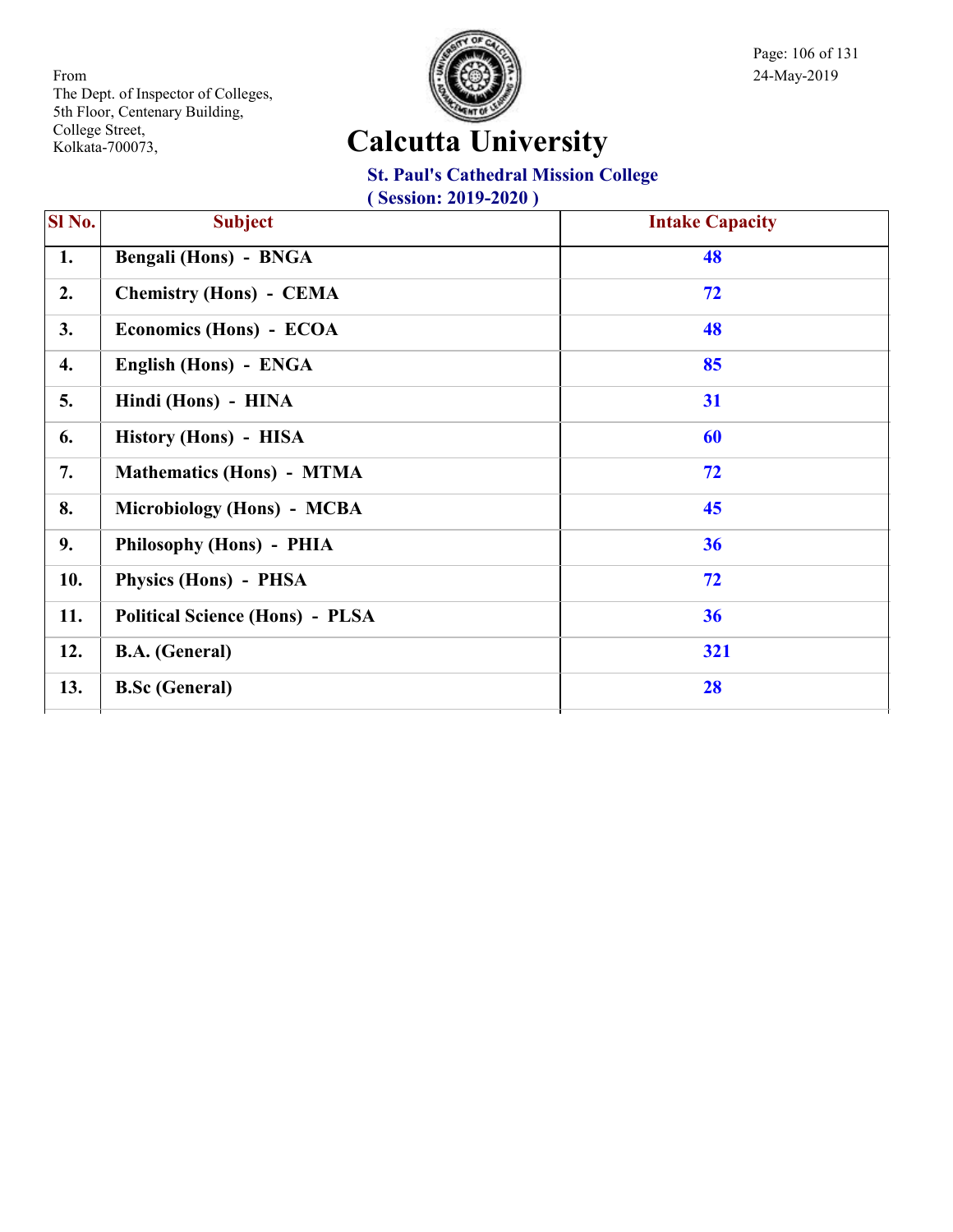From
The Dept. of Inspector of Colleges,
5th Floor, Centenary Building,
College Street,
Kolkata-700073,

24-May-2019

# Calcutta University

## St. Paul's Cathedral Mission College

### ( Session: 2019-2020 )

| Sl No. | Subject | Intake Capacity |
|---|---|---|
| 1. | Bengali (Hons) - BNGA | 48 |
| 2. | Chemistry (Hons) - CEMA | 72 |
| 3. | Economics (Hons) - ECOA | 48 |
| 4. | English (Hons) - ENGA | 85 |
| 5. | Hindi (Hons) - HINA | 31 |
| 6. | History (Hons) - HISA | 60 |
| 7. | Mathematics (Hons) - MTMA | 72 |
| 8. | Microbiology (Hons) - MCBA | 45 |
| 9. | Philosophy (Hons) - PHIA | 36 |
| 10. | Physics (Hons) - PHSA | 72 |
| 11. | Political Science (Hons) - PLSA | 36 |
| 12. | B.A. (General) | 321 |
| 13. | B.Sc (General) | 28 |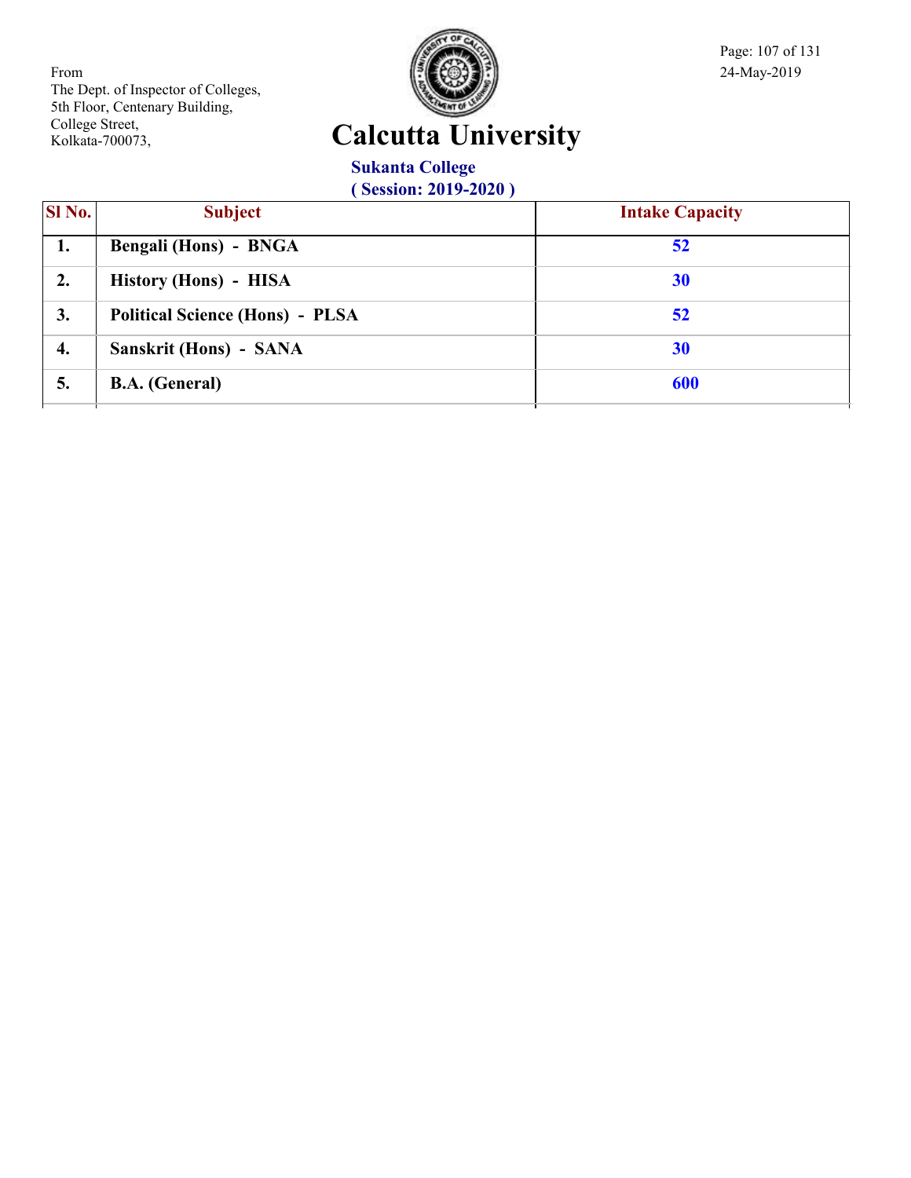From
The Dept. of Inspector of Colleges,
5th Floor, Centenary Building,
College Street,
Kolkata-700073,

24-May-2019

# Calcutta University

## Sukanta College
### ( Session: 2019-2020 )

| Sl No. | Subject | Intake Capacity |
|---|---|---|
| 1. | Bengali (Hons) - BNGA | 52 |
| 2. | History (Hons) - HISA | 30 |
| 3. | Political Science (Hons) - PLSA | 52 |
| 4. | Sanskrit (Hons) - SANA | 30 |
| 5. | B.A. (General) | 600 |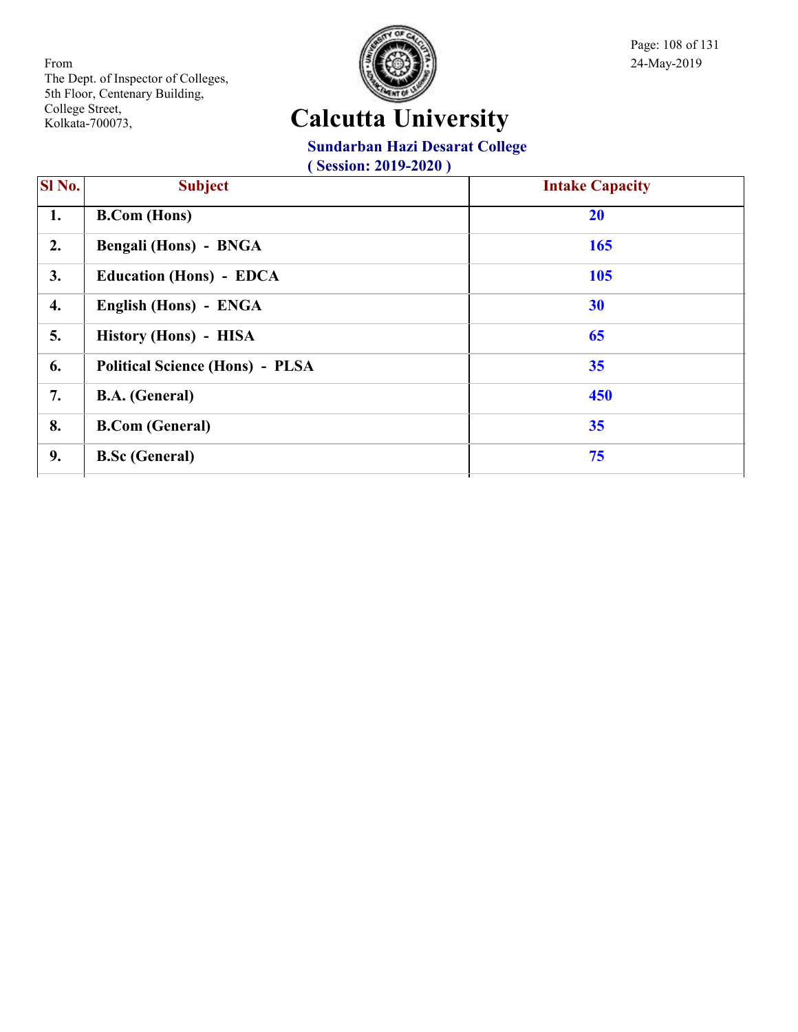From
The Dept. of Inspector of Colleges,
5th Floor, Centenary Building,
College Street,
Kolkata-700073,

24-May-2019

# Calcutta University

## Sundarban Hazi Desarat College

**( Session: 2019-2020 )**

| Sl No. | Subject | Intake Capacity |
|---|---|---|
| 1. | B.Com (Hons) | 20 |
| 2. | Bengali (Hons) - BNGA | 165 |
| 3. | Education (Hons) - EDCA | 105 |
| 4. | English (Hons) - ENGA | 30 |
| 5. | History (Hons) - HISA | 65 |
| 6. | Political Science (Hons) - PLSA | 35 |
| 7. | B.A. (General) | 450 |
| 8. | B.Com (General) | 35 |
| 9. | B.Sc (General) | 75 |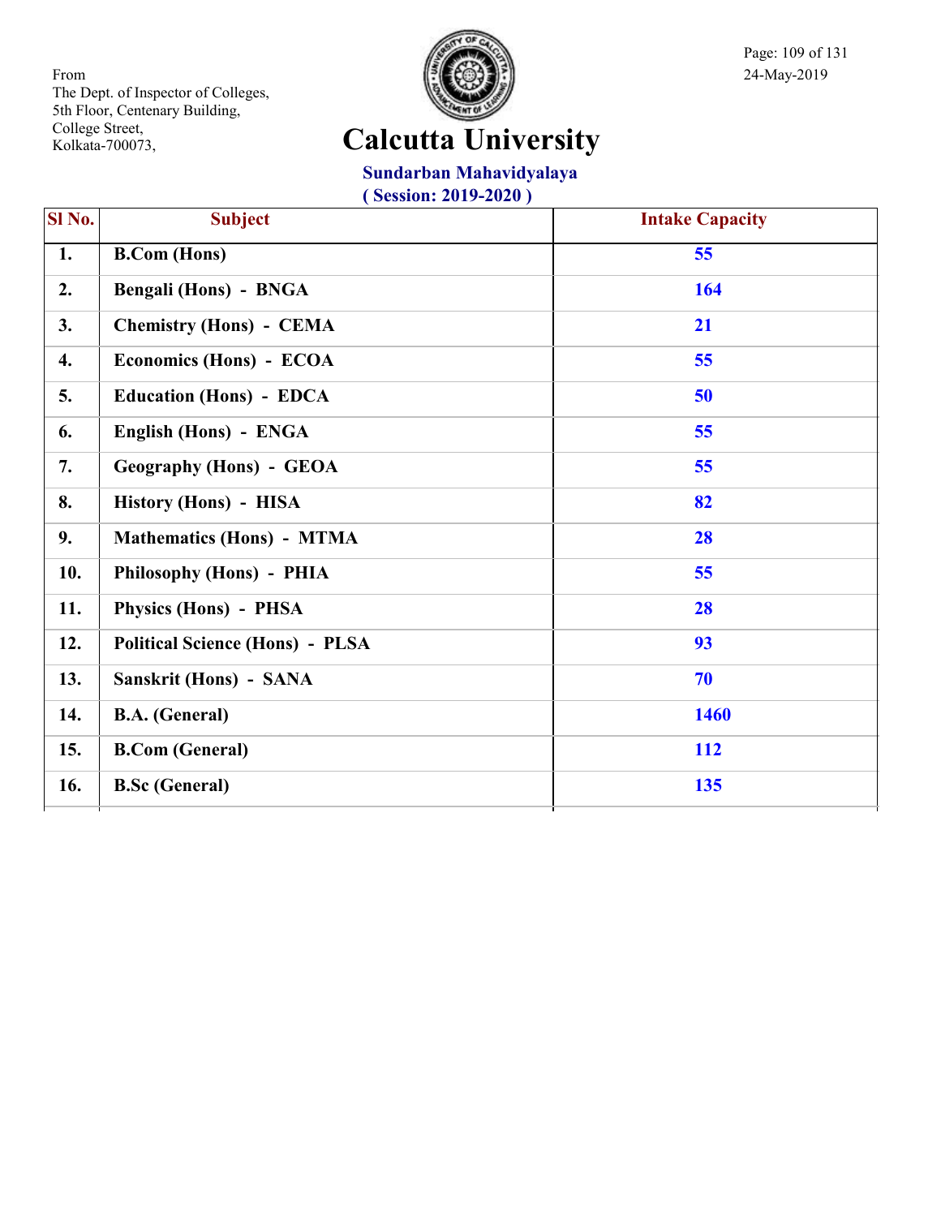From
The Dept. of Inspector of Colleges,
5th Floor, Centenary Building,
College Street,
Kolkata-700073,

24-May-2019

# Calcutta University

## Sundarban Mahavidyalaya

**( Session: 2019-2020 )**

| Sl No. | Subject | Intake Capacity |
|---|---|---|
| 1. | B.Com (Hons) | 55 |
| 2. | Bengali (Hons) - BNGA | 164 |
| 3. | Chemistry (Hons) - CEMA | 21 |
| 4. | Economics (Hons) - ECOA | 55 |
| 5. | Education (Hons) - EDCA | 50 |
| 6. | English (Hons) - ENGA | 55 |
| 7. | Geography (Hons) - GEOA | 55 |
| 8. | History (Hons) - HISA | 82 |
| 9. | Mathematics (Hons) - MTMA | 28 |
| 10. | Philosophy (Hons) - PHIA | 55 |
| 11. | Physics (Hons) - PHSA | 28 |
| 12. | Political Science (Hons) - PLSA | 93 |
| 13. | Sanskrit (Hons) - SANA | 70 |
| 14. | B.A. (General) | 1460 |
| 15. | B.Com (General) | 112 |
| 16. | B.Sc (General) | 135 |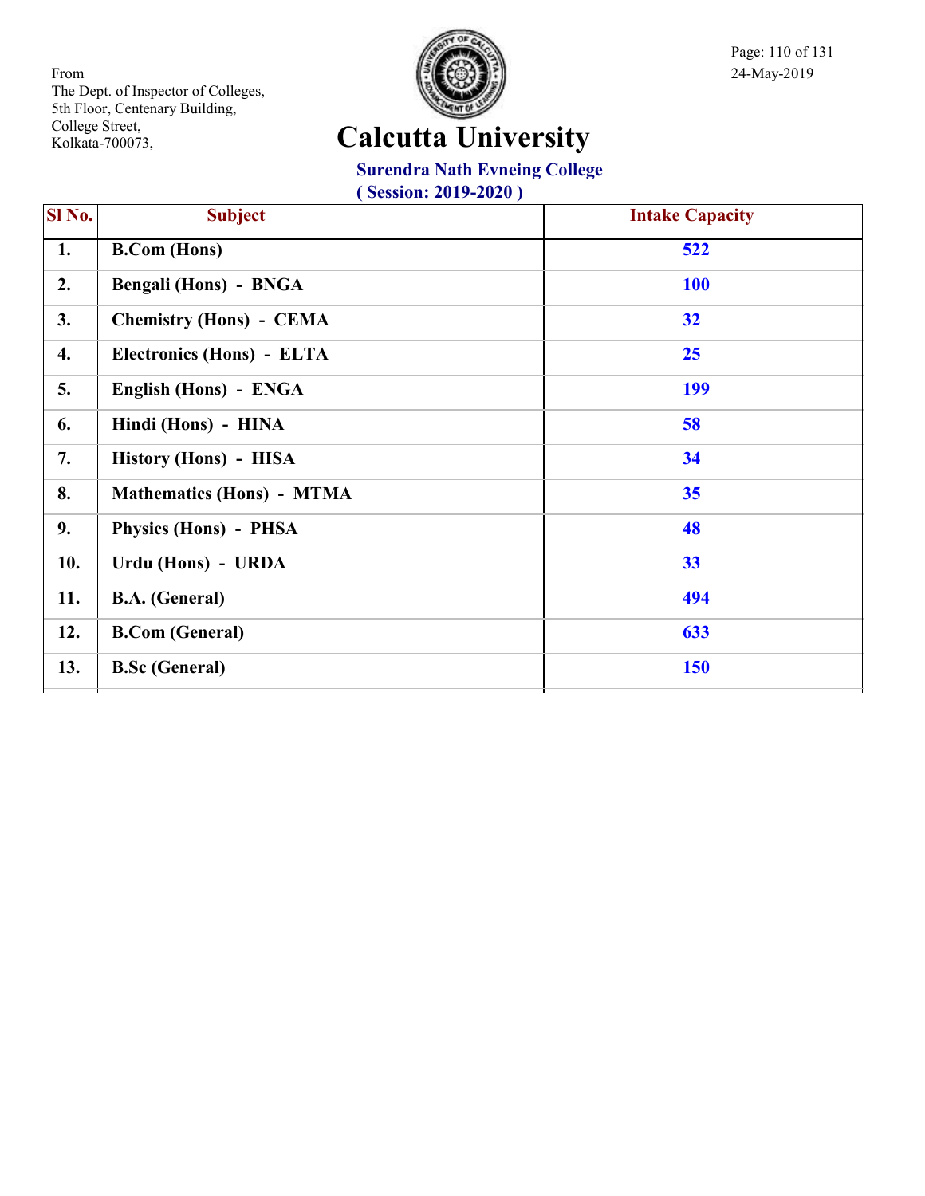From
The Dept. of Inspector of Colleges,
5th Floor, Centenary Building,
College Street,
Kolkata-700073,

24-May-2019

# Calcutta University

## Surendra Nath Evneing College

**( Session: 2019-2020 )**

| Sl No. | Subject | Intake Capacity |
|---|---|---|
| 1. | B.Com (Hons) | 522 |
| 2. | Bengali (Hons) - BNGA | 100 |
| 3. | Chemistry (Hons) - CEMA | 32 |
| 4. | Electronics (Hons) - ELTA | 25 |
| 5. | English (Hons) - ENGA | 199 |
| 6. | Hindi (Hons) - HINA | 58 |
| 7. | History (Hons) - HISA | 34 |
| 8. | Mathematics (Hons) - MTMA | 35 |
| 9. | Physics (Hons) - PHSA | 48 |
| 10. | Urdu (Hons) - URDA | 33 |
| 11. | B.A. (General) | 494 |
| 12. | B.Com (General) | 633 |
| 13. | B.Sc (General) | 150 |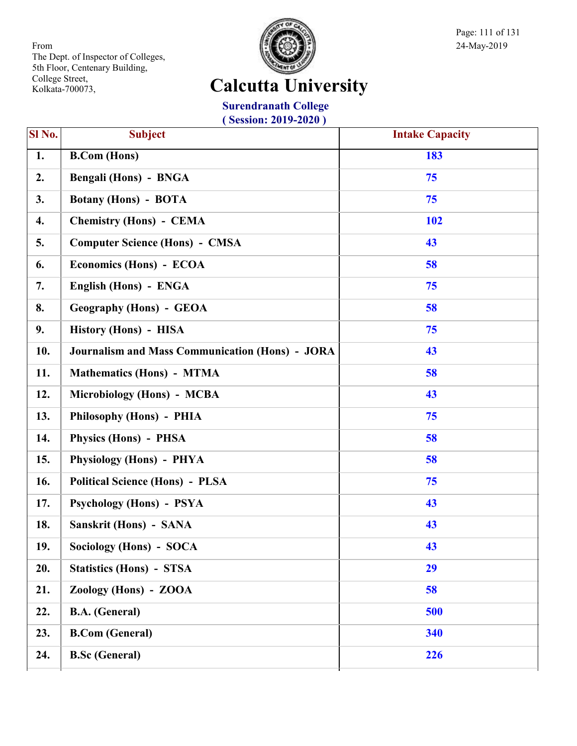From
The Dept. of Inspector of Colleges,
5th Floor, Centenary Building,
College Street,
Kolkata-700073,

24-May-2019

# Calcutta University

## Surendranath College

### ( Session: 2019-2020 )

| Sl No. | Subject | Intake Capacity |
|---|---|---|
| 1. | B.Com (Hons) | 183 |
| 2. | Bengali (Hons) - BNGA | 75 |
| 3. | Botany (Hons) - BOTA | 75 |
| 4. | Chemistry (Hons) - CEMA | 102 |
| 5. | Computer Science (Hons) - CMSA | 43 |
| 6. | Economics (Hons) - ECOA | 58 |
| 7. | English (Hons) - ENGA | 75 |
| 8. | Geography (Hons) - GEOA | 58 |
| 9. | History (Hons) - HISA | 75 |
| 10. | Journalism and Mass Communication (Hons) - JORA | 43 |
| 11. | Mathematics (Hons) - MTMA | 58 |
| 12. | Microbiology (Hons) - MCBA | 43 |
| 13. | Philosophy (Hons) - PHIA | 75 |
| 14. | Physics (Hons) - PHSA | 58 |
| 15. | Physiology (Hons) - PHYA | 58 |
| 16. | Political Science (Hons) - PLSA | 75 |
| 17. | Psychology (Hons) - PSYA | 43 |
| 18. | Sanskrit (Hons) - SANA | 43 |
| 19. | Sociology (Hons) - SOCA | 43 |
| 20. | Statistics (Hons) - STSA | 29 |
| 21. | Zoology (Hons) - ZOOA | 58 |
| 22. | B.A. (General) | 500 |
| 23. | B.Com (General) | 340 |
| 24. | B.Sc (General) | 226 |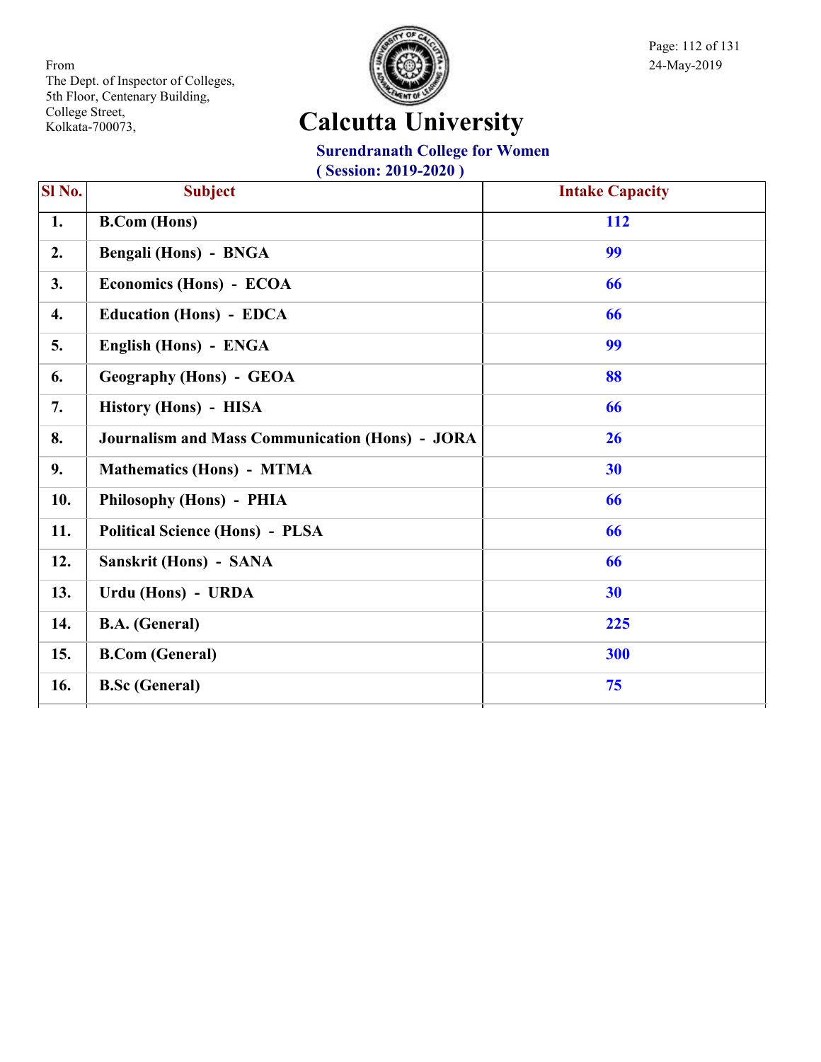From
The Dept. of Inspector of Colleges,
5th Floor, Centenary Building,
College Street,
Kolkata-700073,

24-May-2019

# Calcutta University

## Surendranath College for Women

### ( Session: 2019-2020 )

| Sl No. | Subject | Intake Capacity |
|---|---|---|
| 1. | B.Com (Hons) | 112 |
| 2. | Bengali (Hons) - BNGA | 99 |
| 3. | Economics (Hons) - ECOA | 66 |
| 4. | Education (Hons) - EDCA | 66 |
| 5. | English (Hons) - ENGA | 99 |
| 6. | Geography (Hons) - GEOA | 88 |
| 7. | History (Hons) - HISA | 66 |
| 8. | Journalism and Mass Communication (Hons) - JORA | 26 |
| 9. | Mathematics (Hons) - MTMA | 30 |
| 10. | Philosophy (Hons) - PHIA | 66 |
| 11. | Political Science (Hons) - PLSA | 66 |
| 12. | Sanskrit (Hons) - SANA | 66 |
| 13. | Urdu (Hons) - URDA | 30 |
| 14. | B.A. (General) | 225 |
| 15. | B.Com (General) | 300 |
| 16. | B.Sc (General) | 75 |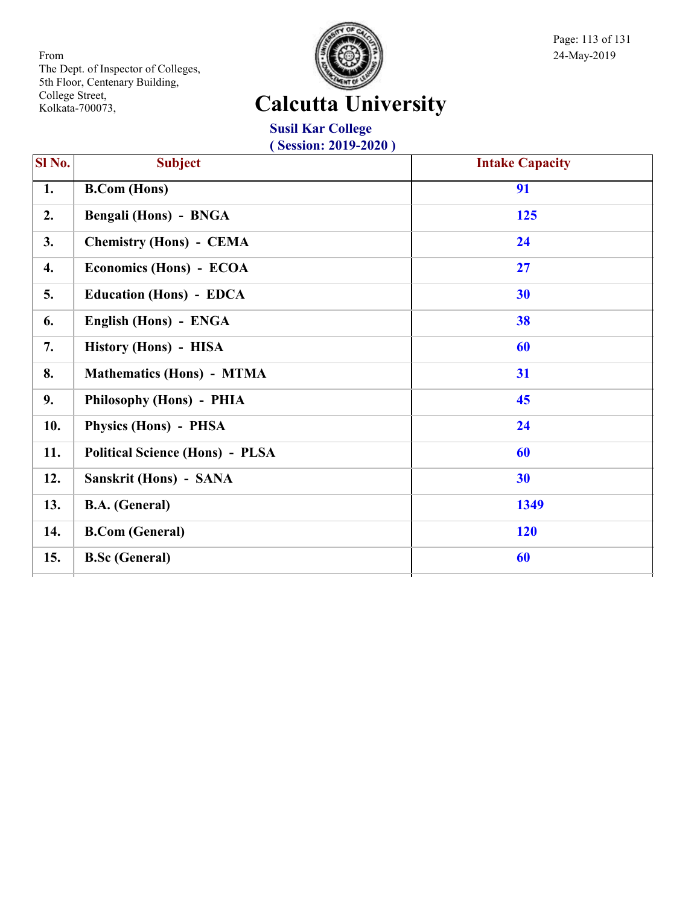From
The Dept. of Inspector of Colleges,
5th Floor, Centenary Building,
College Street,
Kolkata-700073,

24-May-2019

# Calcutta University

## Susil Kar College
### ( Session: 2019-2020 )

| Sl No. | Subject | Intake Capacity |
|---|---|---|
| 1. | B.Com (Hons) | 91 |
| 2. | Bengali (Hons) - BNGA | 125 |
| 3. | Chemistry (Hons) - CEMA | 24 |
| 4. | Economics (Hons) - ECOA | 27 |
| 5. | Education (Hons) - EDCA | 30 |
| 6. | English (Hons) - ENGA | 38 |
| 7. | History (Hons) - HISA | 60 |
| 8. | Mathematics (Hons) - MTMA | 31 |
| 9. | Philosophy (Hons) - PHIA | 45 |
| 10. | Physics (Hons) - PHSA | 24 |
| 11. | Political Science (Hons) - PLSA | 60 |
| 12. | Sanskrit (Hons) - SANA | 30 |
| 13. | B.A. (General) | 1349 |
| 14. | B.Com (General) | 120 |
| 15. | B.Sc (General) | 60 |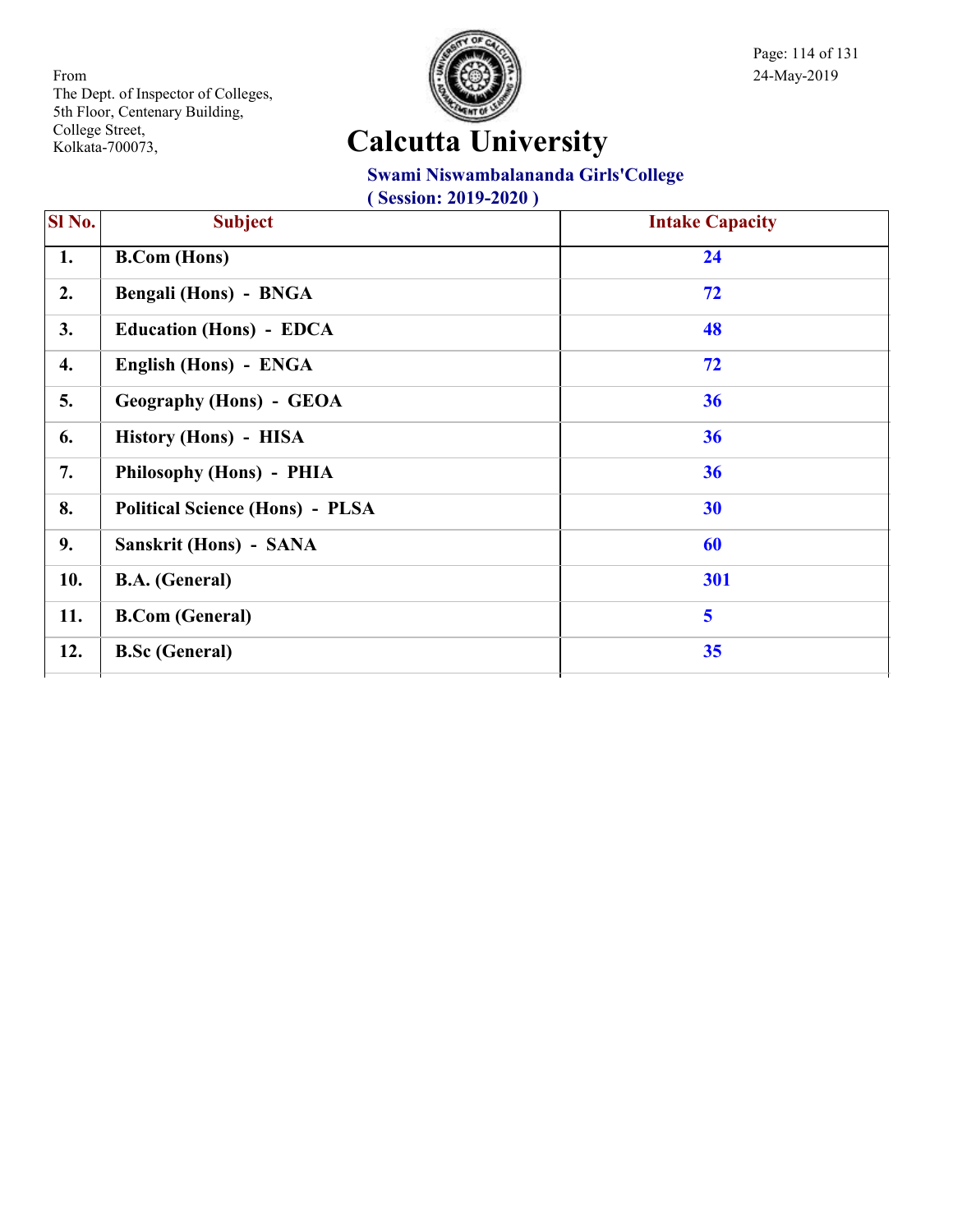From
The Dept. of Inspector of Colleges,
5th Floor, Centenary Building,
College Street,
Kolkata-700073,

24-May-2019

# Calcutta University

## Swami Niswambalananda Girls'College

**( Session: 2019-2020 )**

| Sl No. | Subject | Intake Capacity |
|---|---|---|
| 1. | B.Com (Hons) | 24 |
| 2. | Bengali (Hons) - BNGA | 72 |
| 3. | Education (Hons) - EDCA | 48 |
| 4. | English (Hons) - ENGA | 72 |
| 5. | Geography (Hons) - GEOA | 36 |
| 6. | History (Hons) - HISA | 36 |
| 7. | Philosophy (Hons) - PHIA | 36 |
| 8. | Political Science (Hons) - PLSA | 30 |
| 9. | Sanskrit (Hons) - SANA | 60 |
| 10. | B.A. (General) | 301 |
| 11. | B.Com (General) | 5 |
| 12. | B.Sc (General) | 35 |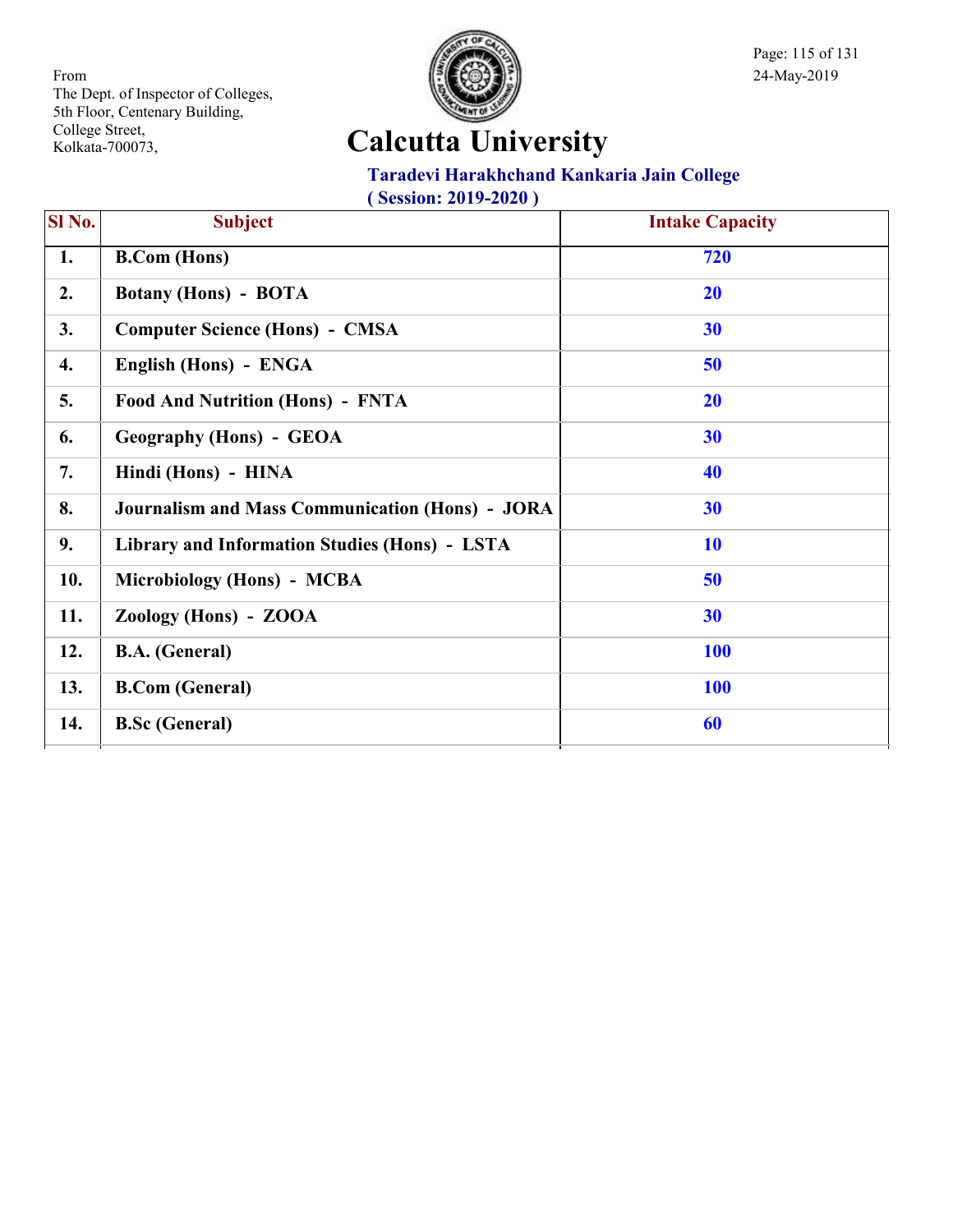From
The Dept. of Inspector of Colleges,
5th Floor, Centenary Building,
College Street,
Kolkata-700073,

24-May-2019

# Calcutta University

## Taradevi Harakhchand Kankaria Jain College

**( Session: 2019-2020 )**

| Sl No. | Subject | Intake Capacity |
|---|---|---|
| 1. | B.Com (Hons) | 720 |
| 2. | Botany (Hons) - BOTA | 20 |
| 3. | Computer Science (Hons) - CMSA | 30 |
| 4. | English (Hons) - ENGA | 50 |
| 5. | Food And Nutrition (Hons) - FNTA | 20 |
| 6. | Geography (Hons) - GEOA | 30 |
| 7. | Hindi (Hons) - HINA | 40 |
| 8. | Journalism and Mass Communication (Hons) - JORA | 30 |
| 9. | Library and Information Studies (Hons) - LSTA | 10 |
| 10. | Microbiology (Hons) - MCBA | 50 |
| 11. | Zoology (Hons) - ZOOA | 30 |
| 12. | B.A. (General) | 100 |
| 13. | B.Com (General) | 100 |
| 14. | B.Sc (General) | 60 |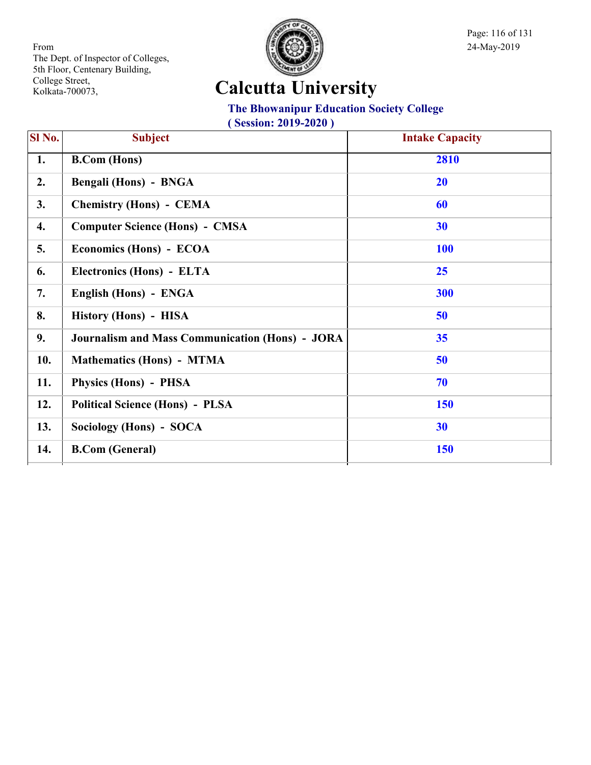From
The Dept. of Inspector of Colleges,
5th Floor, Centenary Building,
College Street,
Kolkata-700073,

24-May-2019

# Calcutta University

## The Bhowanipur Education Society College

**( Session: 2019-2020 )**

| Sl No. | Subject | Intake Capacity |
|---|---|---|
| 1. | B.Com (Hons) | 2810 |
| 2. | Bengali (Hons) - BNGA | 20 |
| 3. | Chemistry (Hons) - CEMA | 60 |
| 4. | Computer Science (Hons) - CMSA | 30 |
| 5. | Economics (Hons) - ECOA | 100 |
| 6. | Electronics (Hons) - ELTA | 25 |
| 7. | English (Hons) - ENGA | 300 |
| 8. | History (Hons) - HISA | 50 |
| 9. | Journalism and Mass Communication (Hons) - JORA | 35 |
| 10. | Mathematics (Hons) - MTMA | 50 |
| 11. | Physics (Hons) - PHSA | 70 |
| 12. | Political Science (Hons) - PLSA | 150 |
| 13. | Sociology (Hons) - SOCA | 30 |
| 14. | B.Com (General) | 150 |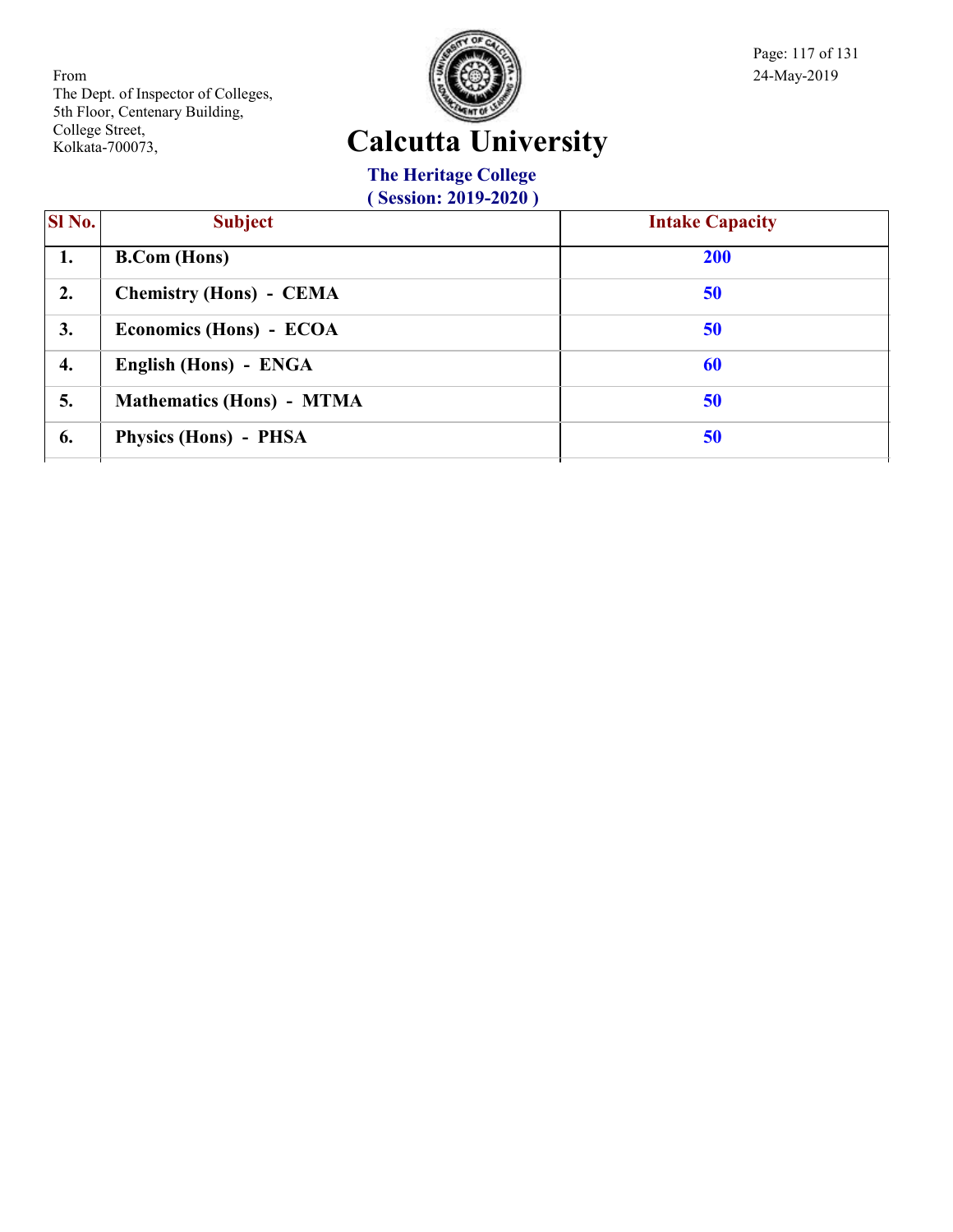From
The Dept. of Inspector of Colleges,
5th Floor, Centenary Building,
College Street,
Kolkata-700073,

24-May-2019

# Calcutta University

## The Heritage College

### ( Session: 2019-2020 )

| Sl No. | Subject | Intake Capacity |
|---|---|---|
| 1. | B.Com (Hons) | 200 |
| 2. | Chemistry (Hons) - CEMA | 50 |
| 3. | Economics (Hons) - ECOA | 50 |
| 4. | English (Hons) - ENGA | 60 |
| 5. | Mathematics (Hons) - MTMA | 50 |
| 6. | Physics (Hons) - PHSA | 50 |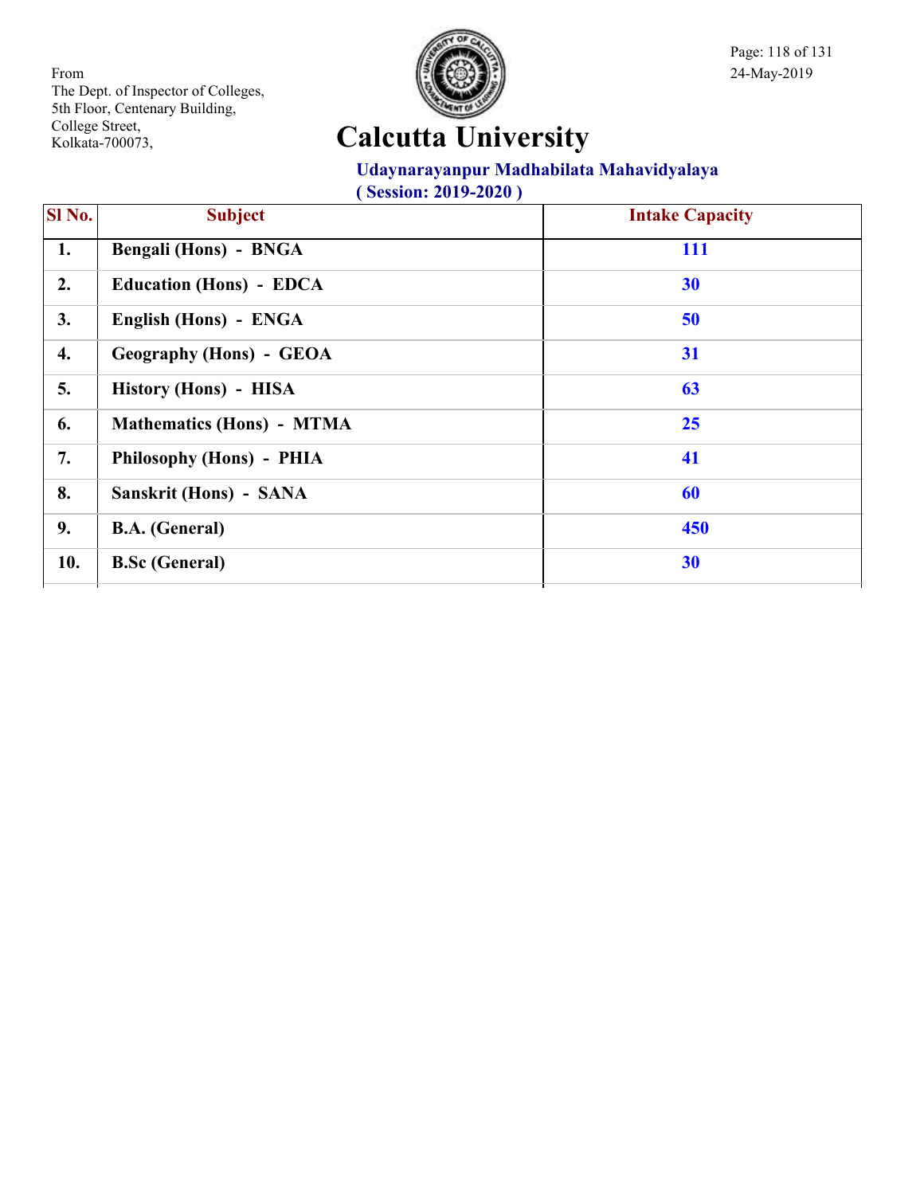From
The Dept. of Inspector of Colleges,
5th Floor, Centenary Building,
College Street,
Kolkata-700073,

24-May-2019

# Calcutta University

## Udaynarayanpur Madhabilata Mahavidyalaya

**( Session: 2019-2020 )**

| Sl No. | Subject | Intake Capacity |
|---|---|---|
| 1. | Bengali (Hons) - BNGA | 111 |
| 2. | Education (Hons) - EDCA | 30 |
| 3. | English (Hons) - ENGA | 50 |
| 4. | Geography (Hons) - GEOA | 31 |
| 5. | History (Hons) - HISA | 63 |
| 6. | Mathematics (Hons) - MTMA | 25 |
| 7. | Philosophy (Hons) - PHIA | 41 |
| 8. | Sanskrit (Hons) - SANA | 60 |
| 9. | B.A. (General) | 450 |
| 10. | B.Sc (General) | 30 |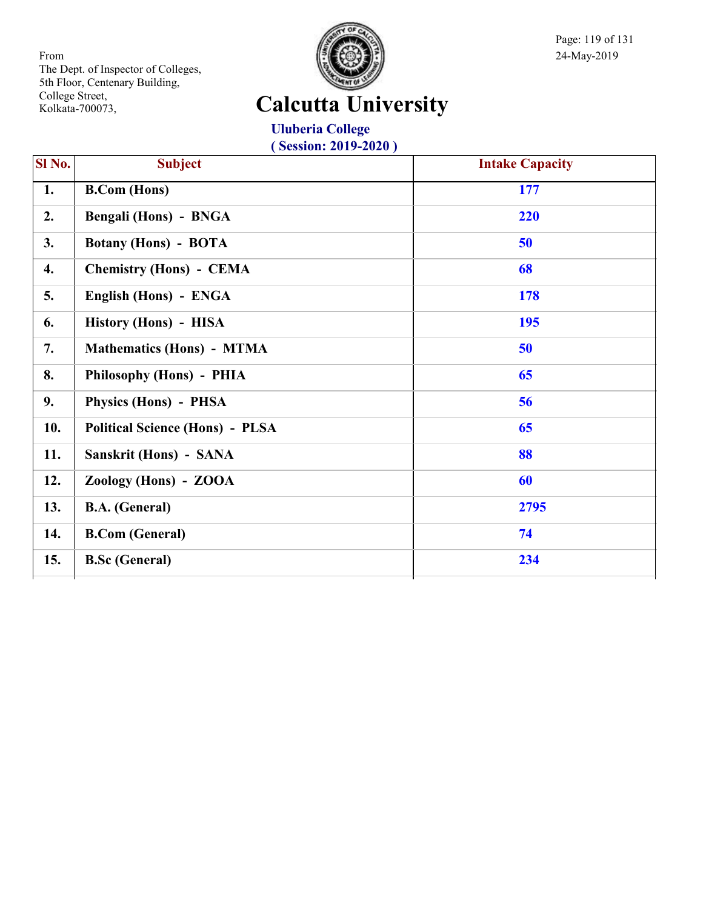From
The Dept. of Inspector of Colleges,
5th Floor, Centenary Building,
College Street,
Kolkata-700073,

24-May-2019

# Calcutta University

## Uluberia College
### ( Session: 2019-2020 )

| Sl No. | Subject | Intake Capacity |
|---|---|---|
| 1. | B.Com (Hons) | 177 |
| 2. | Bengali (Hons) - BNGA | 220 |
| 3. | Botany (Hons) - BOTA | 50 |
| 4. | Chemistry (Hons) - CEMA | 68 |
| 5. | English (Hons) - ENGA | 178 |
| 6. | History (Hons) - HISA | 195 |
| 7. | Mathematics (Hons) - MTMA | 50 |
| 8. | Philosophy (Hons) - PHIA | 65 |
| 9. | Physics (Hons) - PHSA | 56 |
| 10. | Political Science (Hons) - PLSA | 65 |
| 11. | Sanskrit (Hons) - SANA | 88 |
| 12. | Zoology (Hons) - ZOOA | 60 |
| 13. | B.A. (General) | 2795 |
| 14. | B.Com (General) | 74 |
| 15. | B.Sc (General) | 234 |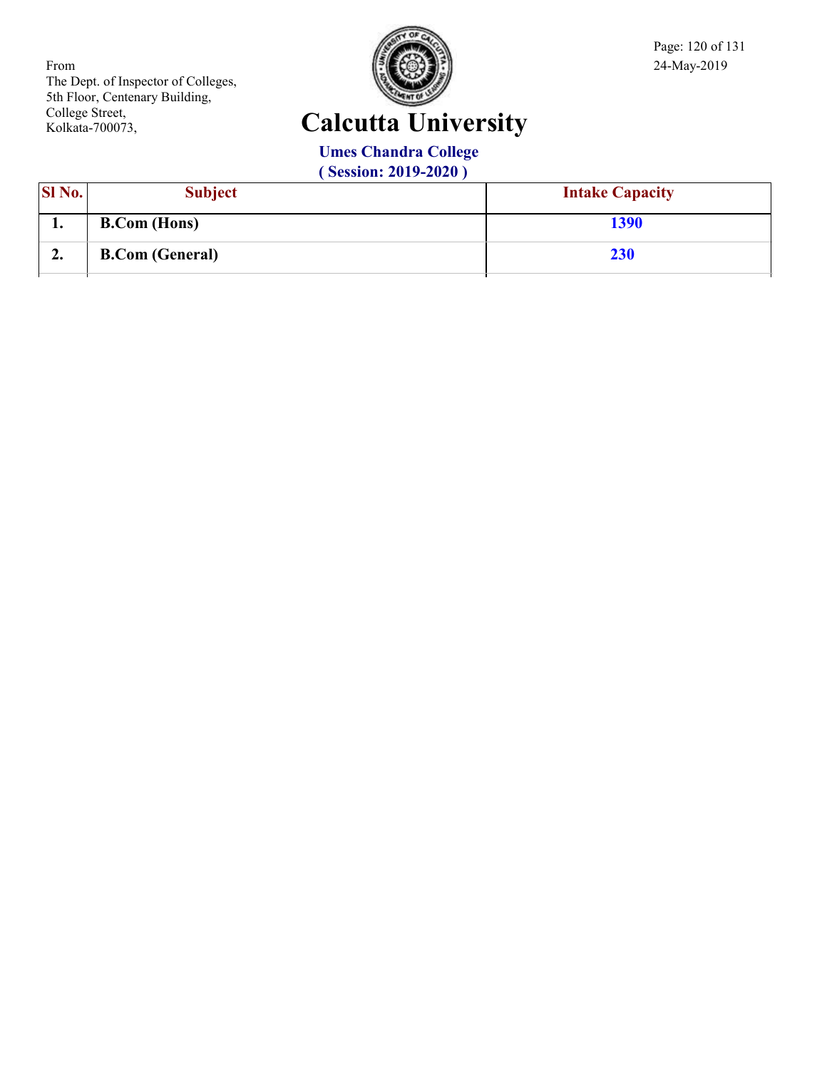From
The Dept. of Inspector of Colleges,
5th Floor, Centenary Building,
College Street,
Kolkata-700073,

24-May-2019

# Calcutta University

## Umes Chandra College
### ( Session: 2019-2020 )

| Sl No. | Subject | Intake Capacity |
|---|---|---|
| 1. | B.Com (Hons) | 1390 |
| 2. | B.Com (General) | 230 |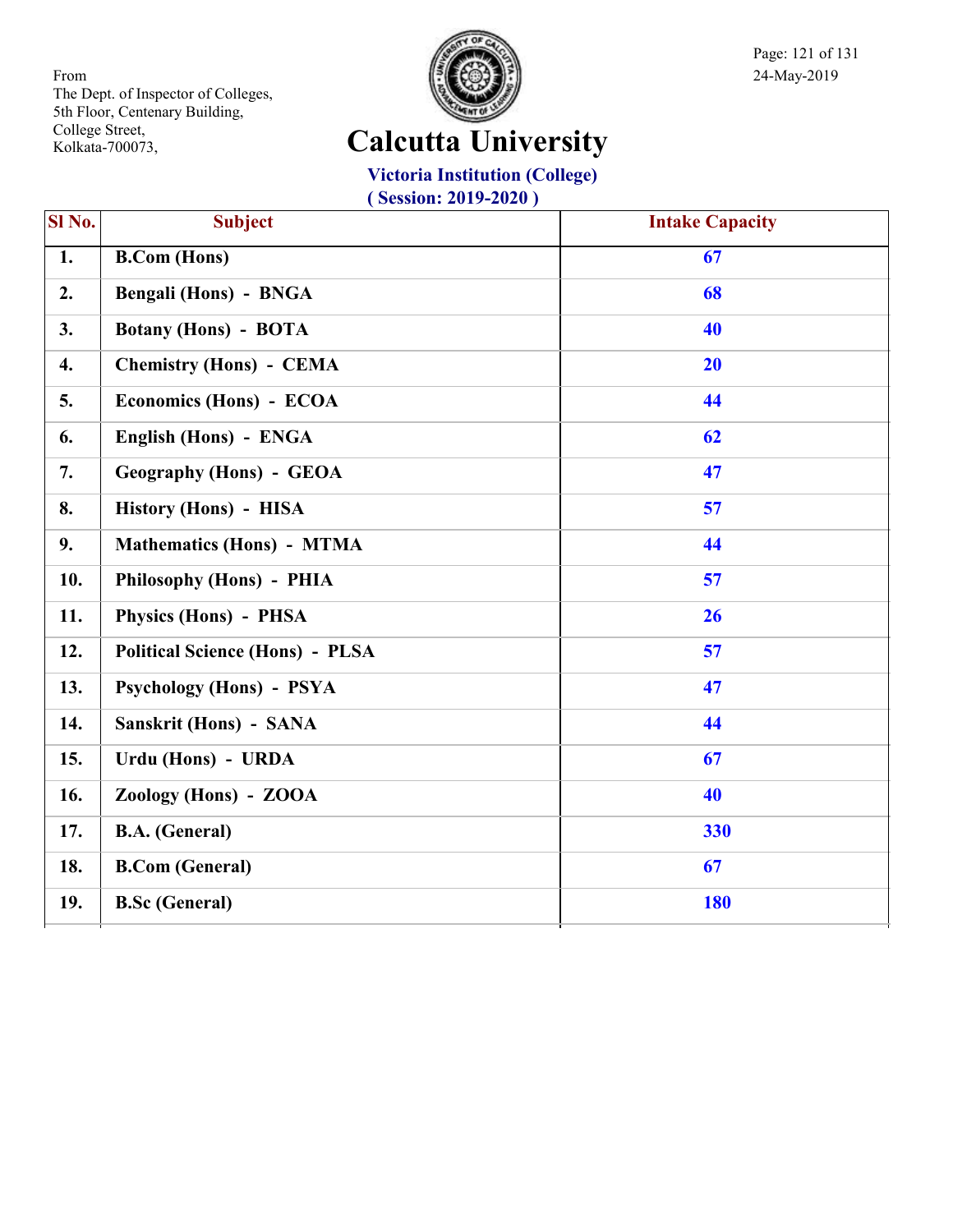From
The Dept. of Inspector of Colleges,
5th Floor, Centenary Building,
College Street,
Kolkata-700073,

24-May-2019

# Calcutta University

## Victoria Institution (College)

### ( Session: 2019-2020 )

| Sl No. | Subject | Intake Capacity |
|---|---|---|
| 1. | B.Com (Hons) | 67 |
| 2. | Bengali (Hons) - BNGA | 68 |
| 3. | Botany (Hons) - BOTA | 40 |
| 4. | Chemistry (Hons) - CEMA | 20 |
| 5. | Economics (Hons) - ECOA | 44 |
| 6. | English (Hons) - ENGA | 62 |
| 7. | Geography (Hons) - GEOA | 47 |
| 8. | History (Hons) - HISA | 57 |
| 9. | Mathematics (Hons) - MTMA | 44 |
| 10. | Philosophy (Hons) - PHIA | 57 |
| 11. | Physics (Hons) - PHSA | 26 |
| 12. | Political Science (Hons) - PLSA | 57 |
| 13. | Psychology (Hons) - PSYA | 47 |
| 14. | Sanskrit (Hons) - SANA | 44 |
| 15. | Urdu (Hons) - URDA | 67 |
| 16. | Zoology (Hons) - ZOOA | 40 |
| 17. | B.A. (General) | 330 |
| 18. | B.Com (General) | 67 |
| 19. | B.Sc (General) | 180 |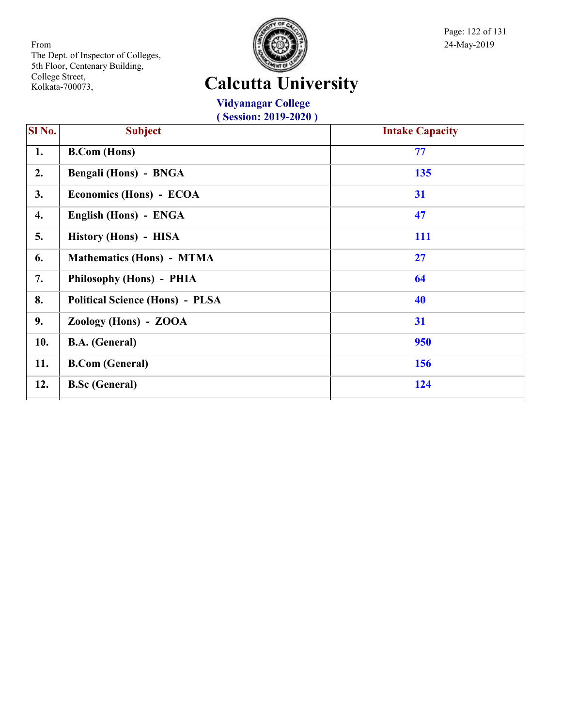From
The Dept. of Inspector of Colleges,
5th Floor, Centenary Building,
College Street,
Kolkata-700073,

24-May-2019

# Calcutta University

## Vidyanagar College
### ( Session: 2019-2020 )

| Sl No. | Subject | Intake Capacity |
|---|---|---|
| 1. | B.Com (Hons) | 77 |
| 2. | Bengali (Hons) - BNGA | 135 |
| 3. | Economics (Hons) - ECOA | 31 |
| 4. | English (Hons) - ENGA | 47 |
| 5. | History (Hons) - HISA | 111 |
| 6. | Mathematics (Hons) - MTMA | 27 |
| 7. | Philosophy (Hons) - PHIA | 64 |
| 8. | Political Science (Hons) - PLSA | 40 |
| 9. | Zoology (Hons) - ZOOA | 31 |
| 10. | B.A. (General) | 950 |
| 11. | B.Com (General) | 156 |
| 12. | B.Sc (General) | 124 |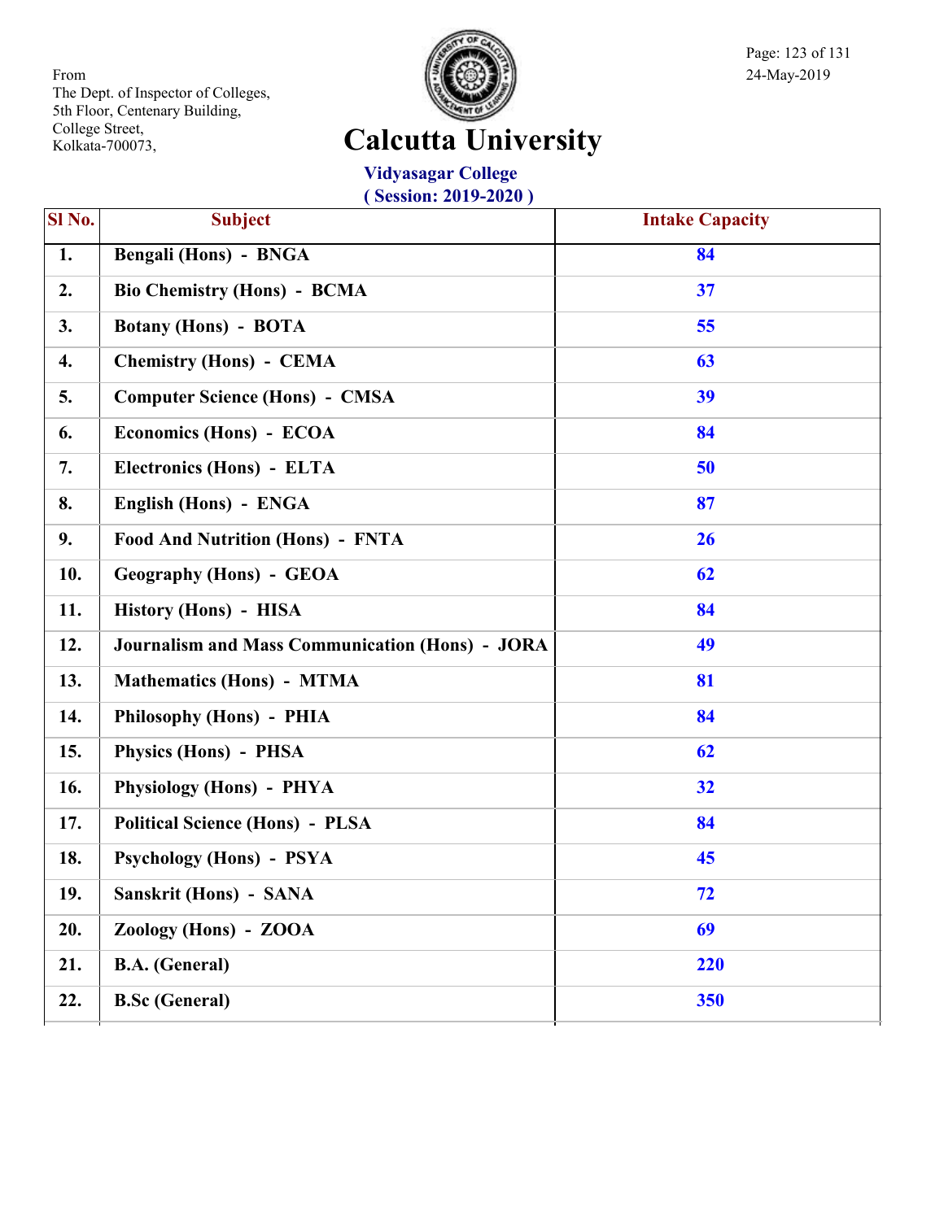From
The Dept. of Inspector of Colleges,
5th Floor, Centenary Building,
College Street,
Kolkata-700073,

24-May-2019

# Calcutta University

## Vidyasagar College
### ( Session: 2019-2020 )

| Sl No. | Subject | Intake Capacity |
|---|---|---|
| 1. | Bengali (Hons) - BNGA | 84 |
| 2. | Bio Chemistry (Hons) - BCMA | 37 |
| 3. | Botany (Hons) - BOTA | 55 |
| 4. | Chemistry (Hons) - CEMA | 63 |
| 5. | Computer Science (Hons) - CMSA | 39 |
| 6. | Economics (Hons) - ECOA | 84 |
| 7. | Electronics (Hons) - ELTA | 50 |
| 8. | English (Hons) - ENGA | 87 |
| 9. | Food And Nutrition (Hons) - FNTA | 26 |
| 10. | Geography (Hons) - GEOA | 62 |
| 11. | History (Hons) - HISA | 84 |
| 12. | Journalism and Mass Communication (Hons) - JORA | 49 |
| 13. | Mathematics (Hons) - MTMA | 81 |
| 14. | Philosophy (Hons) - PHIA | 84 |
| 15. | Physics (Hons) - PHSA | 62 |
| 16. | Physiology (Hons) - PHYA | 32 |
| 17. | Political Science (Hons) - PLSA | 84 |
| 18. | Psychology (Hons) - PSYA | 45 |
| 19. | Sanskrit (Hons) - SANA | 72 |
| 20. | Zoology (Hons) - ZOOA | 69 |
| 21. | B.A. (General) | 220 |
| 22. | B.Sc (General) | 350 |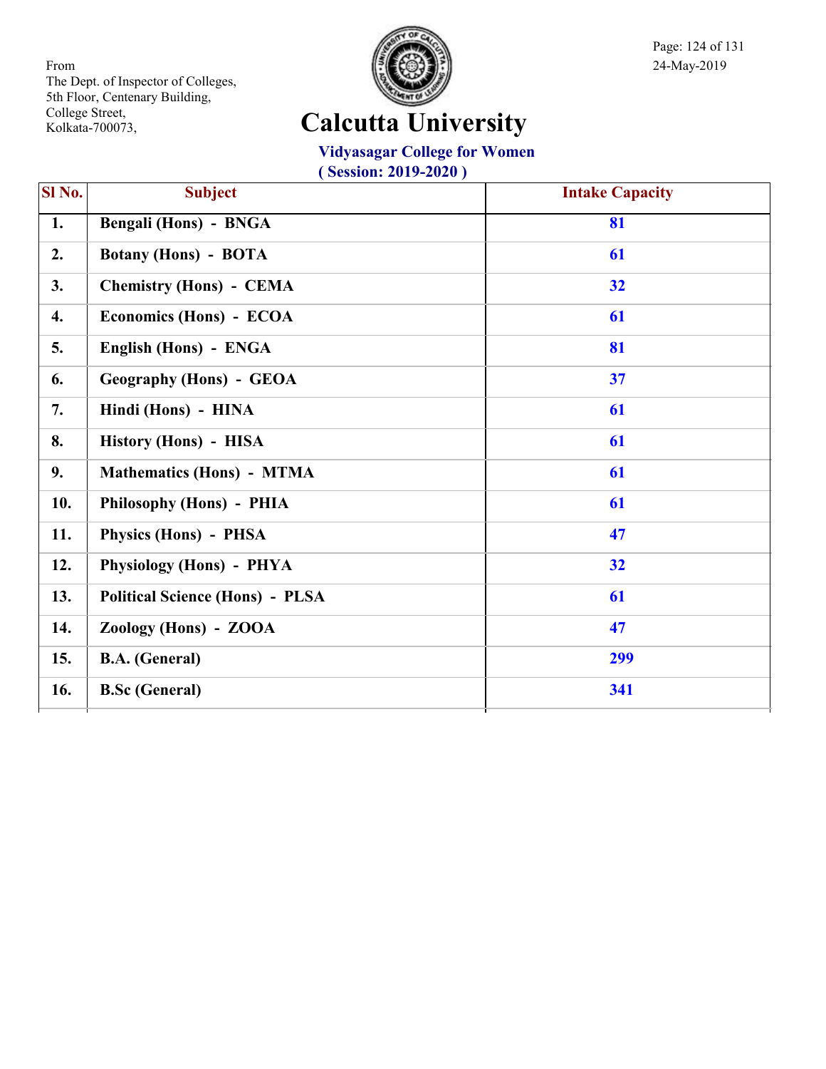From
The Dept. of Inspector of Colleges,
5th Floor, Centenary Building,
College Street,
Kolkata-700073,

24-May-2019

# Calcutta University

## Vidyasagar College for Women

**( Session: 2019-2020 )**

| Sl No. | Subject | Intake Capacity |
|---|---|---|
| 1. | Bengali (Hons) - BNGA | 81 |
| 2. | Botany (Hons) - BOTA | 61 |
| 3. | Chemistry (Hons) - CEMA | 32 |
| 4. | Economics (Hons) - ECOA | 61 |
| 5. | English (Hons) - ENGA | 81 |
| 6. | Geography (Hons) - GEOA | 37 |
| 7. | Hindi (Hons) - HINA | 61 |
| 8. | History (Hons) - HISA | 61 |
| 9. | Mathematics (Hons) - MTMA | 61 |
| 10. | Philosophy (Hons) - PHIA | 61 |
| 11. | Physics (Hons) - PHSA | 47 |
| 12. | Physiology (Hons) - PHYA | 32 |
| 13. | Political Science (Hons) - PLSA | 61 |
| 14. | Zoology (Hons) - ZOOA | 47 |
| 15. | B.A. (General) | 299 |
| 16. | B.Sc (General) | 341 |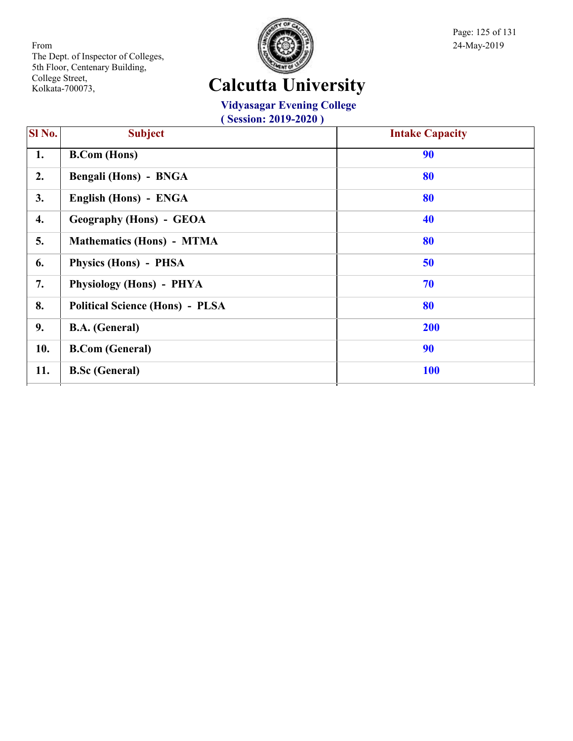From
The Dept. of Inspector of Colleges,
5th Floor, Centenary Building,
College Street,
Kolkata-700073,

24-May-2019

# Calcutta University

## Vidyasagar Evening College

### ( Session: 2019-2020 )

| Sl No. | Subject | Intake Capacity |
|---|---|---|
| 1. | B.Com (Hons) | 90 |
| 2. | Bengali (Hons) - BNGA | 80 |
| 3. | English (Hons) - ENGA | 80 |
| 4. | Geography (Hons) - GEOA | 40 |
| 5. | Mathematics (Hons) - MTMA | 80 |
| 6. | Physics (Hons) - PHSA | 50 |
| 7. | Physiology (Hons) - PHYA | 70 |
| 8. | Political Science (Hons) - PLSA | 80 |
| 9. | B.A. (General) | 200 |
| 10. | B.Com (General) | 90 |
| 11. | B.Sc (General) | 100 |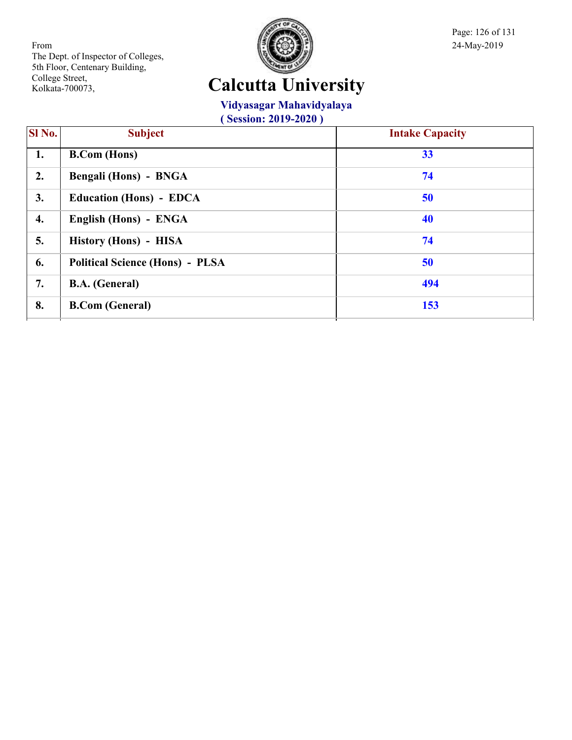From
The Dept. of Inspector of Colleges,
5th Floor, Centenary Building,
College Street,
Kolkata-700073,

24-May-2019

# Calcutta University

## Vidyasagar Mahavidyalaya

### ( Session: 2019-2020 )

| Sl No. | Subject | Intake Capacity |
|---|---|---|
| 1. | B.Com (Hons) | 33 |
| 2. | Bengali (Hons) - BNGA | 74 |
| 3. | Education (Hons) - EDCA | 50 |
| 4. | English (Hons) - ENGA | 40 |
| 5. | History (Hons) - HISA | 74 |
| 6. | Political Science (Hons) - PLSA | 50 |
| 7. | B.A. (General) | 494 |
| 8. | B.Com (General) | 153 |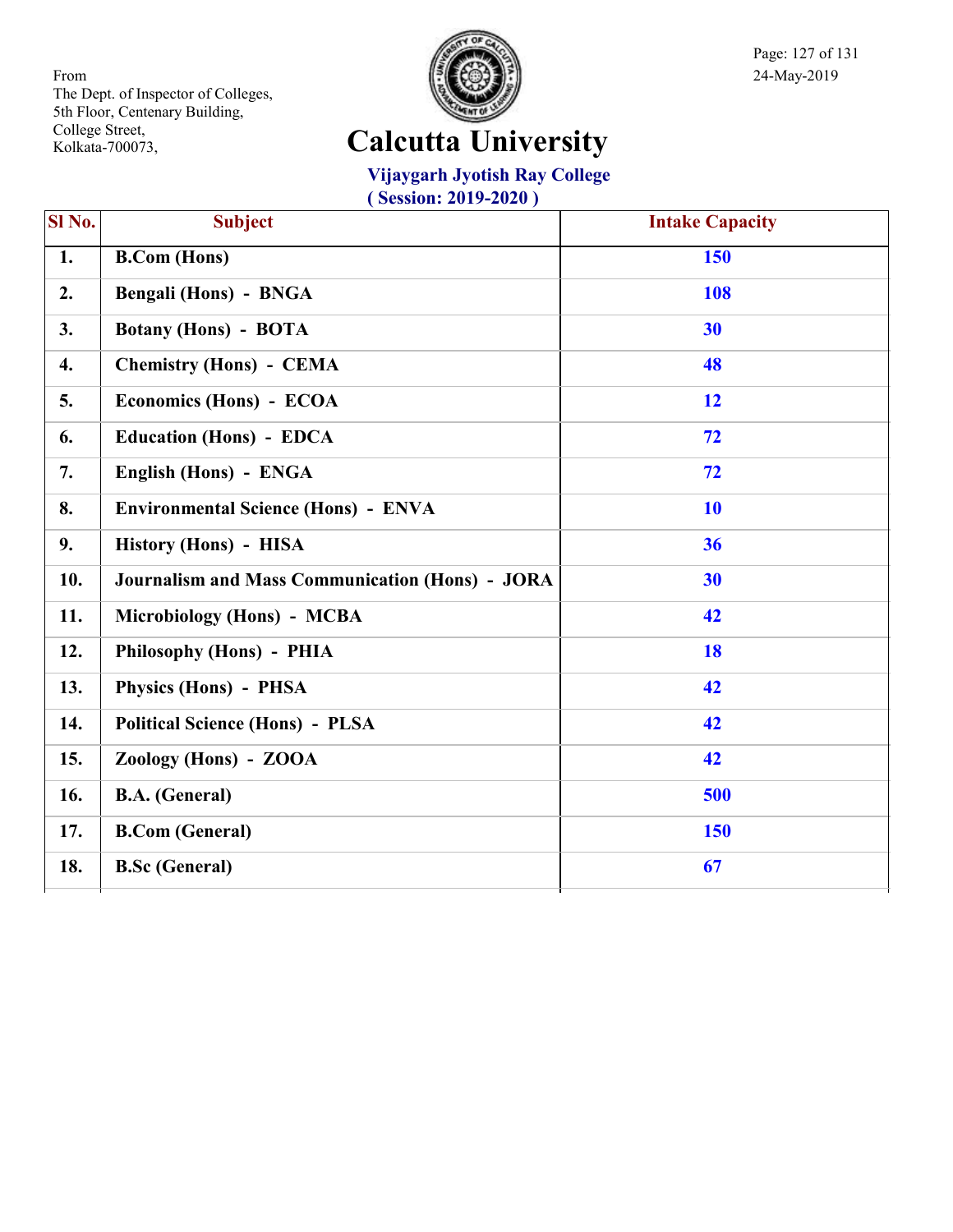From
The Dept. of Inspector of Colleges,
5th Floor, Centenary Building,
College Street,
Kolkata-700073,

24-May-2019

# Calcutta University

## Vijaygarh Jyotish Ray College

### ( Session: 2019-2020 )

| Sl No. | Subject | Intake Capacity |
|---|---|---|
| 1. | B.Com (Hons) | 150 |
| 2. | Bengali (Hons) - BNGA | 108 |
| 3. | Botany (Hons) - BOTA | 30 |
| 4. | Chemistry (Hons) - CEMA | 48 |
| 5. | Economics (Hons) - ECOA | 12 |
| 6. | Education (Hons) - EDCA | 72 |
| 7. | English (Hons) - ENGA | 72 |
| 8. | Environmental Science (Hons) - ENVA | 10 |
| 9. | History (Hons) - HISA | 36 |
| 10. | Journalism and Mass Communication (Hons) - JORA | 30 |
| 11. | Microbiology (Hons) - MCBA | 42 |
| 12. | Philosophy (Hons) - PHIA | 18 |
| 13. | Physics (Hons) - PHSA | 42 |
| 14. | Political Science (Hons) - PLSA | 42 |
| 15. | Zoology (Hons) - ZOOA | 42 |
| 16. | B.A. (General) | 500 |
| 17. | B.Com (General) | 150 |
| 18. | B.Sc (General) | 67 |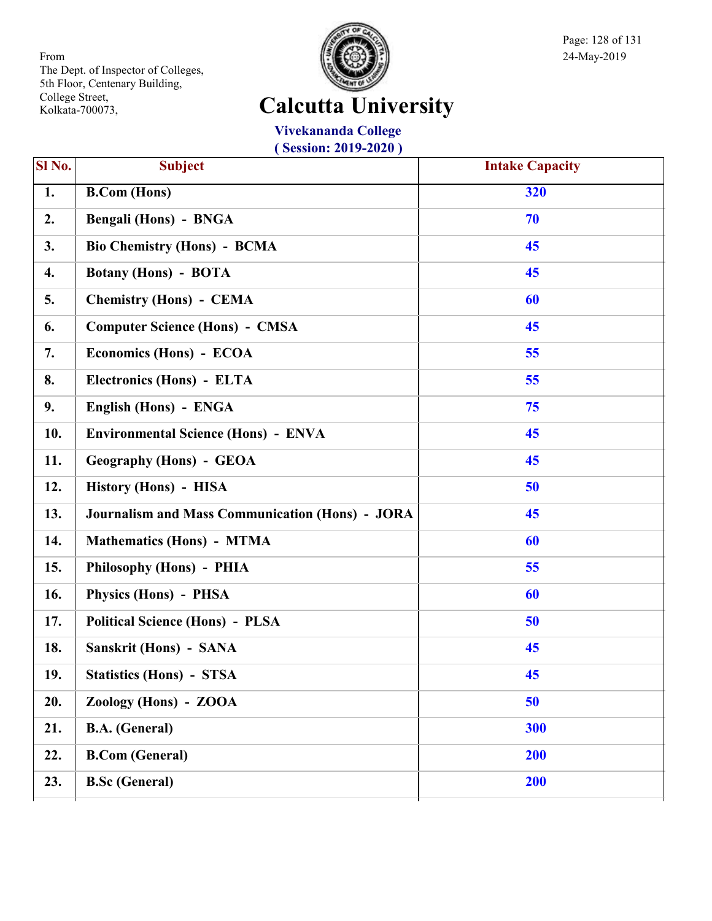From
The Dept. of Inspector of Colleges,
5th Floor, Centenary Building,
College Street,
Kolkata-700073,

24-May-2019

# Calcutta University

## Vivekananda College
### ( Session: 2019-2020 )

| Sl No. | Subject | Intake Capacity |
|---|---|---|
| 1. | B.Com (Hons) | 320 |
| 2. | Bengali (Hons) - BNGA | 70 |
| 3. | Bio Chemistry (Hons) - BCMA | 45 |
| 4. | Botany (Hons) - BOTA | 45 |
| 5. | Chemistry (Hons) - CEMA | 60 |
| 6. | Computer Science (Hons) - CMSA | 45 |
| 7. | Economics (Hons) - ECOA | 55 |
| 8. | Electronics (Hons) - ELTA | 55 |
| 9. | English (Hons) - ENGA | 75 |
| 10. | Environmental Science (Hons) - ENVA | 45 |
| 11. | Geography (Hons) - GEOA | 45 |
| 12. | History (Hons) - HISA | 50 |
| 13. | Journalism and Mass Communication (Hons) - JORA | 45 |
| 14. | Mathematics (Hons) - MTMA | 60 |
| 15. | Philosophy (Hons) - PHIA | 55 |
| 16. | Physics (Hons) - PHSA | 60 |
| 17. | Political Science (Hons) - PLSA | 50 |
| 18. | Sanskrit (Hons) - SANA | 45 |
| 19. | Statistics (Hons) - STSA | 45 |
| 20. | Zoology (Hons) - ZOOA | 50 |
| 21. | B.A. (General) | 300 |
| 22. | B.Com (General) | 200 |
| 23. | B.Sc (General) | 200 |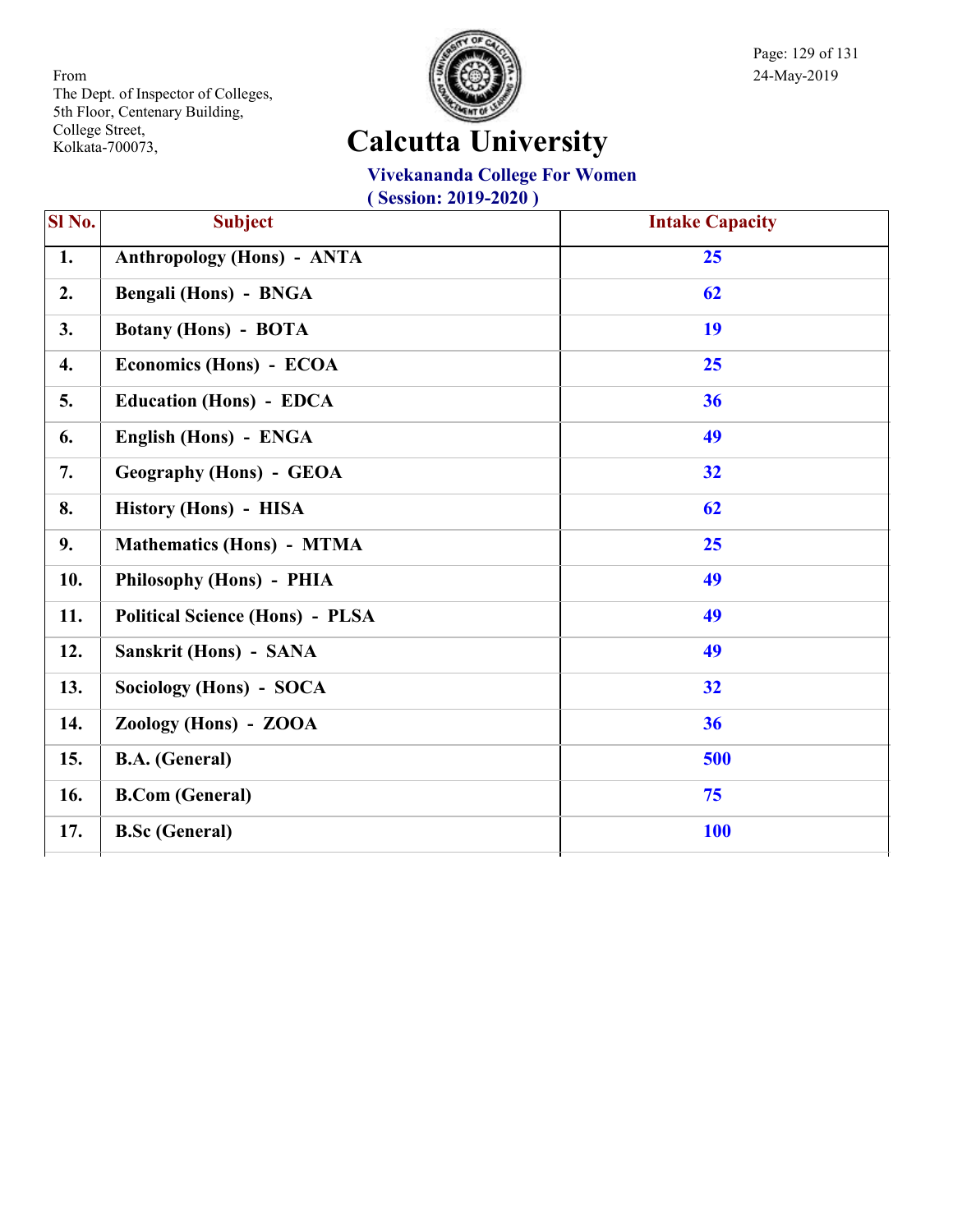From
The Dept. of Inspector of Colleges,
5th Floor, Centenary Building,
College Street,
Kolkata-700073,

24-May-2019

# Calcutta University

## Vivekananda College For Women

**( Session: 2019-2020 )**

| Sl No. | Subject | Intake Capacity |
|---|---|---|
| 1. | Anthropology (Hons) - ANTA | 25 |
| 2. | Bengali (Hons) - BNGA | 62 |
| 3. | Botany (Hons) - BOTA | 19 |
| 4. | Economics (Hons) - ECOA | 25 |
| 5. | Education (Hons) - EDCA | 36 |
| 6. | English (Hons) - ENGA | 49 |
| 7. | Geography (Hons) - GEOA | 32 |
| 8. | History (Hons) - HISA | 62 |
| 9. | Mathematics (Hons) - MTMA | 25 |
| 10. | Philosophy (Hons) - PHIA | 49 |
| 11. | Political Science (Hons) - PLSA | 49 |
| 12. | Sanskrit (Hons) - SANA | 49 |
| 13. | Sociology (Hons) - SOCA | 32 |
| 14. | Zoology (Hons) - ZOOA | 36 |
| 15. | B.A. (General) | 500 |
| 16. | B.Com (General) | 75 |
| 17. | B.Sc (General) | 100 |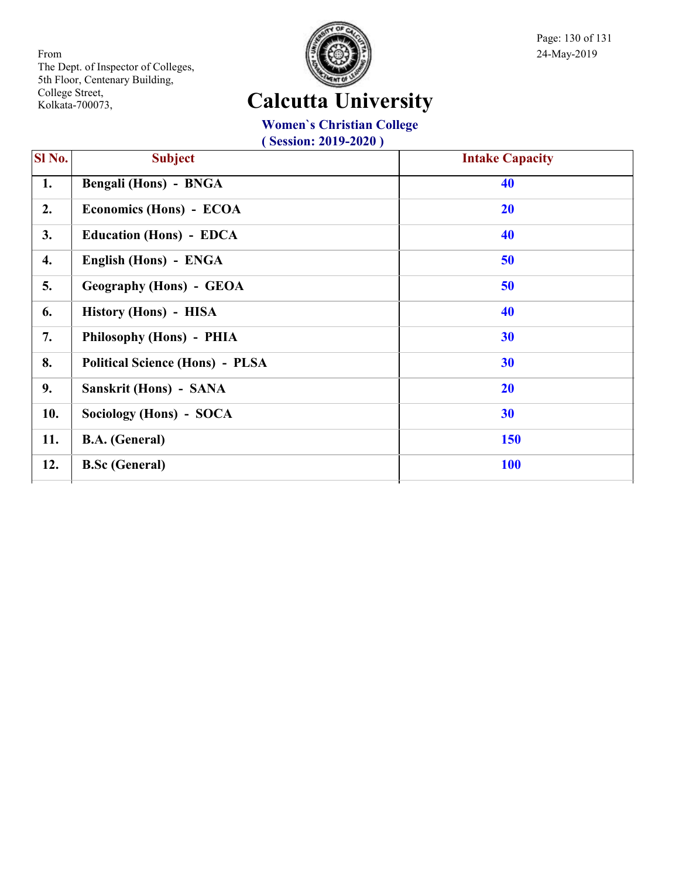From
The Dept. of Inspector of Colleges,
5th Floor, Centenary Building,
College Street,
Kolkata-700073,

24-May-2019

# Calcutta University

## Women`s Christian College

**( Session: 2019-2020 )**

| Sl No. | Subject | Intake Capacity |
|---|---|---|
| 1. | Bengali (Hons) - BNGA | 40 |
| 2. | Economics (Hons) - ECOA | 20 |
| 3. | Education (Hons) - EDCA | 40 |
| 4. | English (Hons) - ENGA | 50 |
| 5. | Geography (Hons) - GEOA | 50 |
| 6. | History (Hons) - HISA | 40 |
| 7. | Philosophy (Hons) - PHIA | 30 |
| 8. | Political Science (Hons) - PLSA | 30 |
| 9. | Sanskrit (Hons) - SANA | 20 |
| 10. | Sociology (Hons) - SOCA | 30 |
| 11. | B.A. (General) | 150 |
| 12. | B.Sc (General) | 100 |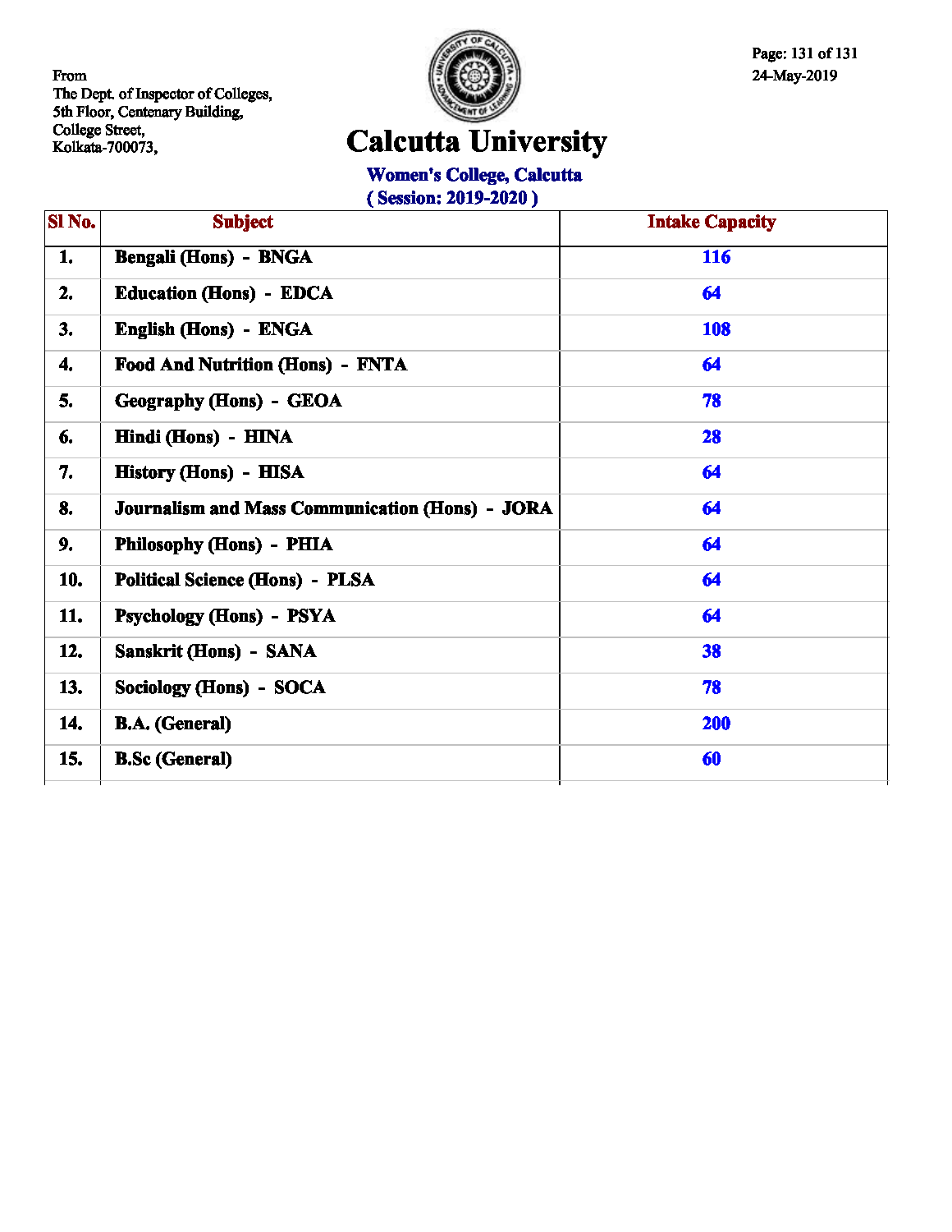From
The Dept. of Inspector of Colleges,
5th Floor, Centenary Building,
College Street,
Kolkata-700073,

# Calcutta University

## Women's College, Calcutta
### ( Session: 2019-2020 )

24-May-2019

| Sl No. | Subject | Intake Capacity |
|---|---|---|
| 1. | Bengali (Hons) - BNGA | 116 |
| 2. | Education (Hons) - EDCA | 64 |
| 3. | English (Hons) - ENGA | 108 |
| 4. | Food And Nutrition (Hons) - FNTA | 64 |
| 5. | Geography (Hons) - GEOA | 78 |
| 6. | Hindi (Hons) - HINA | 28 |
| 7. | History (Hons) - HISA | 64 |
| 8. | Journalism and Mass Communication (Hons) - JORA | 64 |
| 9. | Philosophy (Hons) - PHIA | 64 |
| 10. | Political Science (Hons) - PLSA | 64 |
| 11. | Psychology (Hons) - PSYA | 64 |
| 12. | Sanskrit (Hons) - SANA | 38 |
| 13. | Sociology (Hons) - SOCA | 78 |
| 14. | B.A. (General) | 200 |
| 15. | B.Sc (General) | 60 |